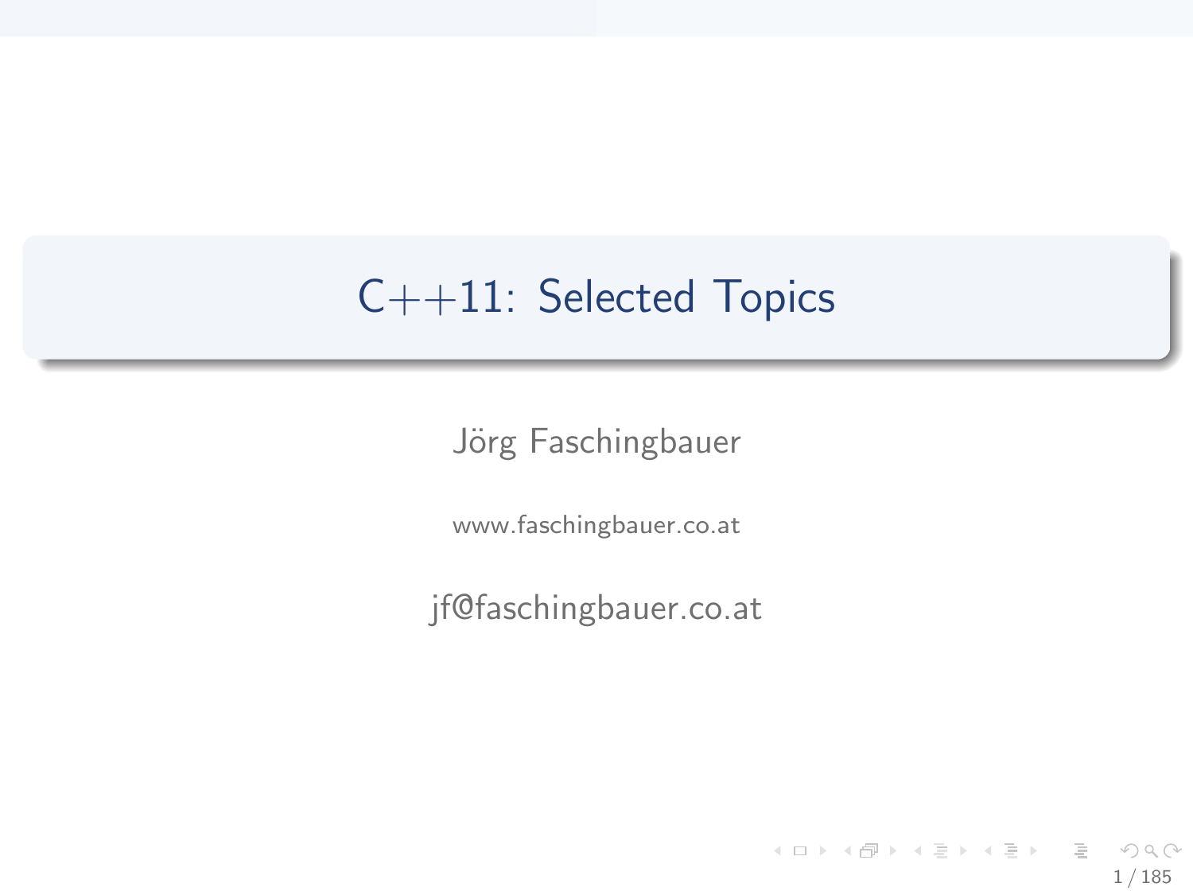# C++11: Selected Topics

Jörg Faschingbauer

www.faschingbauer.co.at

jf@faschingbauer.co.at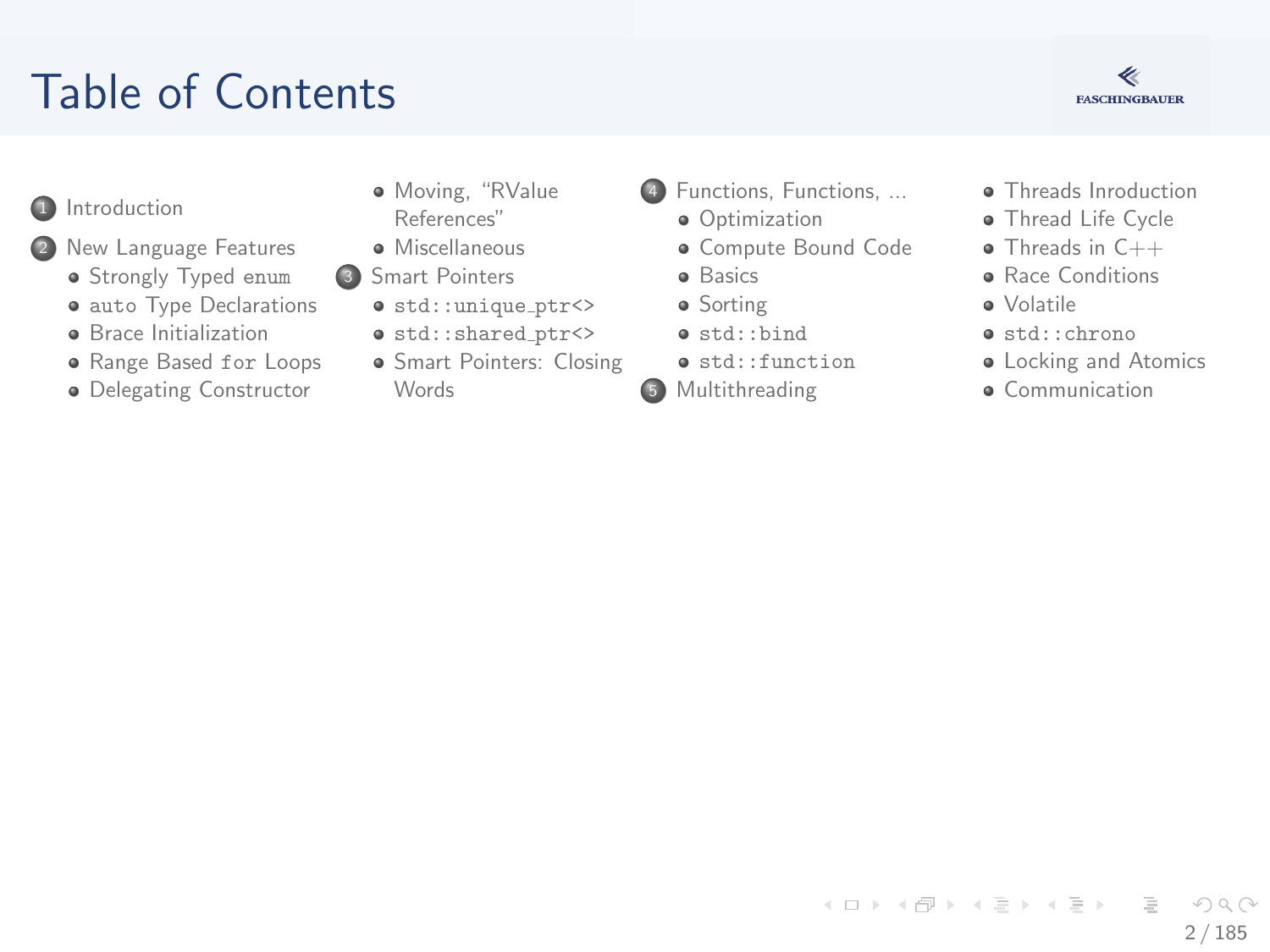# Table of Contents

1. Introduction
2. New Language Features
   - Strongly Typed `enum`
   - `auto` Type Declarations
   - Brace Initialization
   - Range Based `for` Loops
   - Delegating Constructor
   - Moving, "RValue References"
   - Miscellaneous
3. Smart Pointers
   - `std::unique_ptr<>`
   - `std::shared_ptr<>`
   - Smart Pointers: Closing Words
4. Functions, Functions, ...
   - Optimization
   - Compute Bound Code
   - Basics
   - Sorting
   - `std::bind`
   - `std::function`
5. Multithreading
   - Threads Inroduction
   - Thread Life Cycle
   - Threads in C++
   - Race Conditions
   - Volatile
   - `std::chrono`
   - Locking and Atomics
   - Communication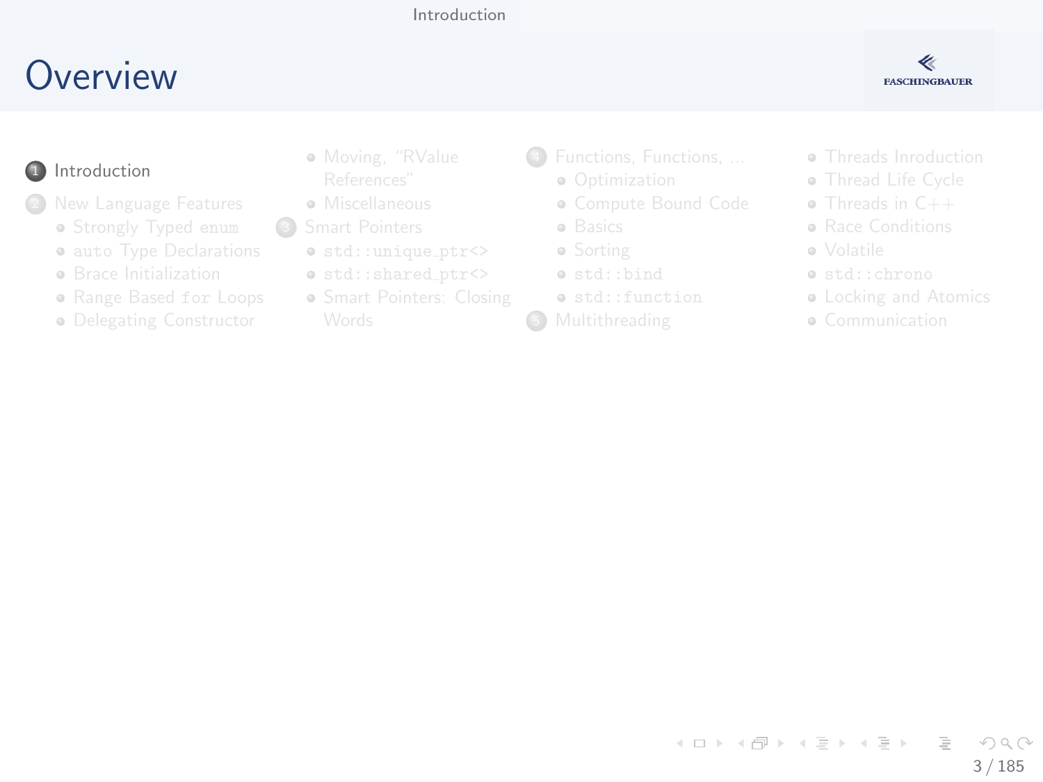# Overview

1. Introduction
2. New Language Features
   - Strongly Typed `enum`
   - `auto` Type Declarations
   - Brace Initialization
   - Range Based `for` Loops
   - Delegating Constructor
   - Moving, "RValue References"
   - Miscellaneous
3. Smart Pointers
   - `std::unique_ptr<>`
   - `std::shared_ptr<>`
   - Smart Pointers: Closing Words
4. Functions, Functions, ...
   - Optimization
   - Compute Bound Code
   - Basics
   - Sorting
   - `std::bind`
   - `std::function`
5. Multithreading
   - Threads Inroduction
   - Thread Life Cycle
   - Threads in C++
   - Race Conditions
   - Volatile
   - `std::chrono`
   - Locking and Atomics
   - Communication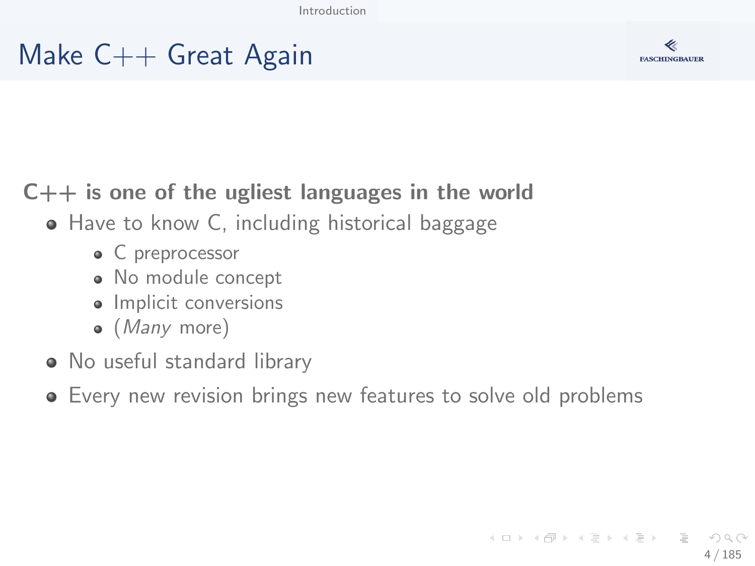# Make C++ Great Again

**C++ is one of the ugliest languages in the world**

- Have to know C, including historical baggage
  - C preprocessor
  - No module concept
  - Implicit conversions
  - (*Many* more)
- No useful standard library
- Every new revision brings new features to solve old problems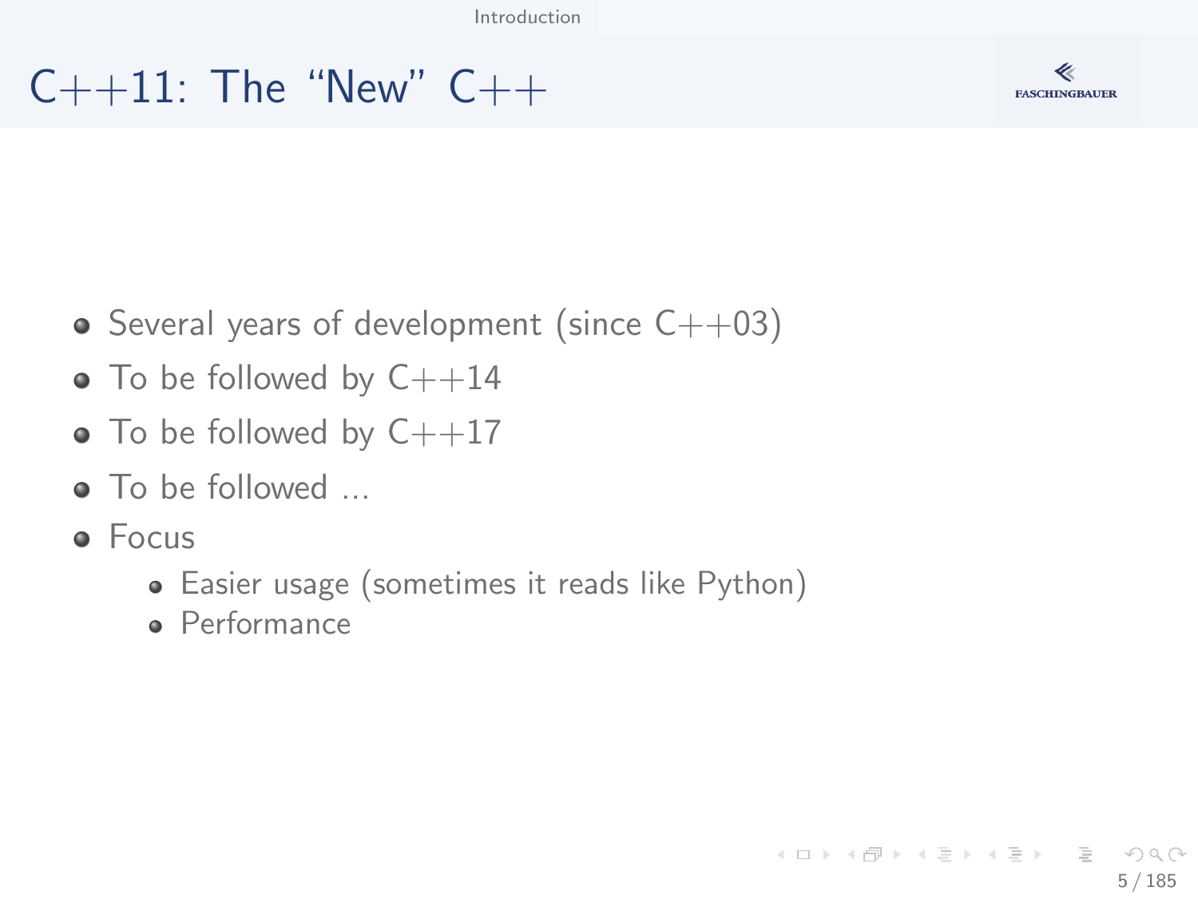# C++11: The “New” C++

- Several years of development (since C++03)
- To be followed by C++14
- To be followed by C++17
- To be followed ...
- Focus
  - Easier usage (sometimes it reads like Python)
  - Performance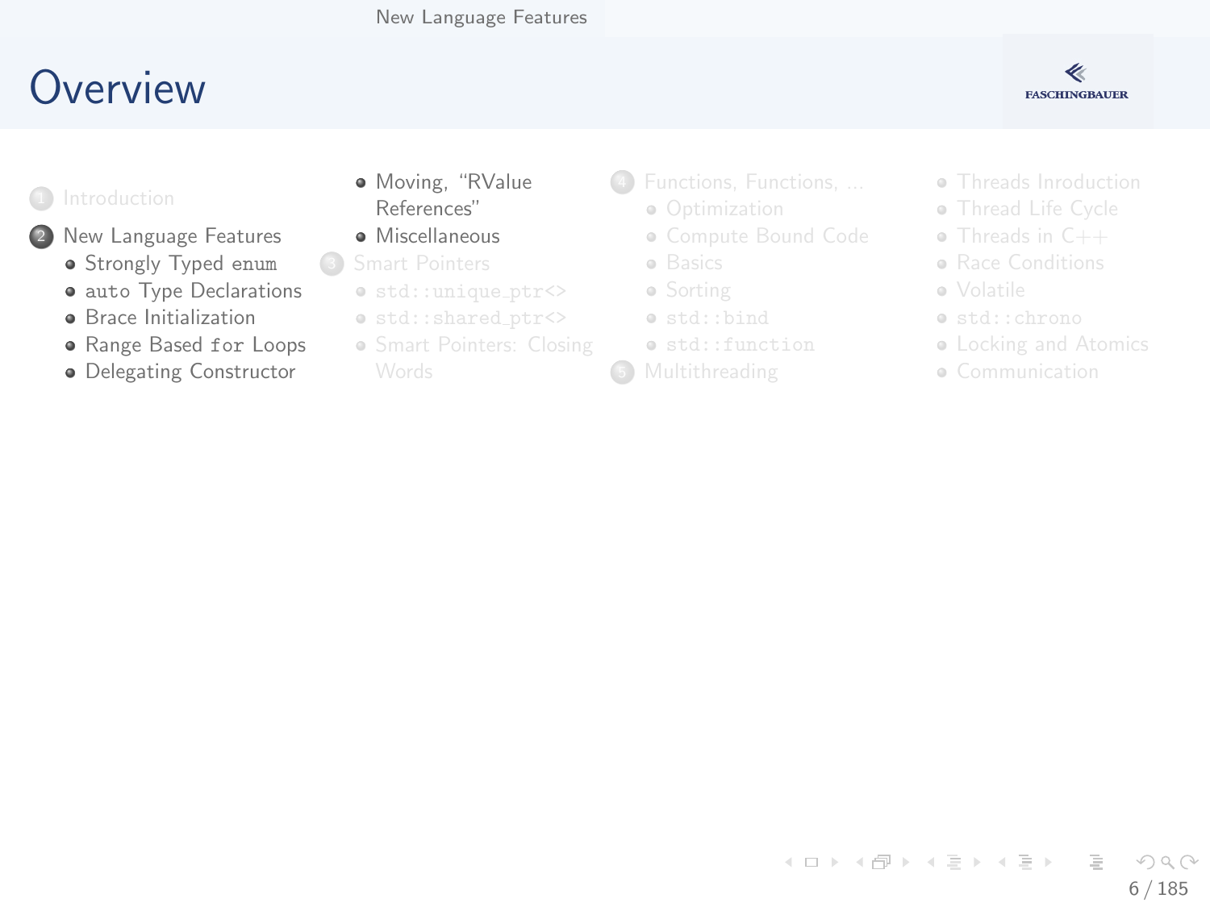# Overview

1. Introduction
2. New Language Features
   - Strongly Typed `enum`
   - `auto` Type Declarations
   - Brace Initialization
   - Range Based `for` Loops
   - Delegating Constructor
   - Moving, “RValue References”
   - Miscellaneous
3. Smart Pointers
   - `std::unique_ptr<>`
   - `std::shared_ptr<>`
   - Smart Pointers: Closing Words
4. Functions, Functions, ...
   - Optimization
   - Compute Bound Code
   - Basics
   - Sorting
   - `std::bind`
   - `std::function`
5. Multithreading
   - Threads Inroduction
   - Thread Life Cycle
   - Threads in C++
   - Race Conditions
   - Volatile
   - `std::chrono`
   - Locking and Atomics
   - Communication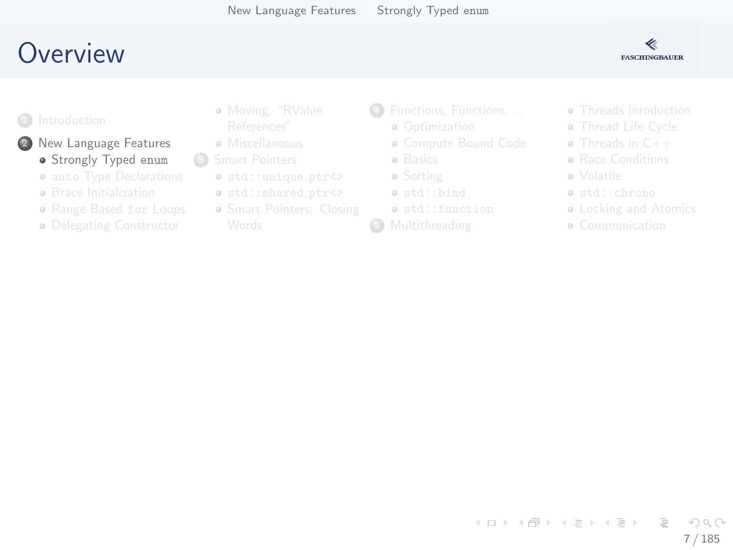# Overview

1. Introduction
2. New Language Features
   - Strongly Typed `enum`
   - `auto` Type Declarations
   - Brace Initialization
   - Range Based `for` Loops
   - Delegating Constructor
   - Moving, "RValue References"
   - Miscellaneous
3. Smart Pointers
   - `std::unique_ptr<>`
   - `std::shared_ptr<>`
   - Smart Pointers: Closing Words
4. Functions, Functions, ...
   - Optimization
   - Compute Bound Code
   - Basics
   - Sorting
   - `std::bind`
   - `std::function`
5. Multithreading
   - Threads Inroduction
   - Thread Life Cycle
   - Threads in C++
   - Race Conditions
   - Volatile
   - `std::chrono`
   - Locking and Atomics
   - Communication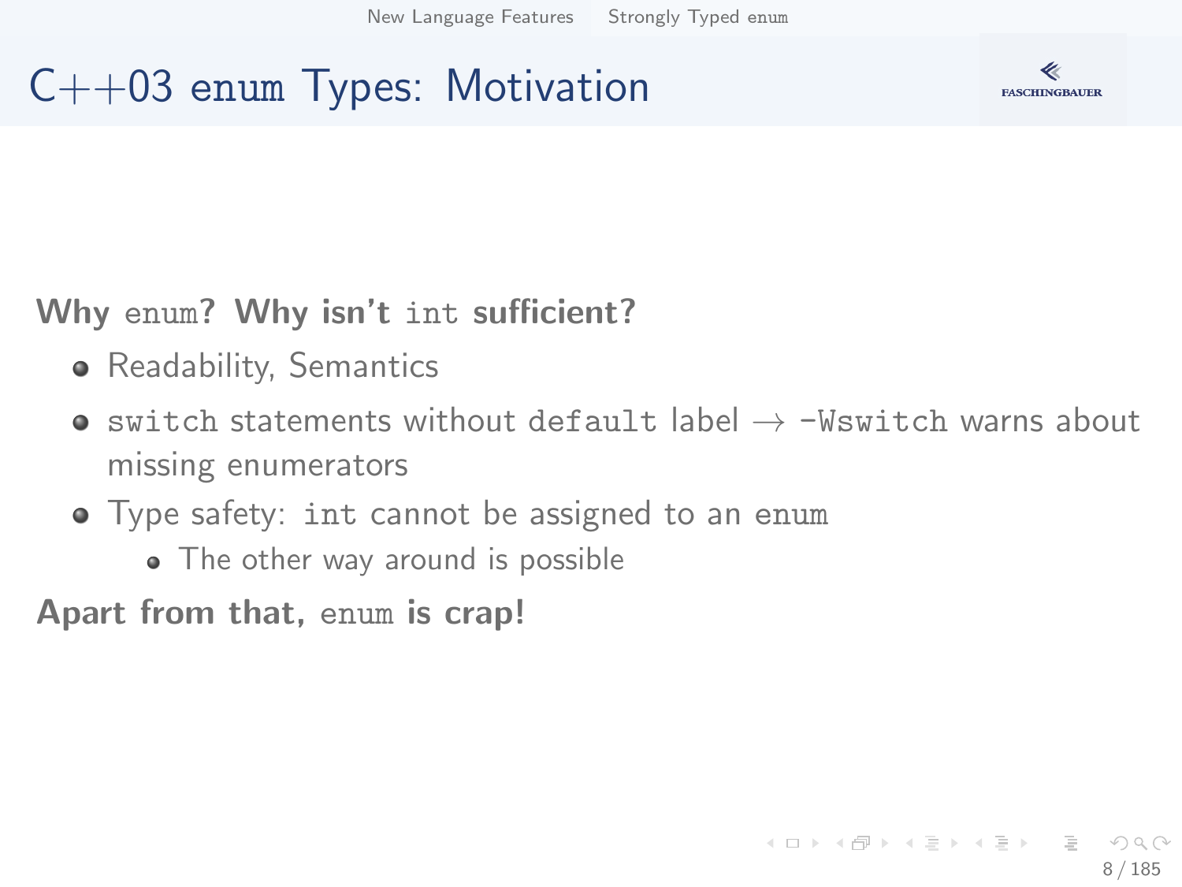# C++03 `enum` Types: Motivation

**Why `enum`? Why isn't `int` sufficient?**

- Readability, Semantics
- `switch` statements without `default` label → `-Wswitch` warns about missing enumerators
- Type safety: `int` cannot be assigned to an `enum`
  - The other way around is possible

**Apart from that, `enum` is crap!**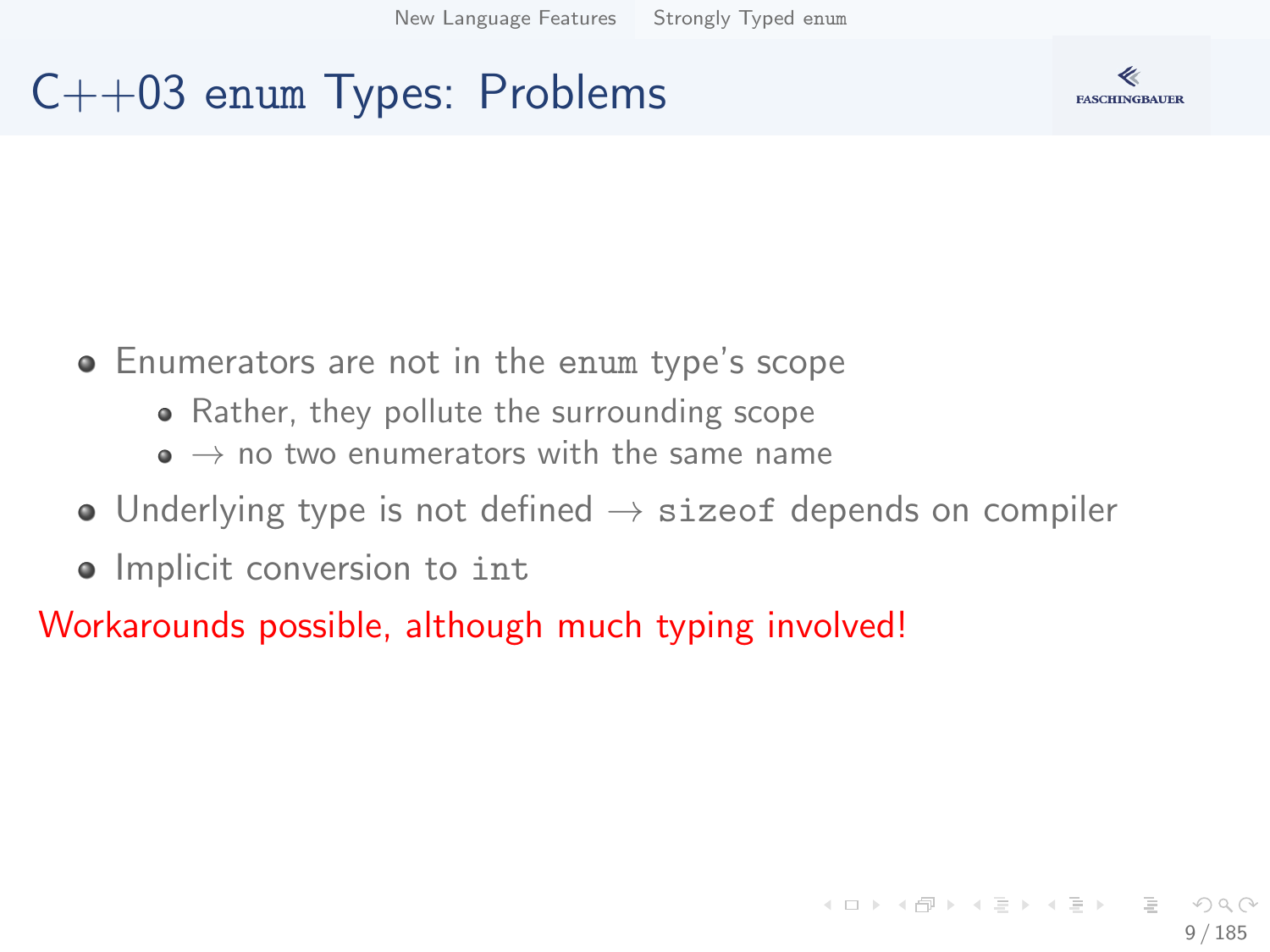# C++03 `enum` Types: Problems

- Enumerators are not in the `enum` type's scope
  - Rather, they pollute the surrounding scope
  - → no two enumerators with the same name
- Underlying type is not defined → `sizeof` depends on compiler
- Implicit conversion to `int`

Workarounds possible, although much typing involved!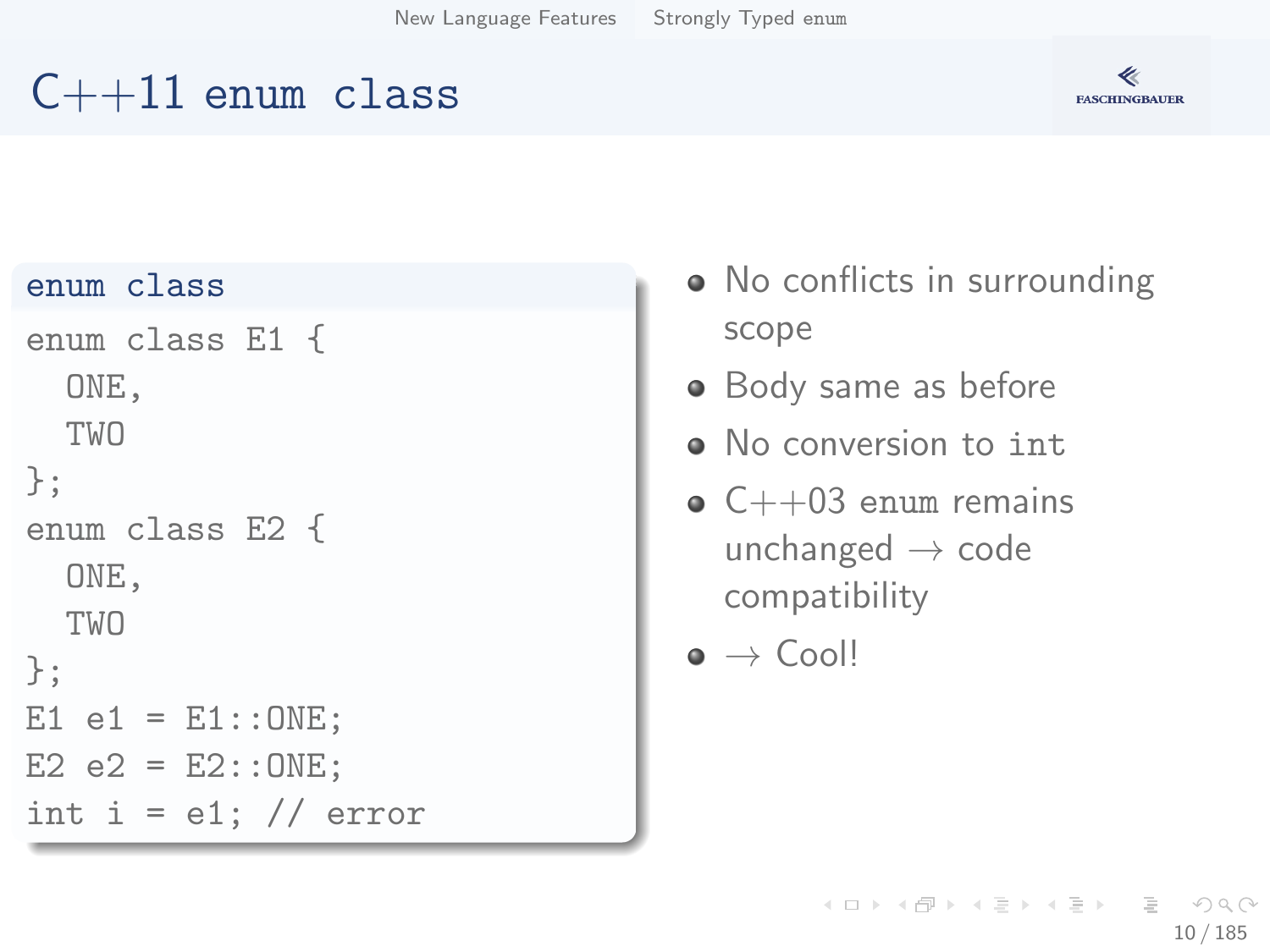# C++11 enum class

**enum class**

```
enum class E1 {
  ONE,
  TWO
};
enum class E2 {
  ONE,
  TWO
};
E1 e1 = E1::ONE;
E2 e2 = E2::ONE;
int i = e1; // error
```

- No conflicts in surrounding scope
- Body same as before
- No conversion to `int`
- C++03 `enum` remains unchanged → code compatibility
- → Cool!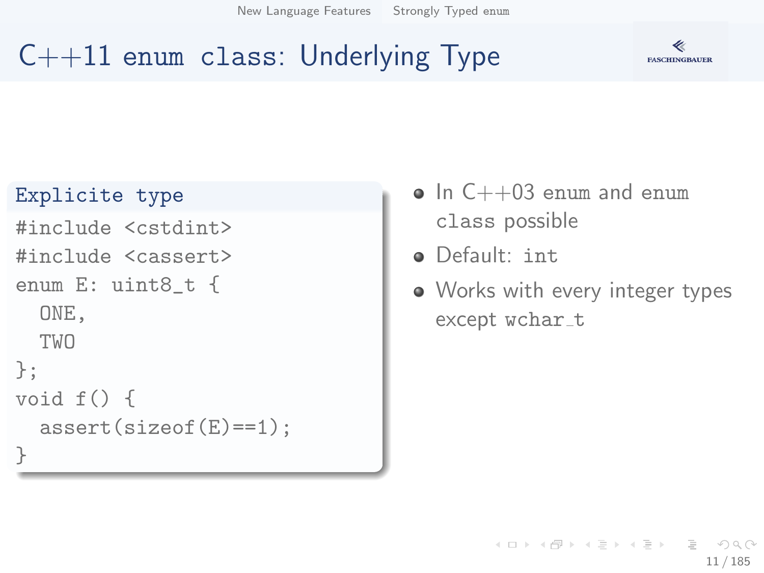# C++11 enum class: Underlying Type

**Explicit type**

```
#include <cstdint>
#include <cassert>
enum E: uint8_t {
  ONE,
  TWO
};
void f() {
  assert(sizeof(E)==1);
}
```

- In C++03 enum and enum class possible
- Default: int
- Works with every integer types except wchar_t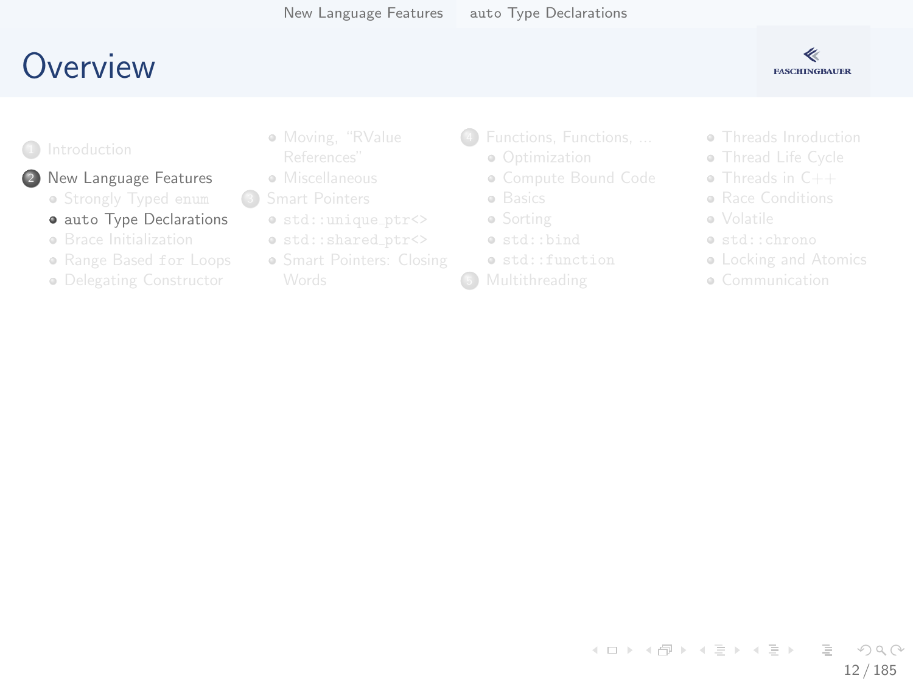# Overview

1. Introduction
2. New Language Features
   - Strongly Typed `enum`
   - `auto` Type Declarations
   - Brace Initialization
   - Range Based `for` Loops
   - Delegating Constructor
   - Moving, "RValue References"
   - Miscellaneous
3. Smart Pointers
   - `std::unique_ptr<>`
   - `std::shared_ptr<>`
   - Smart Pointers: Closing Words
4. Functions, Functions, ...
   - Optimization
   - Compute Bound Code
   - Basics
   - Sorting
   - `std::bind`
   - `std::function`
5. Multithreading
   - Threads Inroduction
   - Thread Life Cycle
   - Threads in C++
   - Race Conditions
   - Volatile
   - `std::chrono`
   - Locking and Atomics
   - Communication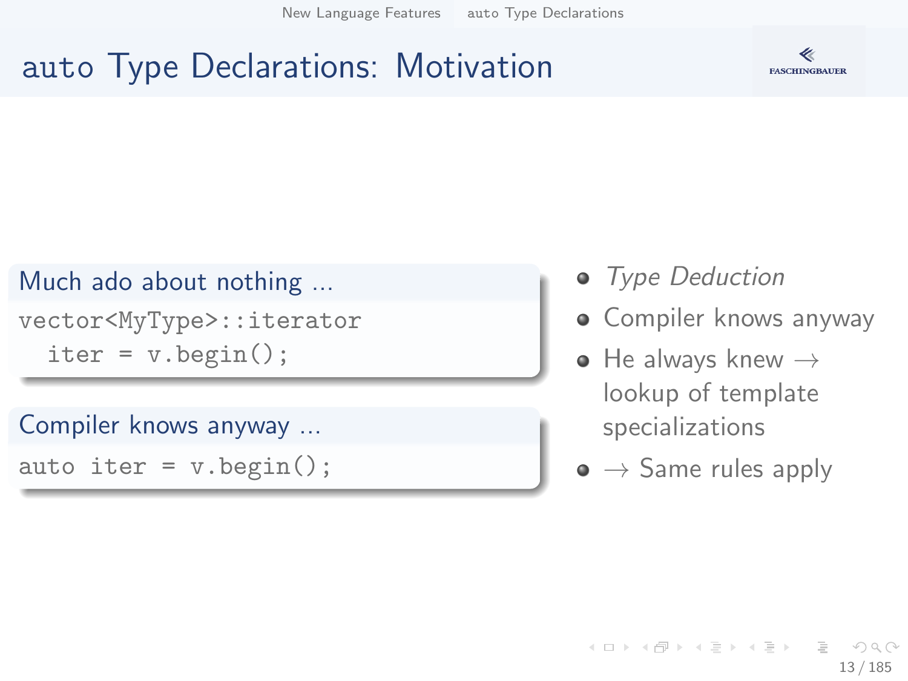# auto Type Declarations: Motivation

**Much ado about nothing ...**

```
vector<MyType>::iterator
  iter = v.begin();
```

**Compiler knows anyway ...**

```
auto iter = v.begin();
```

- *Type Deduction*
- Compiler knows anyway
- He always knew → lookup of template specializations
- → Same rules apply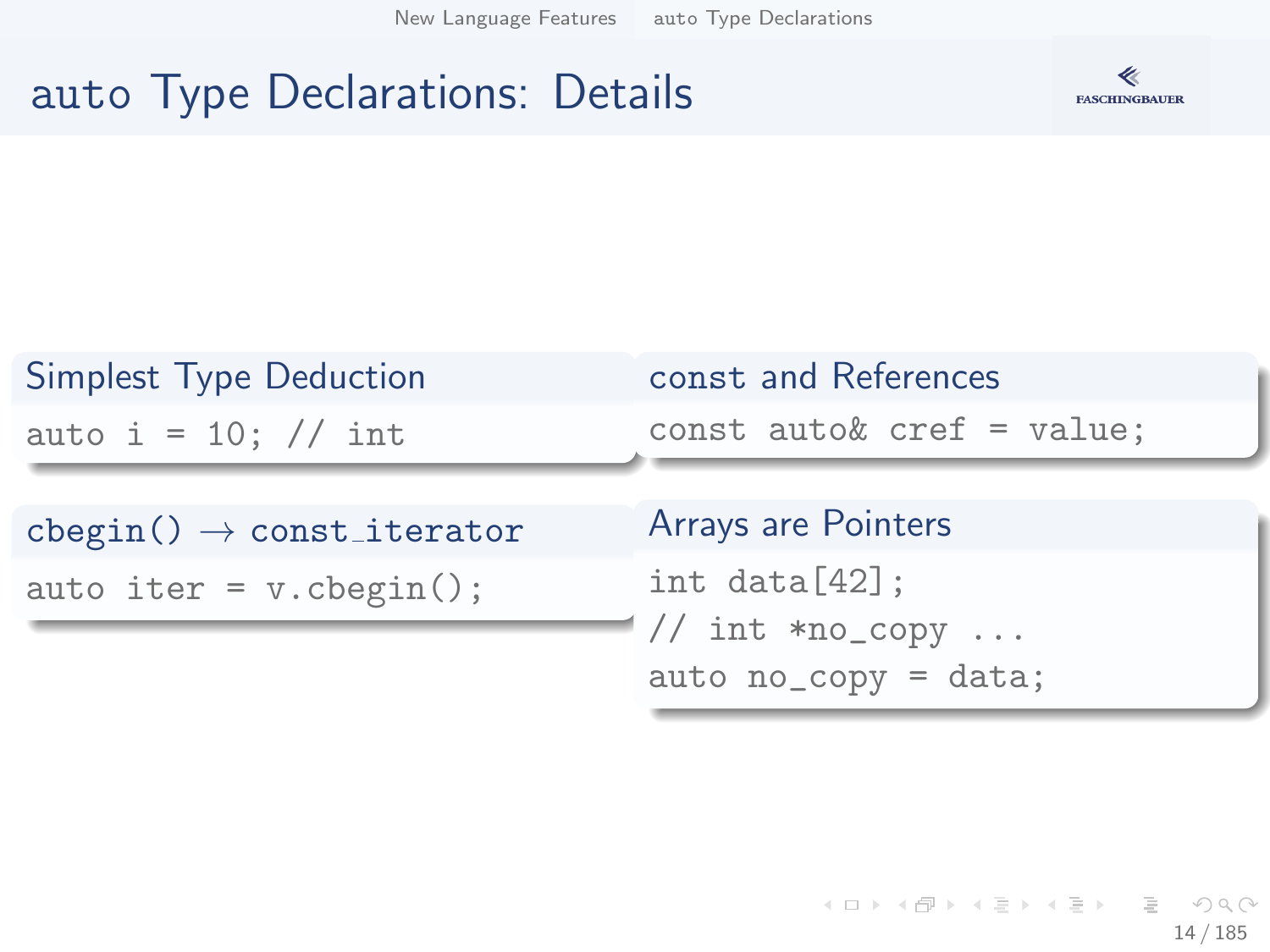# auto Type Declarations: Details

### Simplest Type Deduction

```
auto i = 10; // int
```

### cbegin() → const_iterator

```
auto iter = v.cbegin();
```

### const and References

```
const auto& cref = value;
```

### Arrays are Pointers

```
int data[42];
// int *no_copy ...
auto no_copy = data;
```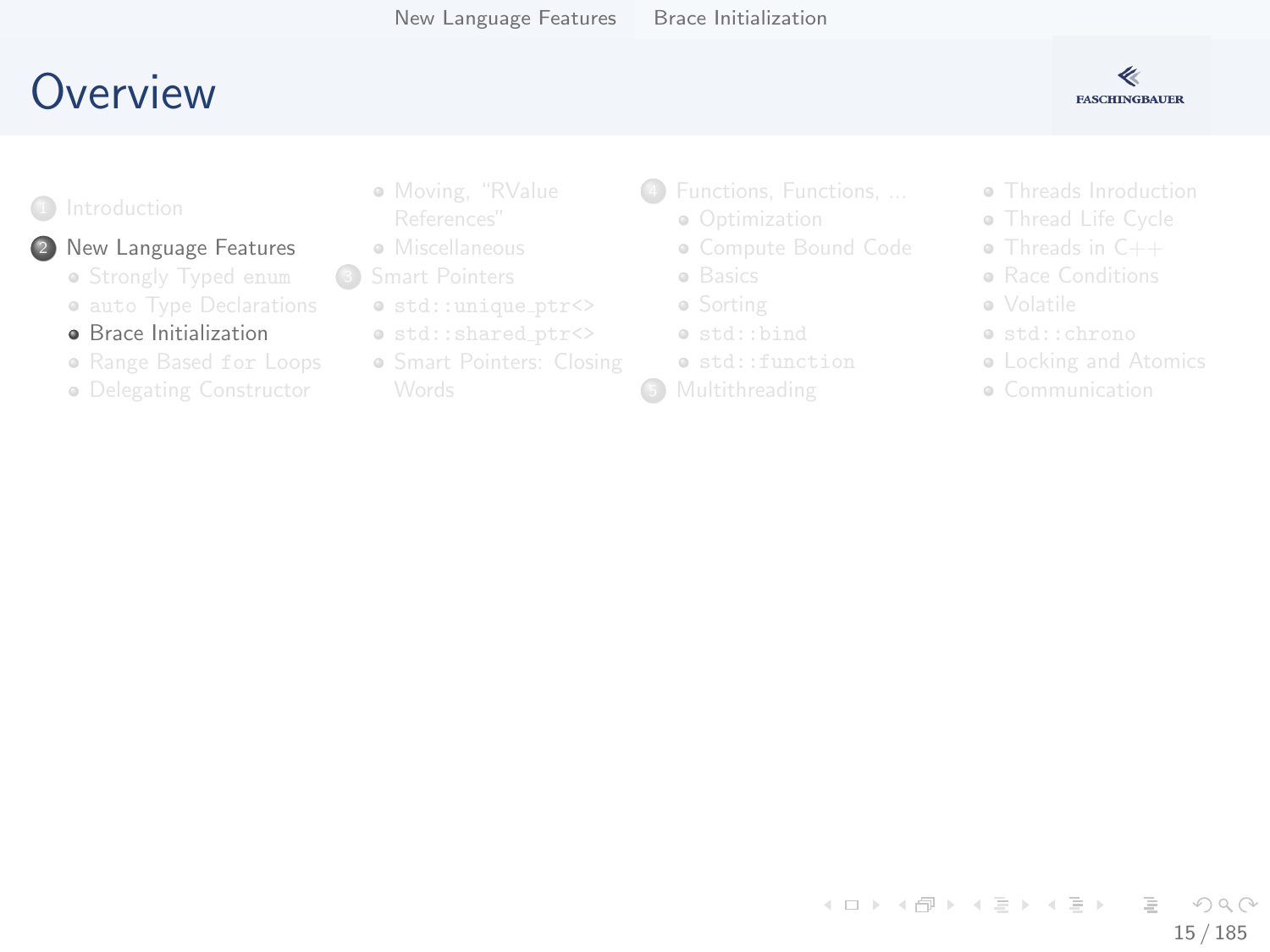# Overview

1. Introduction
2. New Language Features
   - Strongly Typed `enum`
   - `auto` Type Declarations
   - Brace Initialization
   - Range Based `for` Loops
   - Delegating Constructor
   - Moving, "RValue References"
   - Miscellaneous
3. Smart Pointers
   - `std::unique_ptr<>`
   - `std::shared_ptr<>`
   - Smart Pointers: Closing Words
4. Functions, Functions, ...
   - Optimization
   - Compute Bound Code
   - Basics
   - Sorting
   - `std::bind`
   - `std::function`
5. Multithreading
   - Threads Inroduction
   - Thread Life Cycle
   - Threads in C++
   - Race Conditions
   - Volatile
   - `std::chrono`
   - Locking and Atomics
   - Communication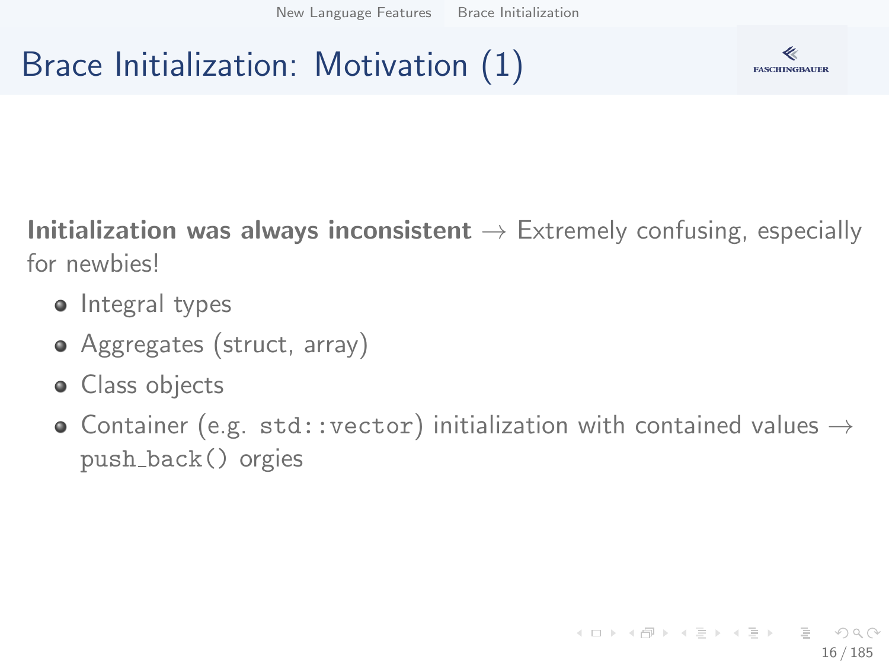# Brace Initialization: Motivation (1)

**Initialization was always inconsistent** → Extremely confusing, especially for newbies!

- Integral types
- Aggregates (struct, array)
- Class objects
- Container (e.g. `std::vector`) initialization with contained values → `push_back()` orgies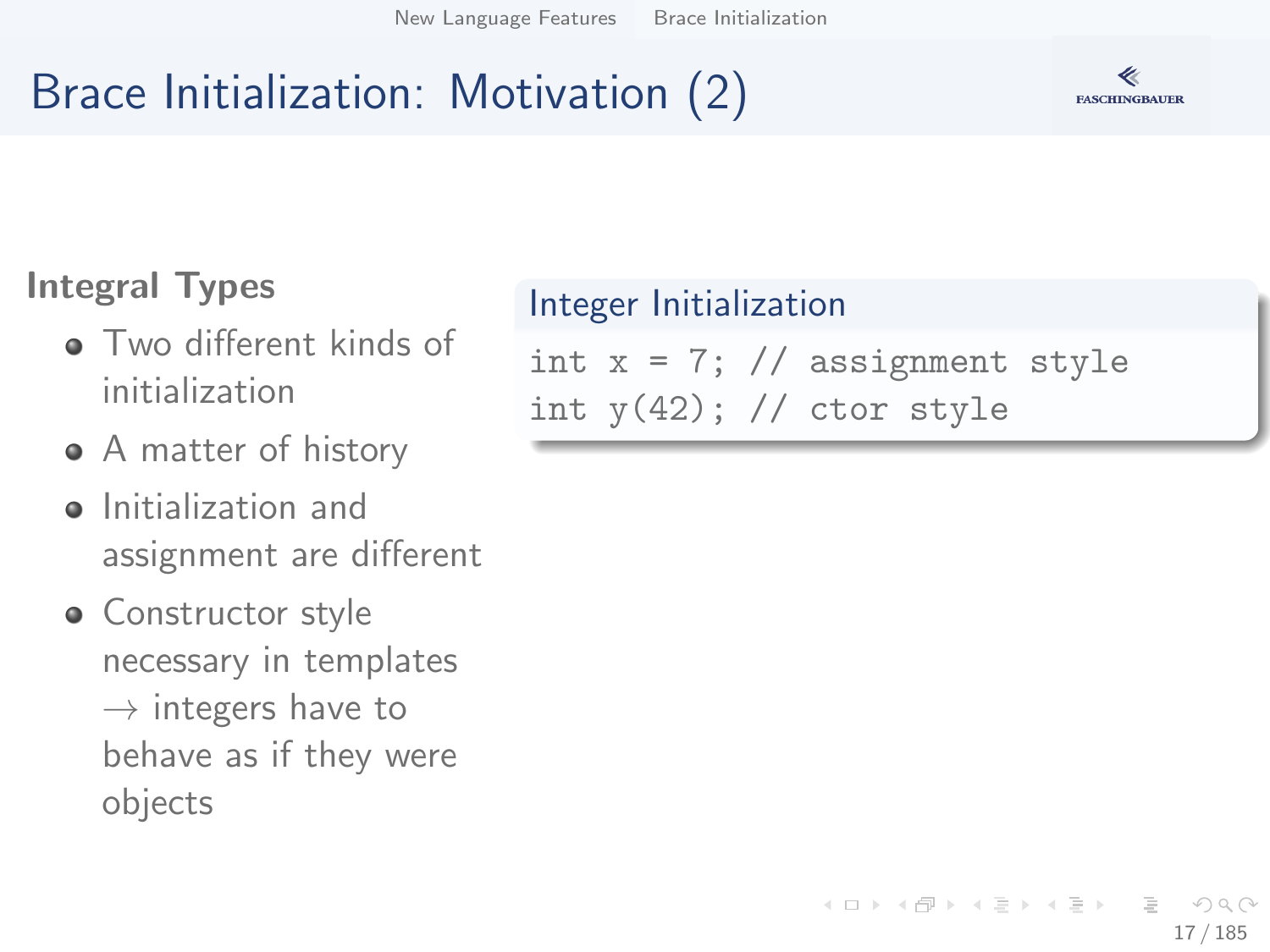# Brace Initialization: Motivation (2)

### Integral Types

- Two different kinds of initialization
- A matter of history
- Initialization and assignment are different
- Constructor style necessary in templates → integers have to behave as if they were objects

**Integer Initialization**

```
int x = 7; // assignment style
int y(42); // ctor style
```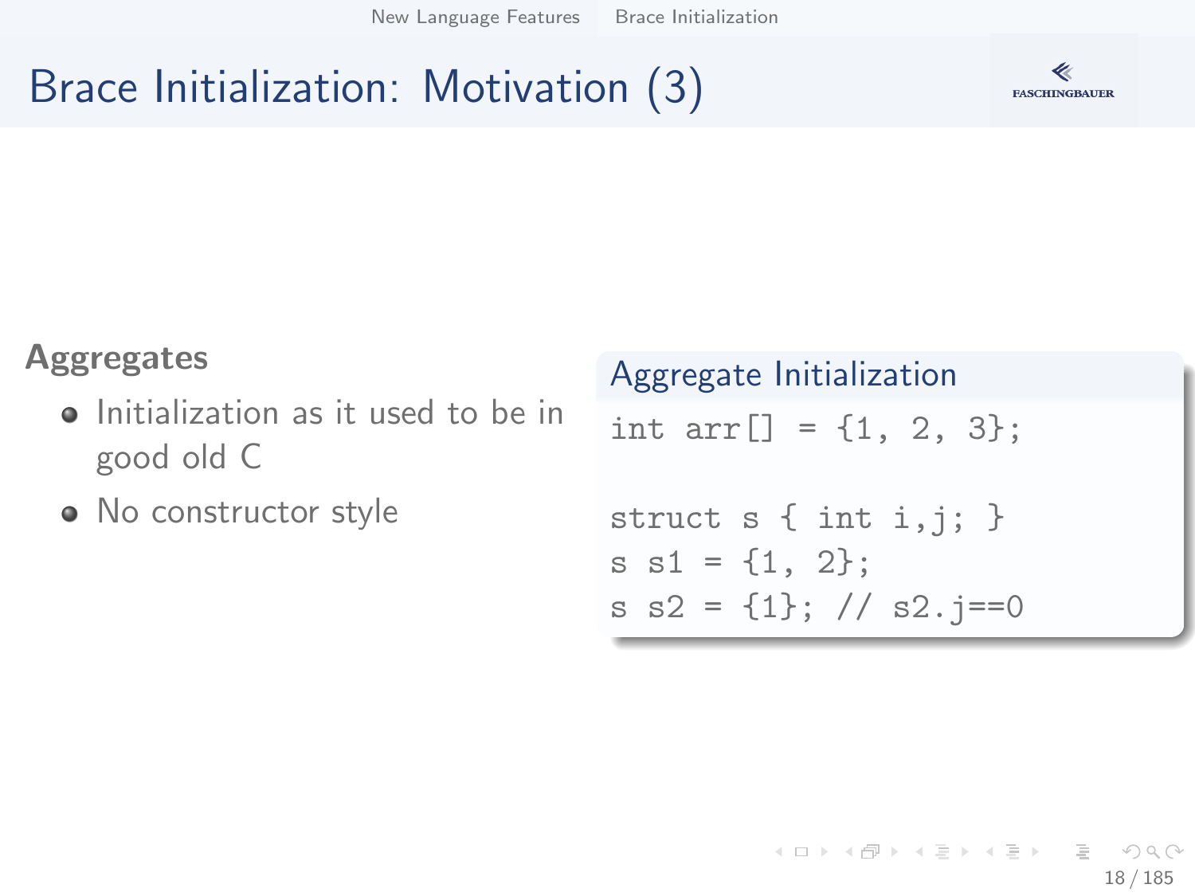# Brace Initialization: Motivation (3)

### Aggregates

- Initialization as it used to be in good old C
- No constructor style

**Aggregate Initialization**

```
int arr[] = {1, 2, 3};

struct s { int i,j; }
s s1 = {1, 2};
s s2 = {1}; // s2.j==0
```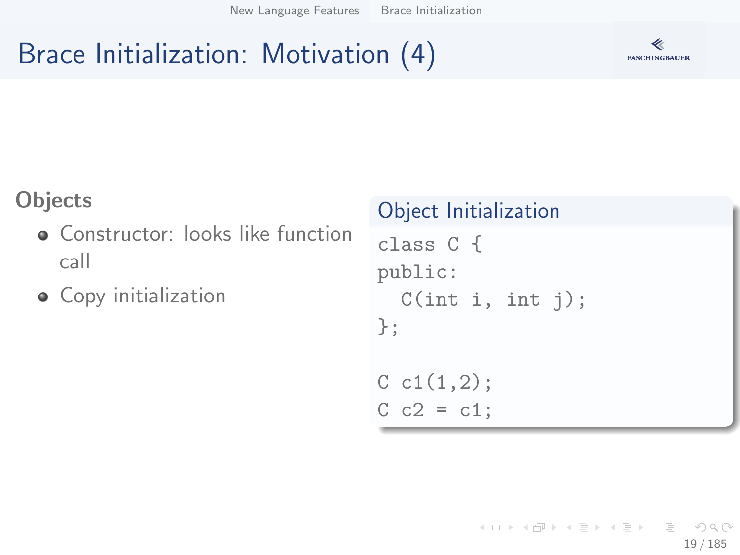# Brace Initialization: Motivation (4)

**Objects**

- Constructor: looks like function call
- Copy initialization

**Object Initialization**

```
class C {
public:
  C(int i, int j);
};

C c1(1,2);
C c2 = c1;
```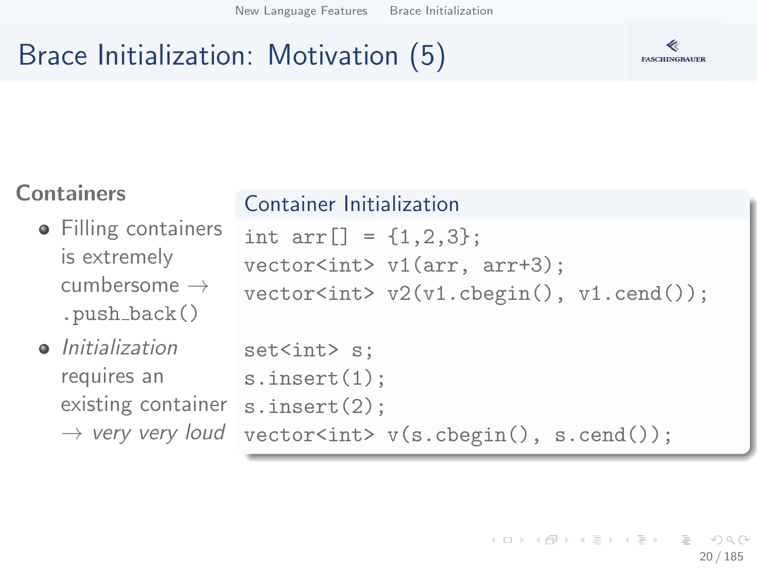# Brace Initialization: Motivation (5)

## Containers

- Filling containers is extremely cumbersome → `.push_back()`
- *Initialization* requires an existing container → *very very loud*

### Container Initialization

```
int arr[] = {1,2,3};
vector<int> v1(arr, arr+3);
vector<int> v2(v1.cbegin(), v1.cend());

set<int> s;
s.insert(1);
s.insert(2);
vector<int> v(s.cbegin(), s.cend());
```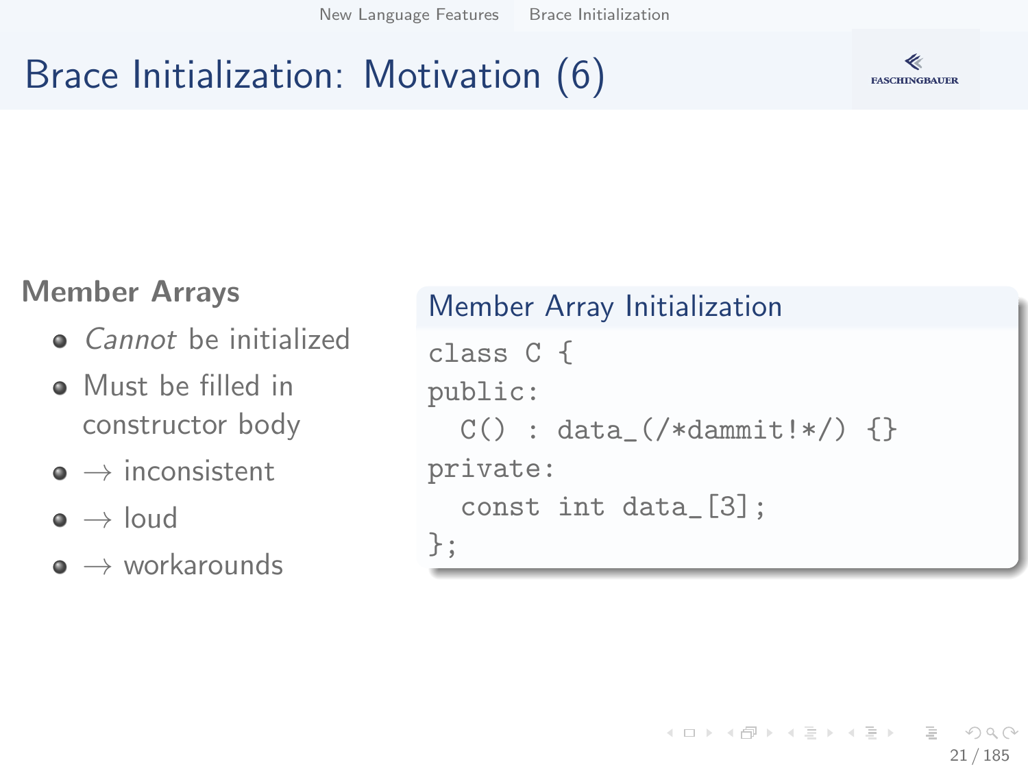# Brace Initialization: Motivation (6)

## Member Arrays

- *Cannot* be initialized
- Must be filled in constructor body
- → inconsistent
- → loud
- → workarounds

### Member Array Initialization

```
class C {
public:
  C() : data_(/*dammit!*/) {}
private:
  const int data_[3];
};
```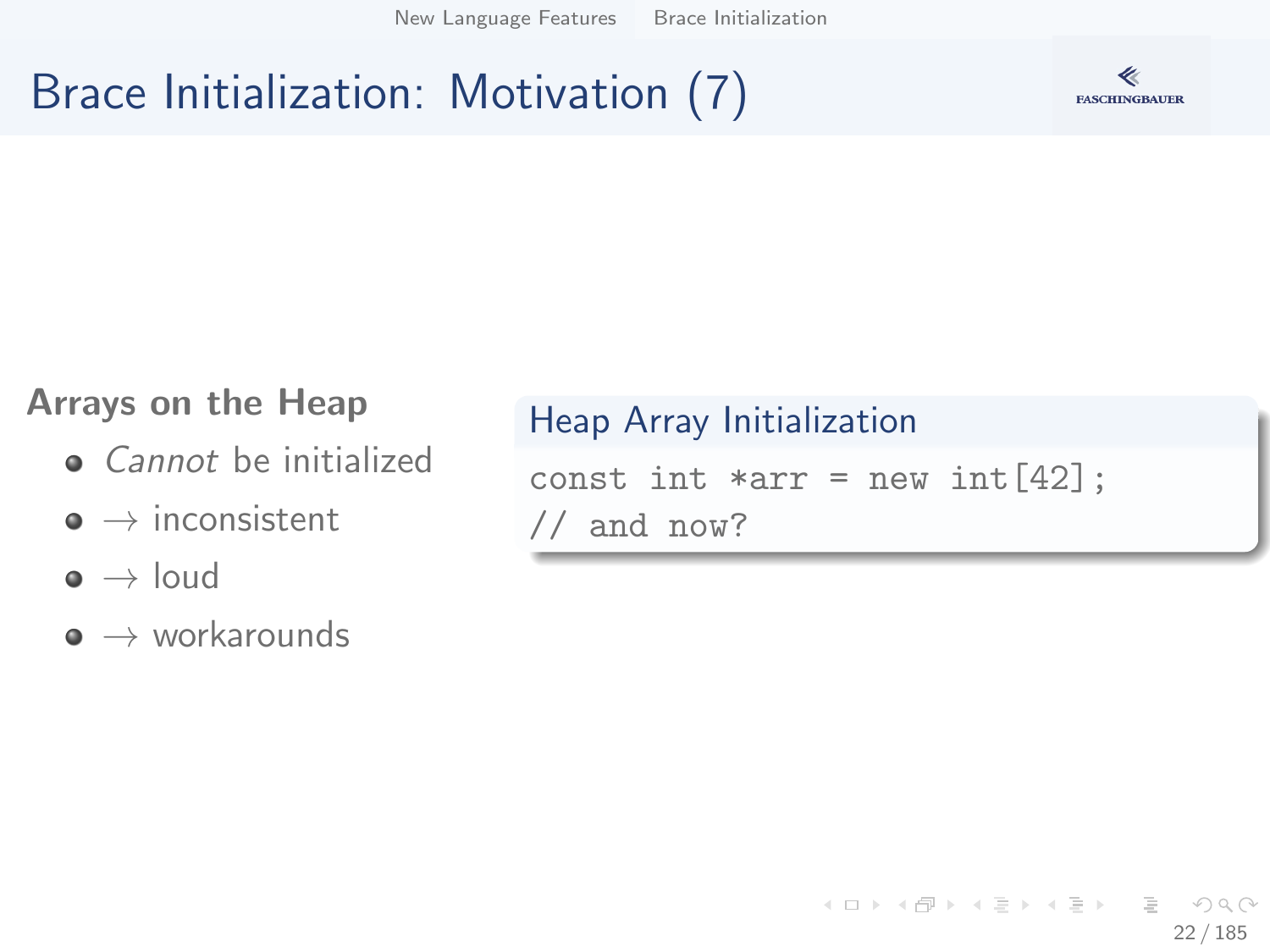# Brace Initialization: Motivation (7)

**Arrays on the Heap**

- *Cannot* be initialized
- → inconsistent
- → loud
- → workarounds

**Heap Array Initialization**

```
const int *arr = new int[42];
// and now?
```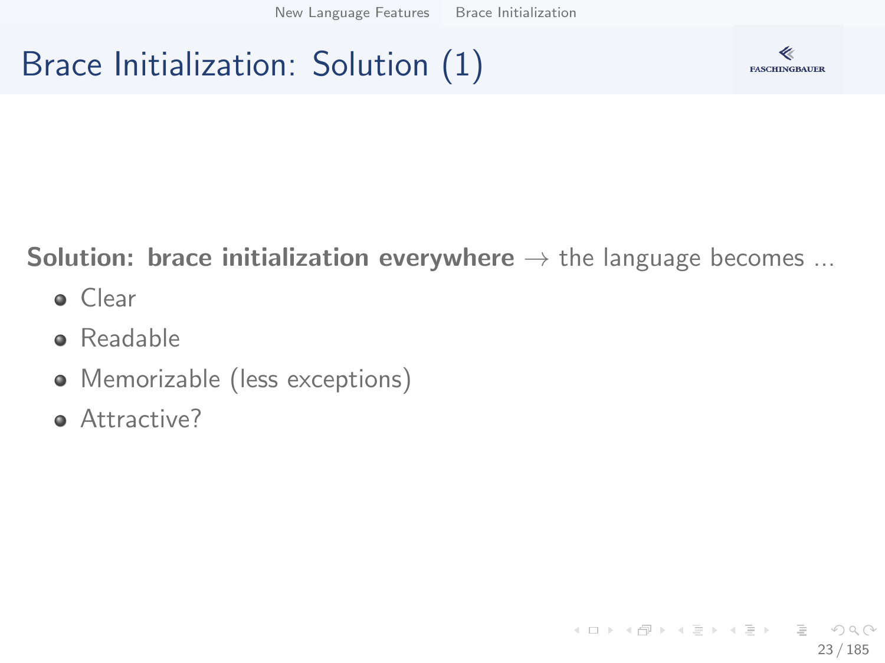# Brace Initialization: Solution (1)

**Solution: brace initialization everywhere** → the language becomes ...

- Clear
- Readable
- Memorizable (less exceptions)
- Attractive?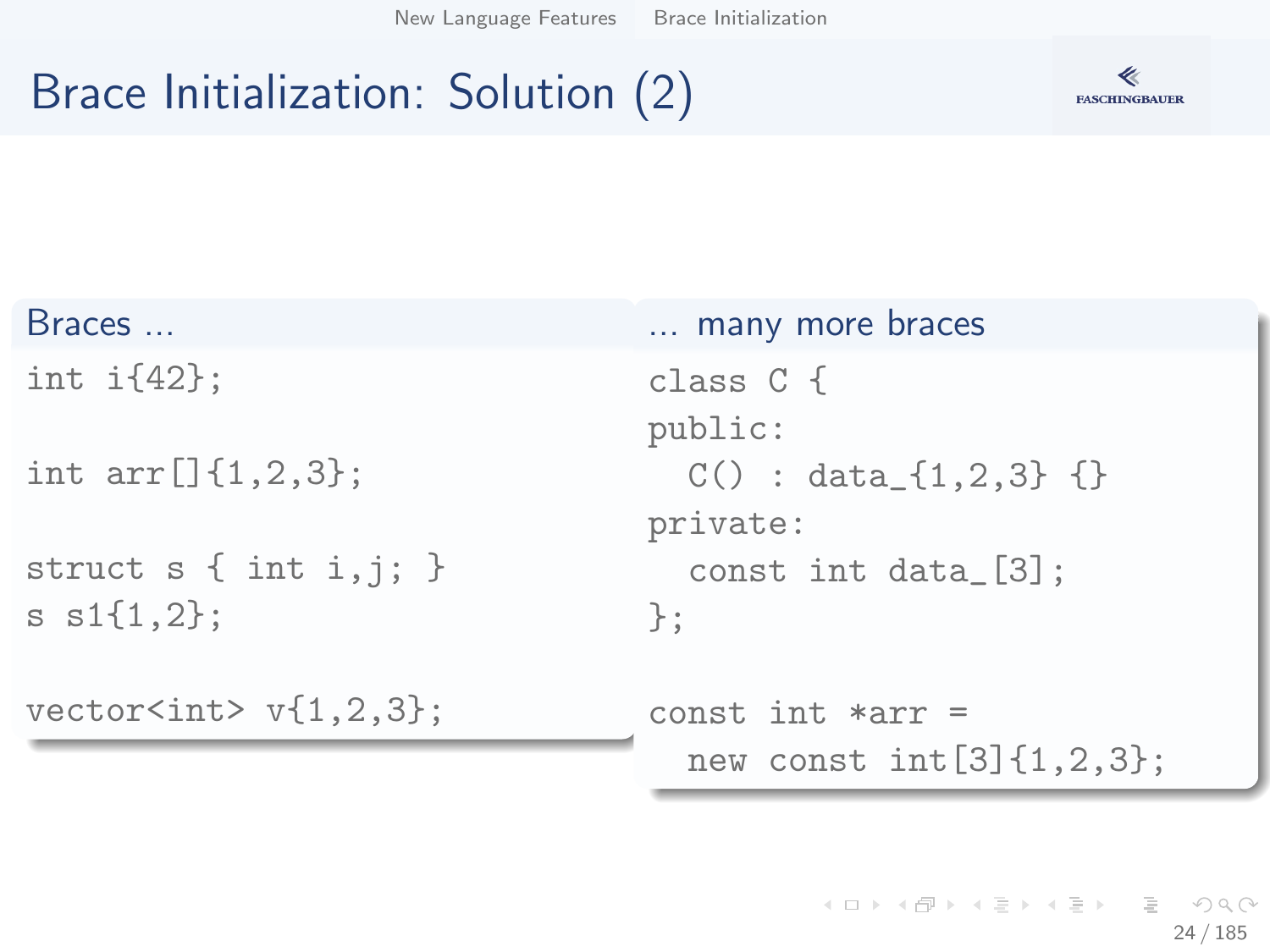# Brace Initialization: Solution (2)

**Braces ...**

```
int i{42};

int arr[]{1,2,3};

struct s { int i,j; }
s s1{1,2};

vector<int> v{1,2,3};
```

**... many more braces**

```
class C {
public:
  C() : data_{1,2,3} {}
private:
  const int data_[3];
};

const int *arr =
  new const int[3]{1,2,3};
```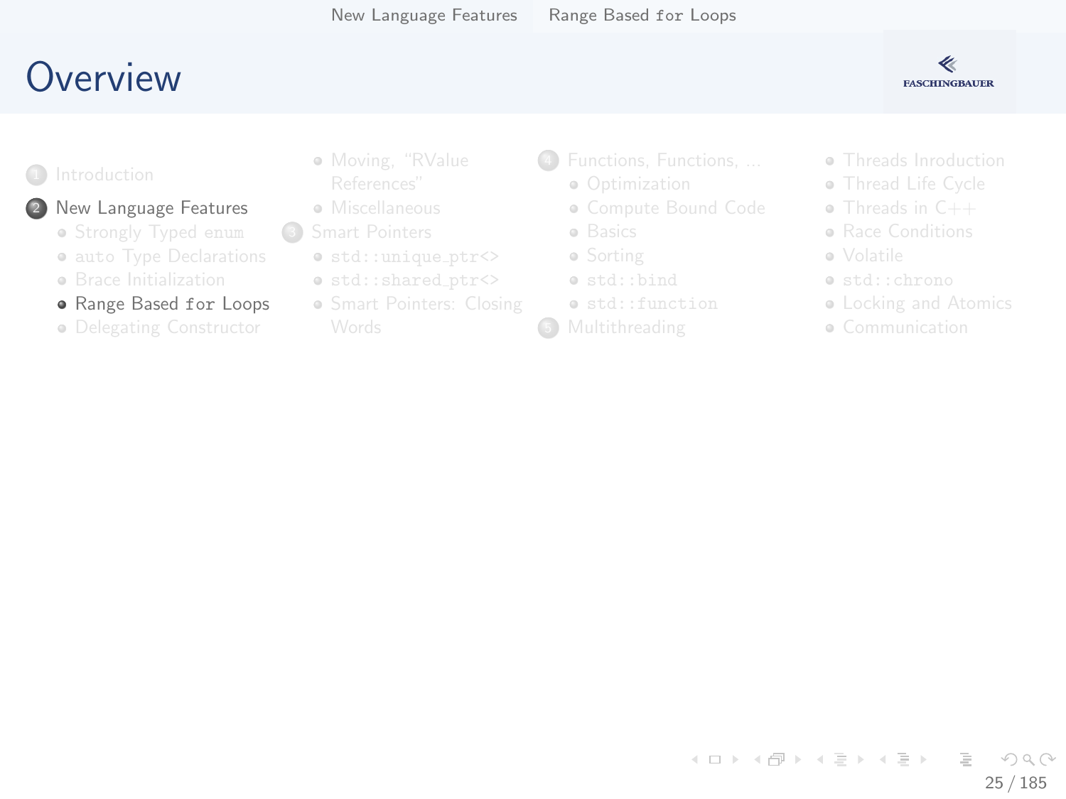# Overview

1. Introduction
2. New Language Features
   - Strongly Typed `enum`
   - `auto` Type Declarations
   - Brace Initialization
   - Range Based `for` Loops
   - Delegating Constructor
   - Moving, "RValue References"
   - Miscellaneous
3. Smart Pointers
   - `std::unique_ptr<>`
   - `std::shared_ptr<>`
   - Smart Pointers: Closing Words
4. Functions, Functions, ...
   - Optimization
   - Compute Bound Code
   - Basics
   - Sorting
   - `std::bind`
   - `std::function`
5. Multithreading
   - Threads Inroduction
   - Thread Life Cycle
   - Threads in C++
   - Race Conditions
   - Volatile
   - `std::chrono`
   - Locking and Atomics
   - Communication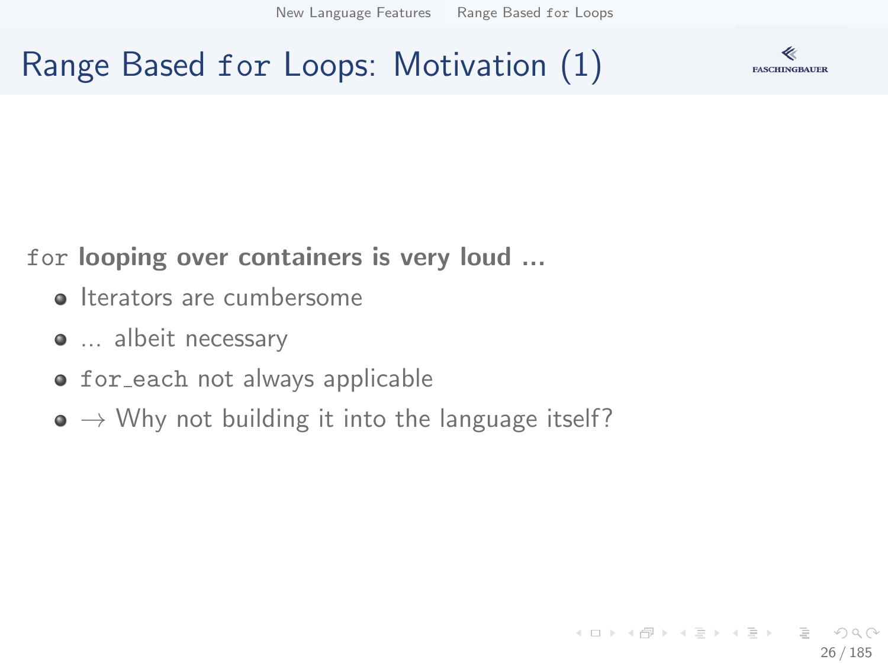# Range Based `for` Loops: Motivation (1)

`for` **looping over containers is very loud ...**

- Iterators are cumbersome
- ... albeit necessary
- `for_each` not always applicable
- $\rightarrow$ Why not building it into the language itself?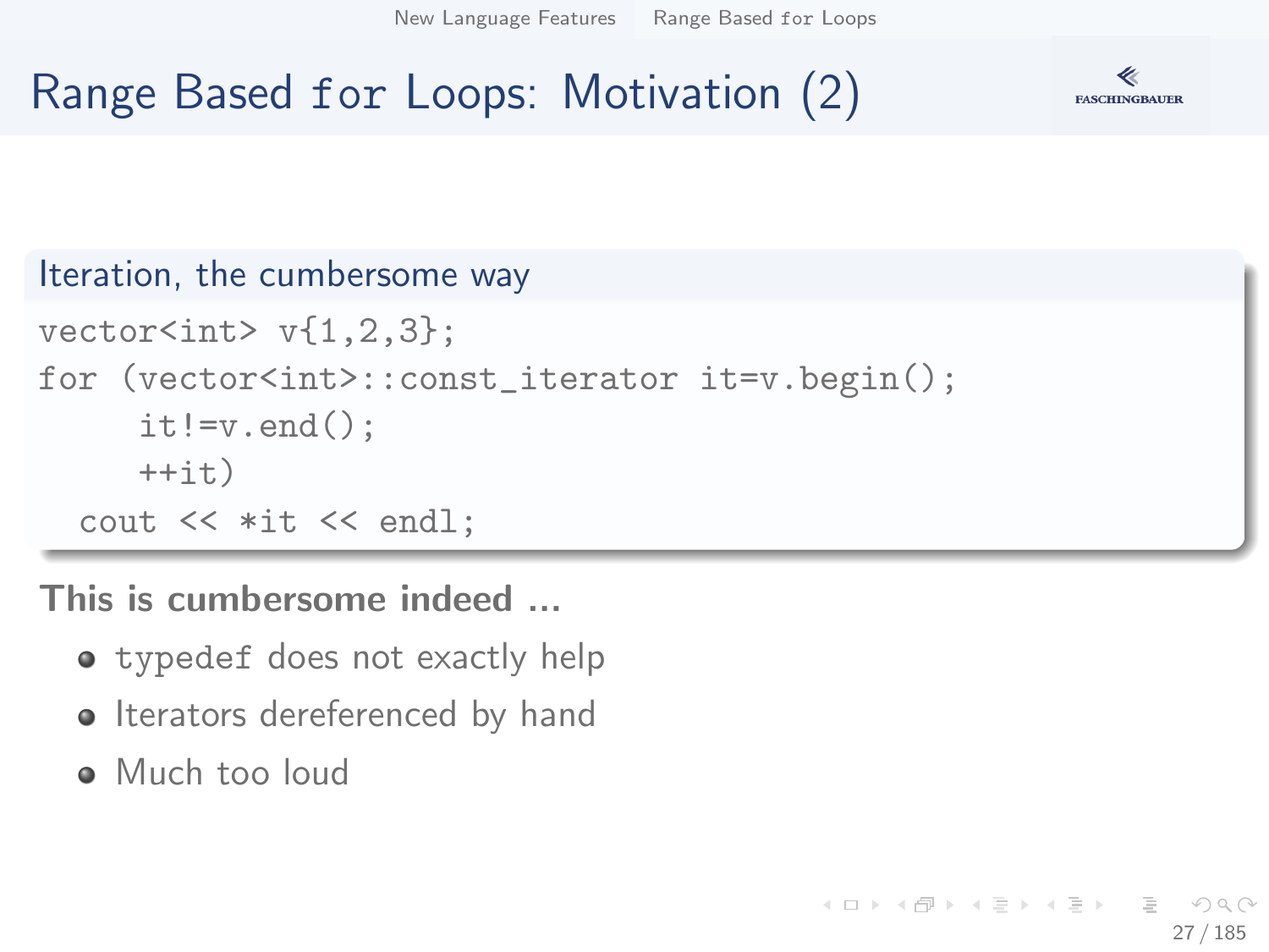# Range Based for Loops: Motivation (2)

### Iteration, the cumbersome way

```
vector<int> v{1,2,3};
for (vector<int>::const_iterator it=v.begin();
     it!=v.end();
     ++it)
  cout << *it << endl;
```

**This is cumbersome indeed ...**

- typedef does not exactly help
- Iterators dereferenced by hand
- Much too loud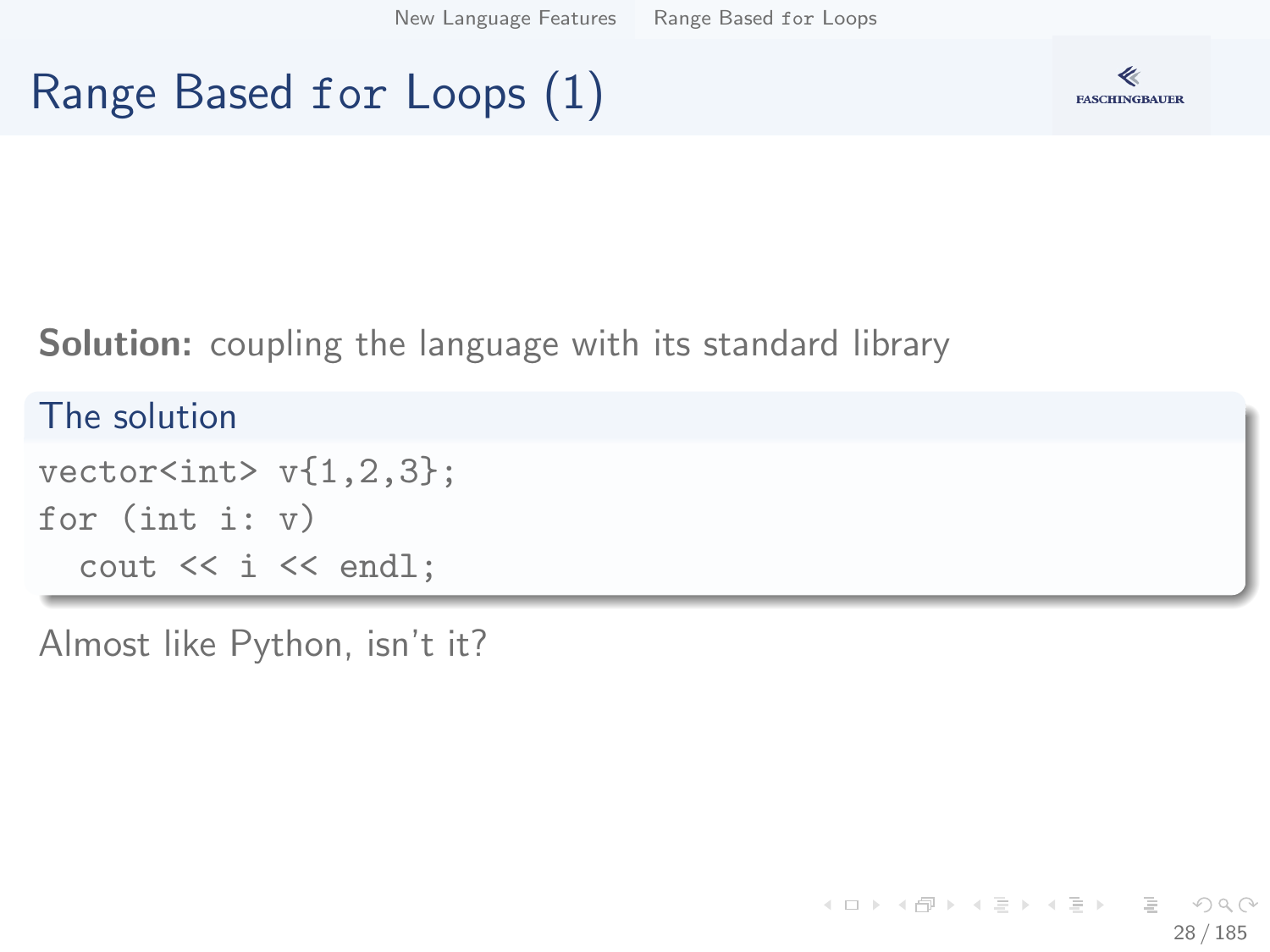# Range Based for Loops (1)

**Solution:** coupling the language with its standard library

### The solution

```
vector<int> v{1,2,3};
for (int i: v)
  cout << i << endl;
```

Almost like Python, isn't it?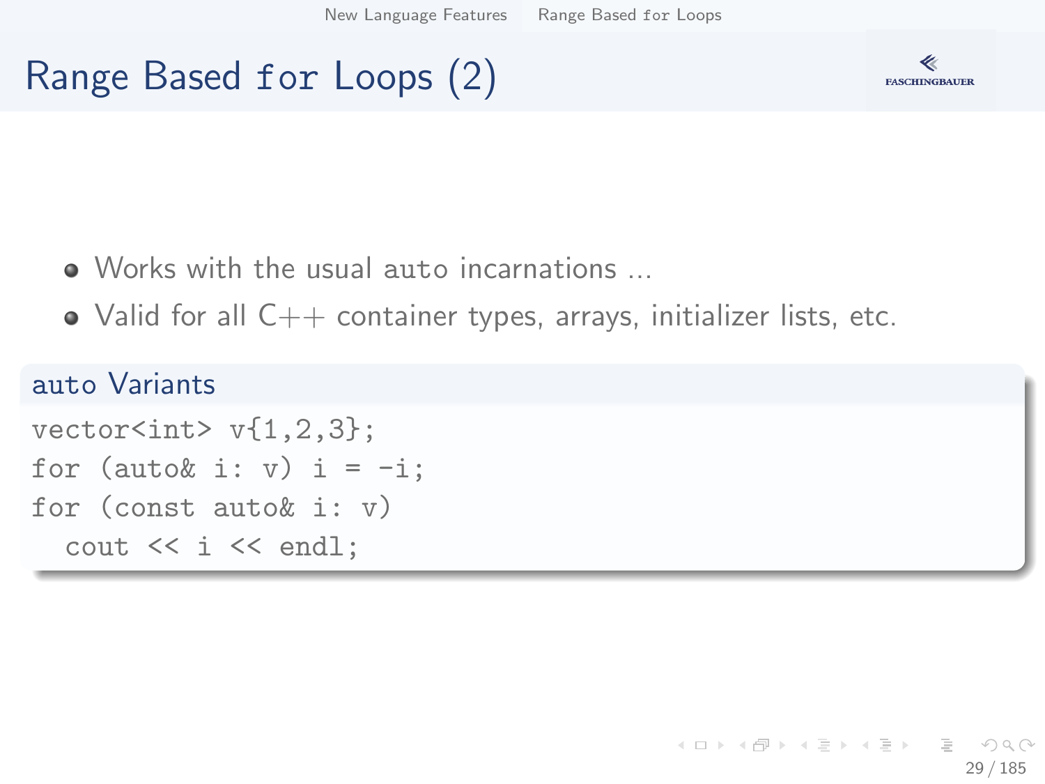# Range Based `for` Loops (2)

- Works with the usual `auto` incarnations ...
- Valid for all C++ container types, arrays, initializer lists, etc.

**`auto` Variants**

```
vector<int> v{1,2,3};
for (auto& i: v) i = -i;
for (const auto& i: v)
  cout << i << endl;
```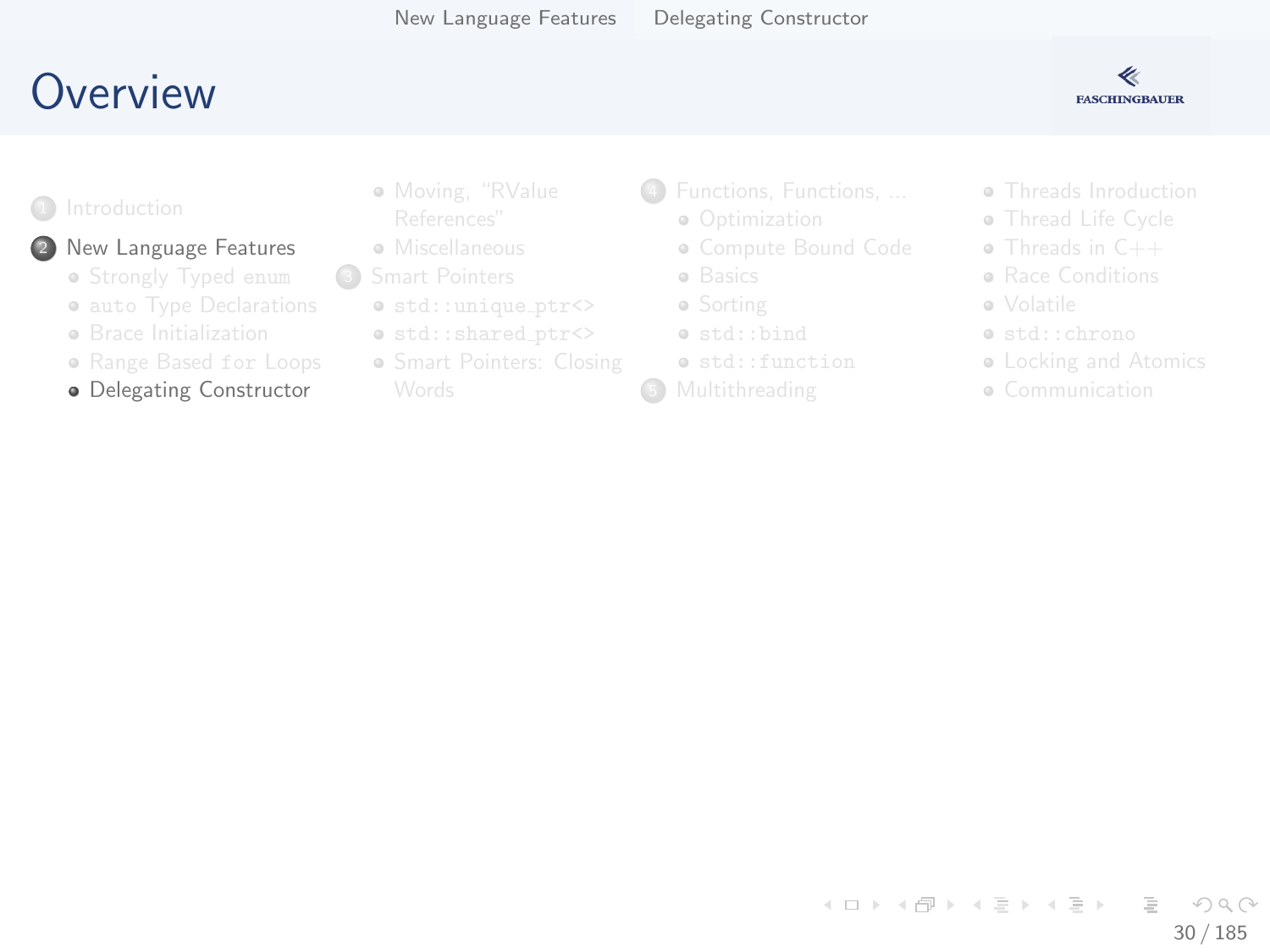# Overview

1. Introduction
2. New Language Features
   - Strongly Typed `enum`
   - `auto` Type Declarations
   - Brace Initialization
   - Range Based `for` Loops
   - Delegating Constructor
   - Moving, "RValue References"
   - Miscellaneous
3. Smart Pointers
   - `std::unique_ptr<>`
   - `std::shared_ptr<>`
   - Smart Pointers: Closing Words
4. Functions, Functions, ...
   - Optimization
   - Compute Bound Code
   - Basics
   - Sorting
   - `std::bind`
   - `std::function`
5. Multithreading
   - Threads Inroduction
   - Thread Life Cycle
   - Threads in C++
   - Race Conditions
   - Volatile
   - `std::chrono`
   - Locking and Atomics
   - Communication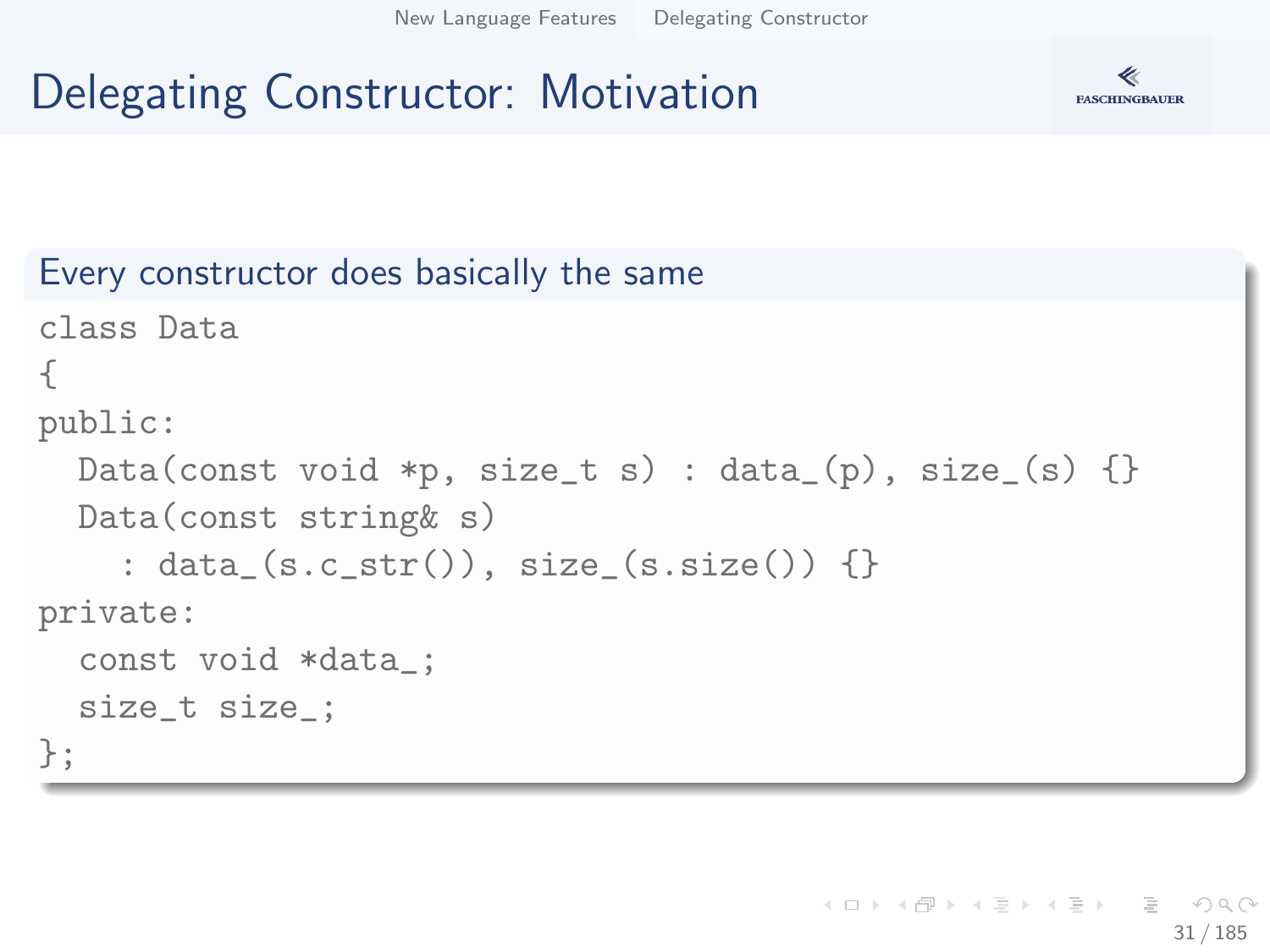# Delegating Constructor: Motivation

**Every constructor does basically the same**

```
class Data
{
public:
  Data(const void *p, size_t s) : data_(p), size_(s) {}
  Data(const string& s)
    : data_(s.c_str()), size_(s.size()) {}
private:
  const void *data_;
  size_t size_;
};
```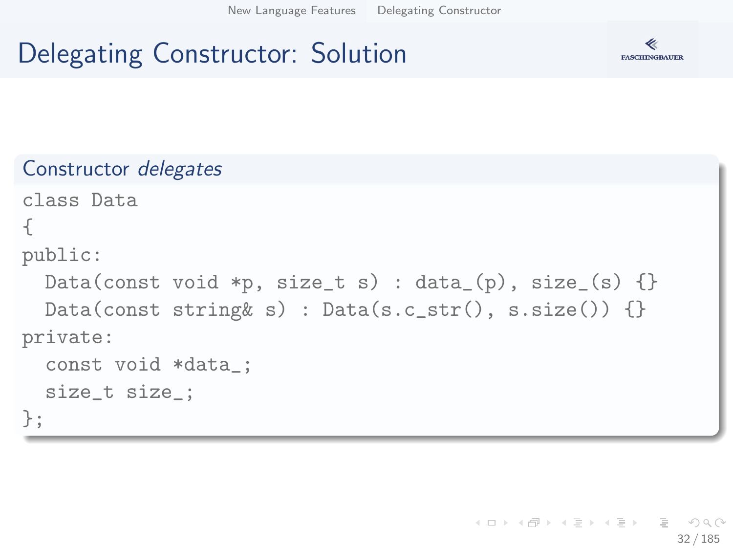# Delegating Constructor: Solution

## Constructor *delegates*

```
class Data
{
public:
  Data(const void *p, size_t s) : data_(p), size_(s) {}
  Data(const string& s) : Data(s.c_str(), s.size()) {}
private:
  const void *data_;
  size_t size_;
};
```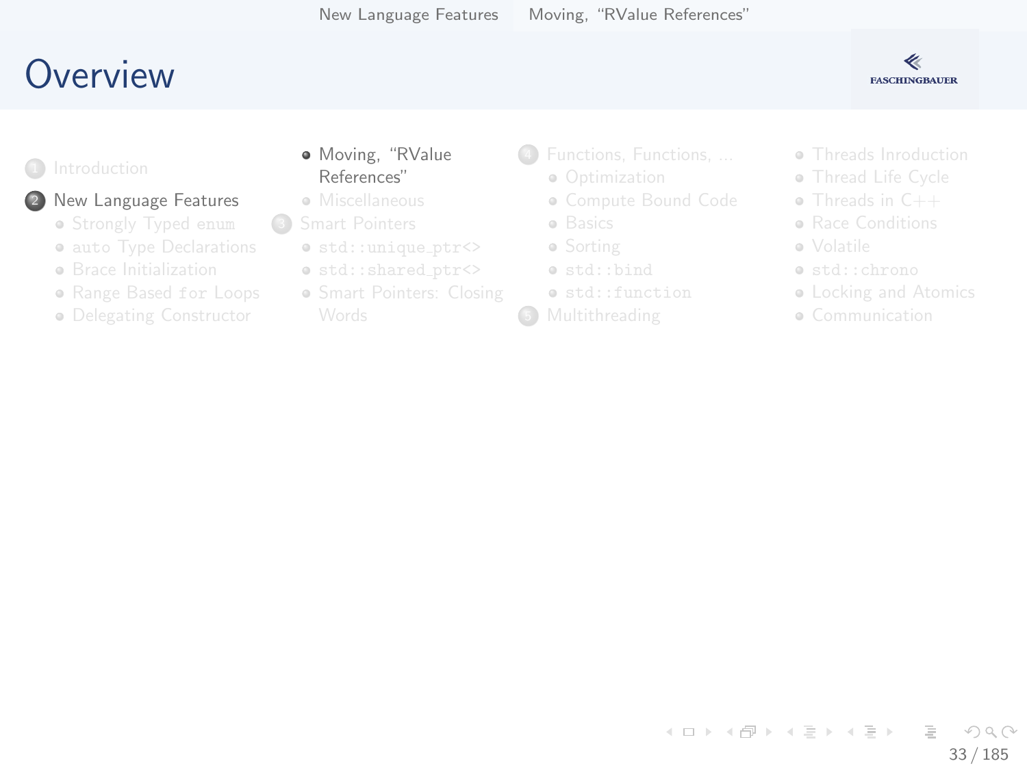# Overview

1. Introduction
2. New Language Features
   - Strongly Typed `enum`
   - `auto` Type Declarations
   - Brace Initialization
   - Range Based `for` Loops
   - Delegating Constructor
   - Moving, “RValue References”
   - Miscellaneous
3. Smart Pointers
   - `std::unique_ptr<>`
   - `std::shared_ptr<>`
   - Smart Pointers: Closing Words
4. Functions, Functions, ...
   - Optimization
   - Compute Bound Code
   - Basics
   - Sorting
   - `std::bind`
   - `std::function`
5. Multithreading
   - Threads Inroduction
   - Thread Life Cycle
   - Threads in C++
   - Race Conditions
   - Volatile
   - `std::chrono`
   - Locking and Atomics
   - Communication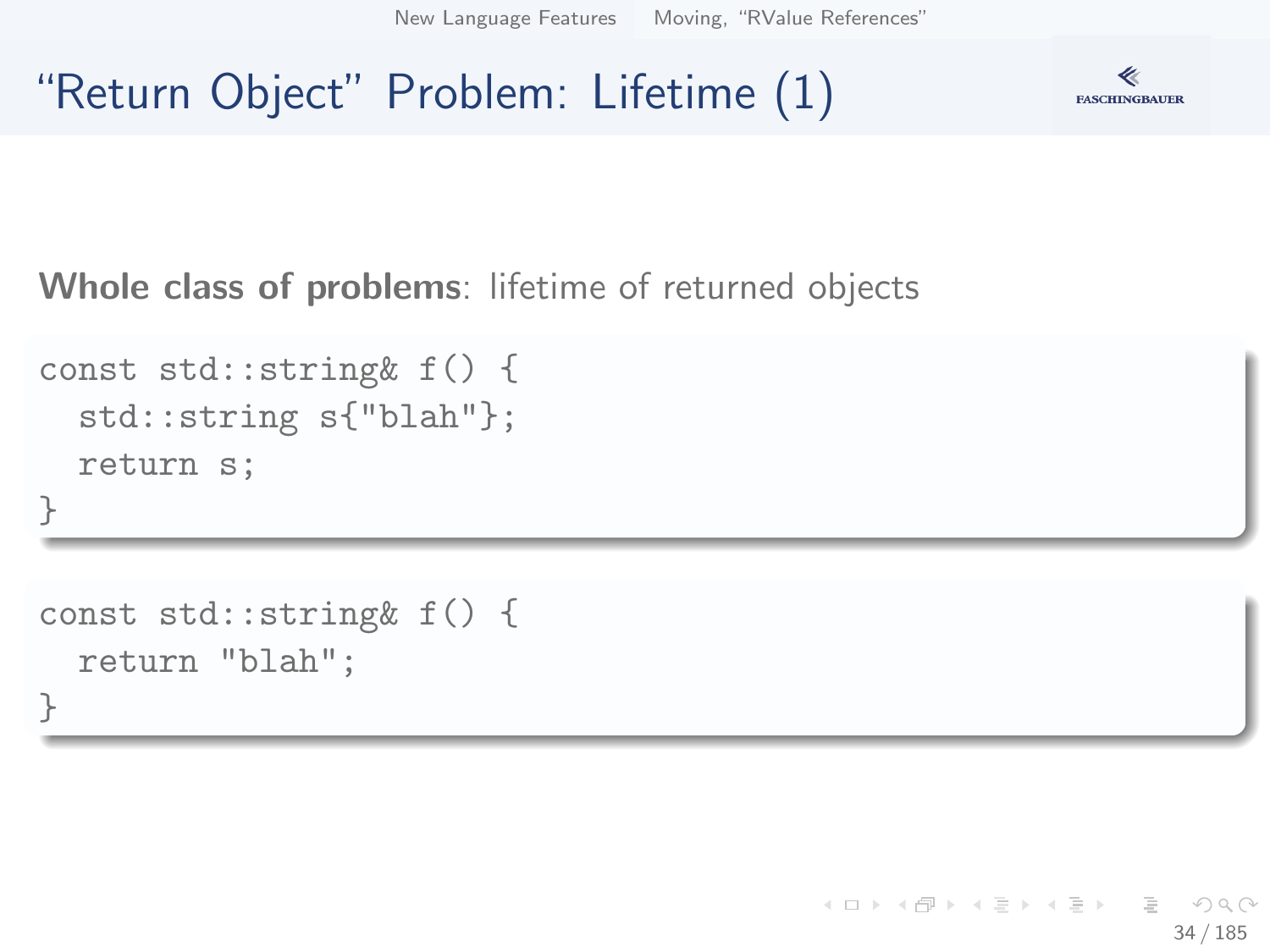# “Return Object” Problem: Lifetime (1)

**Whole class of problems**: lifetime of returned objects

```
const std::string& f() {
  std::string s{"blah"};
  return s;
}
```

```
const std::string& f() {
  return "blah";
}
```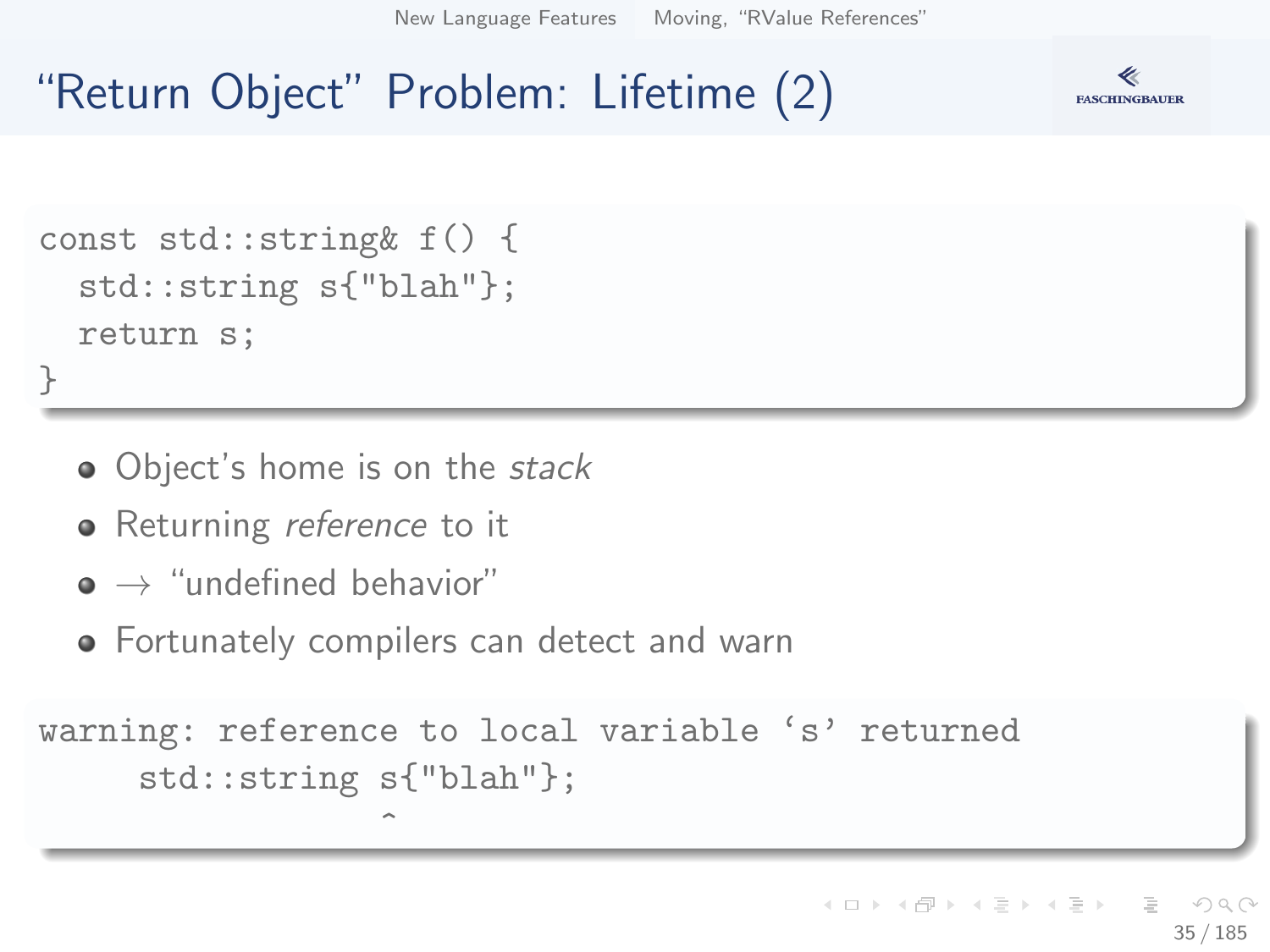# “Return Object” Problem: Lifetime (2)

```
const std::string& f() {
  std::string s{"blah"};
  return s;
}
```

- Object’s home is on the *stack*
- Returning *reference* to it
- → “undefined behavior”
- Fortunately compilers can detect and warn

```
warning: reference to local variable ‘s’ returned
     std::string s{"blah"};
                 ^
```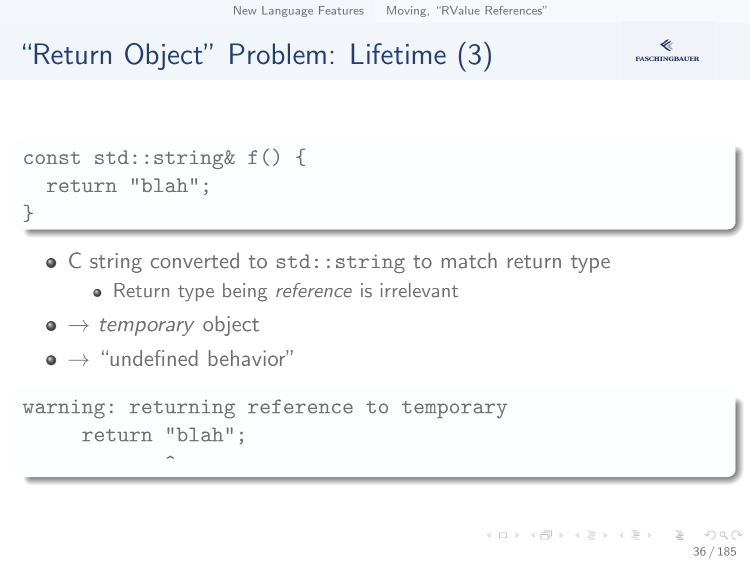# "Return Object" Problem: Lifetime (3)

```
const std::string& f() {
  return "blah";
}
```

- C string converted to `std::string` to match return type
  - Return type being *reference* is irrelevant
- → *temporary* object
- → "undefined behavior"

```
warning: returning reference to temporary
     return "blah";
            ^
```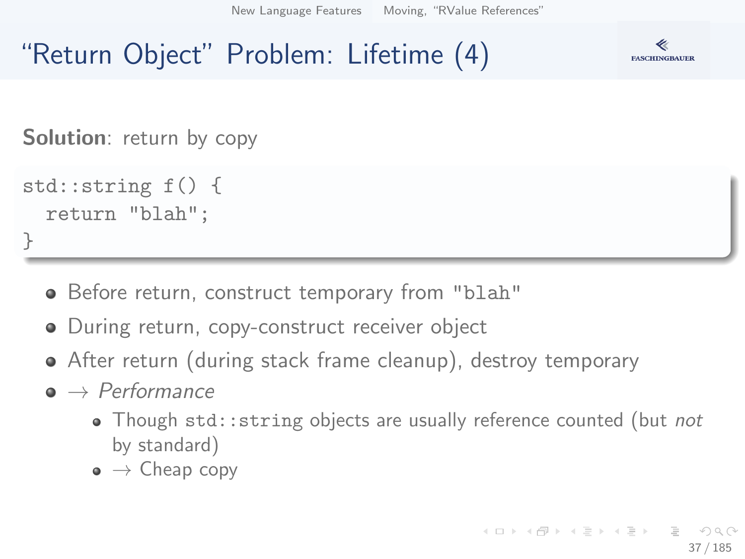# "Return Object" Problem: Lifetime (4)

**Solution**: return by copy

```
std::string f() {
  return "blah";
}
```

- Before return, construct temporary from `"blah"`
- During return, copy-construct receiver object
- After return (during stack frame cleanup), destroy temporary
- → *Performance*
  - Though `std::string` objects are usually reference counted (but *not* by standard)
  - → Cheap copy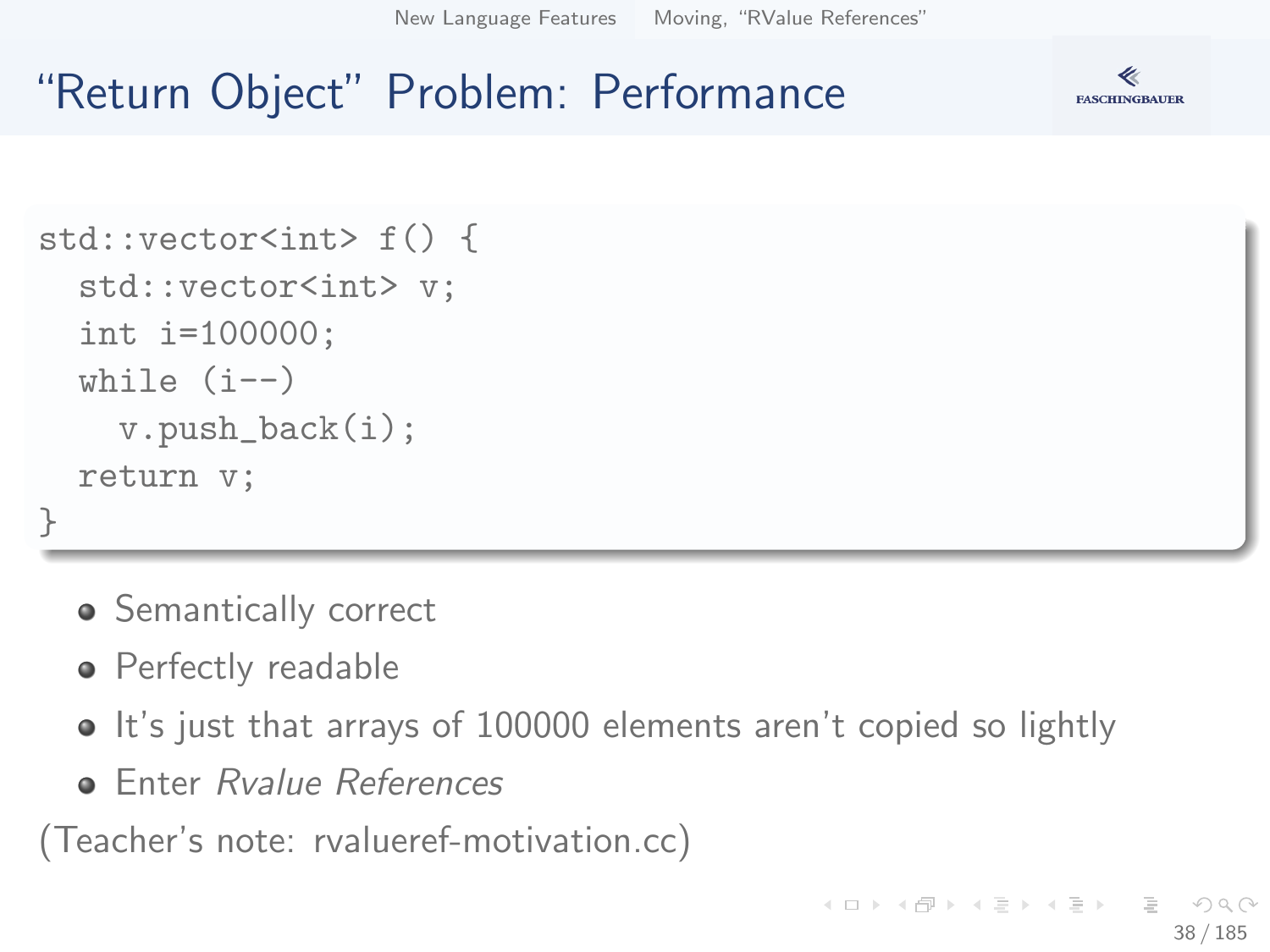# "Return Object" Problem: Performance

```
std::vector<int> f() {
  std::vector<int> v;
  int i=100000;
  while (i--)
    v.push_back(i);
  return v;
}
```

- Semantically correct
- Perfectly readable
- It's just that arrays of 100000 elements aren't copied so lightly
- Enter *Rvalue References*

(Teacher's note: rvalueref-motivation.cc)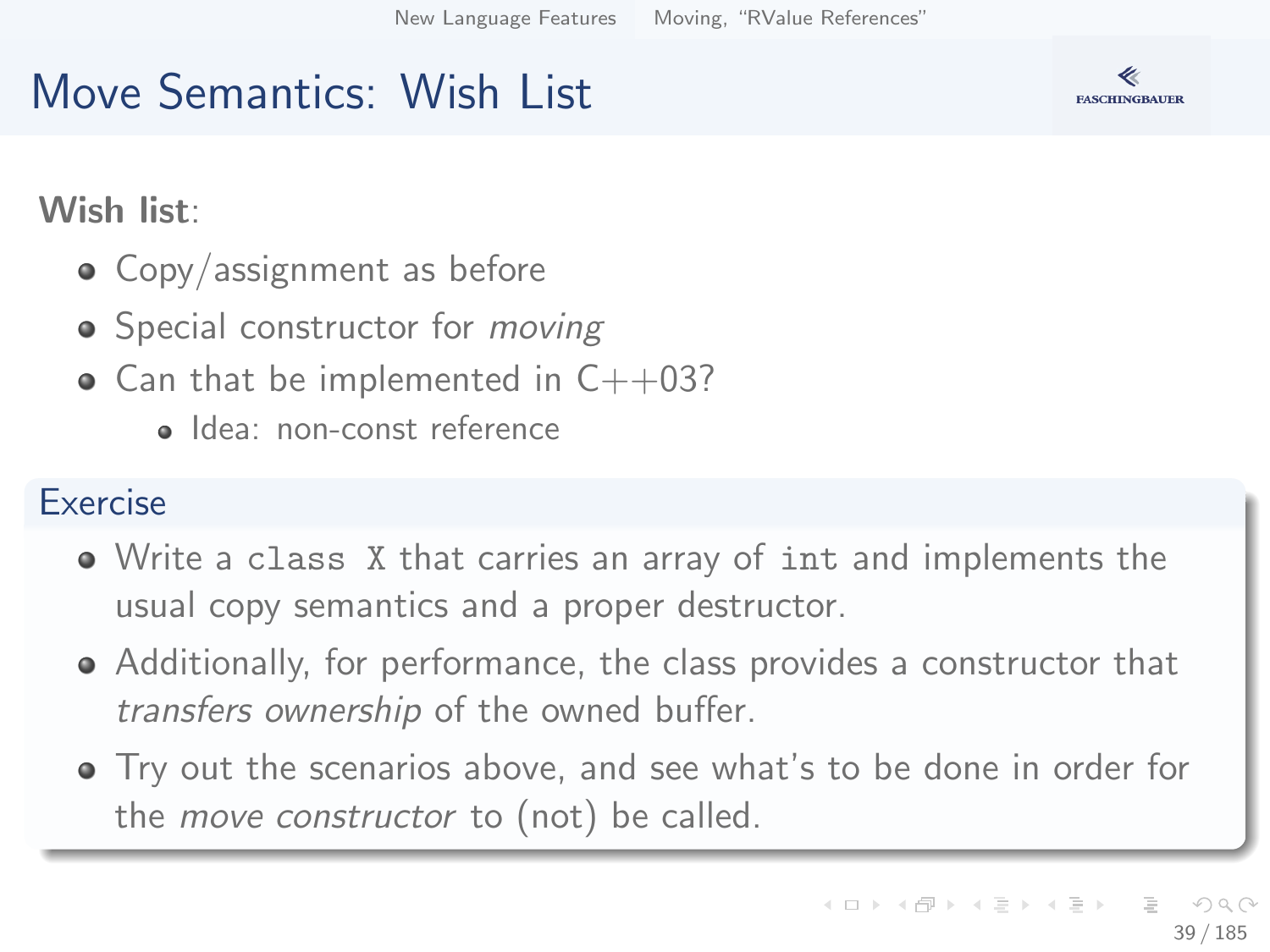# Move Semantics: Wish List

**Wish list**:

- Copy/assignment as before
- Special constructor for *moving*
- Can that be implemented in C++03?
  - Idea: non-const reference

## Exercise

- Write a `class X` that carries an array of `int` and implements the usual copy semantics and a proper destructor.
- Additionally, for performance, the class provides a constructor that *transfers ownership* of the owned buffer.
- Try out the scenarios above, and see what's to be done in order for the *move constructor* to (not) be called.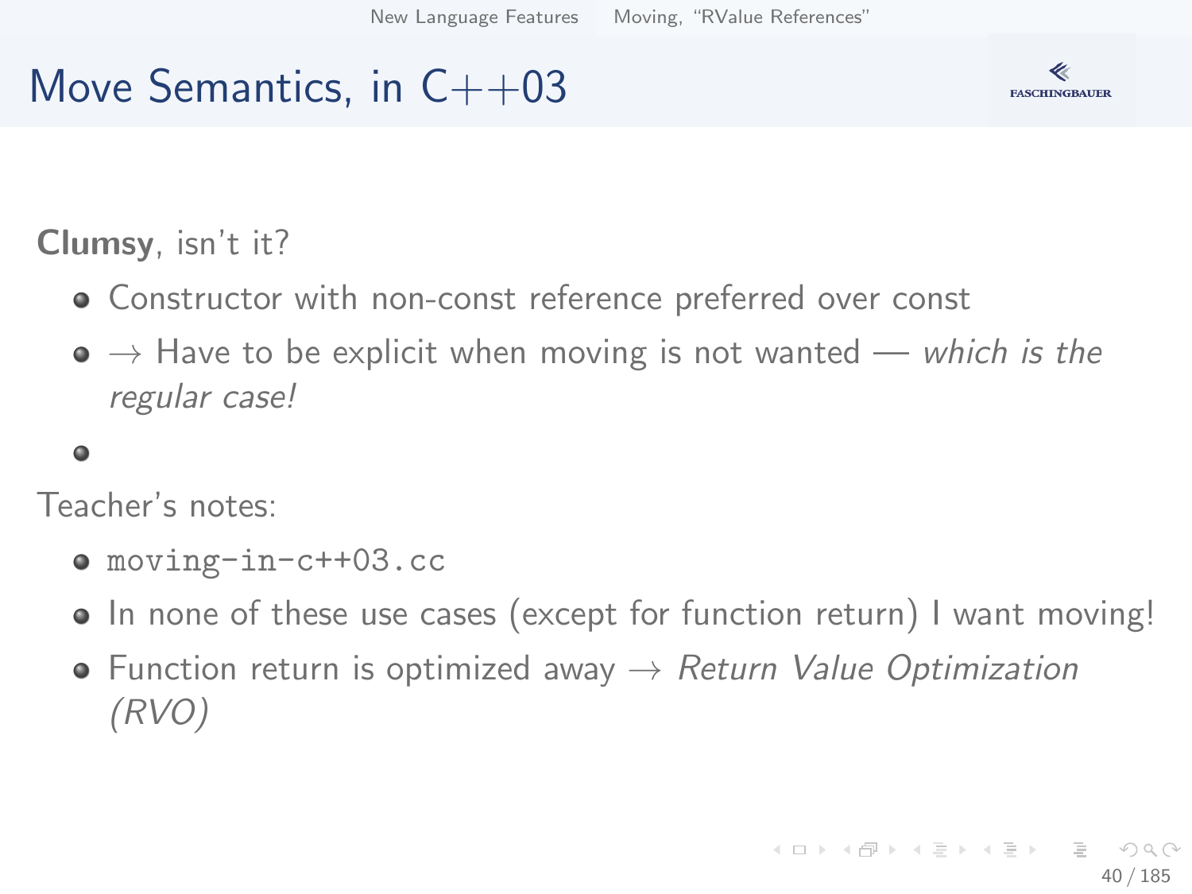# Move Semantics, in C++03

**Clumsy**, isn't it?

- Constructor with non-const reference preferred over const
- → Have to be explicit when moving is not wanted — *which is the regular case!*
- 

Teacher's notes:

- `moving-in-c++03.cc`
- In none of these use cases (except for function return) I want moving!
- Function return is optimized away → *Return Value Optimization (RVO)*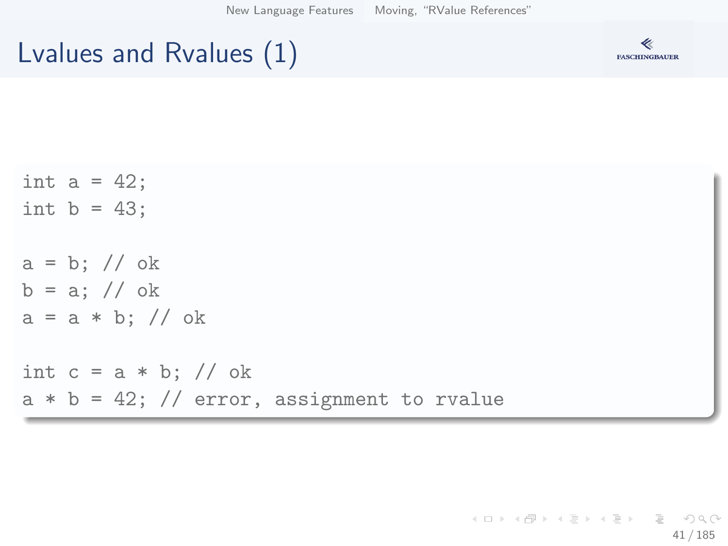# Lvalues and Rvalues (1)

```
int a = 42;
int b = 43;

a = b; // ok
b = a; // ok
a = a * b; // ok

int c = a * b; // ok
a * b = 42; // error, assignment to rvalue
```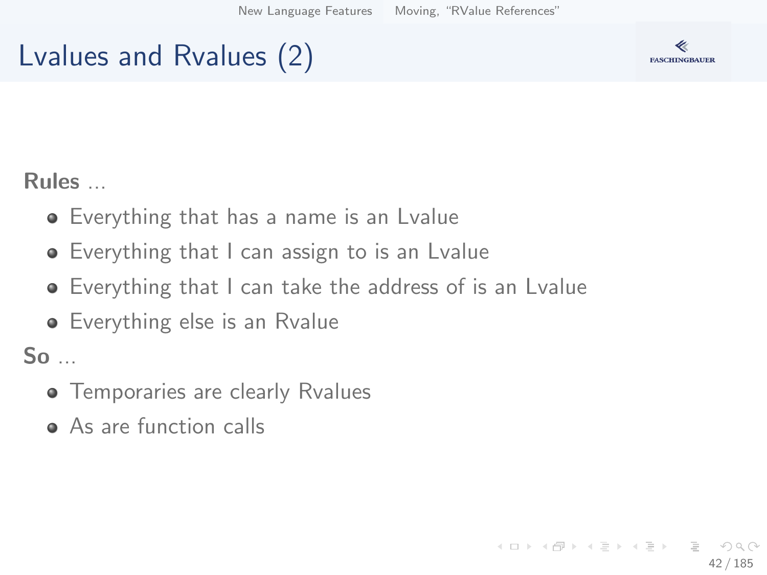## Lvalues and Rvalues (2)

**Rules** ...

- Everything that has a name is an Lvalue
- Everything that I can assign to is an Lvalue
- Everything that I can take the address of is an Lvalue
- Everything else is an Rvalue

**So** ...

- Temporaries are clearly Rvalues
- As are function calls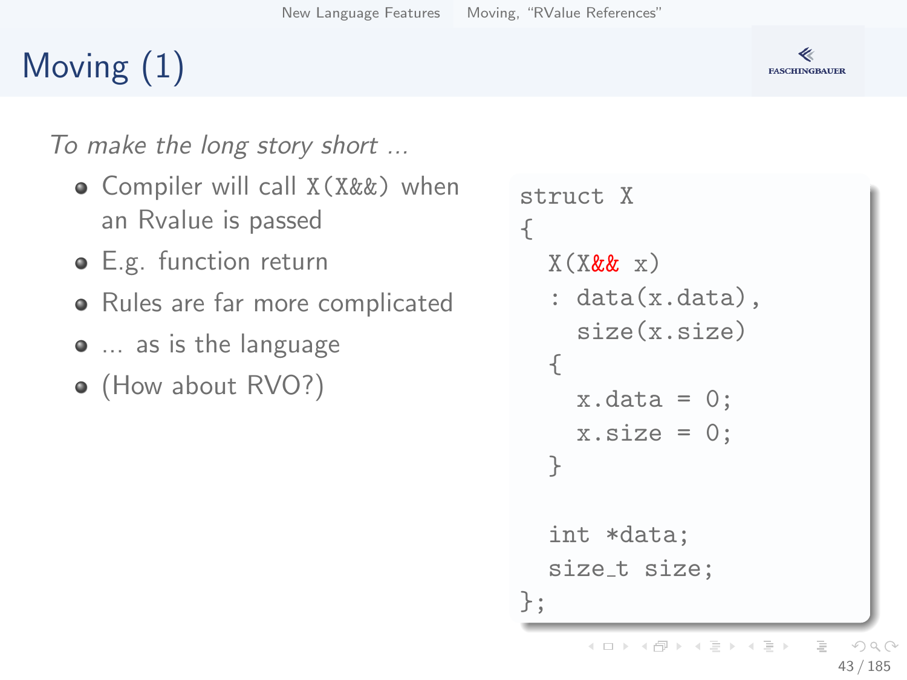# Moving (1)

*To make the long story short ...*

- Compiler will call `X(X&&)` when an Rvalue is passed
- E.g. function return
- Rules are far more complicated
- ... as is the language
- (How about RVO?)

```
struct X
{
  X(X&& x)
  : data(x.data),
    size(x.size)
  {
    x.data = 0;
    x.size = 0;
  }

  int *data;
  size_t size;
};
```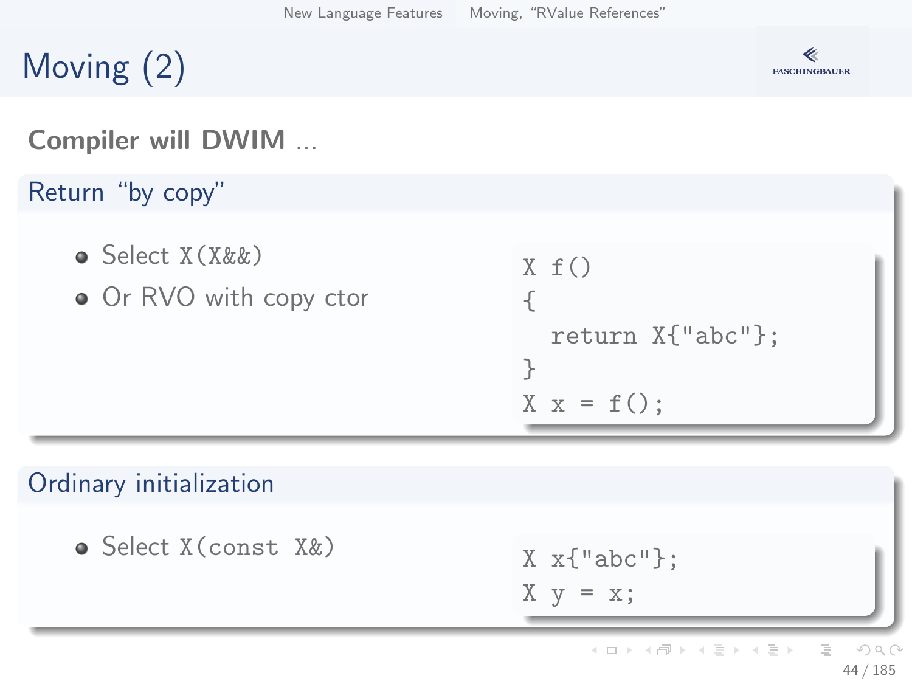# Moving (2)

**Compiler will DWIM ...**

## Return "by copy"

- Select `X(X&&)`
- Or RVO with copy ctor

```
X f()
{
  return X{"abc"};
}
X x = f();
```

## Ordinary initialization

- Select `X(const X&)`

```
X x{"abc"};
X y = x;
```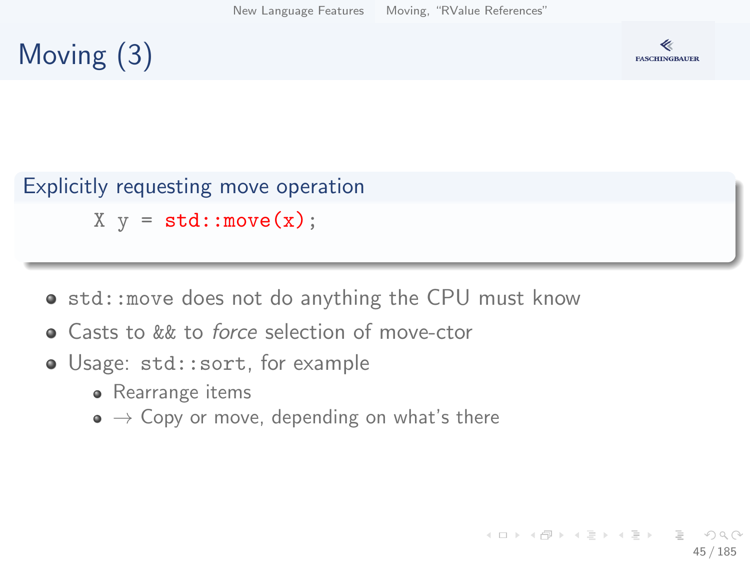# Moving (3)

## Explicitly requesting move operation

```
X y = std::move(x);
```

- `std::move` does not do anything the CPU must know
- Casts to `&&` to *force* selection of move-ctor
- Usage: `std::sort`, for example
  - Rearrange items
  - → Copy or move, depending on what's there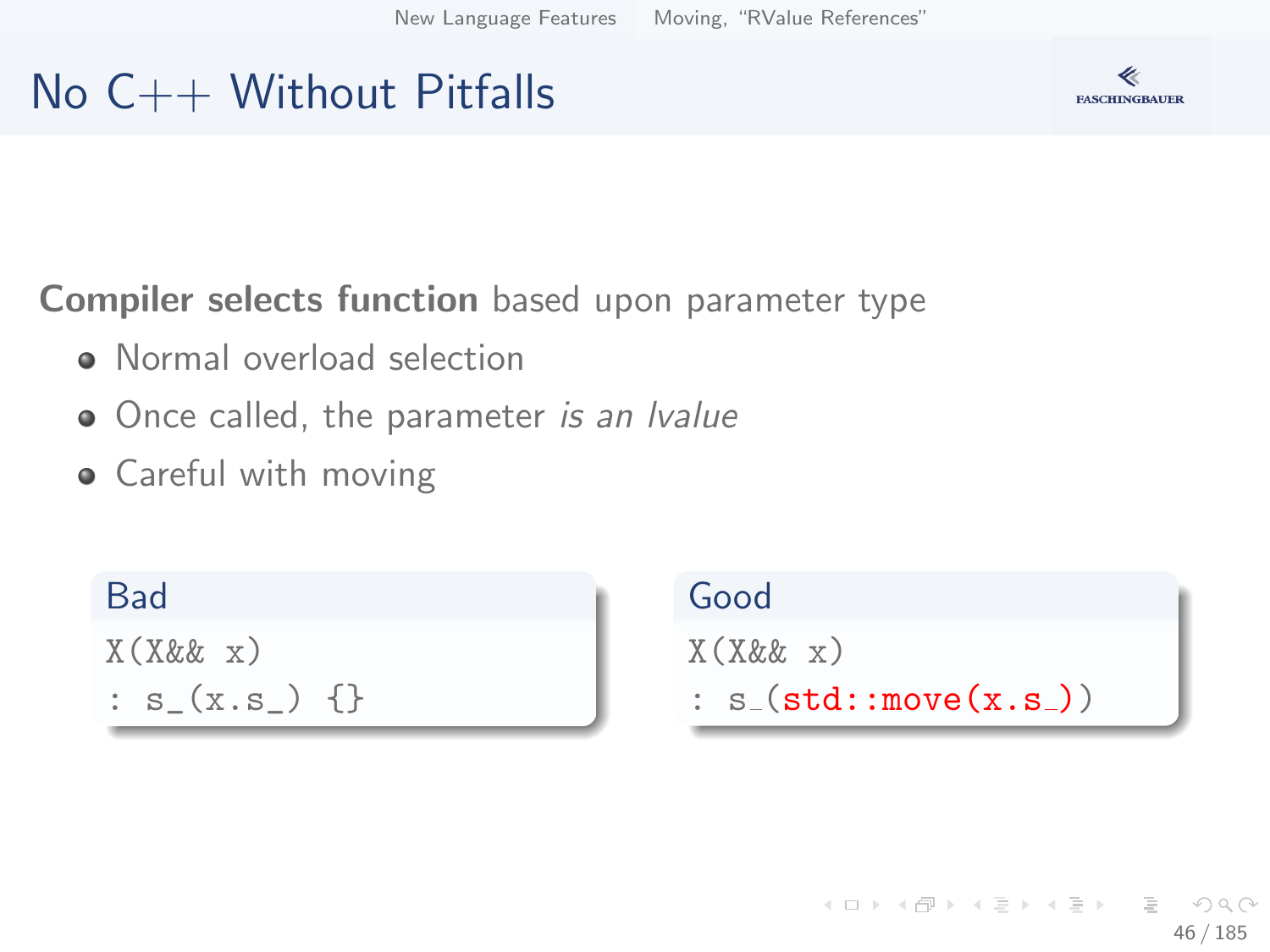# No C++ Without Pitfalls

**Compiler selects function** based upon parameter type

- Normal overload selection
- Once called, the parameter *is an lvalue*
- Careful with moving

**Bad**

```
X(X&& x)
: s_(x.s_) {}
```

**Good**

```
X(X&& x)
: s_(std::move(x.s_))
```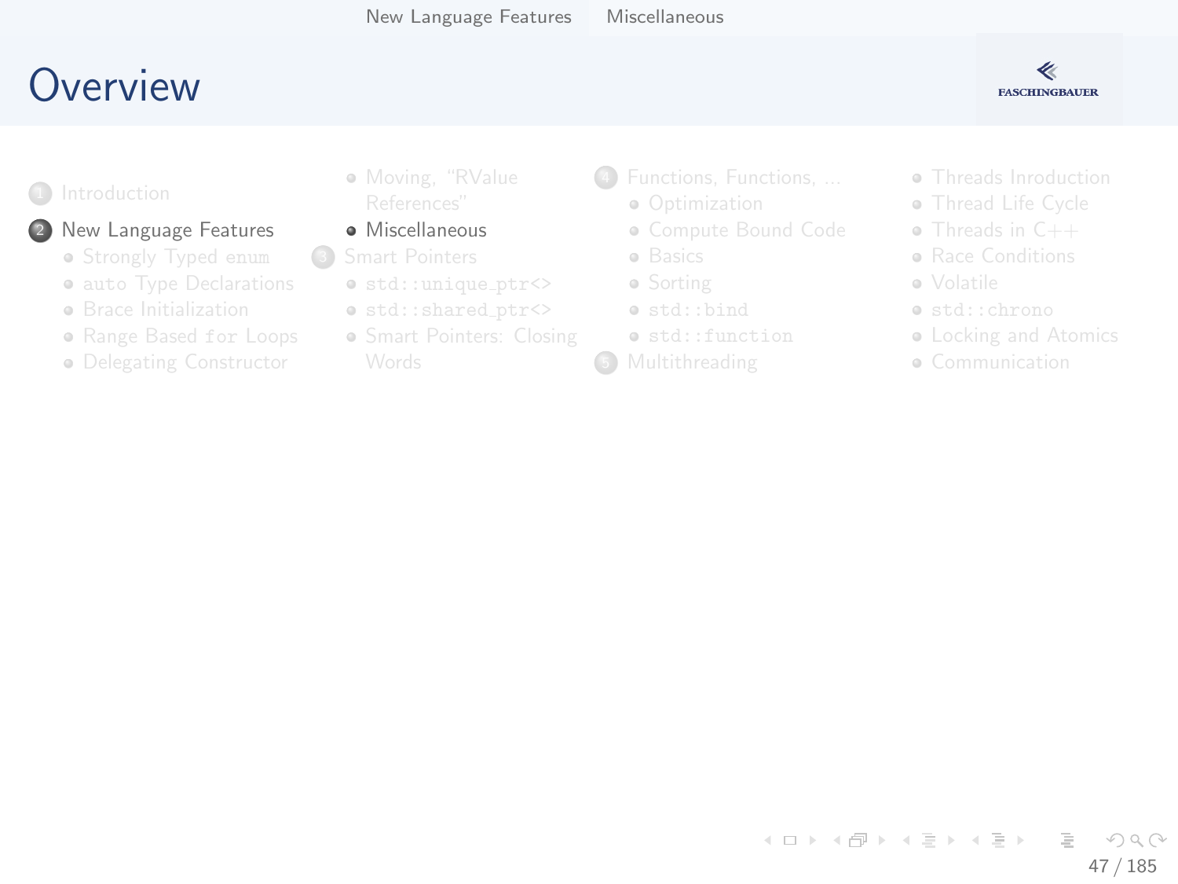# Overview

1. Introduction
2. New Language Features
   - Strongly Typed `enum`
   - `auto` Type Declarations
   - Brace Initialization
   - Range Based `for` Loops
   - Delegating Constructor
   - Moving, "RValue References"
   - Miscellaneous
3. Smart Pointers
   - `std::unique_ptr<>`
   - `std::shared_ptr<>`
   - Smart Pointers: Closing Words
4. Functions, Functions, ...
   - Optimization
   - Compute Bound Code
   - Basics
   - Sorting
   - `std::bind`
   - `std::function`
5. Multithreading
   - Threads Inroduction
   - Thread Life Cycle
   - Threads in C++
   - Race Conditions
   - Volatile
   - `std::chrono`
   - Locking and Atomics
   - Communication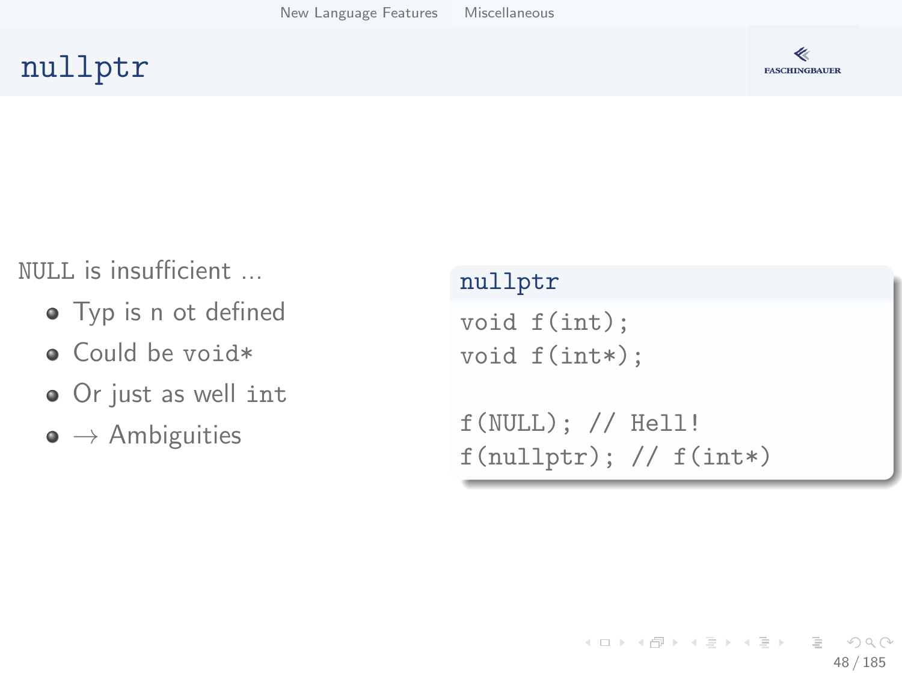# nullptr

NULL is insufficient ...

- Typ is n ot defined
- Could be void*
- Or just as well int
- → Ambiguities

**nullptr**

```
void f(int);
void f(int*);

f(NULL); // Hell!
f(nullptr); // f(int*)
```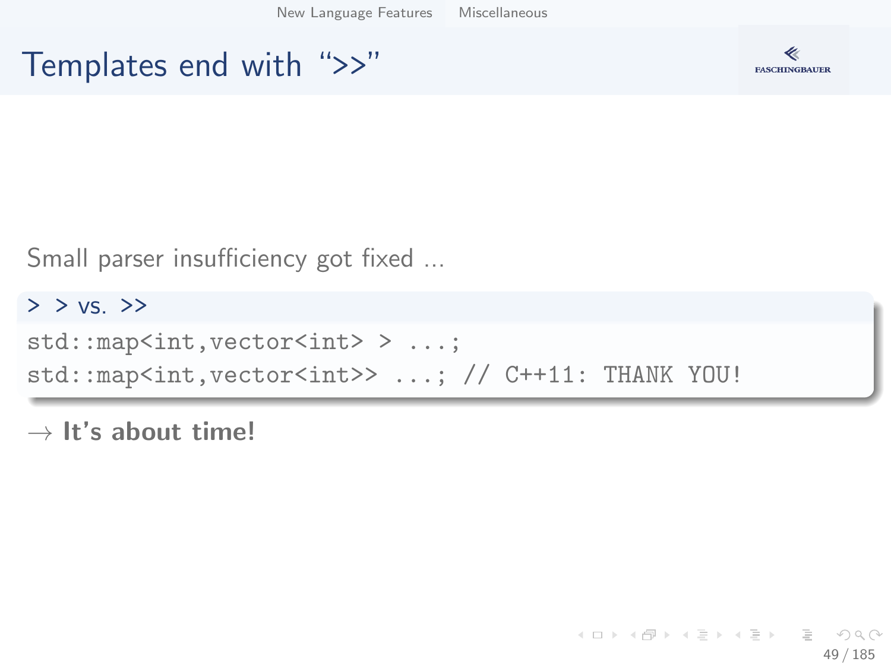# Templates end with ">>"

Small parser insufficiency got fixed ...

**> > vs. >>**

```
std::map<int,vector<int> > ...;
std::map<int,vector<int>> ...; // C++11: THANK YOU!
```

→ **It's about time!**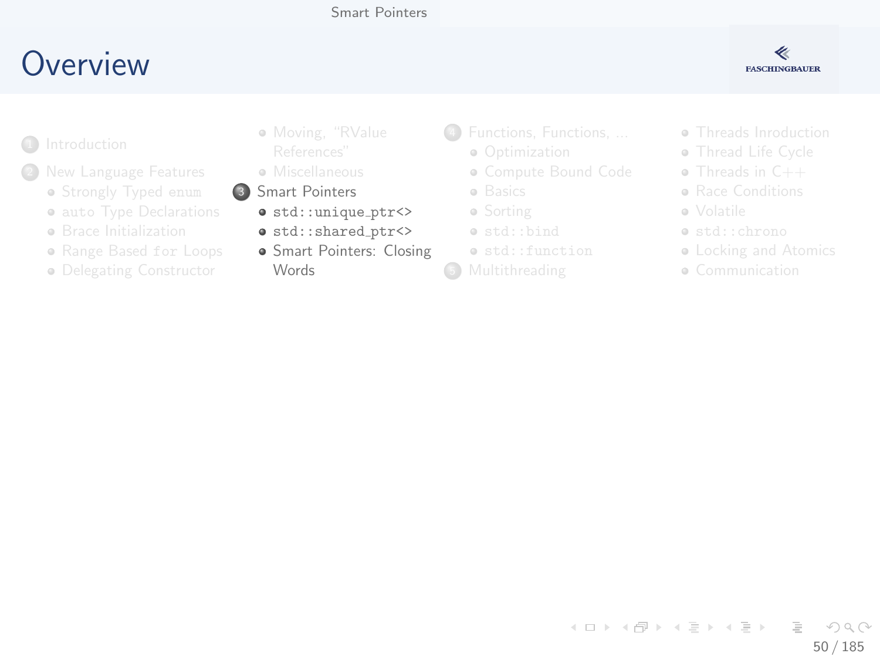# Overview

1. Introduction
2. New Language Features
   - Strongly Typed `enum`
   - `auto` Type Declarations
   - Brace Initialization
   - Range Based `for` Loops
   - Delegating Constructor
   - Moving, "RValue References"
   - Miscellaneous
3. Smart Pointers
   - `std::unique_ptr<>`
   - `std::shared_ptr<>`
   - Smart Pointers: Closing Words
4. Functions, Functions, ...
   - Optimization
   - Compute Bound Code
   - Basics
   - Sorting
   - `std::bind`
   - `std::function`
5. Multithreading
   - Threads Inroduction
   - Thread Life Cycle
   - Threads in C++
   - Race Conditions
   - Volatile
   - `std::chrono`
   - Locking and Atomics
   - Communication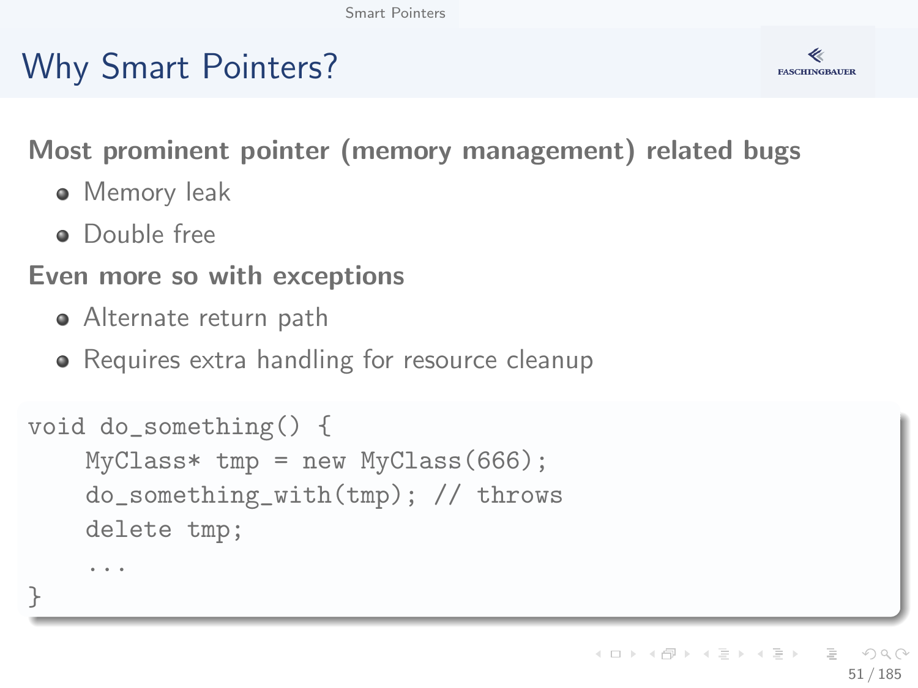# Why Smart Pointers?

**Most prominent pointer (memory management) related bugs**

- Memory leak
- Double free

**Even more so with exceptions**

- Alternate return path
- Requires extra handling for resource cleanup

```
void do_something() {
    MyClass* tmp = new MyClass(666);
    do_something_with(tmp); // throws
    delete tmp;
    ...
}
```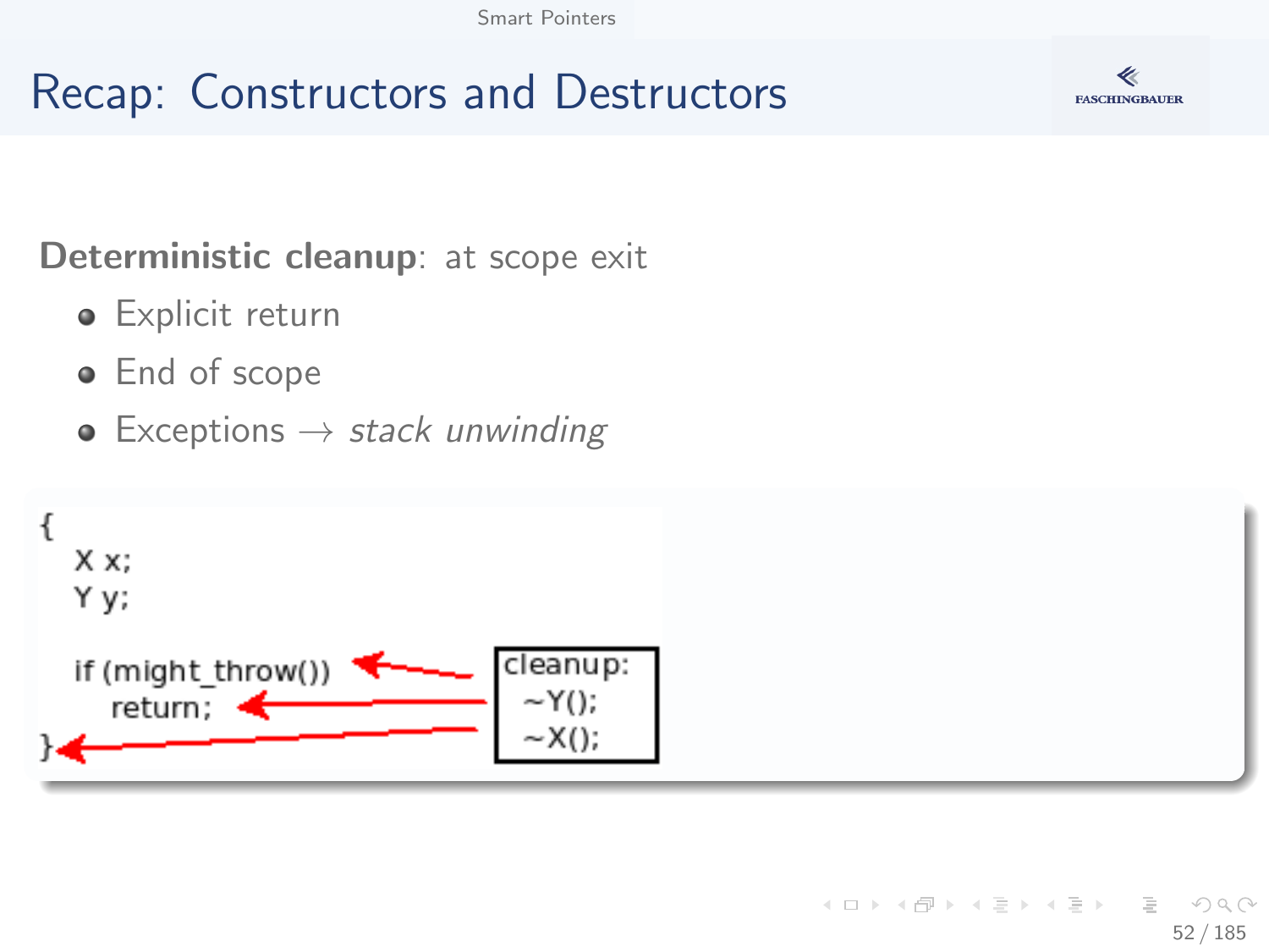# Recap: Constructors and Destructors

**Deterministic cleanup**: at scope exit

- Explicit return
- End of scope
- Exceptions → *stack unwinding*

```
{
  X x;
  Y y;

  if (might_throw())
     return;
}
```

```
cleanup:
  ~Y();
  ~X();
```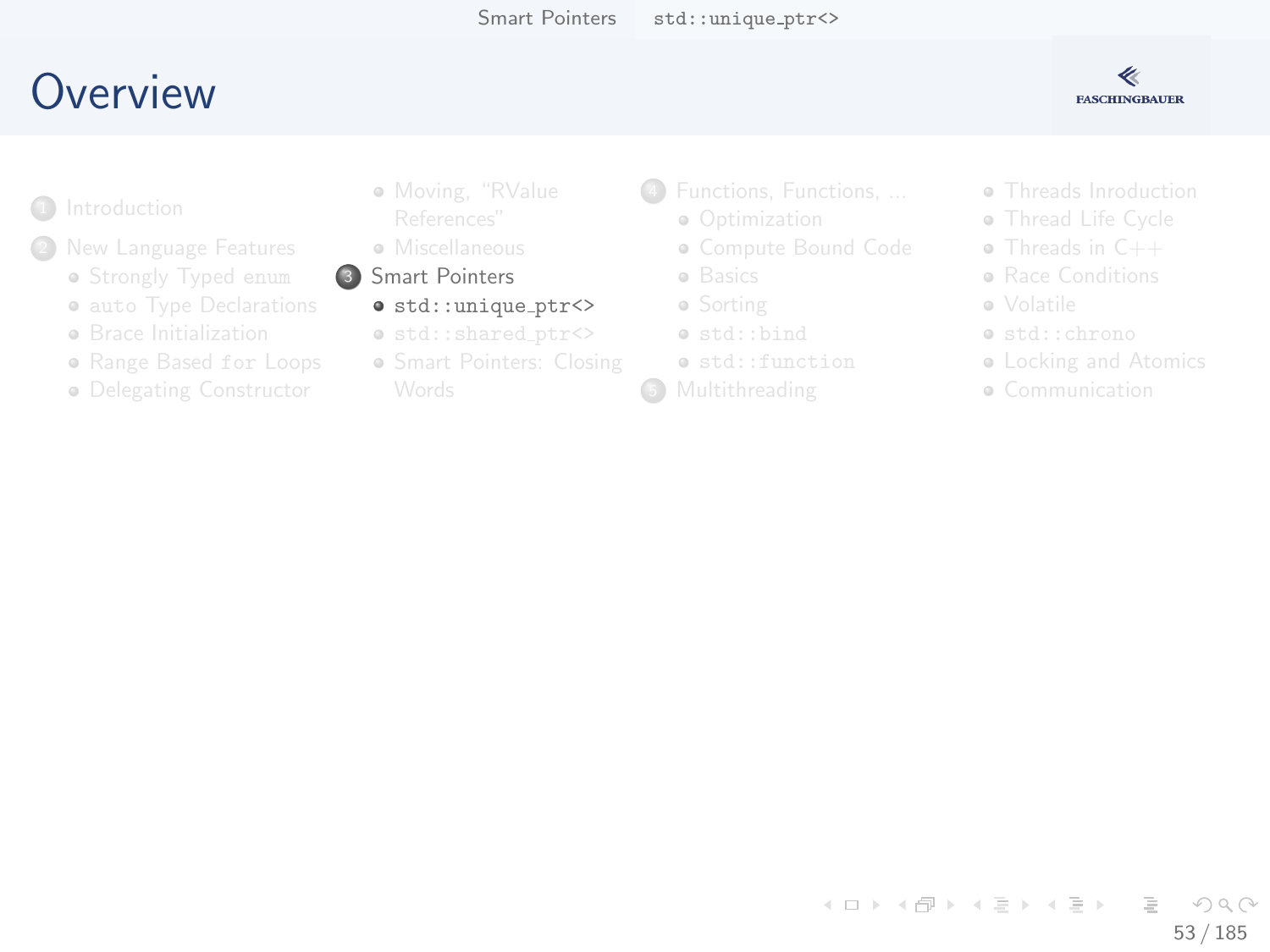# Overview

1. Introduction
2. New Language Features
   - Strongly Typed `enum`
   - `auto` Type Declarations
   - Brace Initialization
   - Range Based `for` Loops
   - Delegating Constructor
   - Moving, "RValue References"
   - Miscellaneous
3. Smart Pointers
   - `std::unique_ptr<>`
   - `std::shared_ptr<>`
   - Smart Pointers: Closing Words
4. Functions, Functions, ...
   - Optimization
   - Compute Bound Code
   - Basics
   - Sorting
   - `std::bind`
   - `std::function`
5. Multithreading
   - Threads Inroduction
   - Thread Life Cycle
   - Threads in C++
   - Race Conditions
   - Volatile
   - `std::chrono`
   - Locking and Atomics
   - Communication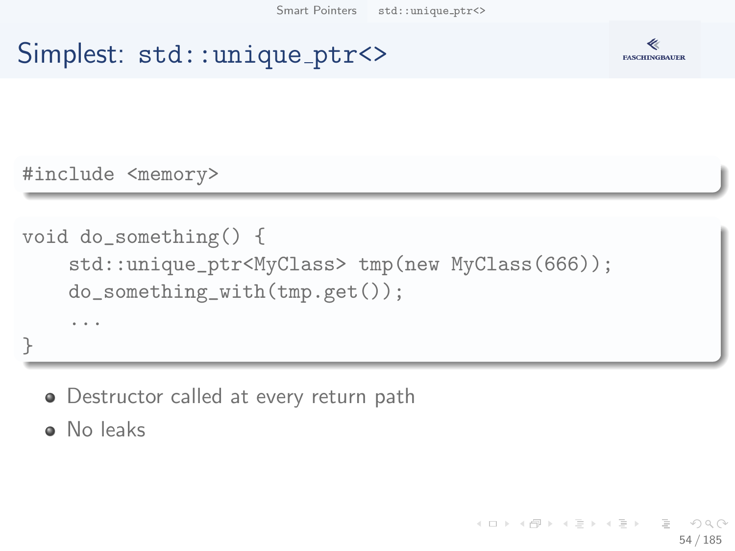# Simplest: std::unique_ptr<>

```
#include <memory>
```

```
void do_something() {
    std::unique_ptr<MyClass> tmp(new MyClass(666));
    do_something_with(tmp.get());
    ...
}
```

- Destructor called at every return path
- No leaks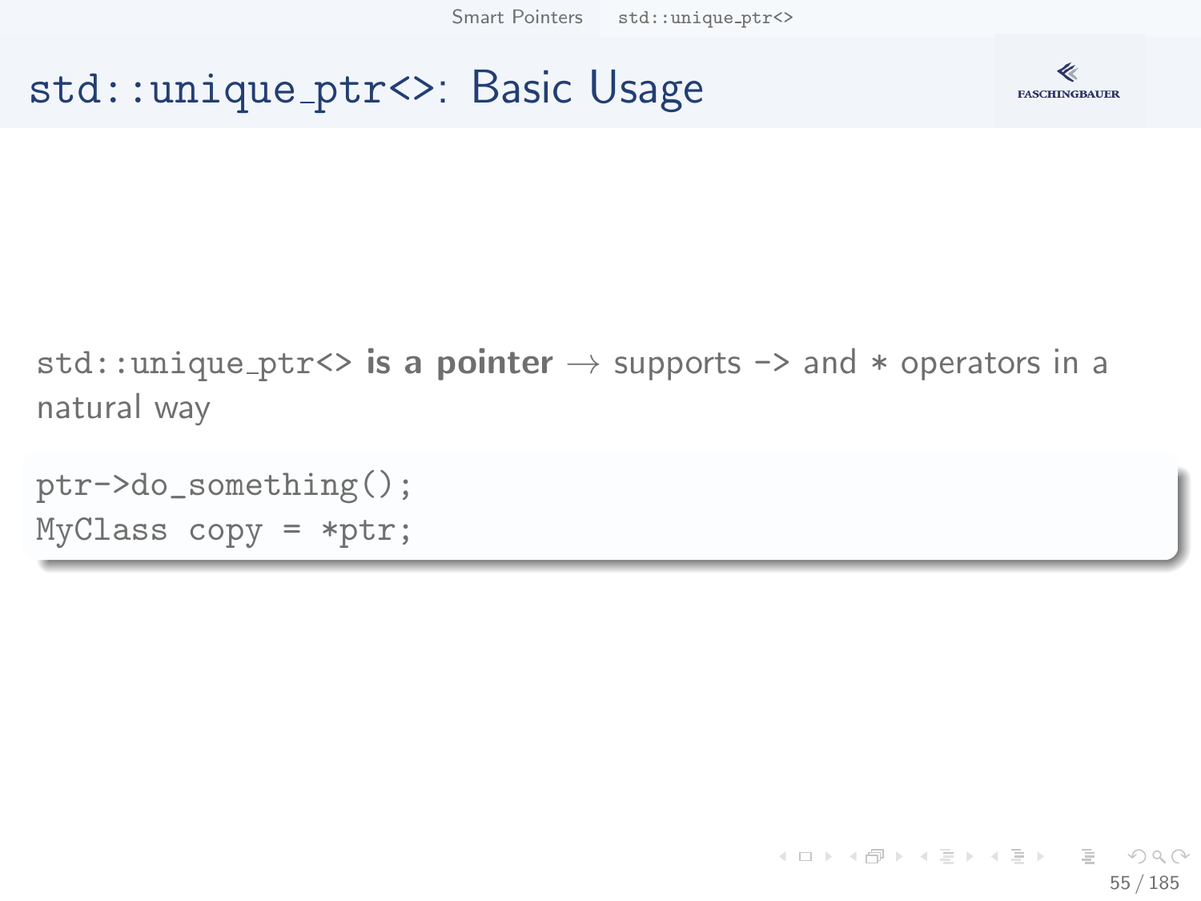# `std::unique_ptr<>`: Basic Usage

`std::unique_ptr<>` **is a pointer** → supports `->` and `*` operators in a natural way

```
ptr->do_something();
MyClass copy = *ptr;
```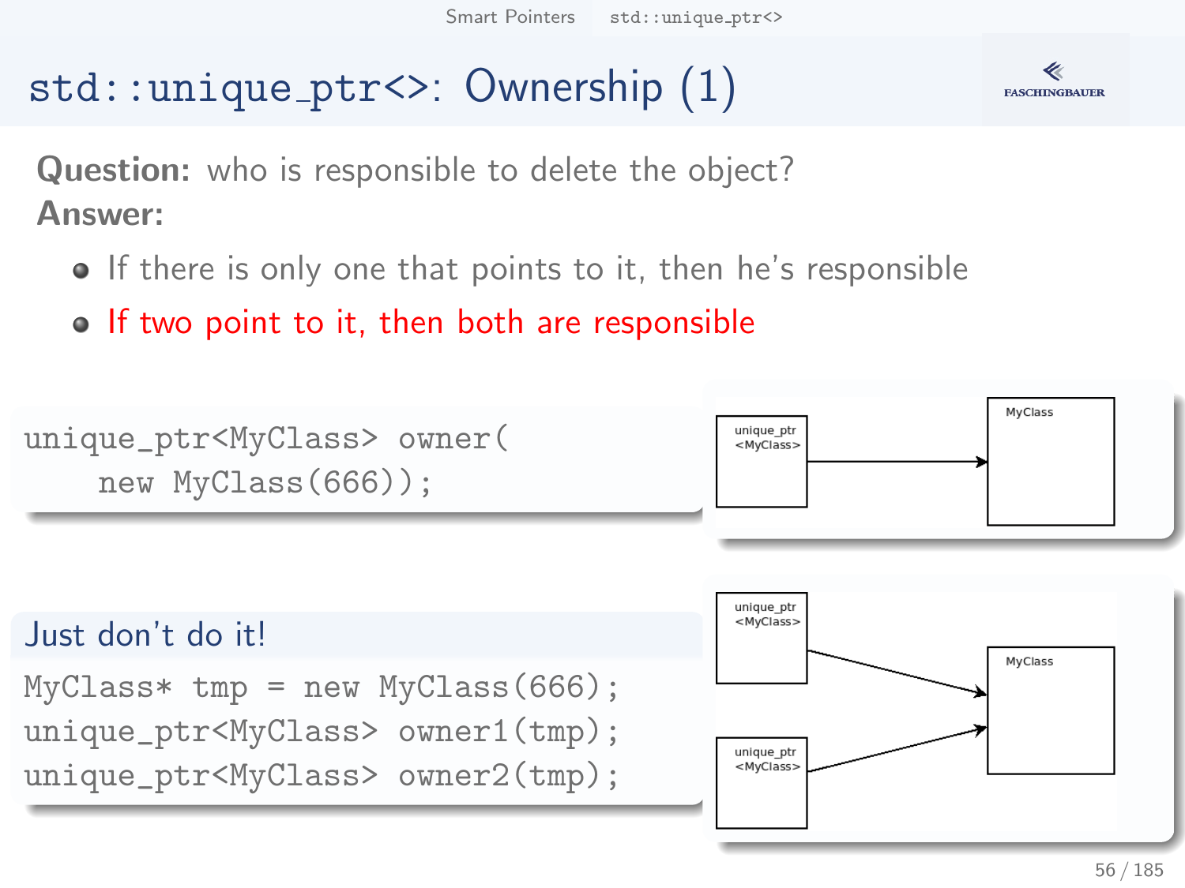# std::unique_ptr<>: Ownership (1)

**Question:** who is responsible to delete the object?

**Answer:**

- If there is only one that points to it, then he's responsible
- If two point to it, then both are responsible

```
unique_ptr<MyClass> owner(
    new MyClass(666));
```

unique_ptr <MyClass> → MyClass

### Just don't do it!

```
MyClass* tmp = new MyClass(666);
unique_ptr<MyClass> owner1(tmp);
unique_ptr<MyClass> owner2(tmp);
```

unique_ptr <MyClass> → MyClass

unique_ptr <MyClass> → MyClass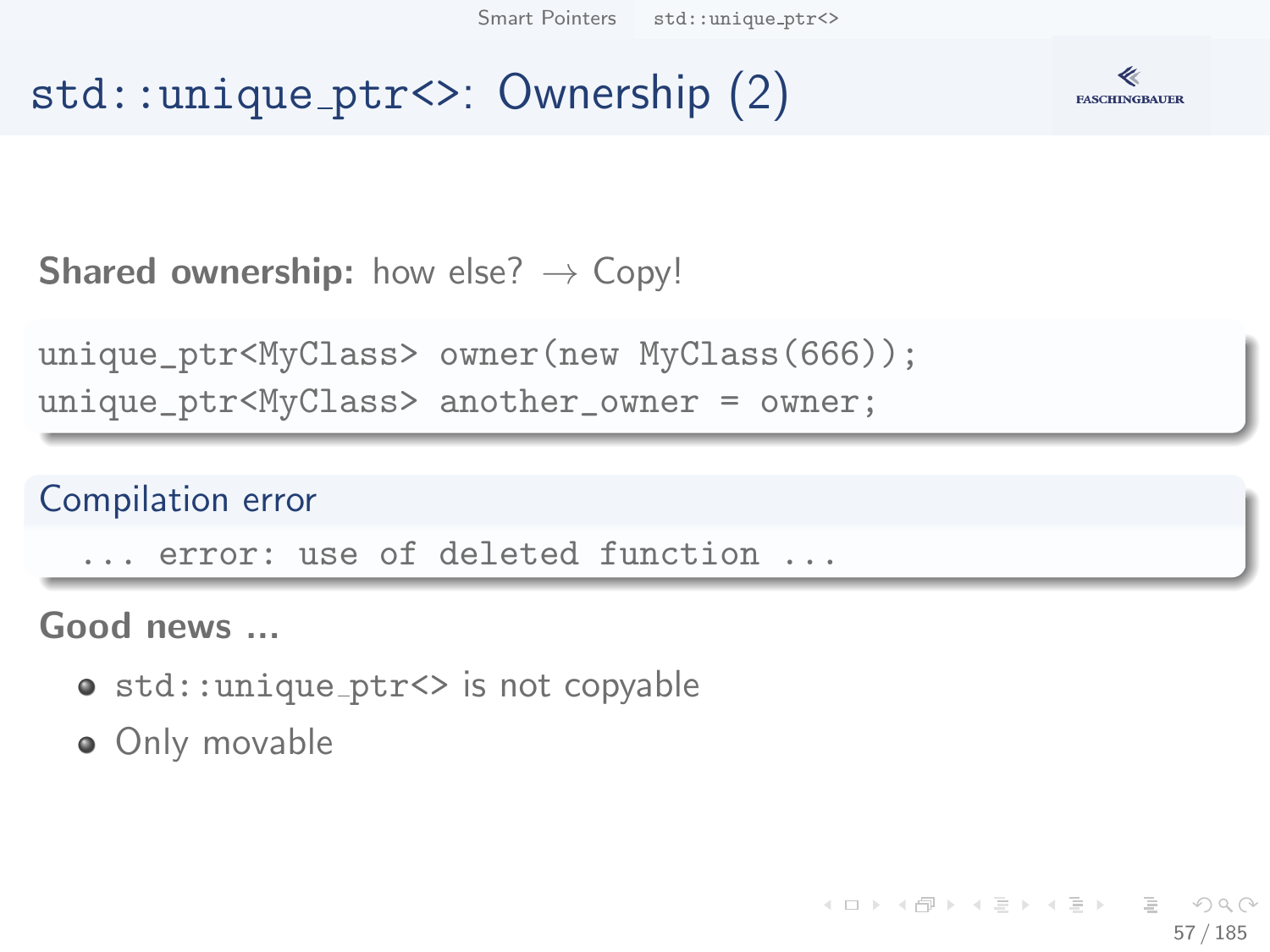# std::unique_ptr<>: Ownership (2)

**Shared ownership:** how else? → Copy!

```
unique_ptr<MyClass> owner(new MyClass(666));
unique_ptr<MyClass> another_owner = owner;
```

**Compilation error**

```
... error: use of deleted function ...
```

**Good news ...**

- `std::unique_ptr<>` is not copyable
- Only movable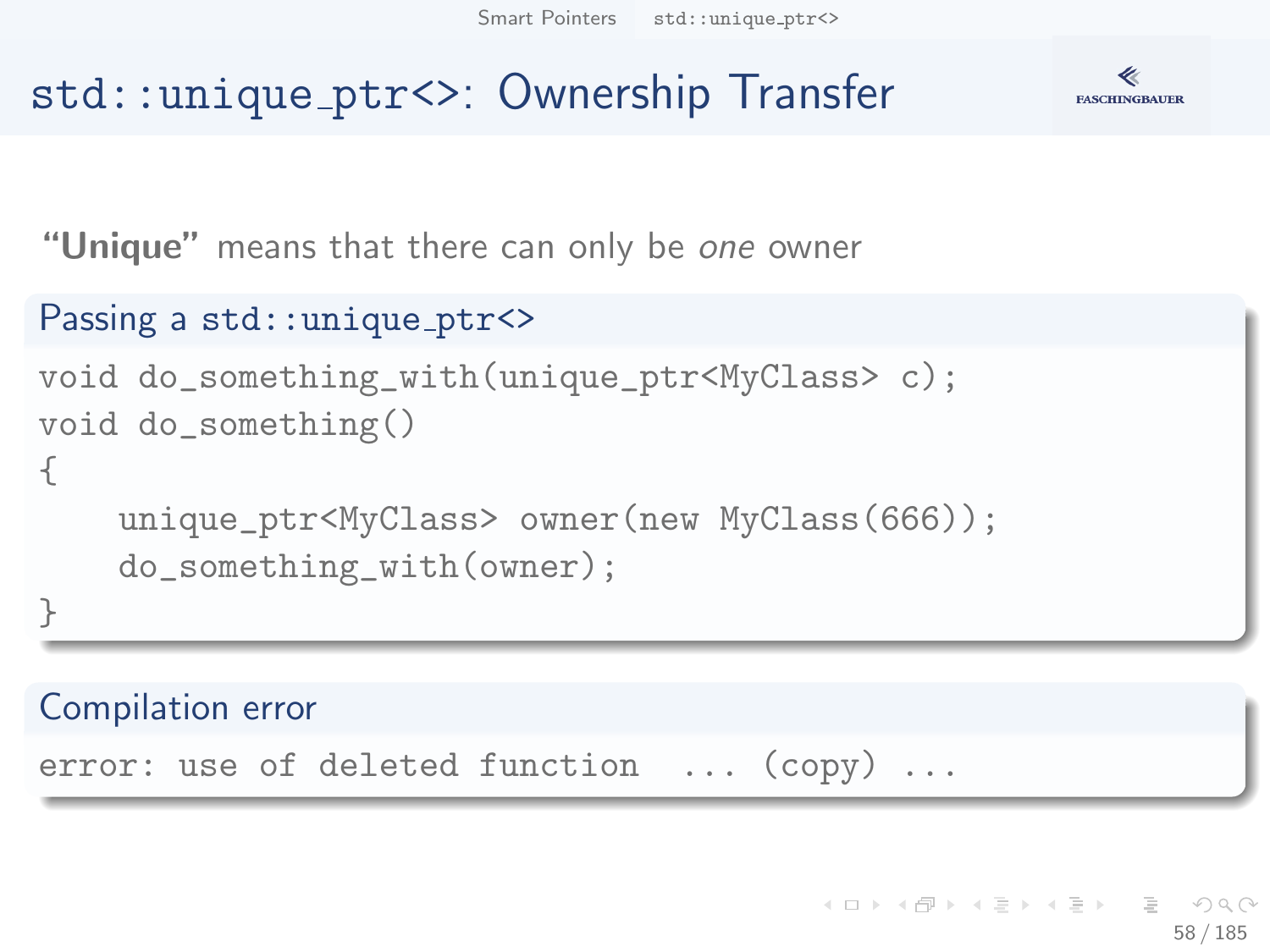# std::unique_ptr<>: Ownership Transfer

**"Unique"** means that there can only be *one* owner

### Passing a std::unique_ptr<>

```
void do_something_with(unique_ptr<MyClass> c);
void do_something()
{
    unique_ptr<MyClass> owner(new MyClass(666));
    do_something_with(owner);
}
```

### Compilation error

```
error: use of deleted function  ... (copy) ...
```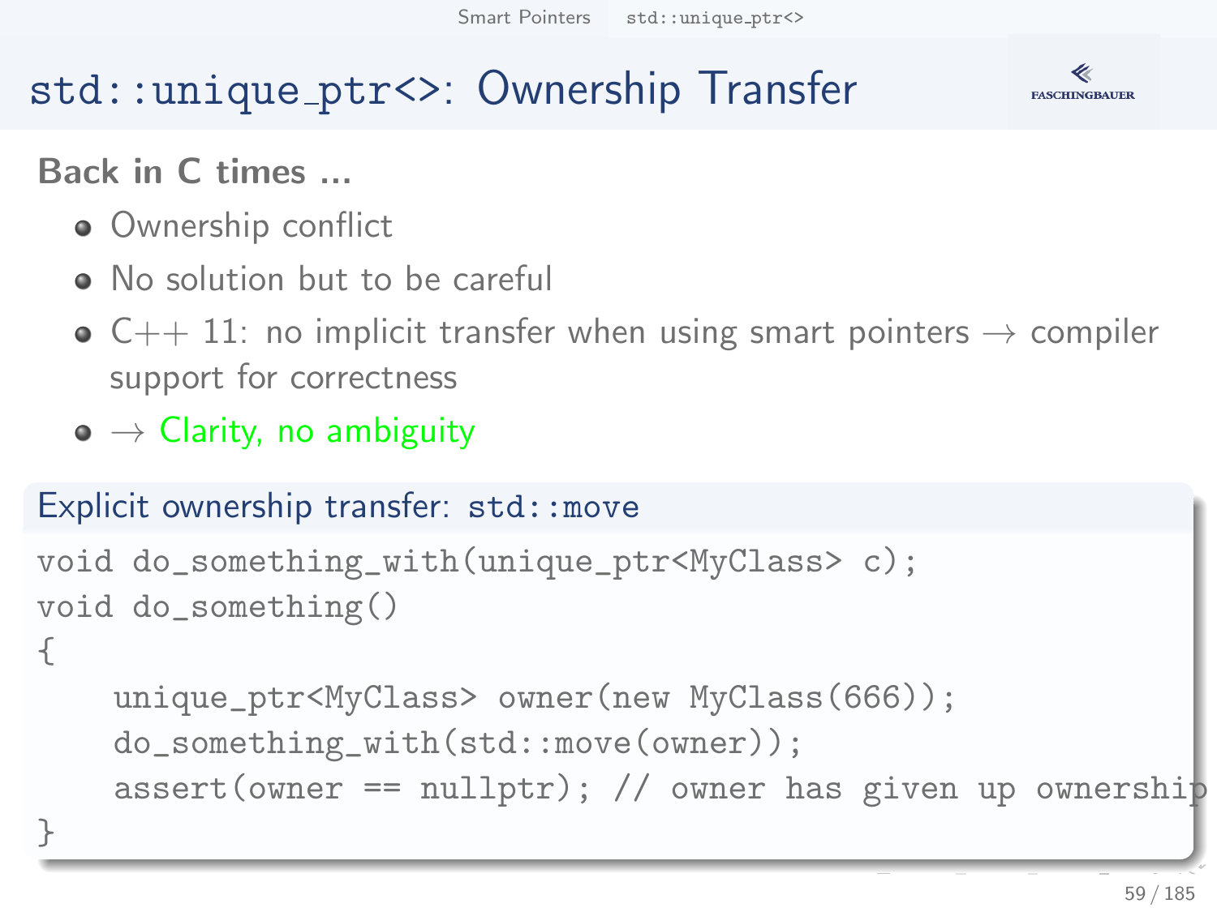# std::unique_ptr<>: Ownership Transfer

**Back in C times ...**

- Ownership conflict
- No solution but to be careful
- C++ 11: no implicit transfer when using smart pointers → compiler support for correctness
- → Clarity, no ambiguity

**Explicit ownership transfer: std::move**

```
void do_something_with(unique_ptr<MyClass> c);
void do_something()
{
    unique_ptr<MyClass> owner(new MyClass(666));
    do_something_with(std::move(owner));
    assert(owner == nullptr); // owner has given up ownership
}
```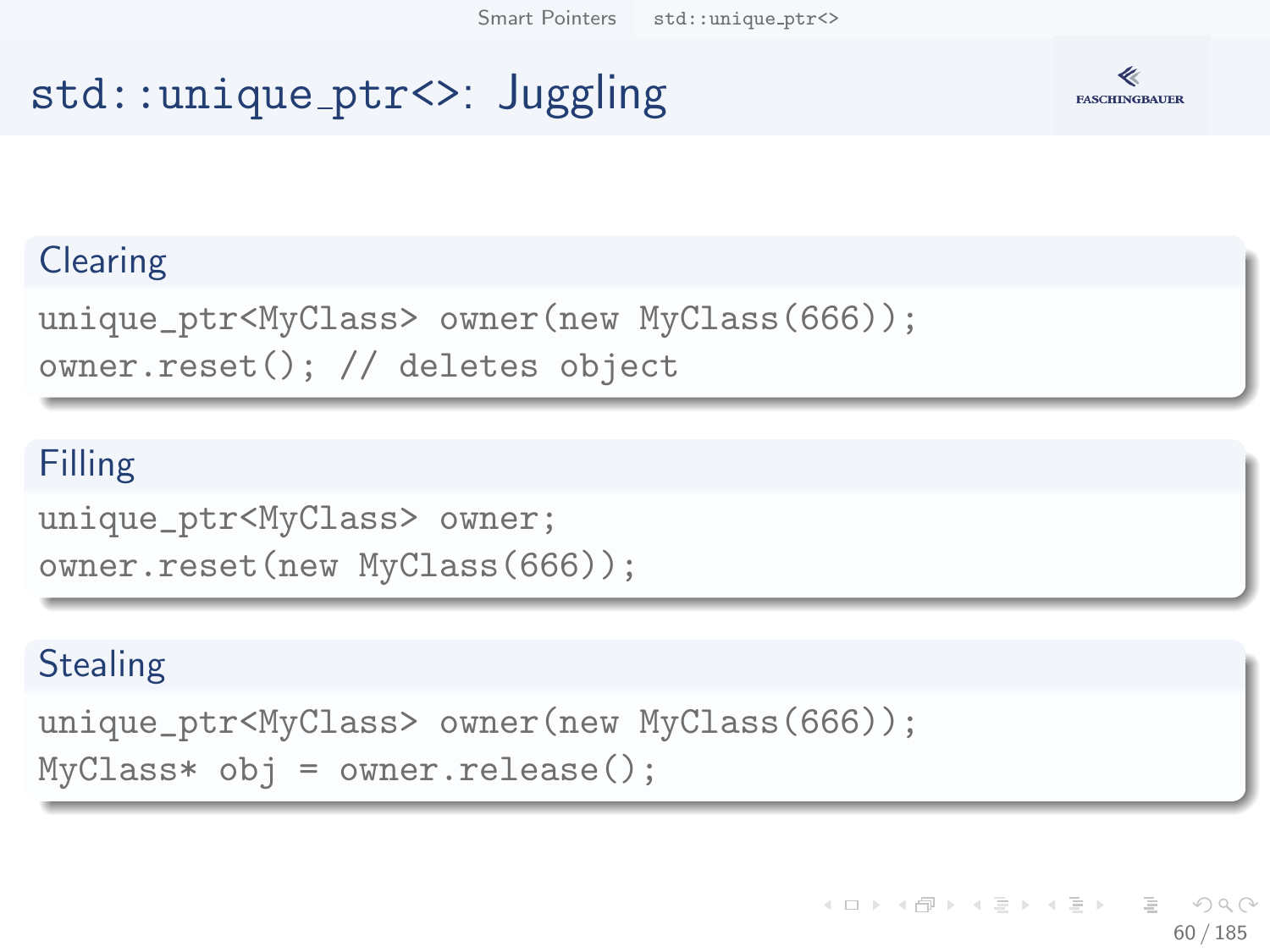# std::unique_ptr<>: Juggling

## Clearing

```
unique_ptr<MyClass> owner(new MyClass(666));
owner.reset(); // deletes object
```

## Filling

```
unique_ptr<MyClass> owner;
owner.reset(new MyClass(666));
```

## Stealing

```
unique_ptr<MyClass> owner(new MyClass(666));
MyClass* obj = owner.release();
```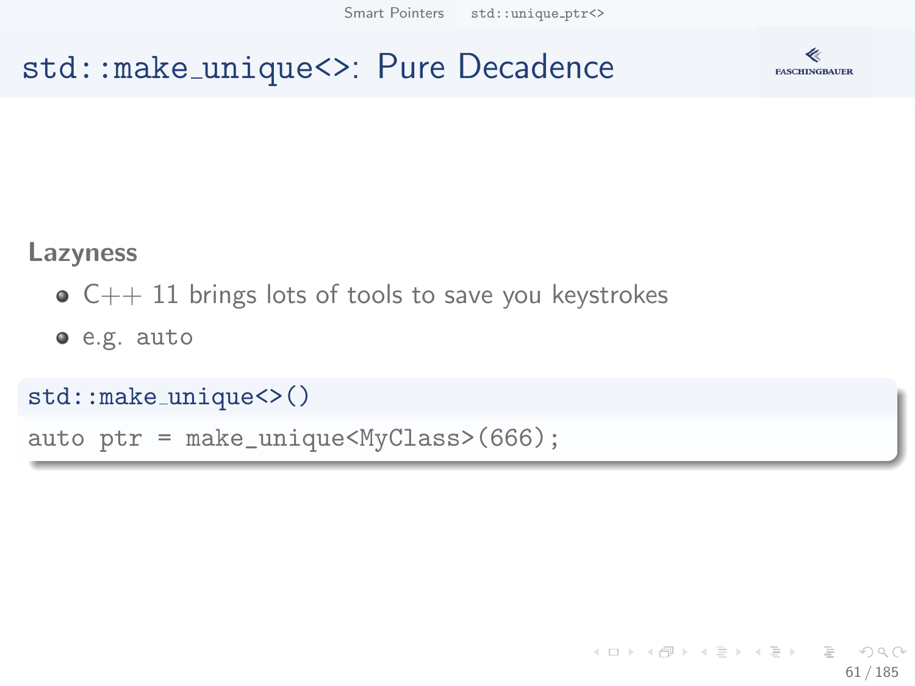# std::make_unique<>: Pure Decadence

**Lazyness**

- C++ 11 brings lots of tools to save you keystrokes
- e.g. auto

**std::make_unique<>()**

```
auto ptr = make_unique<MyClass>(666);
```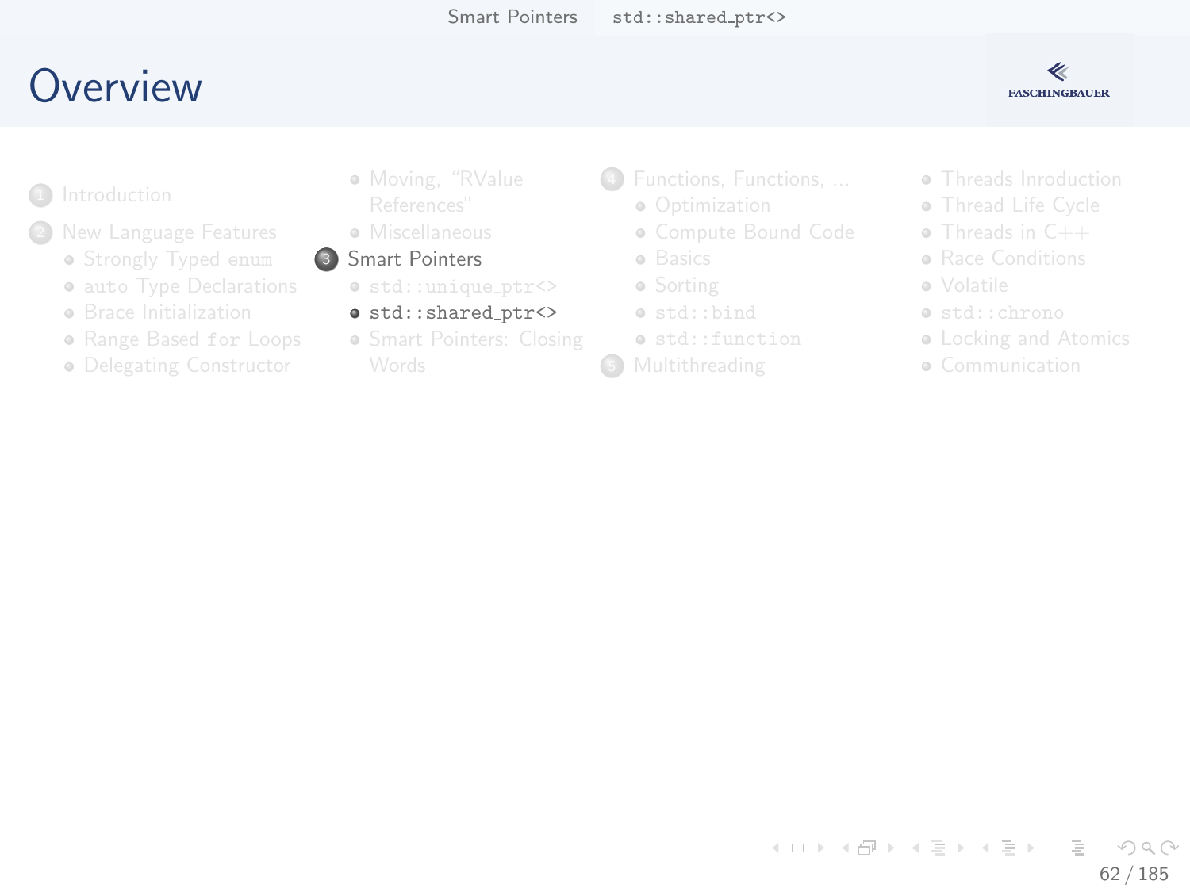# Overview

1. Introduction
2. New Language Features
   - Strongly Typed `enum`
   - `auto` Type Declarations
   - Brace Initialization
   - Range Based `for` Loops
   - Delegating Constructor
   - Moving, "RValue References"
   - Miscellaneous
3. Smart Pointers
   - `std::unique_ptr<>`
   - `std::shared_ptr<>`
   - Smart Pointers: Closing Words
4. Functions, Functions, ...
   - Optimization
   - Compute Bound Code
   - Basics
   - Sorting
   - `std::bind`
   - `std::function`
5. Multithreading
   - Threads Inroduction
   - Thread Life Cycle
   - Threads in C++
   - Race Conditions
   - Volatile
   - `std::chrono`
   - Locking and Atomics
   - Communication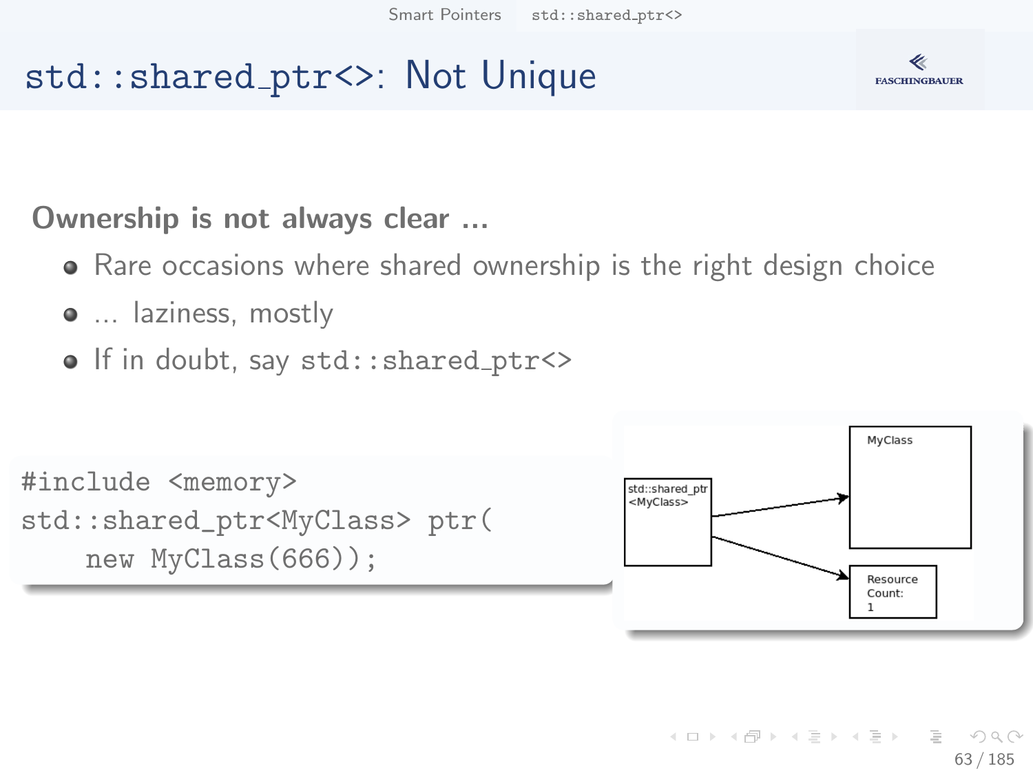# std::shared_ptr<>: Not Unique

**Ownership is not always clear ...**

- Rare occasions where shared ownership is the right design choice
- ... laziness, mostly
- If in doubt, say `std::shared_ptr<>`

```
#include <memory>
std::shared_ptr<MyClass> ptr(
    new MyClass(666));
```

std::shared_ptr<MyClass>

MyClass

Resource Count: 1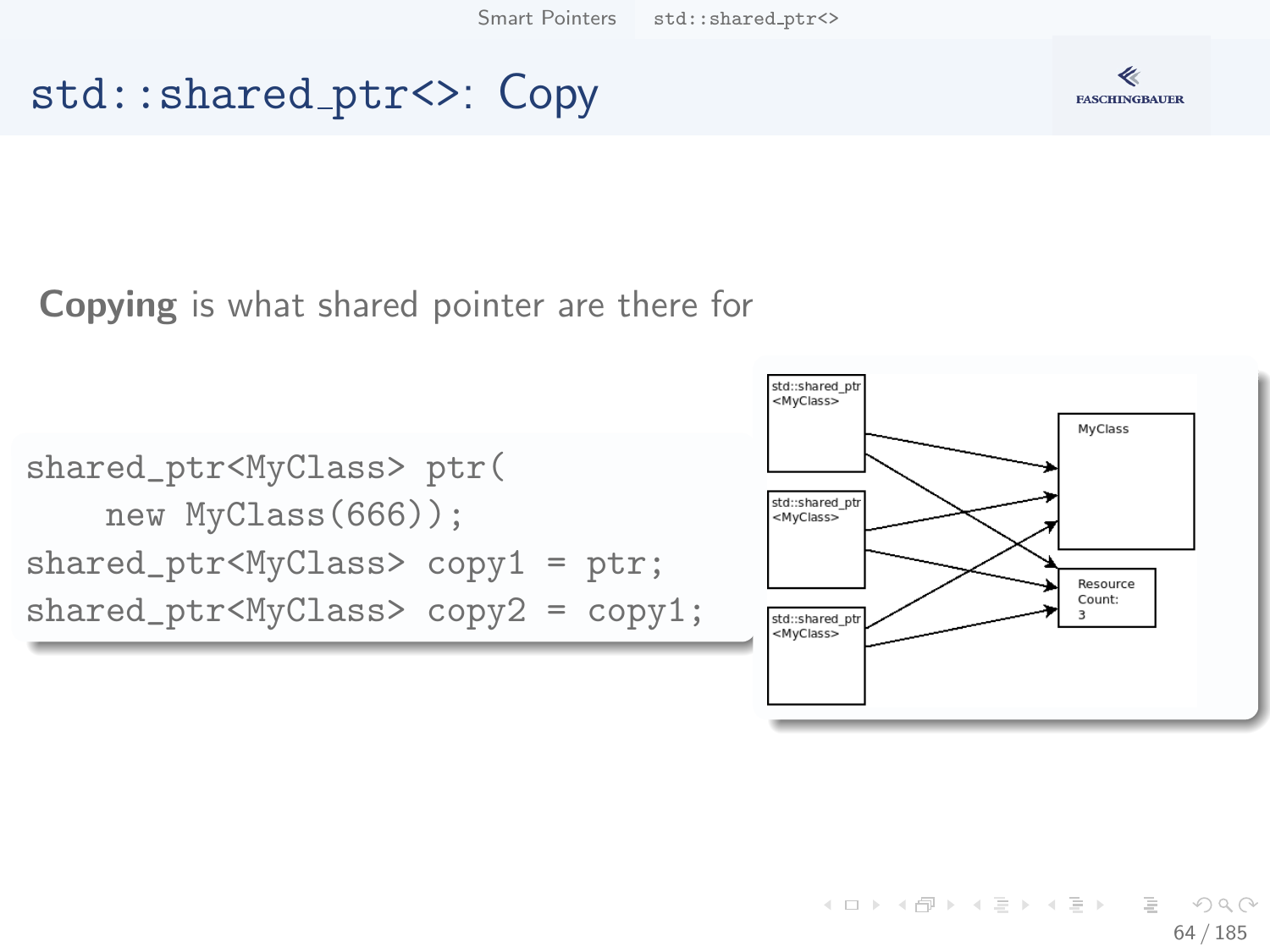# std::shared_ptr<>: Copy

**Copying** is what shared pointer are there for

```
shared_ptr<MyClass> ptr(
    new MyClass(666));
shared_ptr<MyClass> copy1 = ptr;
shared_ptr<MyClass> copy2 = copy1;
```

std::shared_ptr <MyClass>

std::shared_ptr <MyClass>

std::shared_ptr <MyClass>

MyClass

Resource Count: 3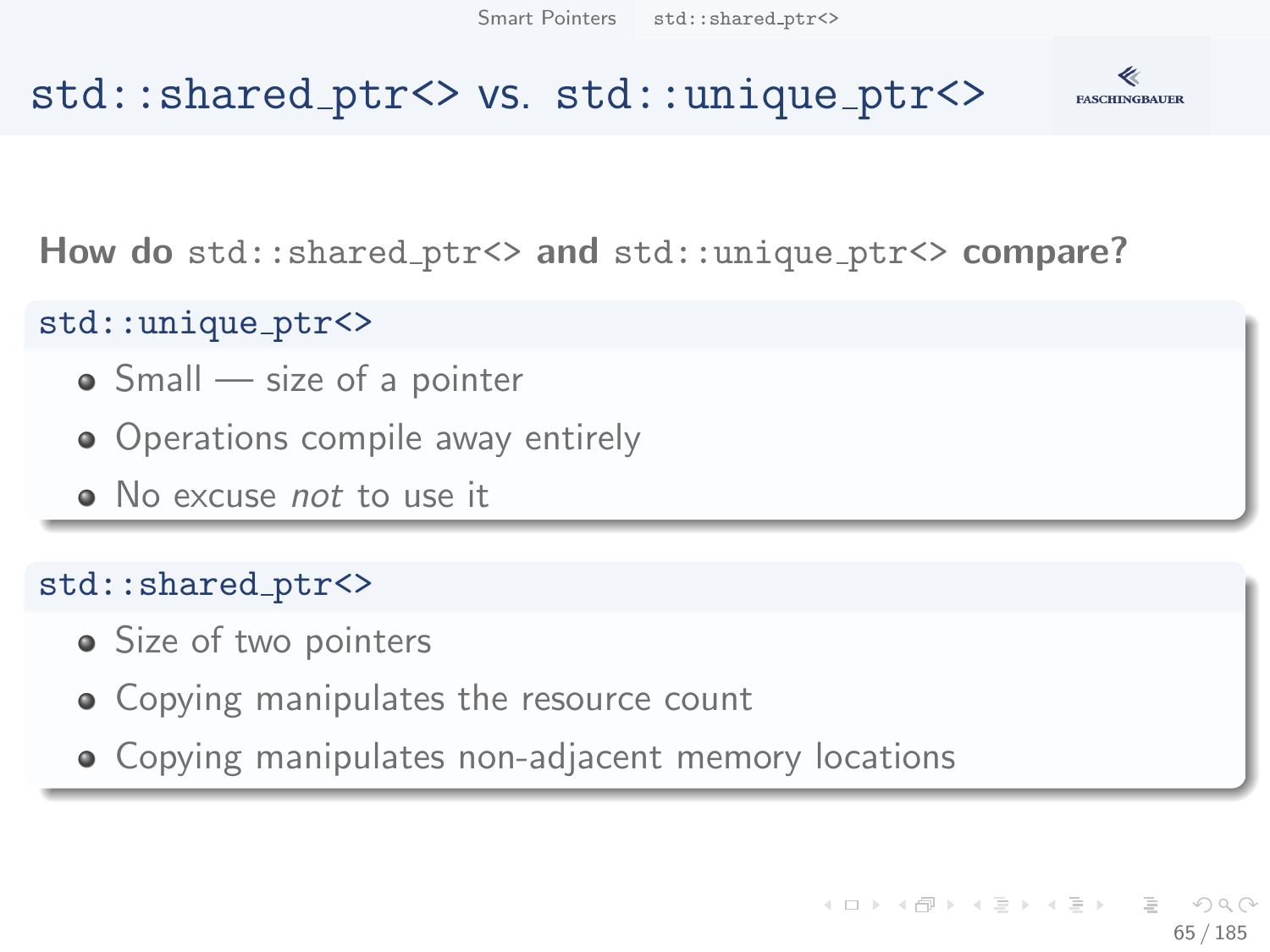# `std::shared_ptr<>` vs. `std::unique_ptr<>`

**How do `std::shared_ptr<>` and `std::unique_ptr<>` compare?**

### `std::unique_ptr<>`

- Small — size of a pointer
- Operations compile away entirely
- No excuse *not* to use it

### `std::shared_ptr<>`

- Size of two pointers
- Copying manipulates the resource count
- Copying manipulates non-adjacent memory locations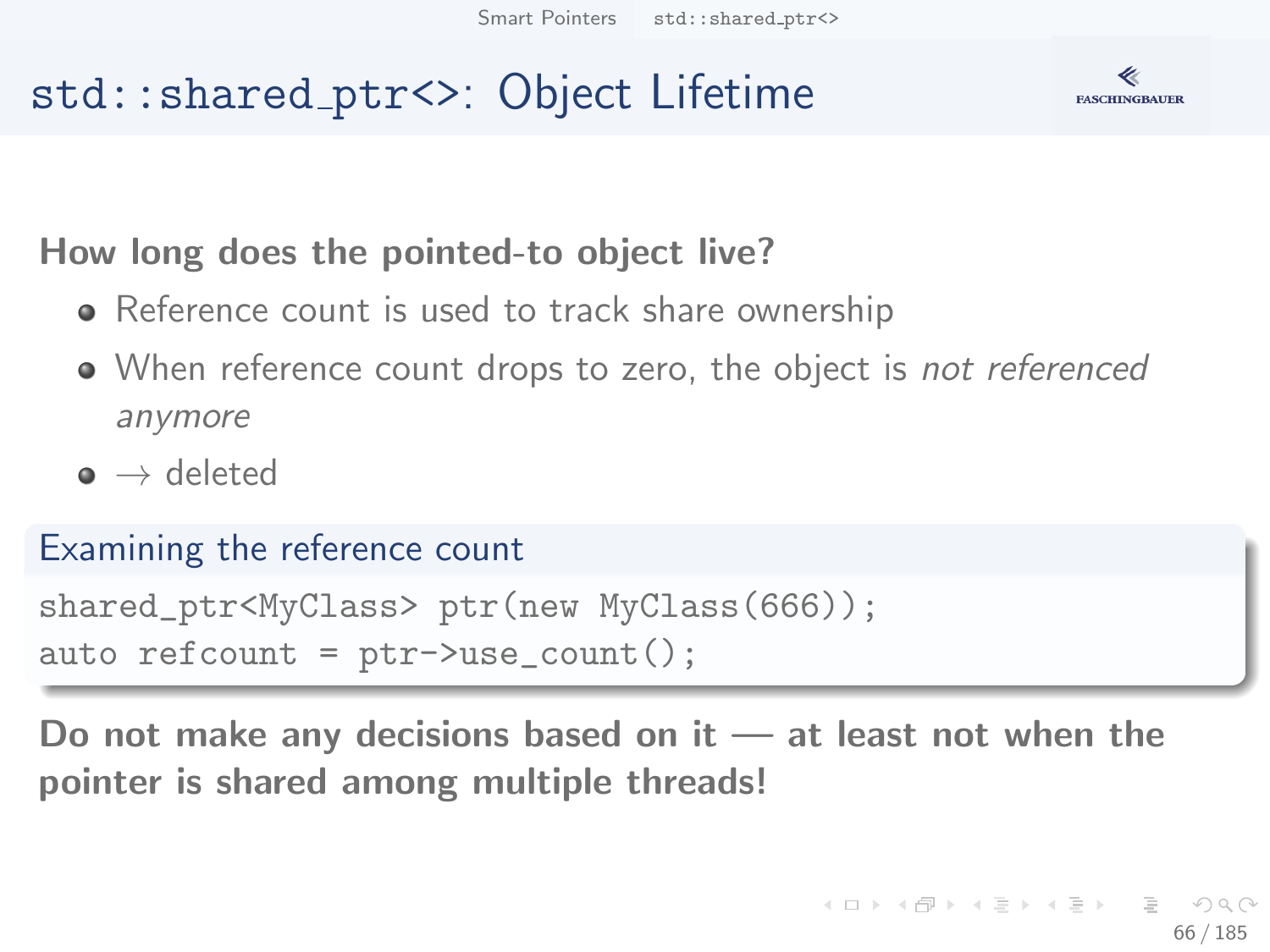# std::shared_ptr<>: Object Lifetime

**How long does the pointed-to object live?**

- Reference count is used to track share ownership
- When reference count drops to zero, the object is *not referenced anymore*
- $\rightarrow$ deleted

**Examining the reference count**

```
shared_ptr<MyClass> ptr(new MyClass(666));
auto refcount = ptr->use_count();
```

**Do not make any decisions based on it — at least not when the pointer is shared among multiple threads!**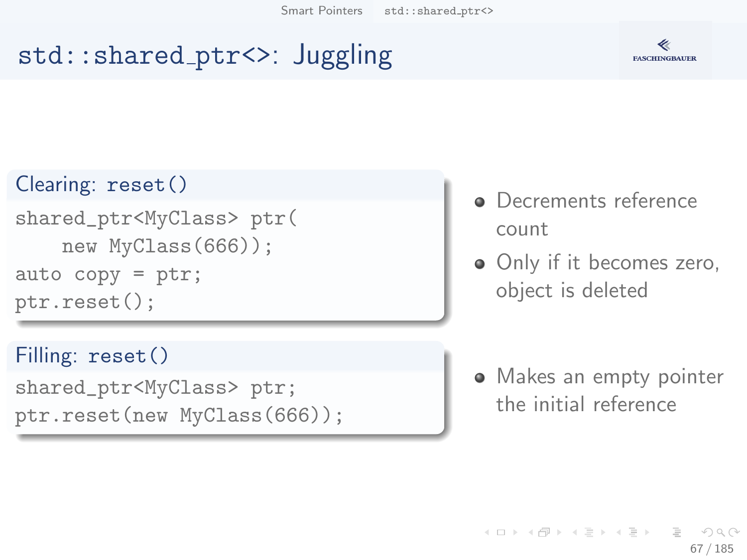# std::shared_ptr<>: Juggling

### Clearing: reset()

```
shared_ptr<MyClass> ptr(
    new MyClass(666));
auto copy = ptr;
ptr.reset();
```

- Decrements reference count
- Only if it becomes zero, object is deleted

### Filling: reset()

```
shared_ptr<MyClass> ptr;
ptr.reset(new MyClass(666));
```

- Makes an empty pointer the initial reference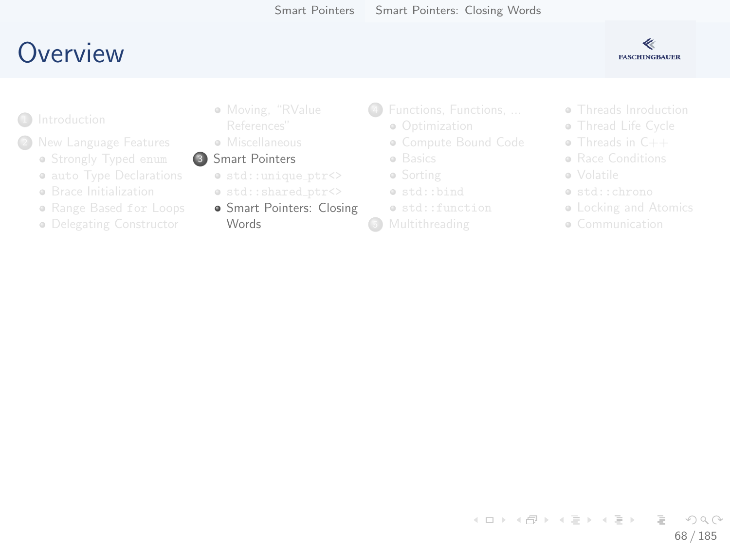# Overview

1. Introduction
2. New Language Features
   - Strongly Typed `enum`
   - `auto` Type Declarations
   - Brace Initialization
   - Range Based `for` Loops
   - Delegating Constructor
   - Moving, "RValue References"
   - Miscellaneous
3. Smart Pointers
   - `std::unique_ptr<>`
   - `std::shared_ptr<>`
   - Smart Pointers: Closing Words
4. Functions, Functions, ...
   - Optimization
   - Compute Bound Code
   - Basics
   - Sorting
   - `std::bind`
   - `std::function`
5. Multithreading
   - Threads Inroduction
   - Thread Life Cycle
   - Threads in C++
   - Race Conditions
   - Volatile
   - `std::chrono`
   - Locking and Atomics
   - Communication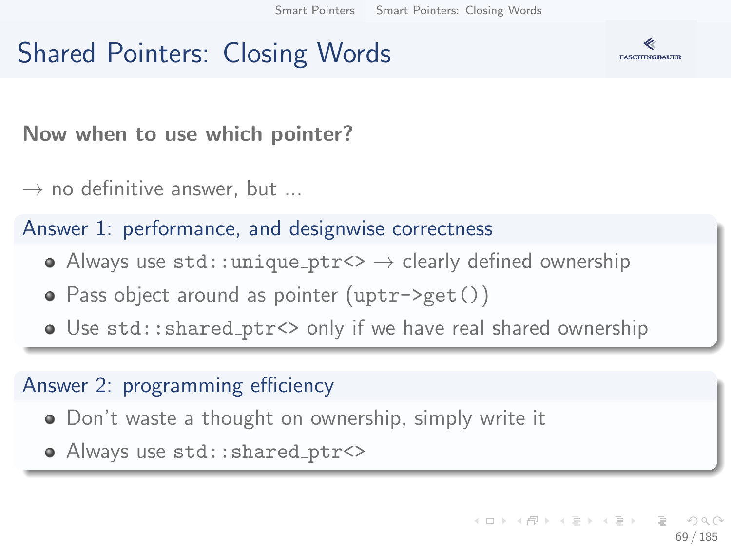# Shared Pointers: Closing Words

**Now when to use which pointer?**

→ no definitive answer, but ...

### Answer 1: performance, and designwise correctness

- Always use `std::unique_ptr<>` → clearly defined ownership
- Pass object around as pointer (`uptr->get()`)
- Use `std::shared_ptr<>` only if we have real shared ownership

### Answer 2: programming efficiency

- Don't waste a thought on ownership, simply write it
- Always use `std::shared_ptr<>`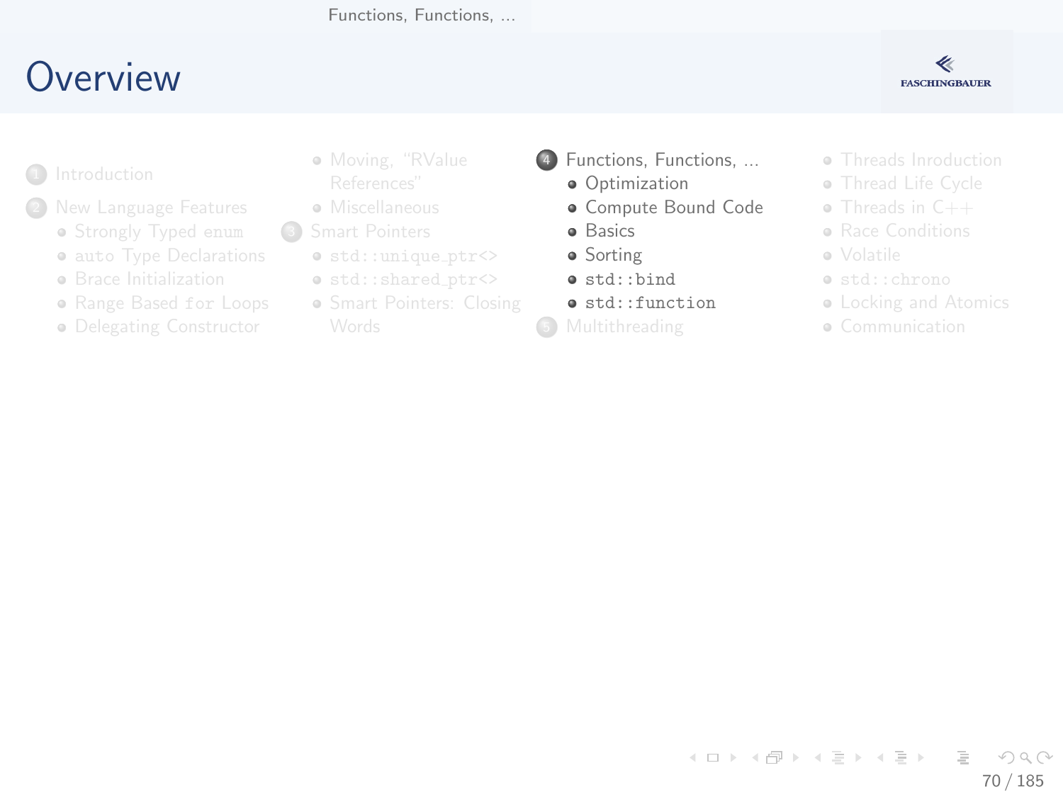# Overview

1. Introduction
2. New Language Features
   - Strongly Typed `enum`
   - `auto` Type Declarations
   - Brace Initialization
   - Range Based `for` Loops
   - Delegating Constructor
   - Moving, "RValue References"
   - Miscellaneous
3. Smart Pointers
   - `std::unique_ptr<>`
   - `std::shared_ptr<>`
   - Smart Pointers: Closing Words
4. Functions, Functions, ...
   - Optimization
   - Compute Bound Code
   - Basics
   - Sorting
   - `std::bind`
   - `std::function`
5. Multithreading
   - Threads Inroduction
   - Thread Life Cycle
   - Threads in C++
   - Race Conditions
   - Volatile
   - `std::chrono`
   - Locking and Atomics
   - Communication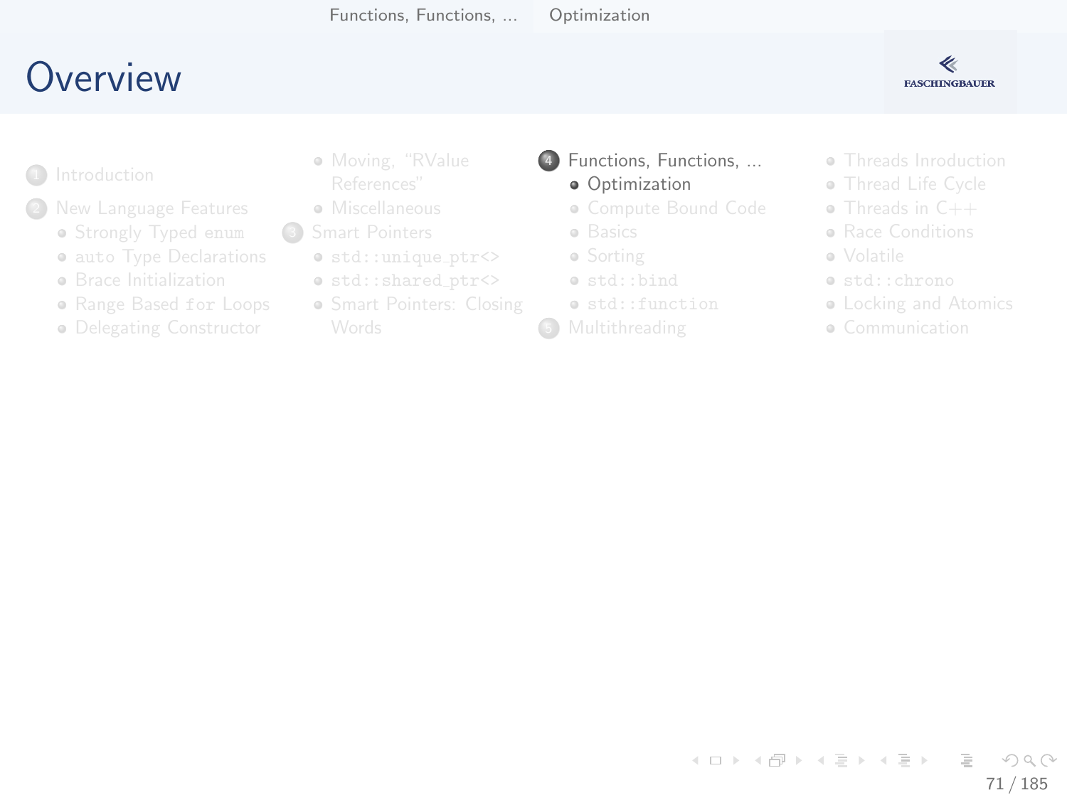# Overview

1. Introduction
2. New Language Features
   - Strongly Typed `enum`
   - `auto` Type Declarations
   - Brace Initialization
   - Range Based `for` Loops
   - Delegating Constructor
   - Moving, "RValue References"
   - Miscellaneous
3. Smart Pointers
   - `std::unique_ptr<>`
   - `std::shared_ptr<>`
   - Smart Pointers: Closing Words
4. Functions, Functions, ...
   - Optimization
   - Compute Bound Code
   - Basics
   - Sorting
   - `std::bind`
   - `std::function`
5. Multithreading
   - Threads Inroduction
   - Thread Life Cycle
   - Threads in C++
   - Race Conditions
   - Volatile
   - `std::chrono`
   - Locking and Atomics
   - Communication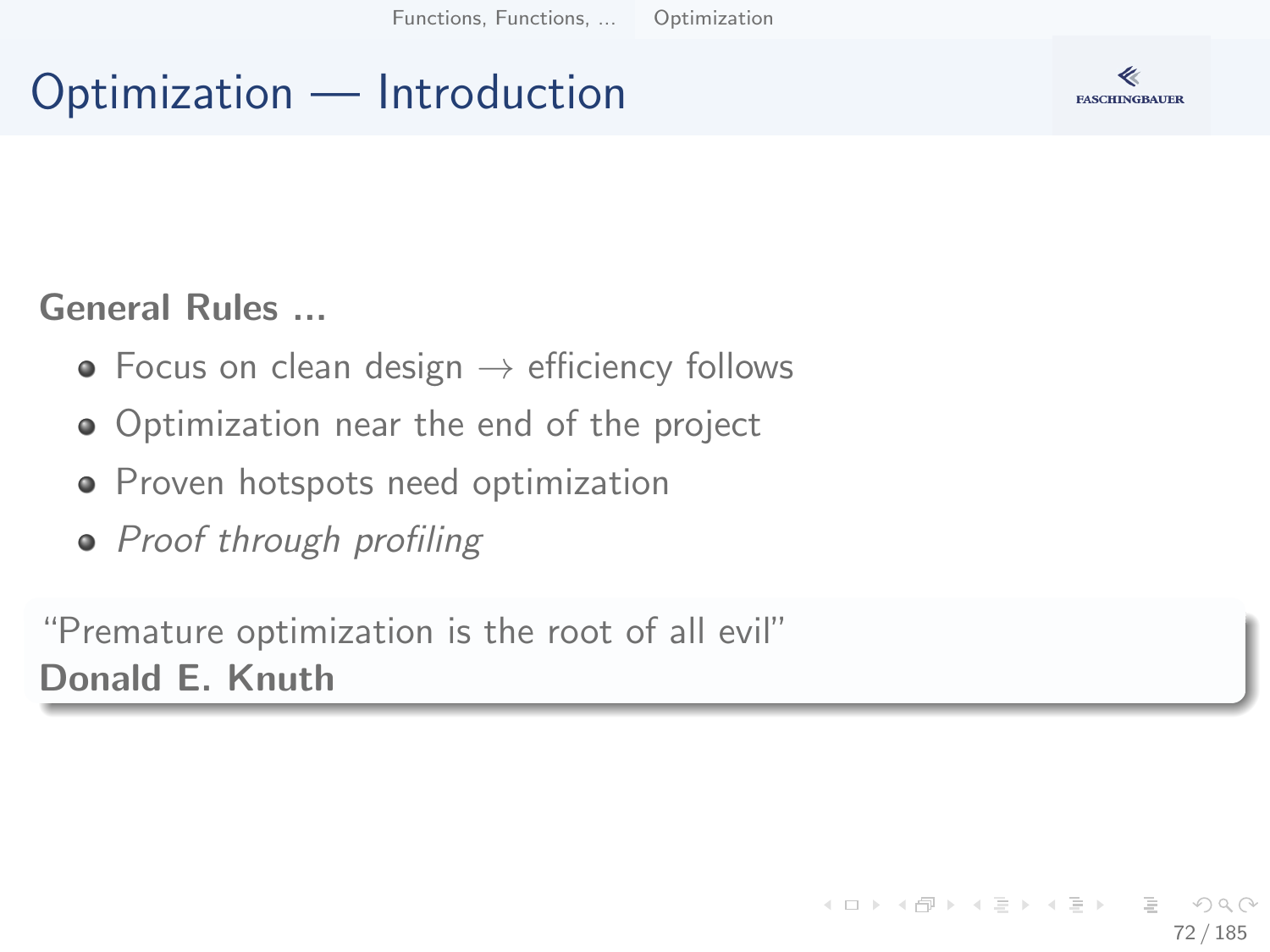# Optimization — Introduction

**General Rules ...**

- Focus on clean design $\rightarrow$ efficiency follows
- Optimization near the end of the project
- Proven hotspots need optimization
- *Proof through profiling*

> "Premature optimization is the root of all evil"
> **Donald E. Knuth**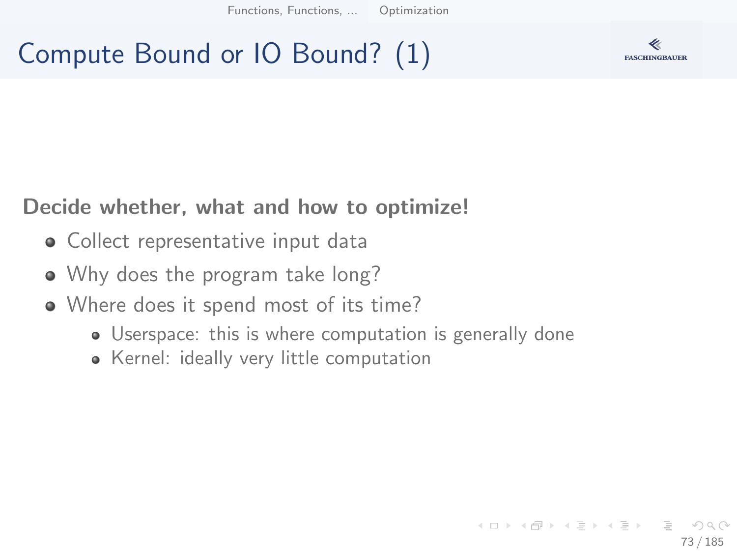# Compute Bound or IO Bound? (1)

**Decide whether, what and how to optimize!**

- Collect representative input data
- Why does the program take long?
- Where does it spend most of its time?
  - Userspace: this is where computation is generally done
  - Kernel: ideally very little computation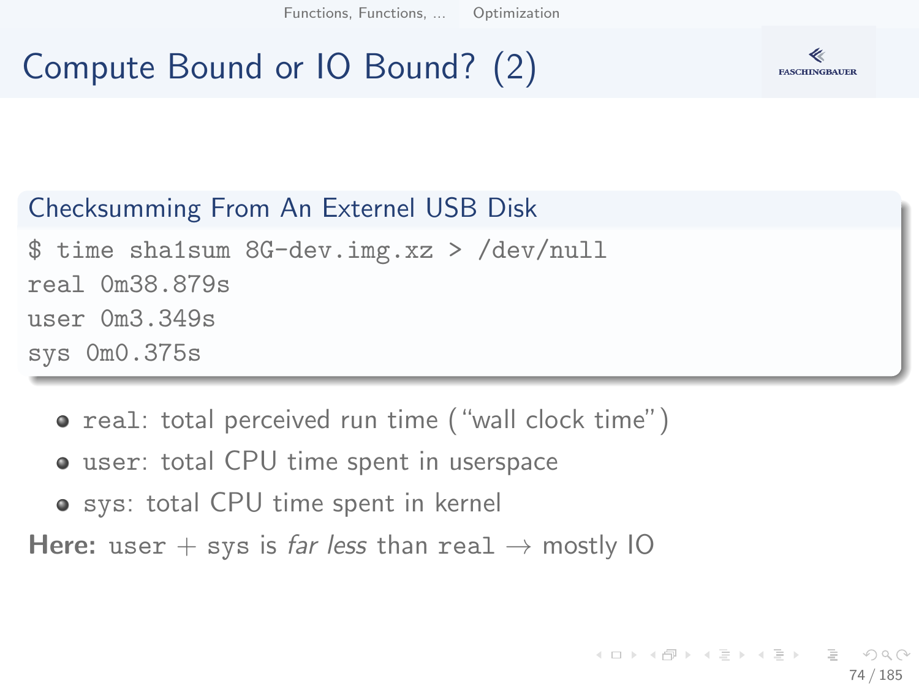# Compute Bound or IO Bound? (2)

**Checksumming From An Externel USB Disk**

```
$ time sha1sum 8G-dev.img.xz > /dev/null
real 0m38.879s
user 0m3.349s
sys 0m0.375s
```

- `real`: total perceived run time ("wall clock time")
- `user`: total CPU time spent in userspace
- `sys`: total CPU time spent in kernel

**Here:** `user` + `sys` is *far less* than `real` → mostly IO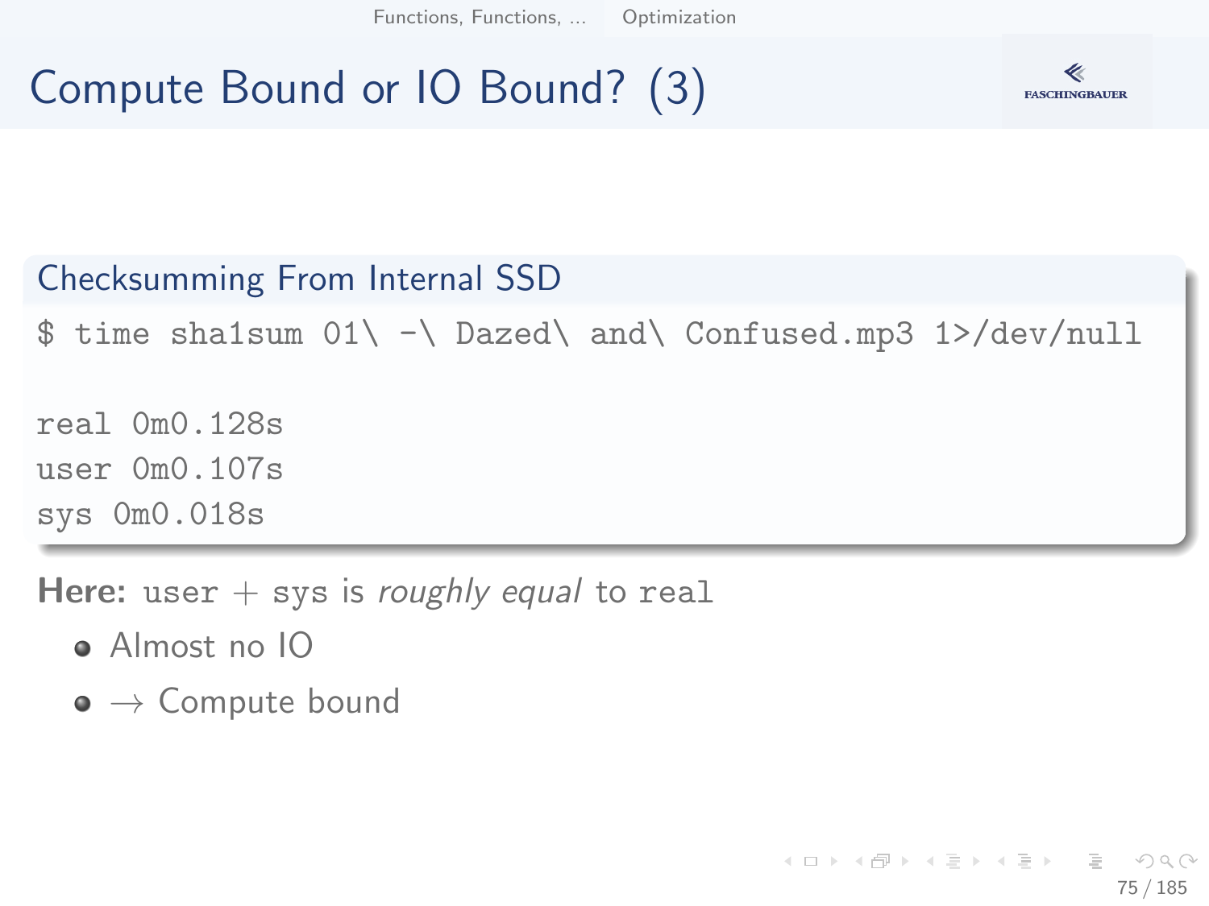# Compute Bound or IO Bound? (3)

## Checksumming From Internal SSD

```
$ time sha1sum 01\ -\ Dazed\ and\ Confused.mp3 1>/dev/null

real 0m0.128s
user 0m0.107s
sys 0m0.018s
```

**Here:** `user` + `sys` is *roughly equal* to `real`

- Almost no IO
- → Compute bound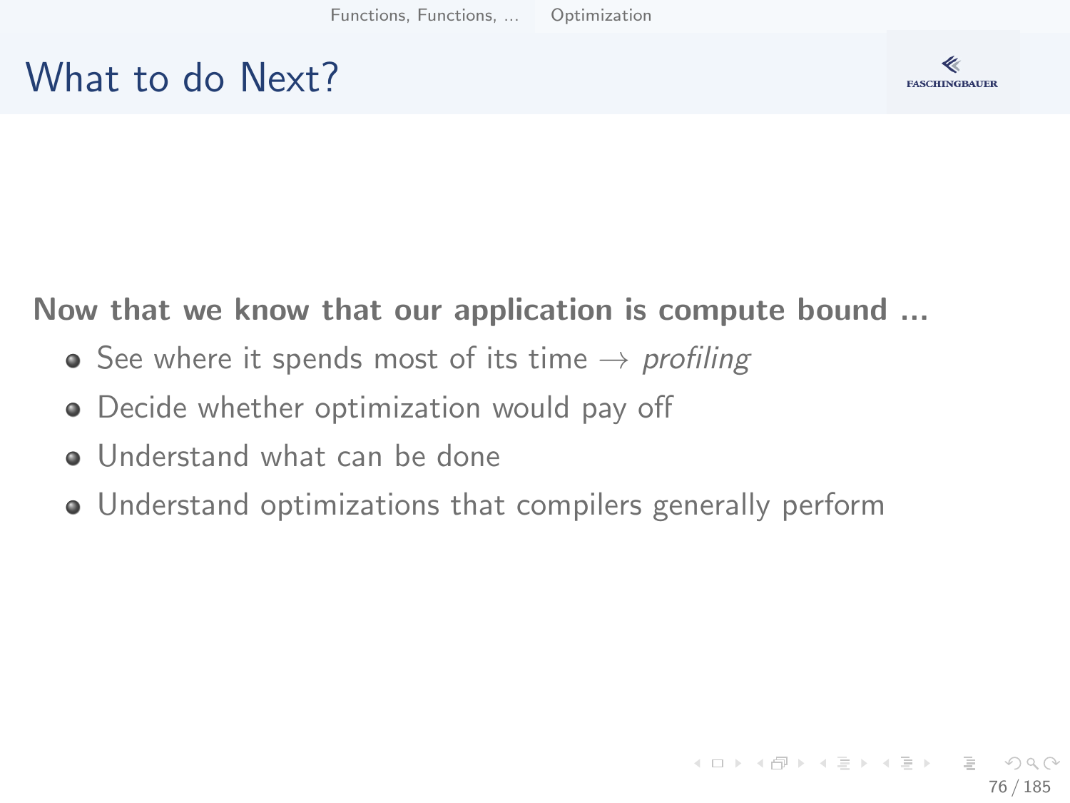# What to do Next?

**Now that we know that our application is compute bound ...**

- See where it spends most of its time → *profiling*
- Decide whether optimization would pay off
- Understand what can be done
- Understand optimizations that compilers generally perform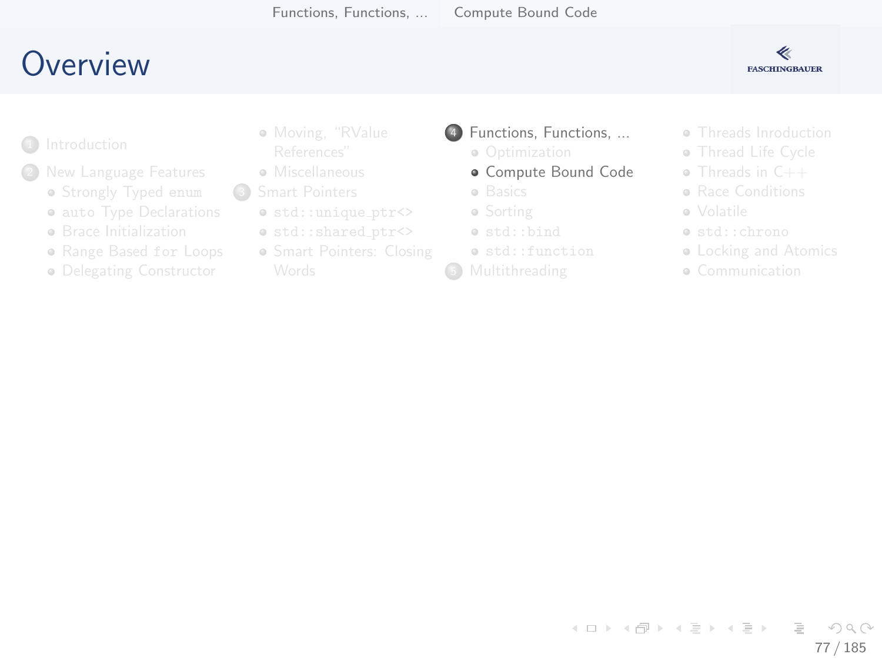# Overview

1. Introduction
2. New Language Features
   - Strongly Typed `enum`
   - `auto` Type Declarations
   - Brace Initialization
   - Range Based `for` Loops
   - Delegating Constructor
   - Moving, "RValue References"
   - Miscellaneous
3. Smart Pointers
   - `std::unique_ptr<>`
   - `std::shared_ptr<>`
   - Smart Pointers: Closing Words
4. Functions, Functions, ...
   - Optimization
   - **Compute Bound Code**
   - Basics
   - Sorting
   - `std::bind`
   - `std::function`
5. Multithreading
   - Threads Inroduction
   - Thread Life Cycle
   - Threads in C++
   - Race Conditions
   - Volatile
   - `std::chrono`
   - Locking and Atomics
   - Communication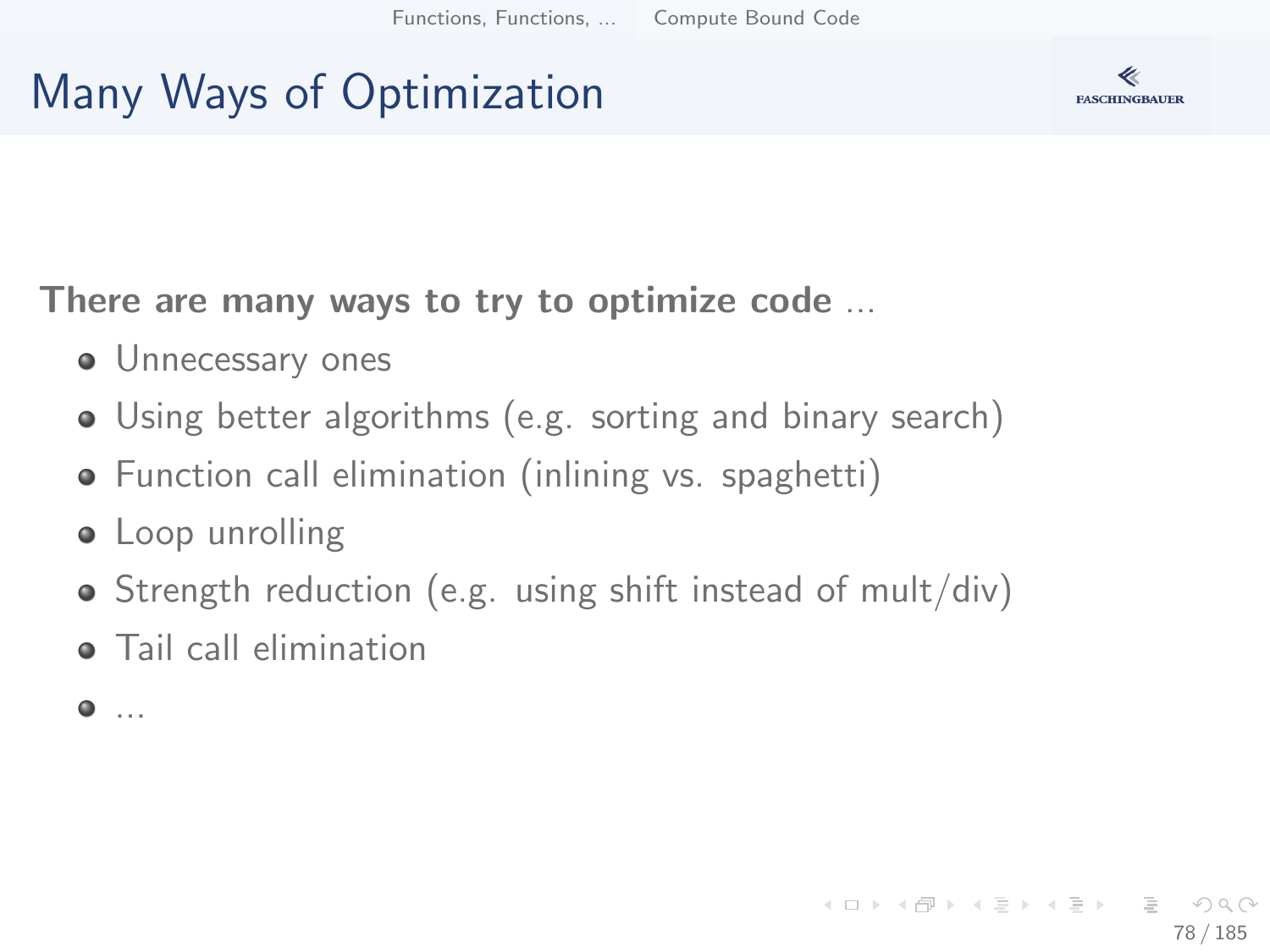# Many Ways of Optimization

**There are many ways to try to optimize code** ...

- Unnecessary ones
- Using better algorithms (e.g. sorting and binary search)
- Function call elimination (inlining vs. spaghetti)
- Loop unrolling
- Strength reduction (e.g. using shift instead of mult/div)
- Tail call elimination
- ...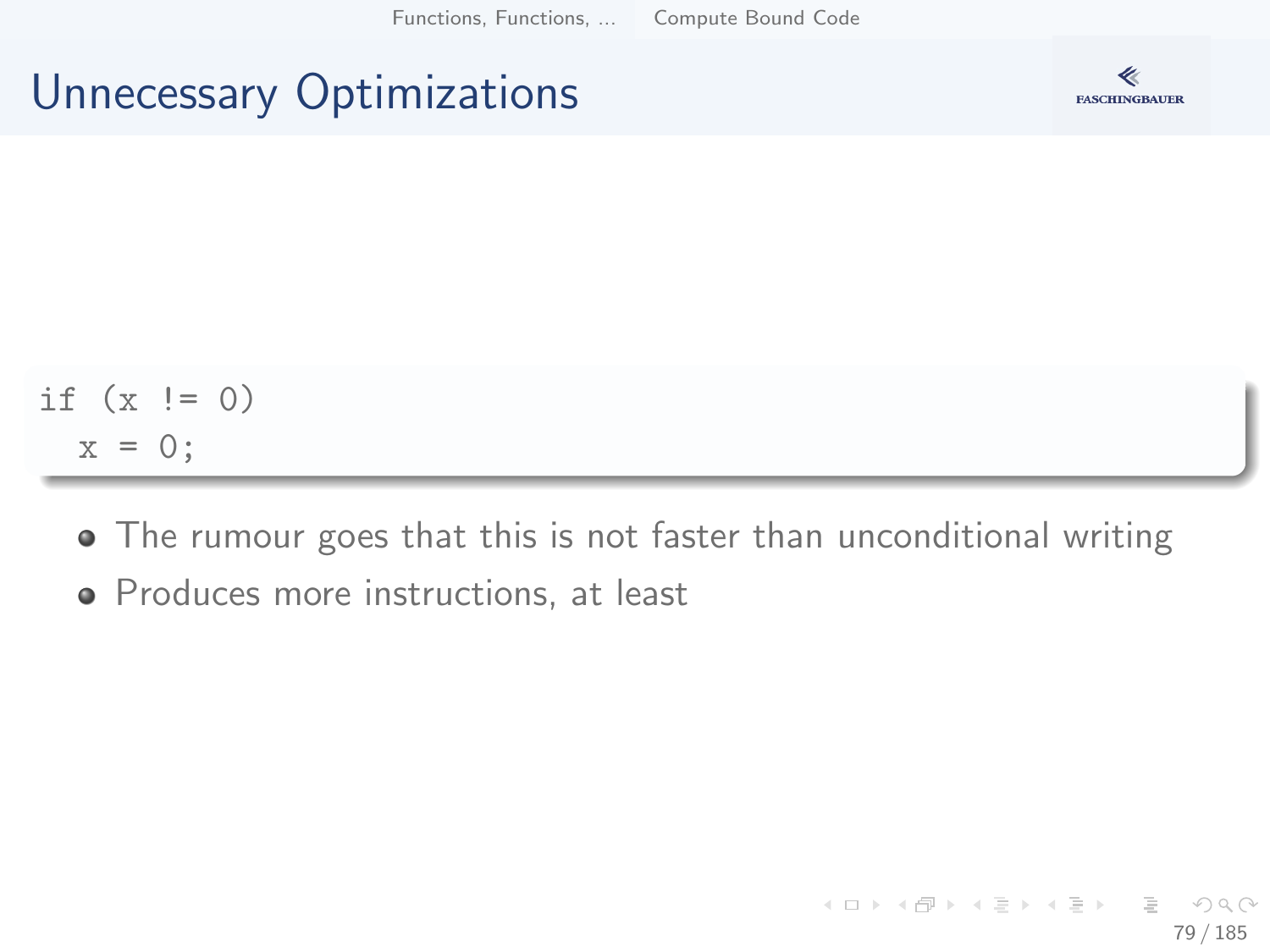# Unnecessary Optimizations

```
if (x != 0)
  x = 0;
```

- The rumour goes that this is not faster than unconditional writing
- Produces more instructions, at least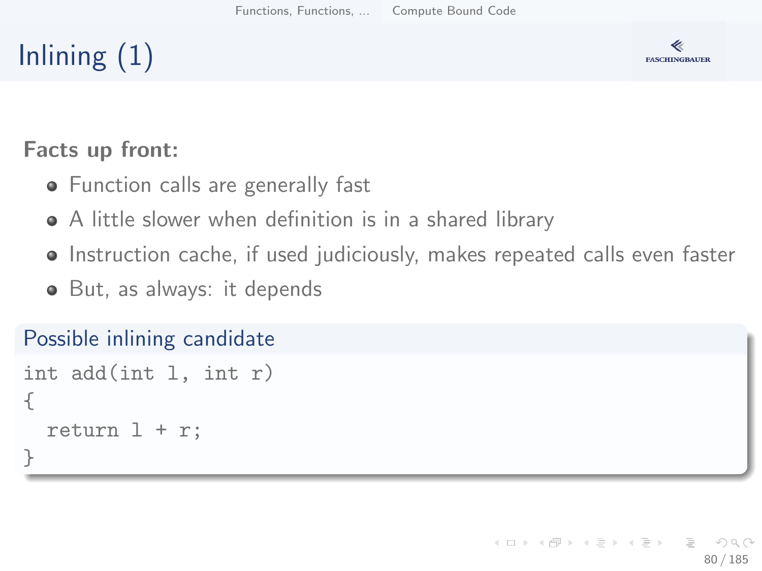# Inlining (1)

**Facts up front:**

- Function calls are generally fast
- A little slower when definition is in a shared library
- Instruction cache, if used judiciously, makes repeated calls even faster
- But, as always: it depends

### Possible inlining candidate

```
int add(int l, int r)
{
  return l + r;
}
```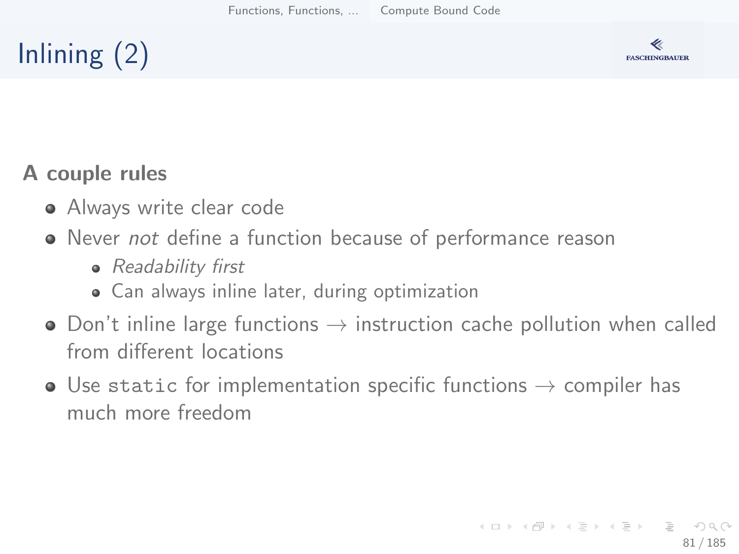# Inlining (2)

**A couple rules**

- Always write clear code
- Never *not* define a function because of performance reason
  - *Readability first*
  - Can always inline later, during optimization
- Don't inline large functions → instruction cache pollution when called from different locations
- Use `static` for implementation specific functions → compiler has much more freedom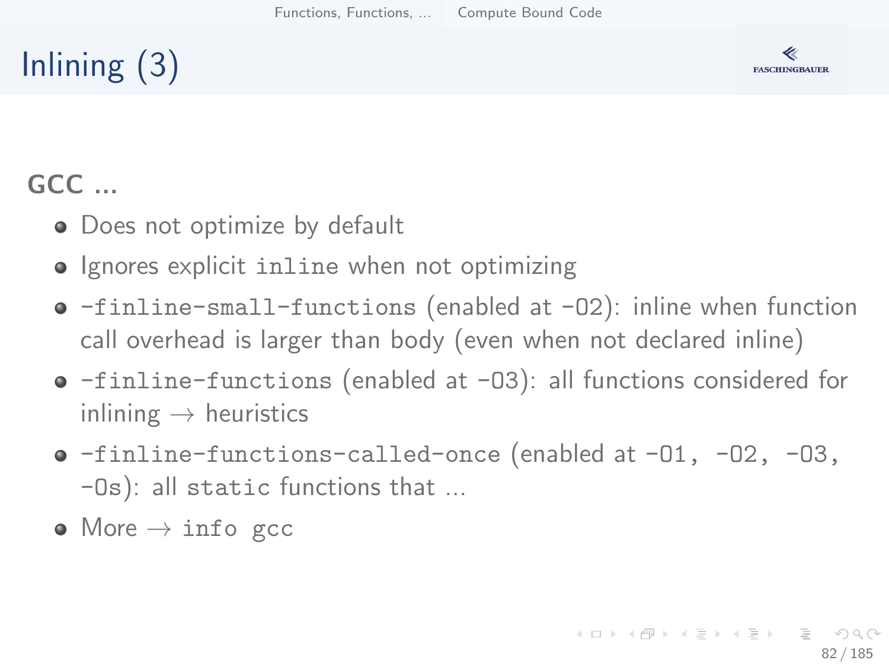# Inlining (3)

**GCC ...**

- Does not optimize by default
- Ignores explicit `inline` when not optimizing
- `-finline-small-functions` (enabled at `-O2`): inline when function call overhead is larger than body (even when not declared inline)
- `-finline-functions` (enabled at `-O3`): all functions considered for inlining → heuristics
- `-finline-functions-called-once` (enabled at `-O1`, `-O2`, `-O3`, `-Os`): all `static` functions that ...
- More → `info gcc`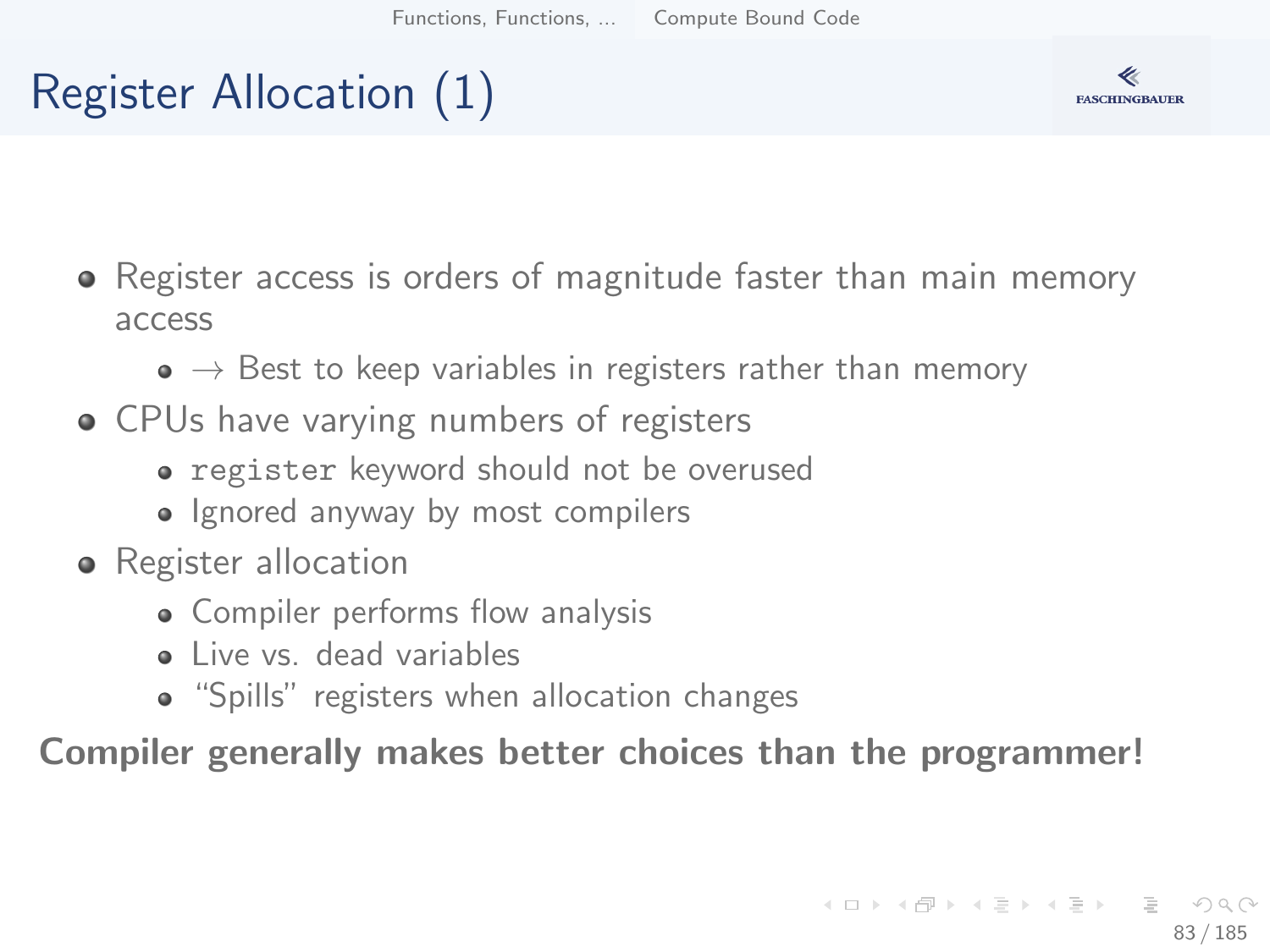# Register Allocation (1)

- Register access is orders of magnitude faster than main memory access
  - → Best to keep variables in registers rather than memory
- CPUs have varying numbers of registers
  - `register` keyword should not be overused
  - Ignored anyway by most compilers
- Register allocation
  - Compiler performs flow analysis
  - Live vs. dead variables
  - "Spills" registers when allocation changes

**Compiler generally makes better choices than the programmer!**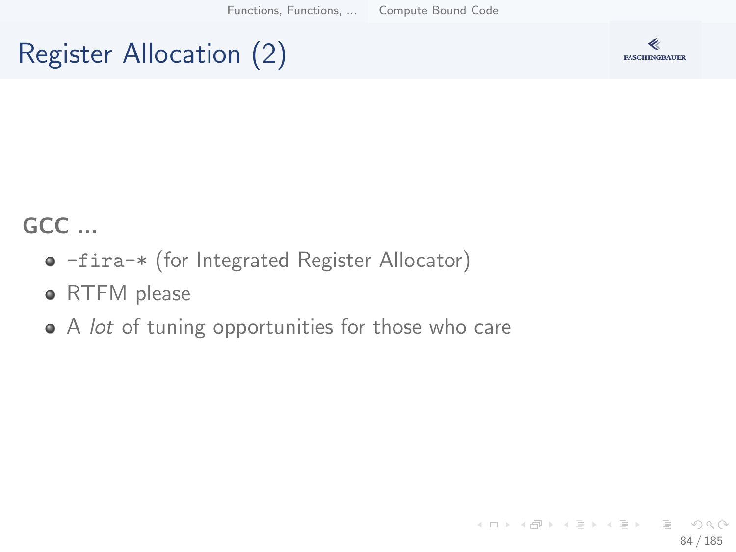# Register Allocation (2)

**GCC ...**

- `-fira-*` (for Integrated Register Allocator)
- RTFM please
- A *lot* of tuning opportunities for those who care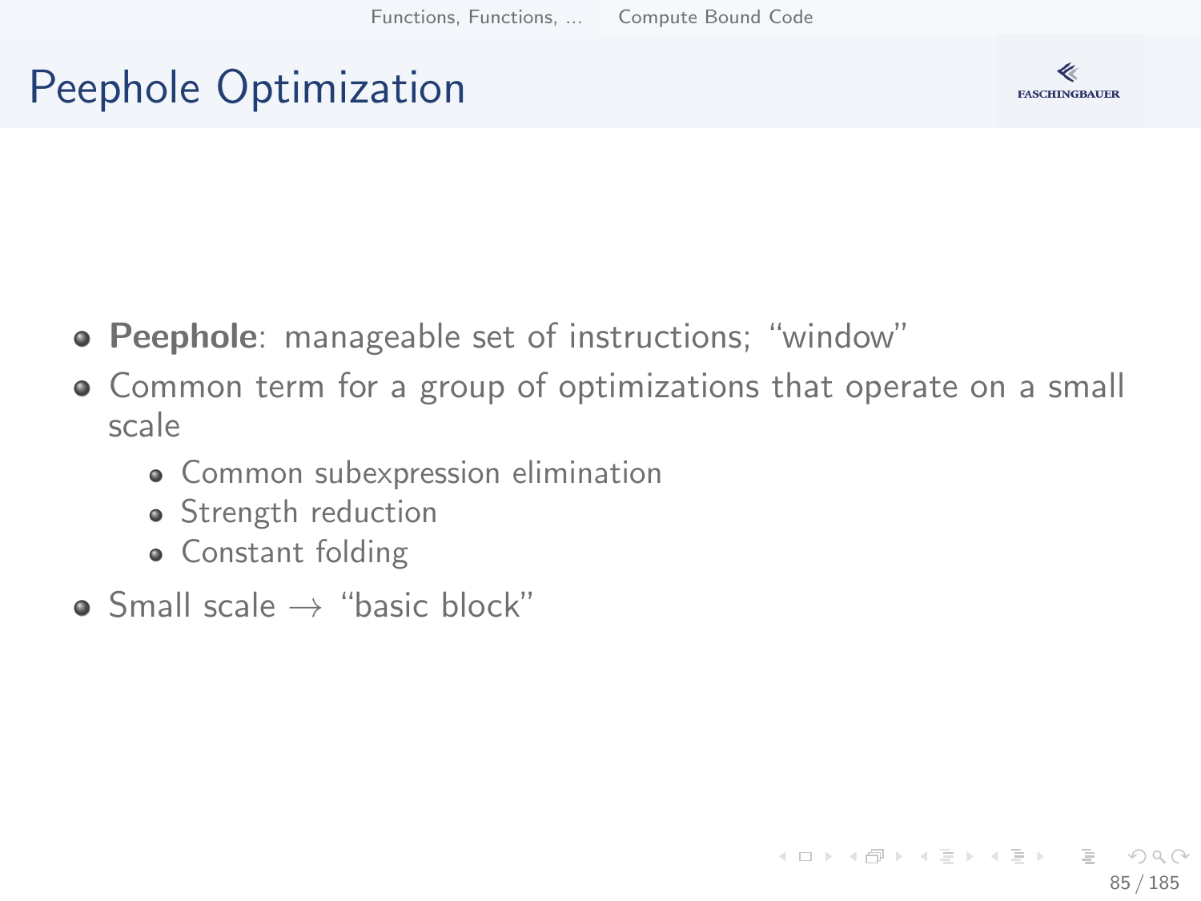# Peephole Optimization

- **Peephole**: manageable set of instructions; "window"
- Common term for a group of optimizations that operate on a small scale
  - Common subexpression elimination
  - Strength reduction
  - Constant folding
- Small scale $\rightarrow$ "basic block"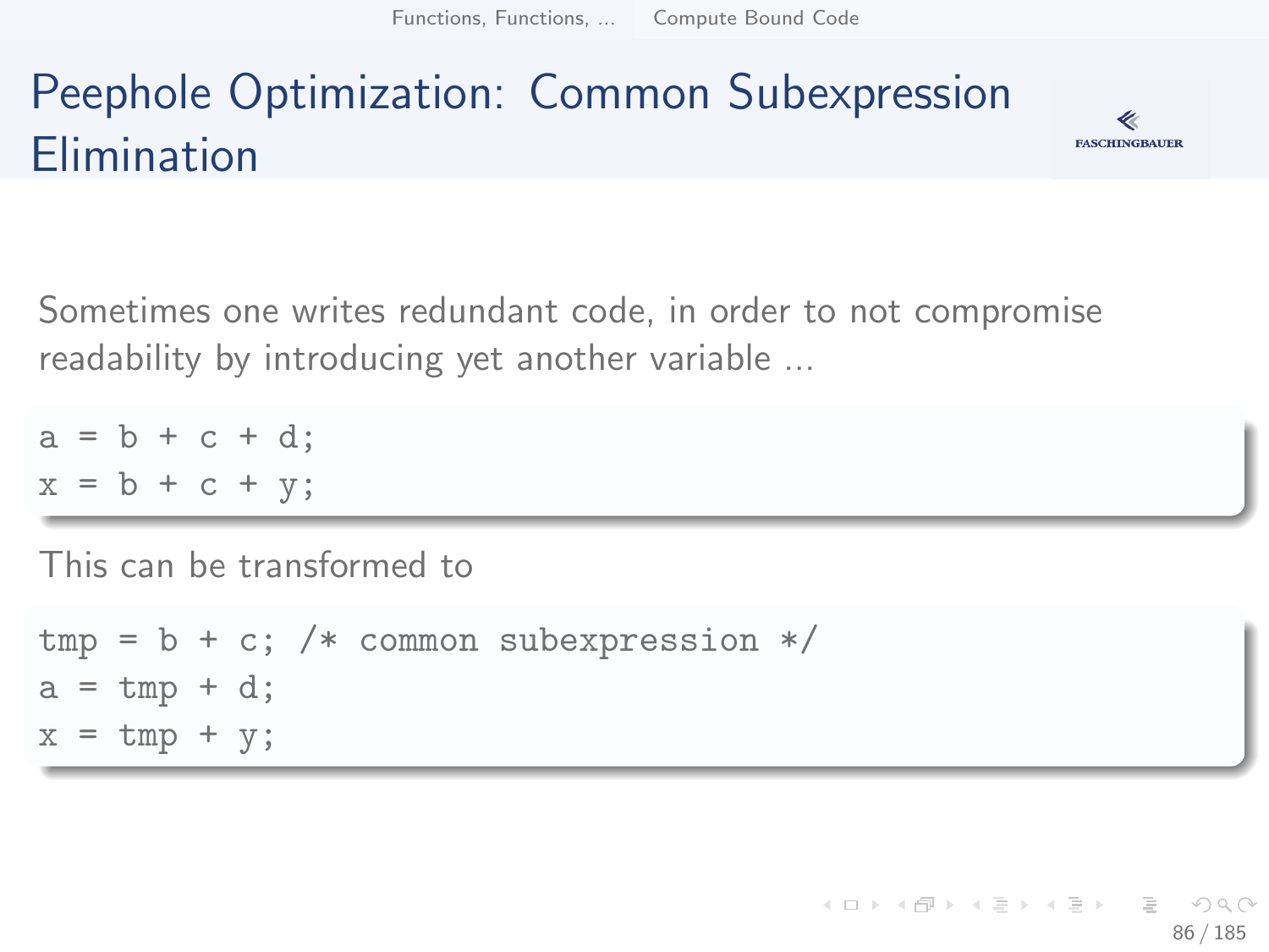# Peephole Optimization: Common Subexpression Elimination

Sometimes one writes redundant code, in order to not compromise readability by introducing yet another variable ...

```
a = b + c + d;
x = b + c + y;
```

This can be transformed to

```
tmp = b + c; /* common subexpression */
a = tmp + d;
x = tmp + y;
```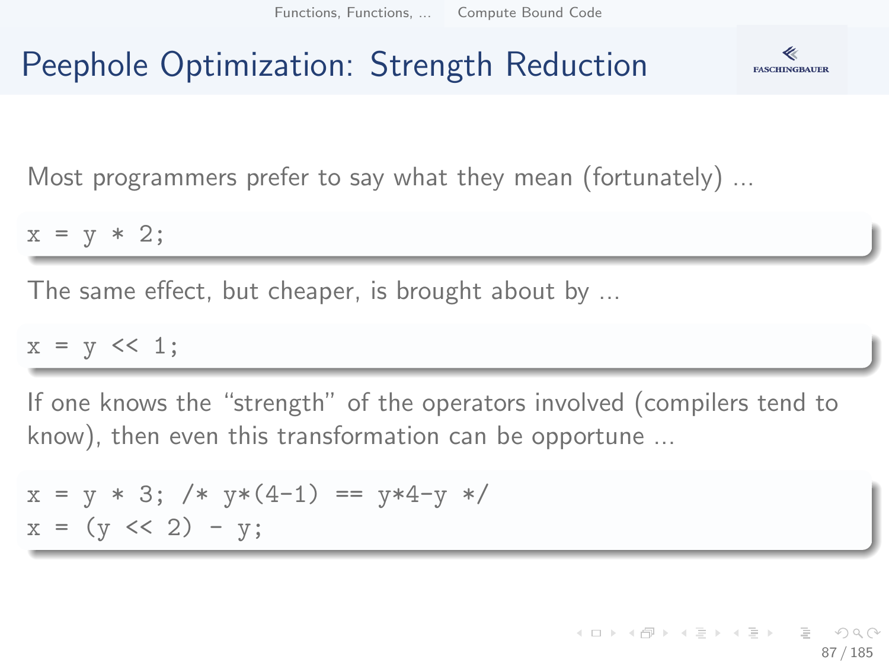# Peephole Optimization: Strength Reduction

Most programmers prefer to say what they mean (fortunately) ...

```
x = y * 2;
```

The same effect, but cheaper, is brought about by ...

```
x = y << 1;
```

If one knows the "strength" of the operators involved (compilers tend to know), then even this transformation can be opportune ...

```
x = y * 3; /* y*(4-1) == y*4-y */
x = (y << 2) - y;
```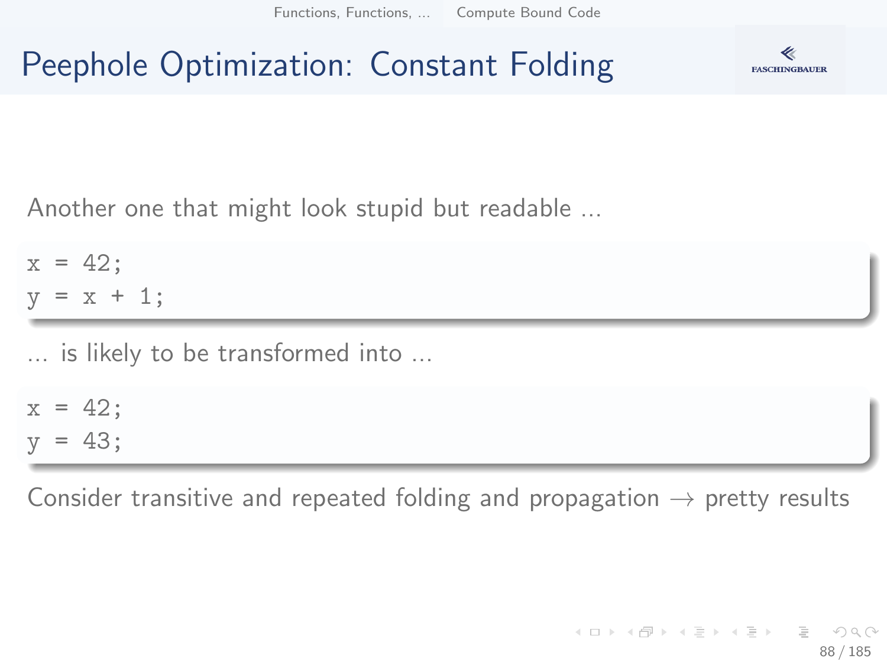# Peephole Optimization: Constant Folding

Another one that might look stupid but readable ...

```
x = 42;
y = x + 1;
```

... is likely to be transformed into ...

```
x = 42;
y = 43;
```

Consider transitive and repeated folding and propagation $\rightarrow$ pretty results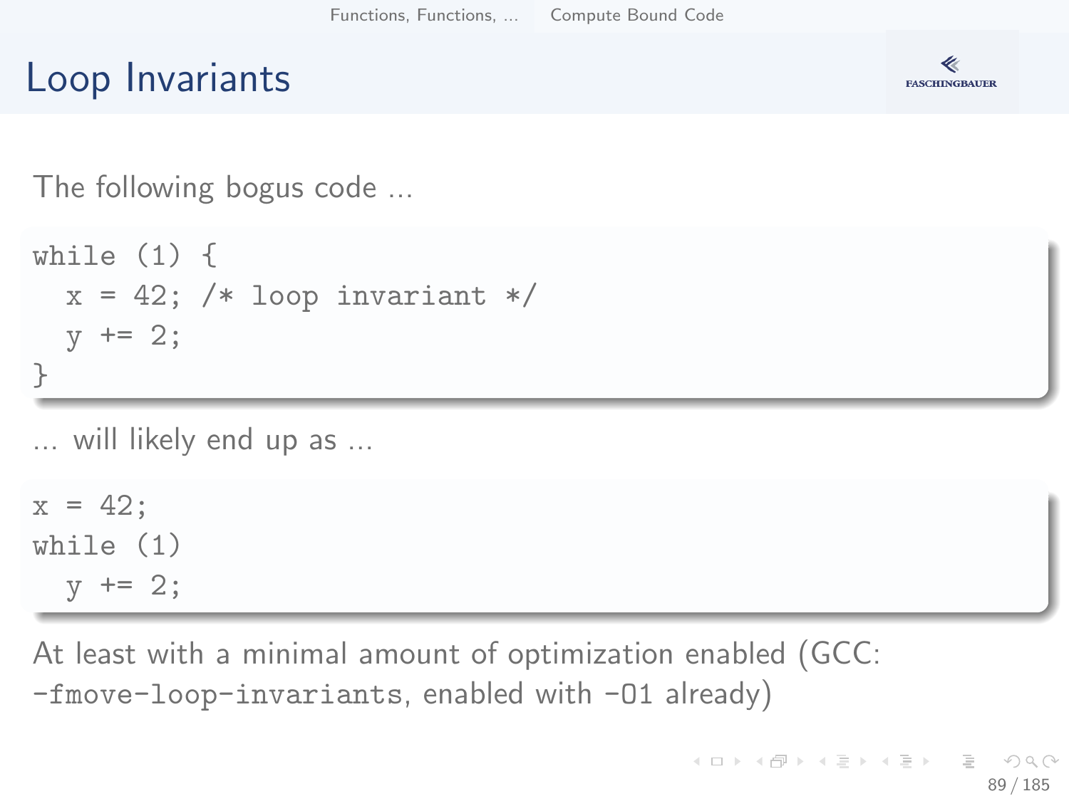# Loop Invariants

The following bogus code ...

```
while (1) {
  x = 42; /* loop invariant */
  y += 2;
}
```

... will likely end up as ...

```
x = 42;
while (1)
  y += 2;
```

At least with a minimal amount of optimization enabled (GCC: `-fmove-loop-invariants`, enabled with `-O1` already)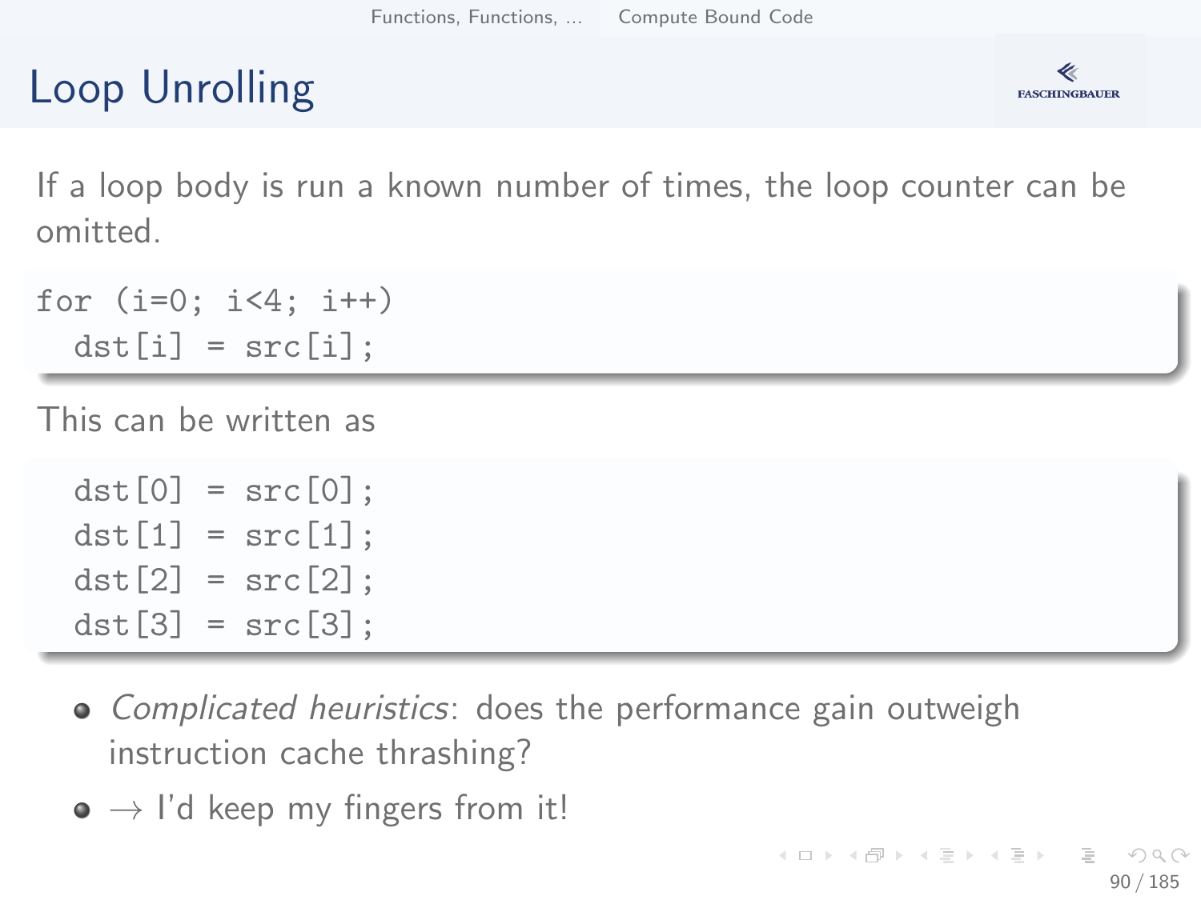# Loop Unrolling

If a loop body is run a known number of times, the loop counter can be omitted.

```
for (i=0; i<4; i++)
  dst[i] = src[i];
```

This can be written as

```
  dst[0] = src[0];
  dst[1] = src[1];
  dst[2] = src[2];
  dst[3] = src[3];
```

- *Complicated heuristics*: does the performance gain outweigh instruction cache thrashing?
- → I'd keep my fingers from it!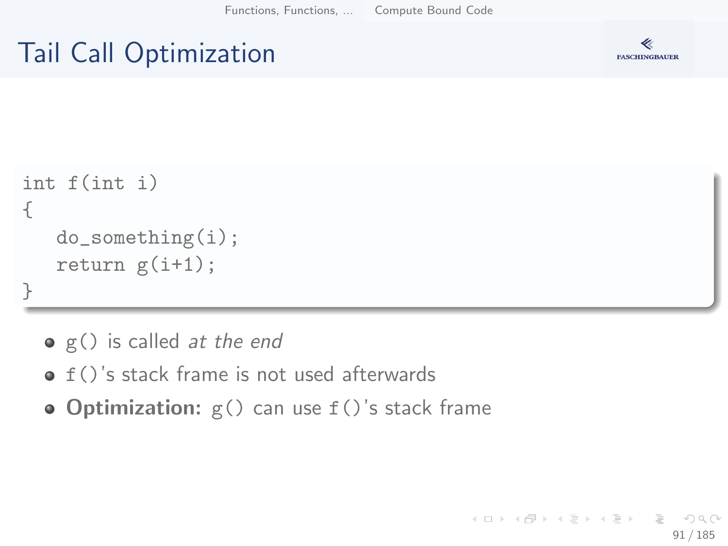# Tail Call Optimization

```
int f(int i)
{
   do_something(i);
   return g(i+1);
}
```

- `g()` is called *at the end*
- `f()`'s stack frame is not used afterwards
- **Optimization:** `g()` can use `f()`'s stack frame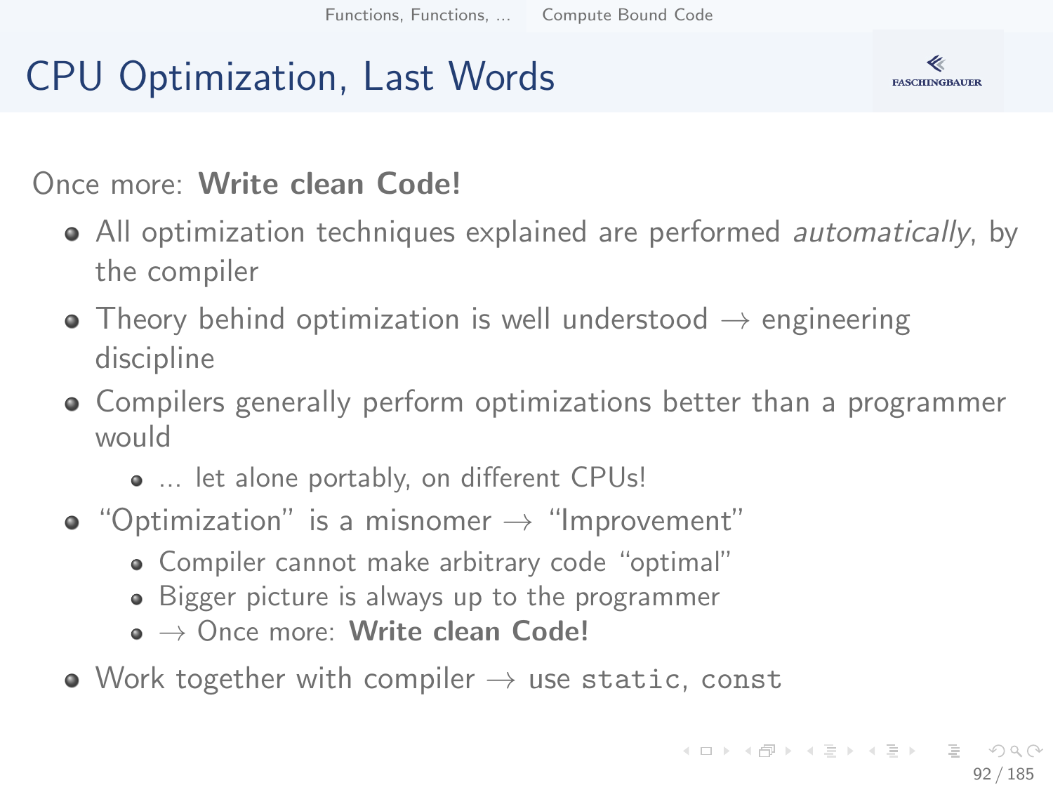# CPU Optimization, Last Words

Once more: **Write clean Code!**

- All optimization techniques explained are performed *automatically*, by the compiler
- Theory behind optimization is well understood → engineering discipline
- Compilers generally perform optimizations better than a programmer would
  - ... let alone portably, on different CPUs!
- “Optimization” is a misnomer → “Improvement”
  - Compiler cannot make arbitrary code “optimal”
  - Bigger picture is always up to the programmer
  - → Once more: **Write clean Code!**
- Work together with compiler → use `static`, `const`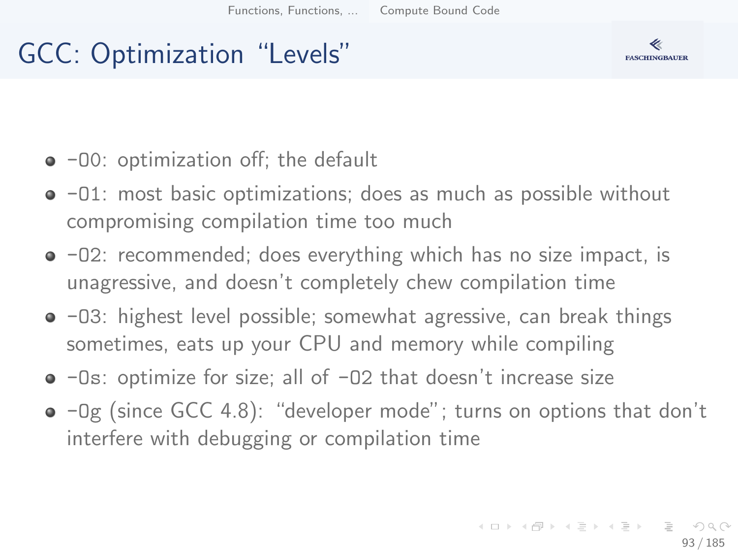# GCC: Optimization “Levels”

- -O0: optimization off; the default
- -O1: most basic optimizations; does as much as possible without compromising compilation time too much
- -O2: recommended; does everything which has no size impact, is unagressive, and doesn’t completely chew compilation time
- -O3: highest level possible; somewhat agressive, can break things sometimes, eats up your CPU and memory while compiling
- -Os: optimize for size; all of -O2 that doesn’t increase size
- -Og (since GCC 4.8): “developer mode”; turns on options that don’t interfere with debugging or compilation time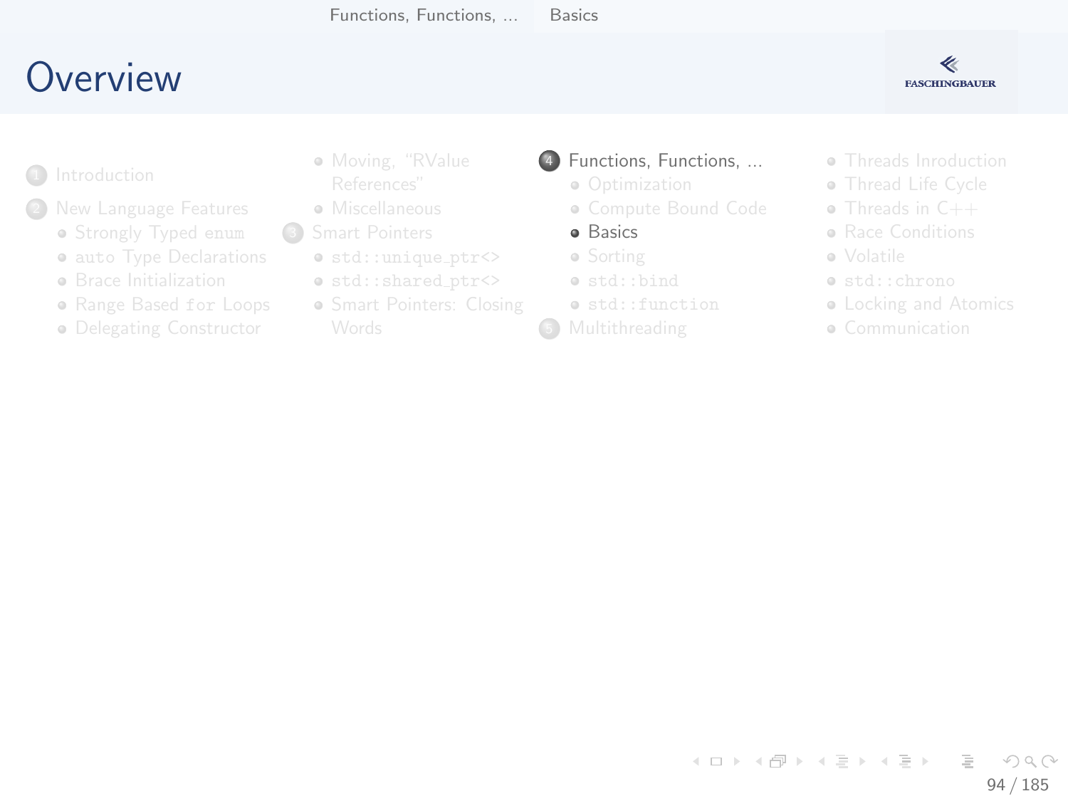# Overview

1. Introduction
2. New Language Features
   - Strongly Typed `enum`
   - `auto` Type Declarations
   - Brace Initialization
   - Range Based `for` Loops
   - Delegating Constructor
   - Moving, "RValue References"
   - Miscellaneous
3. Smart Pointers
   - `std::unique_ptr<>`
   - `std::shared_ptr<>`
   - Smart Pointers: Closing Words
4. Functions, Functions, ...
   - Optimization
   - Compute Bound Code
   - Basics
   - Sorting
   - `std::bind`
   - `std::function`
5. Multithreading
   - Threads Inroduction
   - Thread Life Cycle
   - Threads in C++
   - Race Conditions
   - Volatile
   - `std::chrono`
   - Locking and Atomics
   - Communication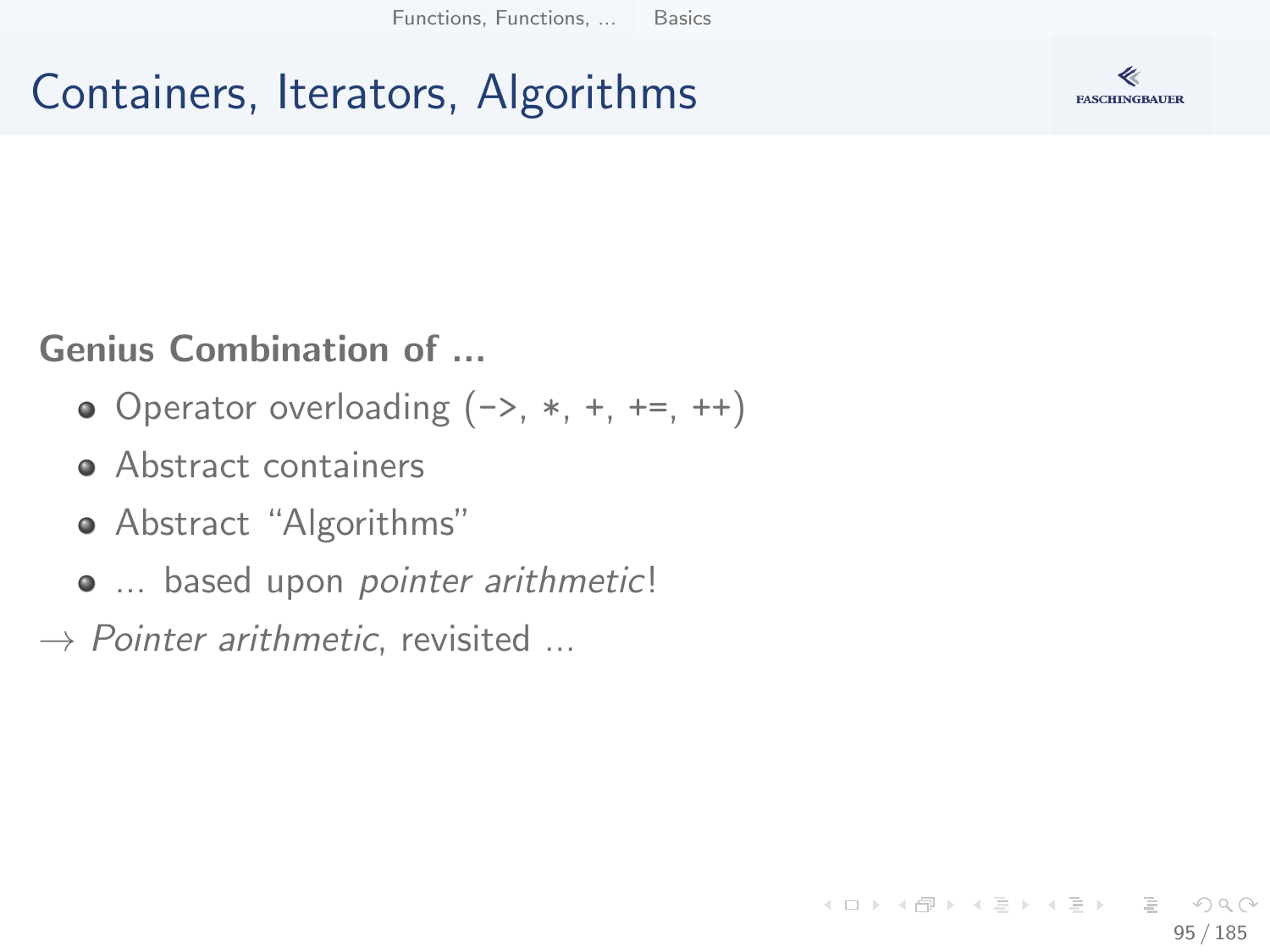# Containers, Iterators, Algorithms

**Genius Combination of ...**

- Operator overloading (->, *, +, +=, ++)
- Abstract containers
- Abstract "Algorithms"
- ... based upon *pointer arithmetic*!

→ *Pointer arithmetic*, revisited ...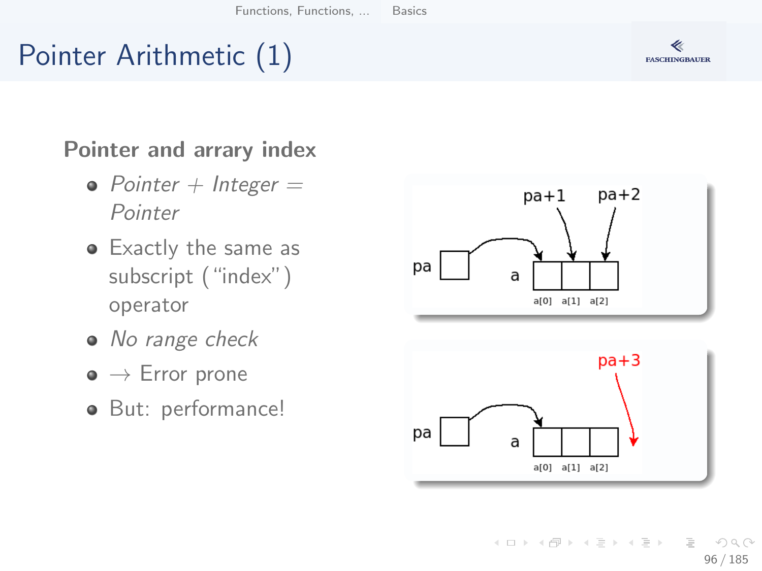# Pointer Arithmetic (1)

**Pointer and arrary index**

- *Pointer + Integer = Pointer*
- Exactly the same as subscript ("index") operator
- *No range check*
- → Error prone
- But: performance!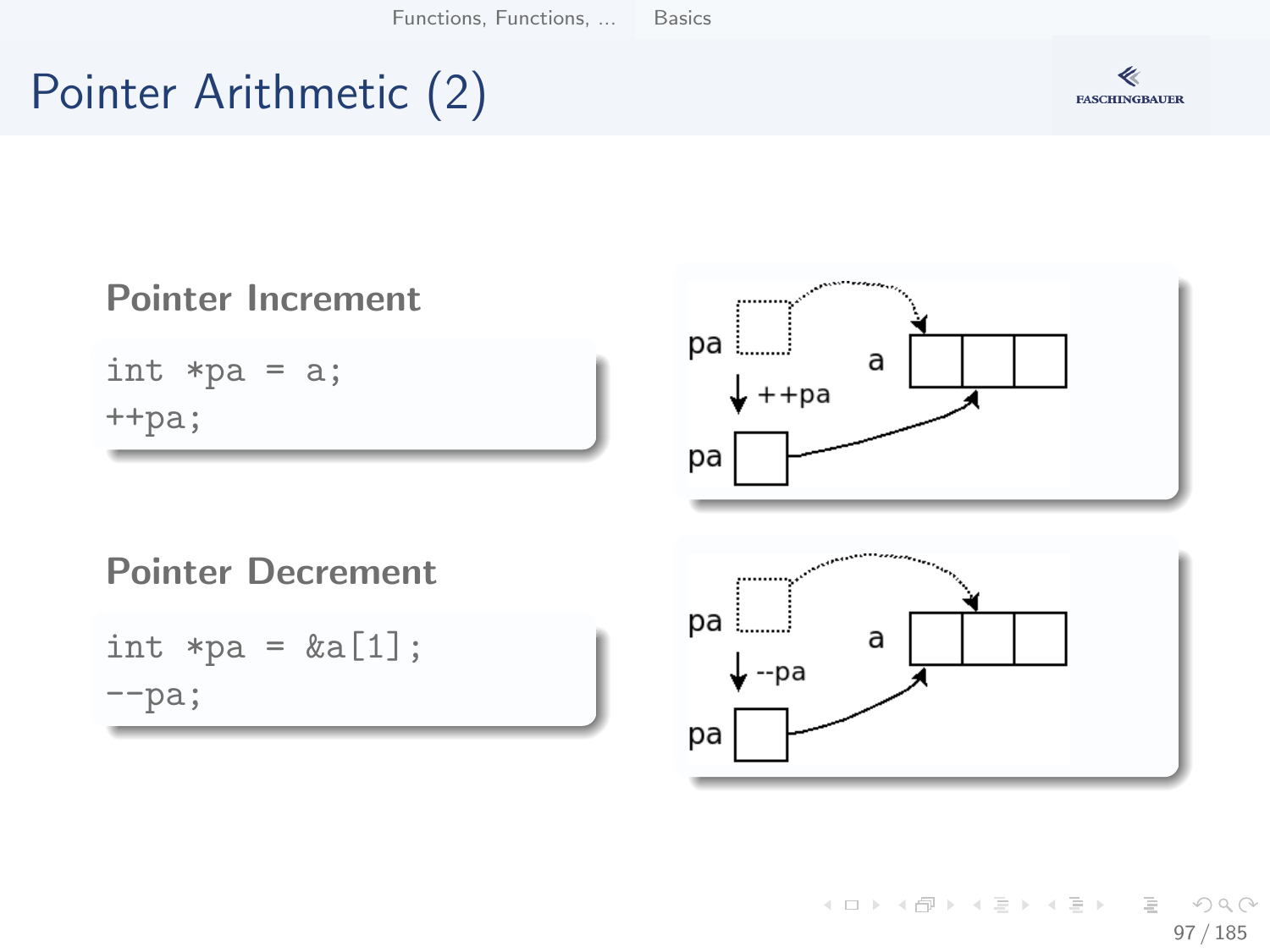# Pointer Arithmetic (2)

### Pointer Increment

```
int *pa = a;
++pa;
```

### Pointer Decrement

```
int *pa = &a[1];
--pa;
```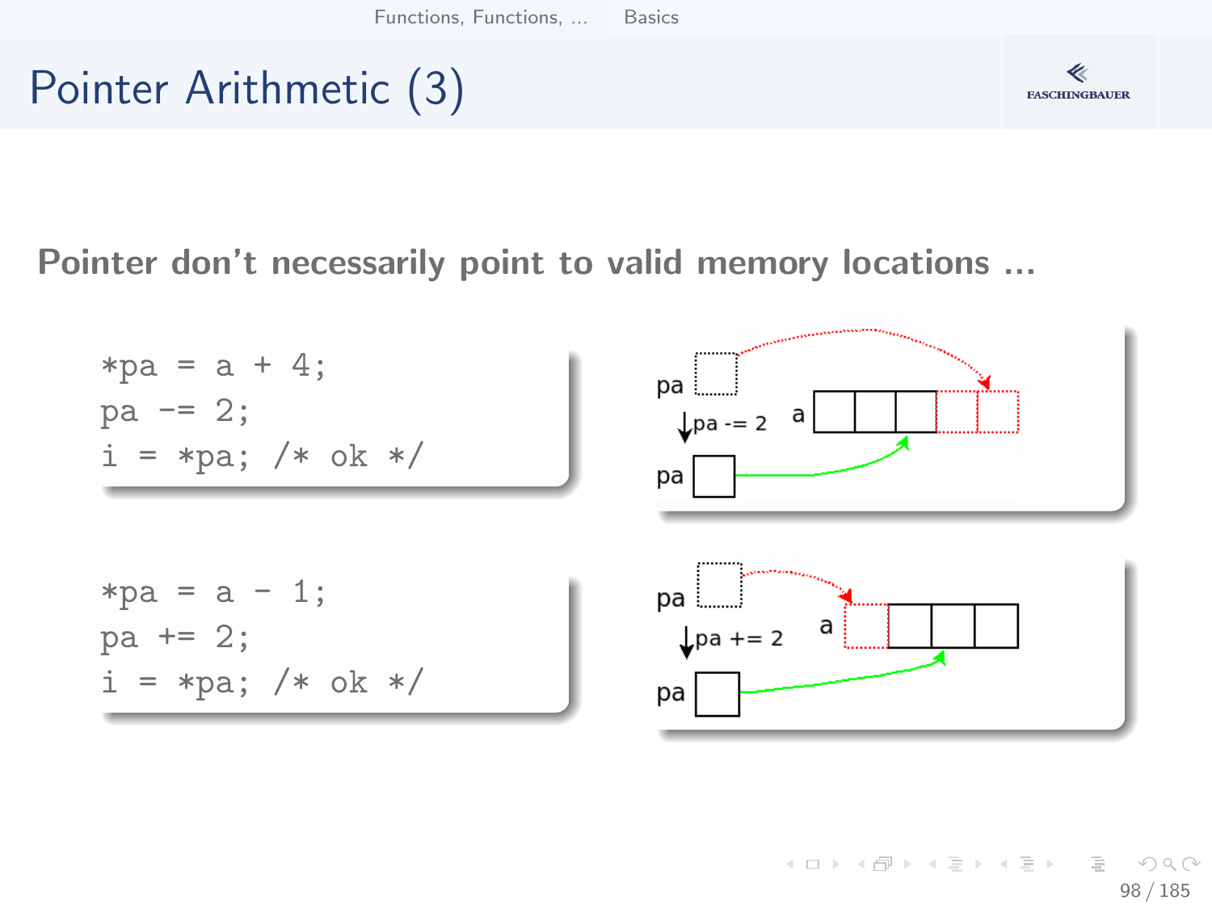# Pointer Arithmetic (3)

**Pointer don't necessarily point to valid memory locations ...**

```
*pa = a + 4;
pa -= 2;
i = *pa; /* ok */
```

```
*pa = a - 1;
pa += 2;
i = *pa; /* ok */
```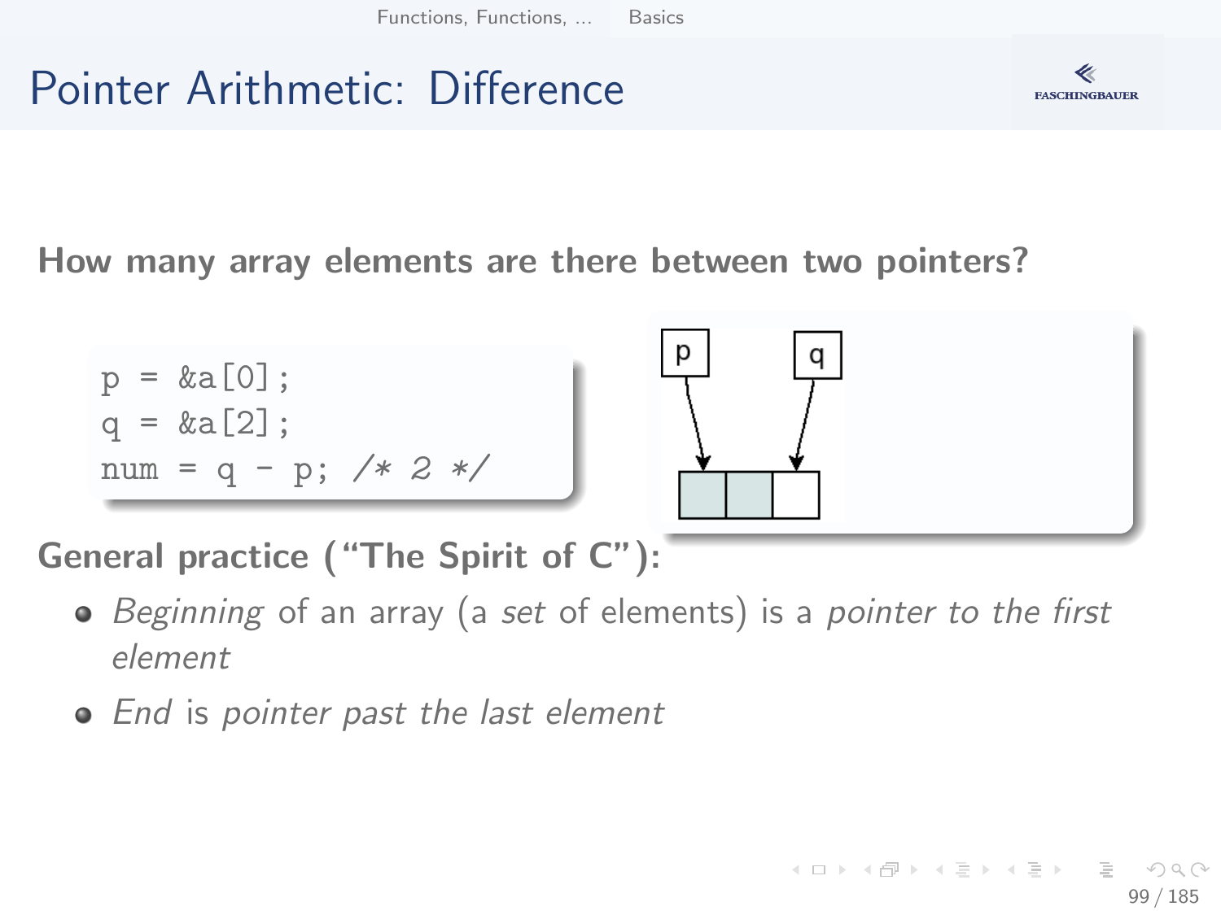# Pointer Arithmetic: Difference

**How many array elements are there between two pointers?**

```
p = &a[0];
q = &a[2];
num = q - p; /* 2 */
```

**General practice ("The Spirit of C"):**

- *Beginning* of an array (a *set* of elements) is a *pointer to the first element*
- *End* is *pointer past the last element*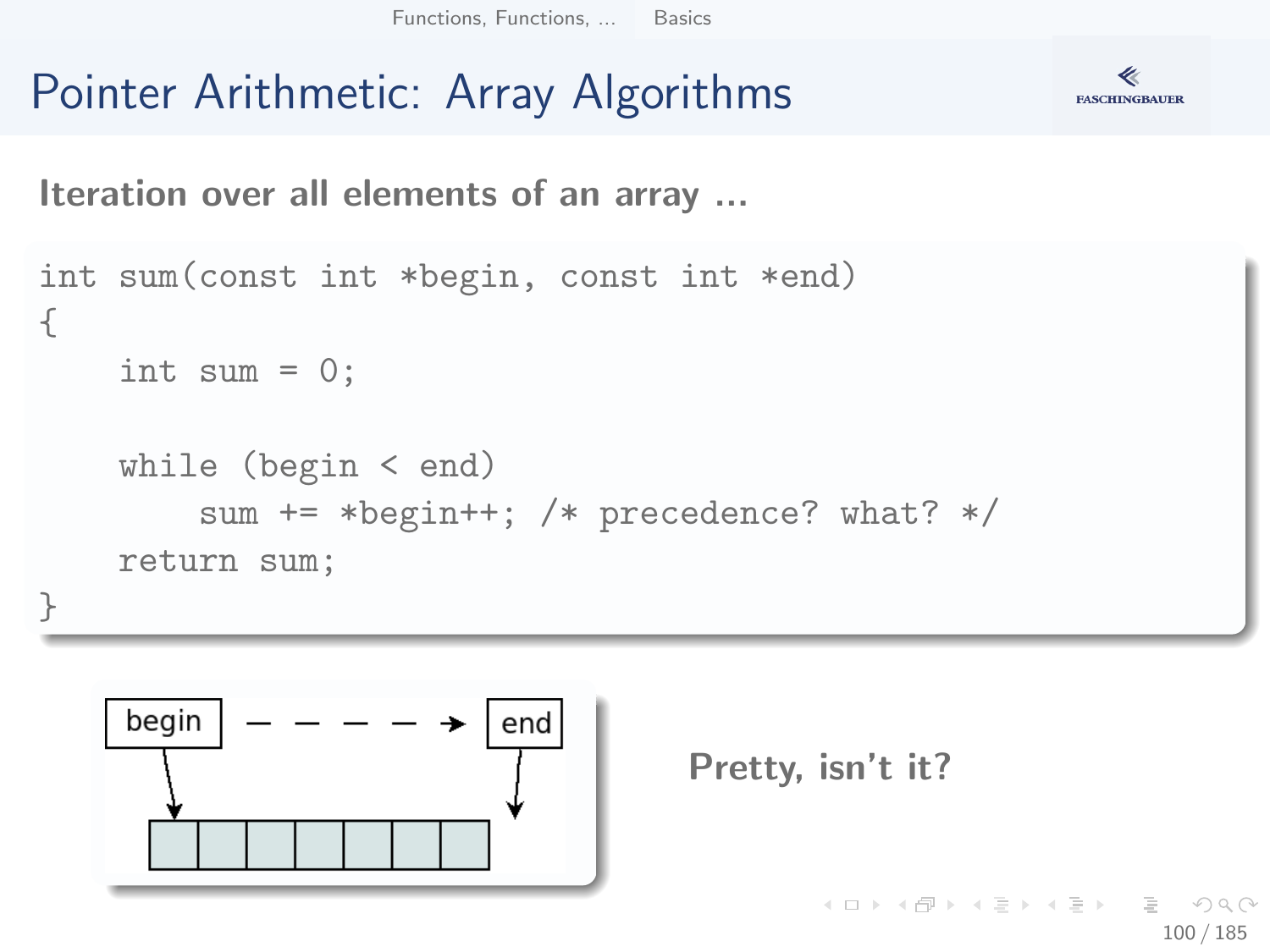# Pointer Arithmetic: Array Algorithms

**Iteration over all elements of an array ...**

```
int sum(const int *begin, const int *end)
{
    int sum = 0;

    while (begin < end)
        sum += *begin++; /* precedence? what? */
    return sum;
}
```

begin - - - - → end

**Pretty, isn't it?**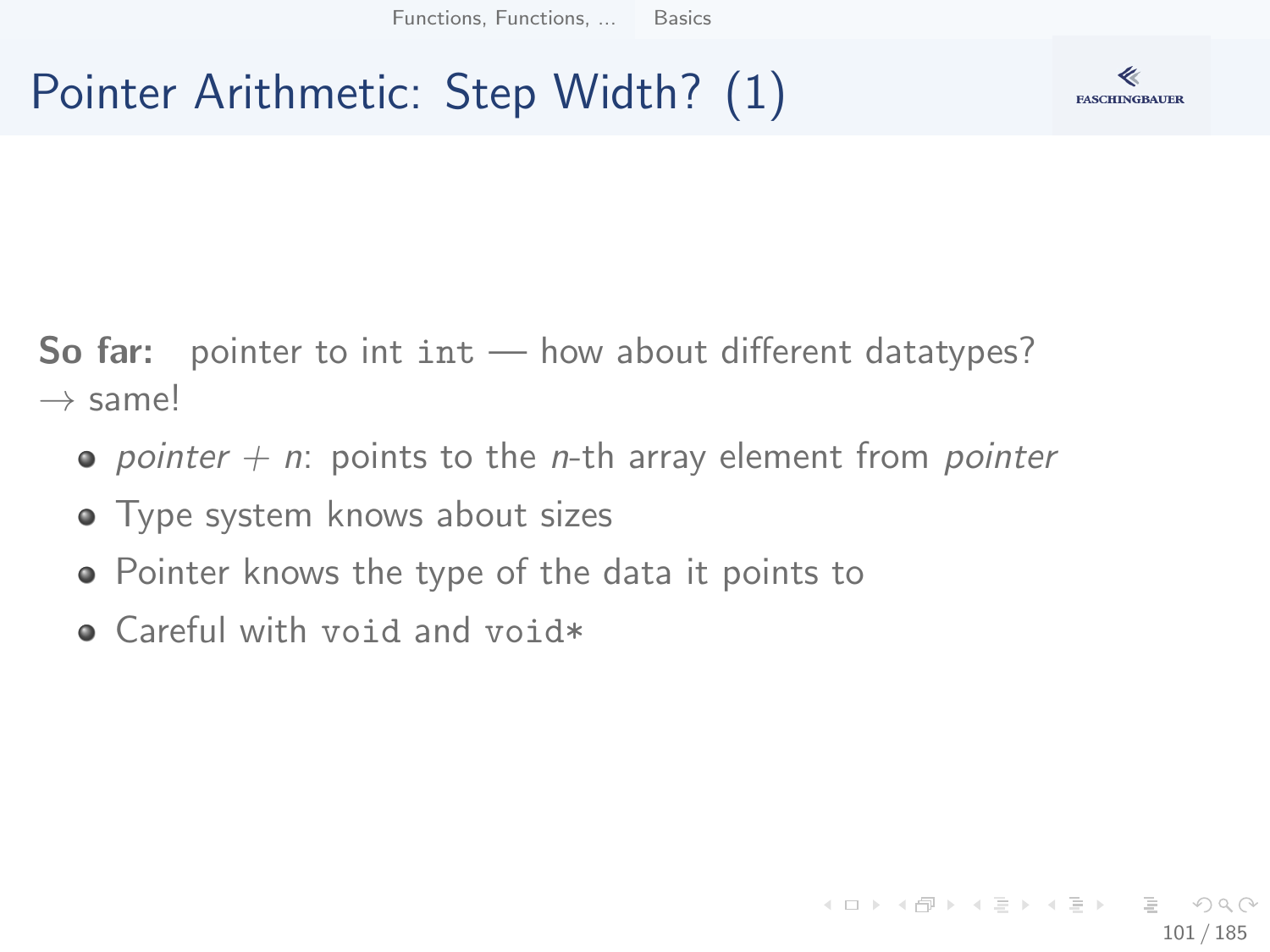# Pointer Arithmetic: Step Width? (1)

**So far:** pointer to int `int` — how about different datatypes?
→ same!

- *pointer* + *n*: points to the *n*-th array element from *pointer*
- Type system knows about sizes
- Pointer knows the type of the data it points to
- Careful with `void` and `void*`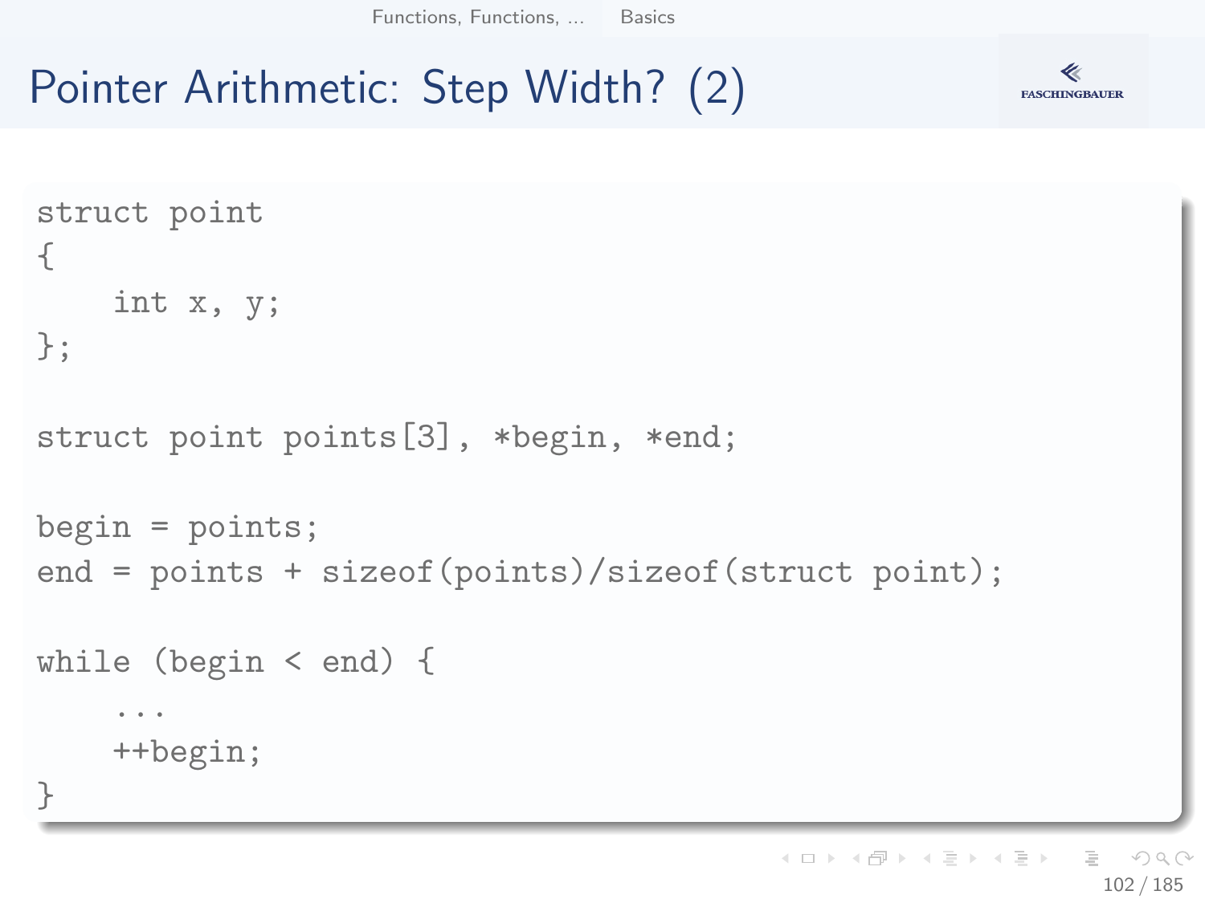# Pointer Arithmetic: Step Width? (2)

```
struct point
{
    int x, y;
};

struct point points[3], *begin, *end;

begin = points;
end = points + sizeof(points)/sizeof(struct point);

while (begin < end) {
    ...
    ++begin;
}
```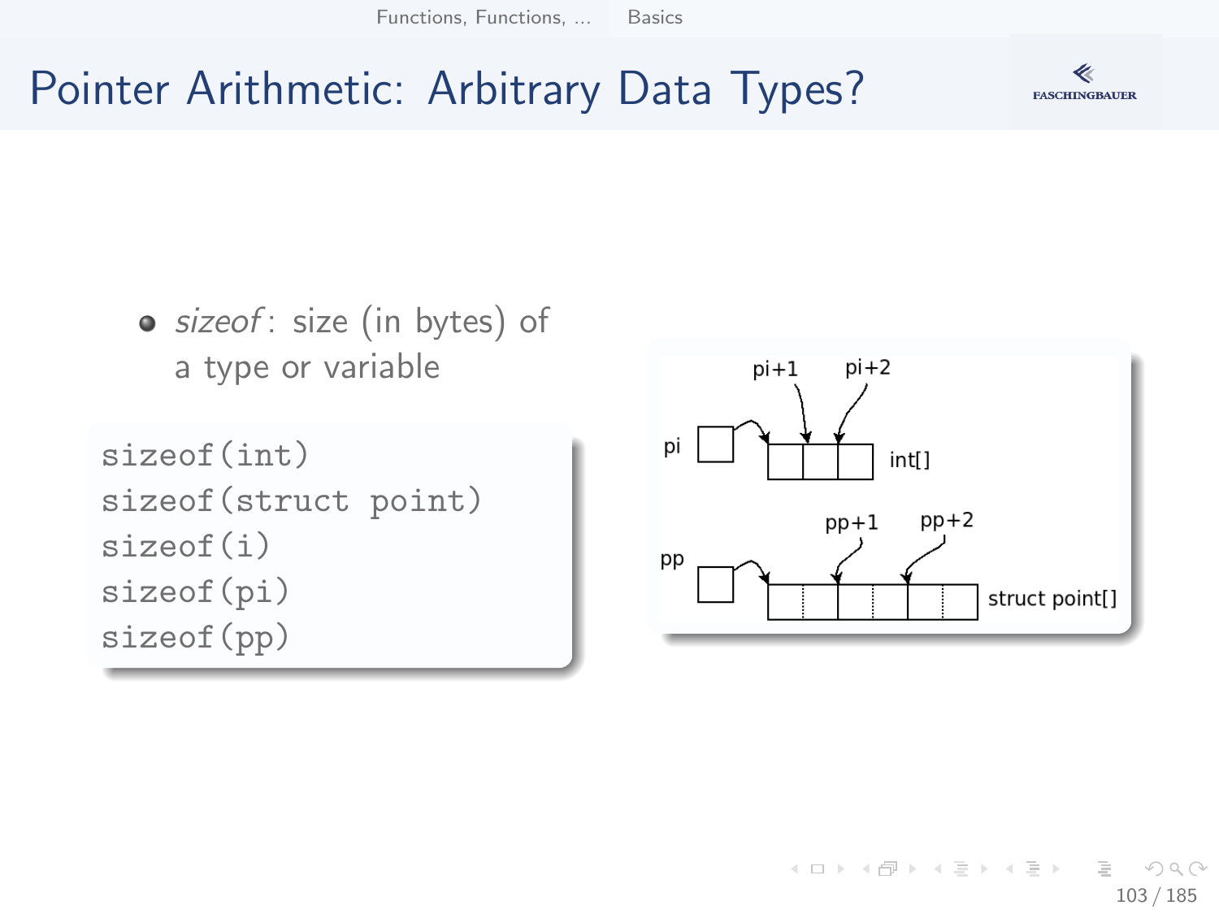# Pointer Arithmetic: Arbitrary Data Types?

- *sizeof*: size (in bytes) of a type or variable

```
sizeof(int)
sizeof(struct point)
sizeof(i)
sizeof(pi)
sizeof(pp)
```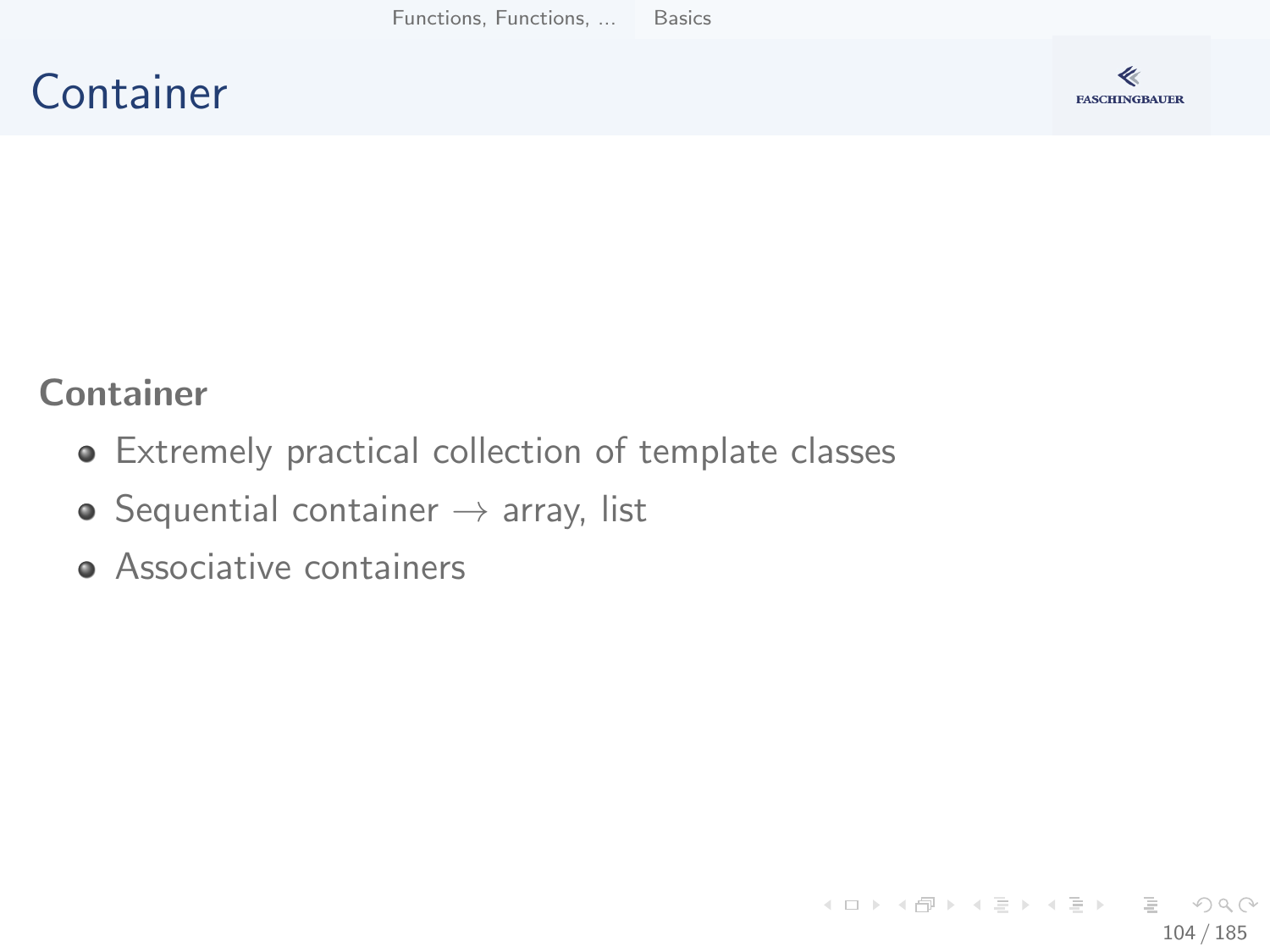# Container

**Container**

- Extremely practical collection of template classes
- Sequential container $\rightarrow$ array, list
- Associative containers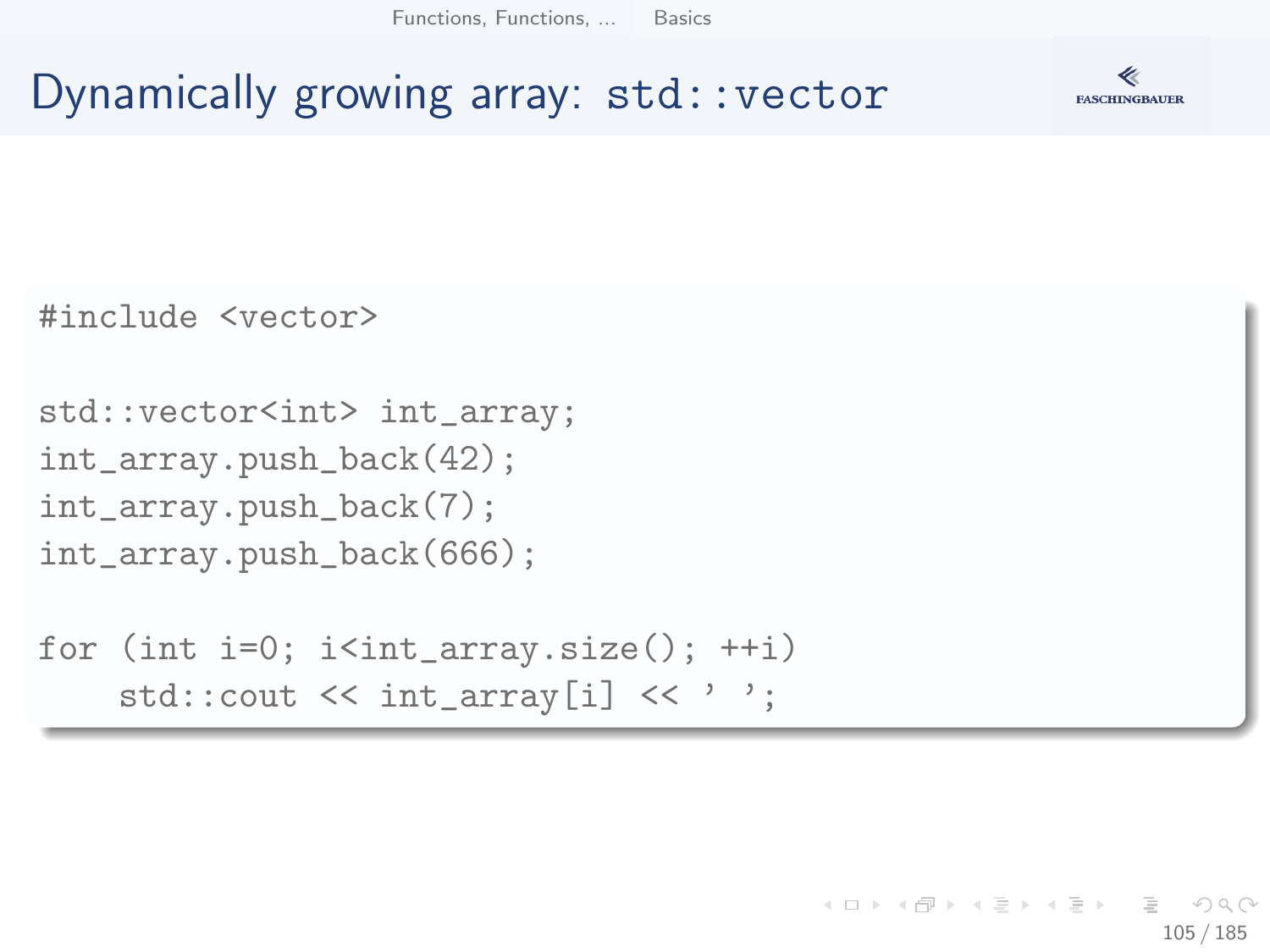# Dynamically growing array: std::vector

```
#include <vector>

std::vector<int> int_array;
int_array.push_back(42);
int_array.push_back(7);
int_array.push_back(666);

for (int i=0; i<int_array.size(); ++i)
    std::cout << int_array[i] << ' ';
```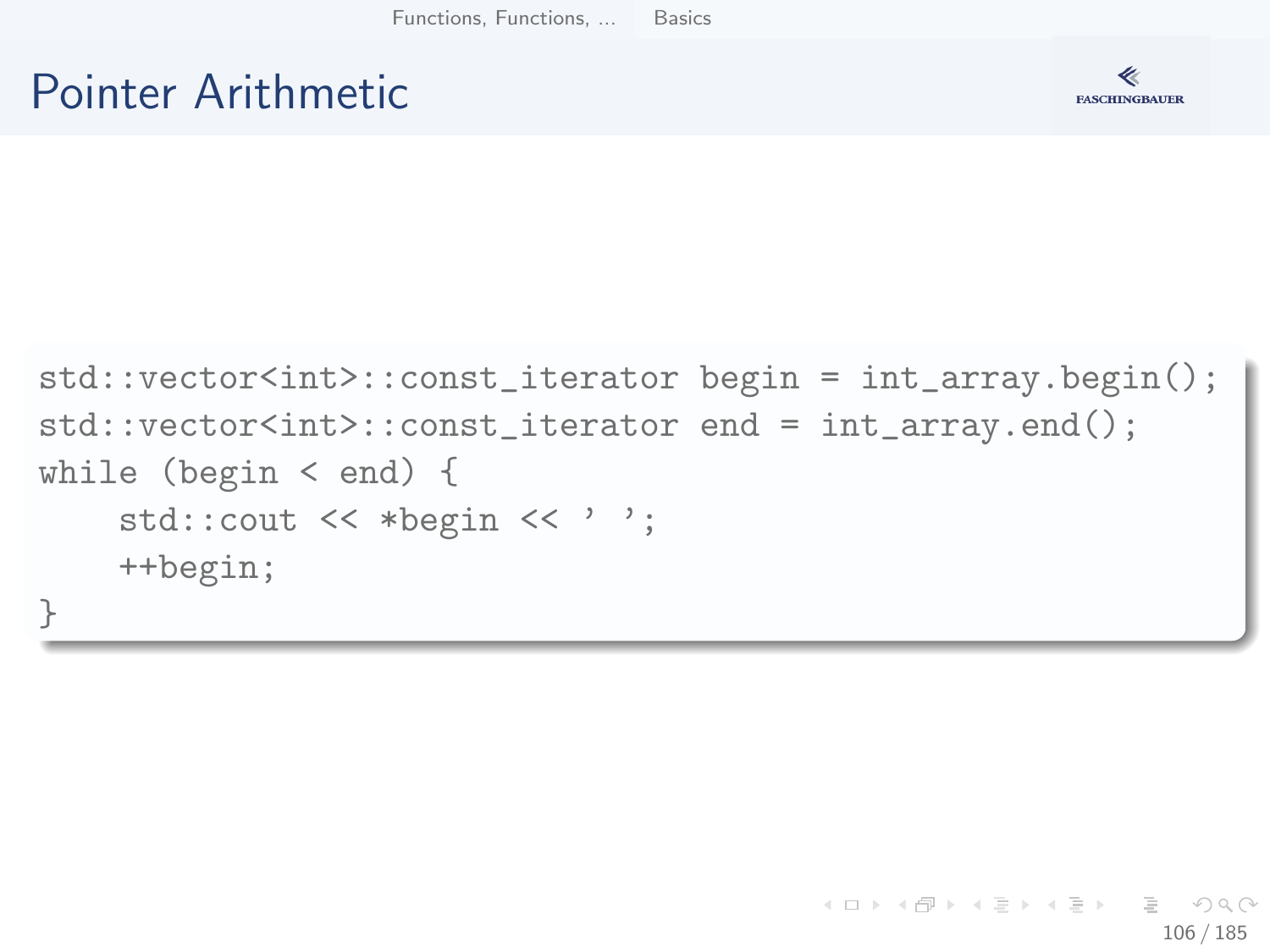# Pointer Arithmetic

```
std::vector<int>::const_iterator begin = int_array.begin();
std::vector<int>::const_iterator end = int_array.end();
while (begin < end) {
    std::cout << *begin << ' ';
    ++begin;
}
```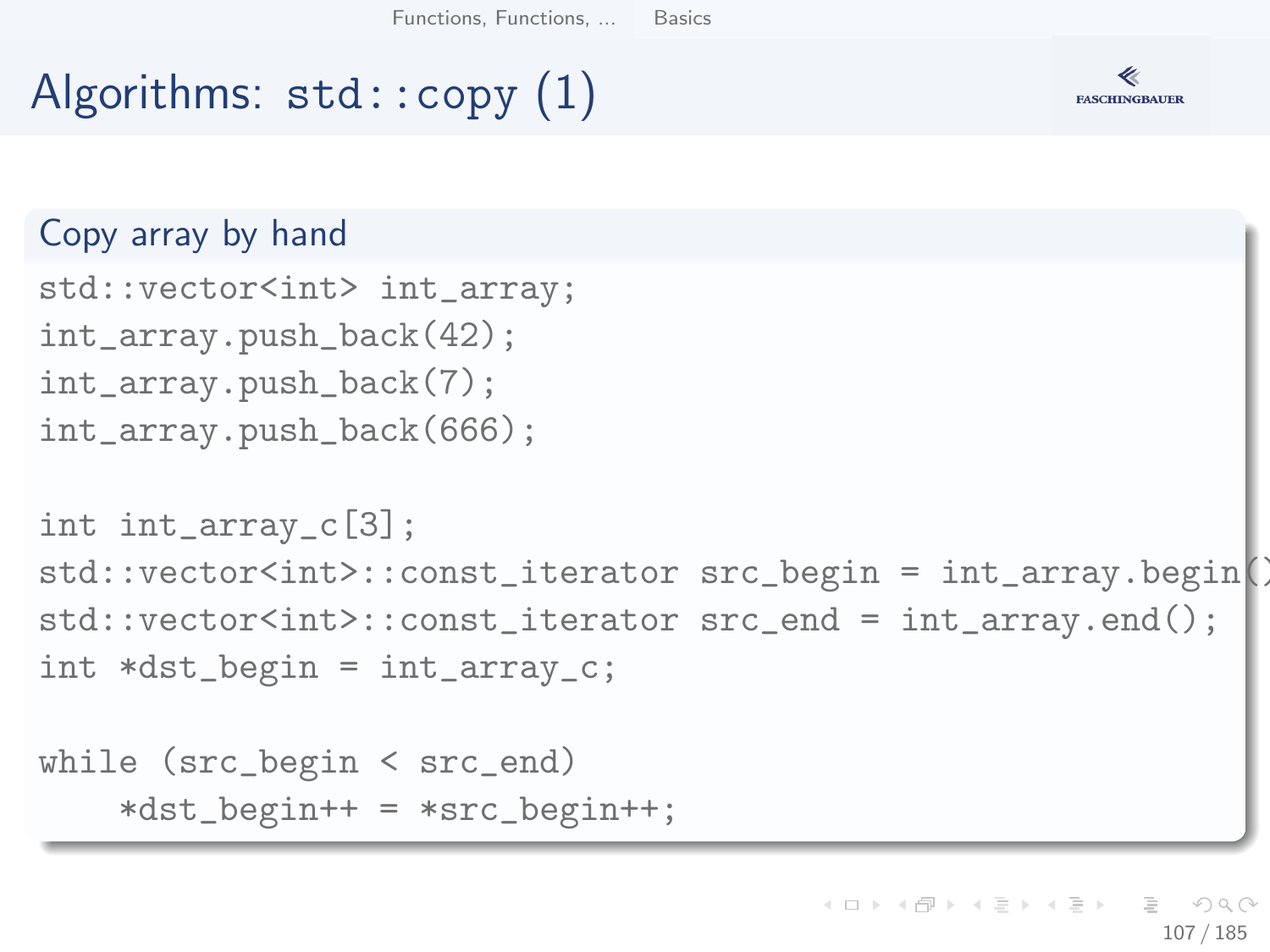# Algorithms: std::copy (1)

## Copy array by hand

```
std::vector<int> int_array;
int_array.push_back(42);
int_array.push_back(7);
int_array.push_back(666);

int int_array_c[3];
std::vector<int>::const_iterator src_begin = int_array.begin();
std::vector<int>::const_iterator src_end = int_array.end();
int *dst_begin = int_array_c;

while (src_begin < src_end)
    *dst_begin++ = *src_begin++;
```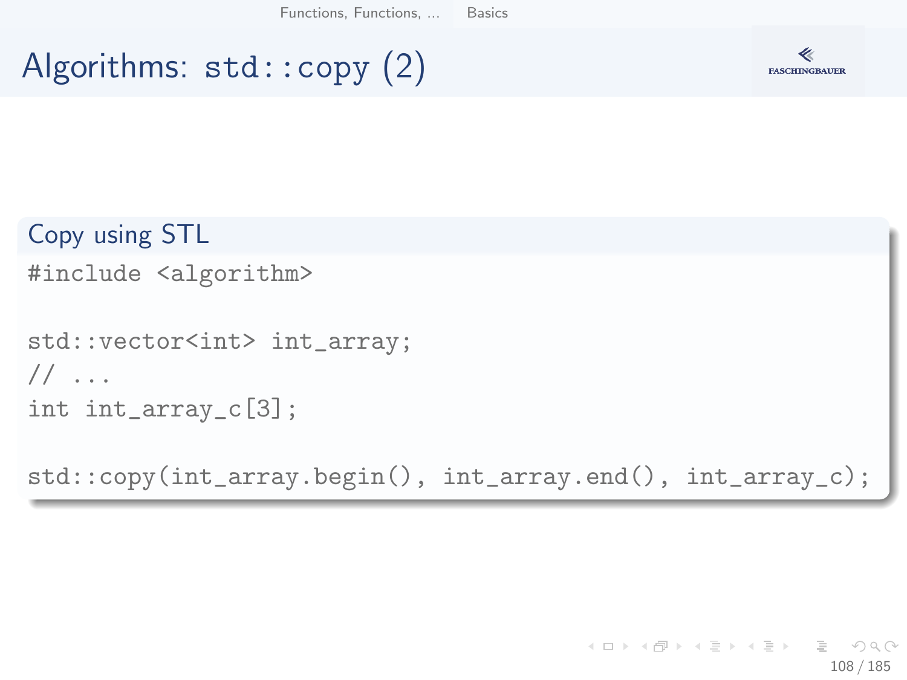# Algorithms: `std::copy` (2)

**Copy using STL**

```
#include <algorithm>

std::vector<int> int_array;
// ...
int int_array_c[3];

std::copy(int_array.begin(), int_array.end(), int_array_c);
```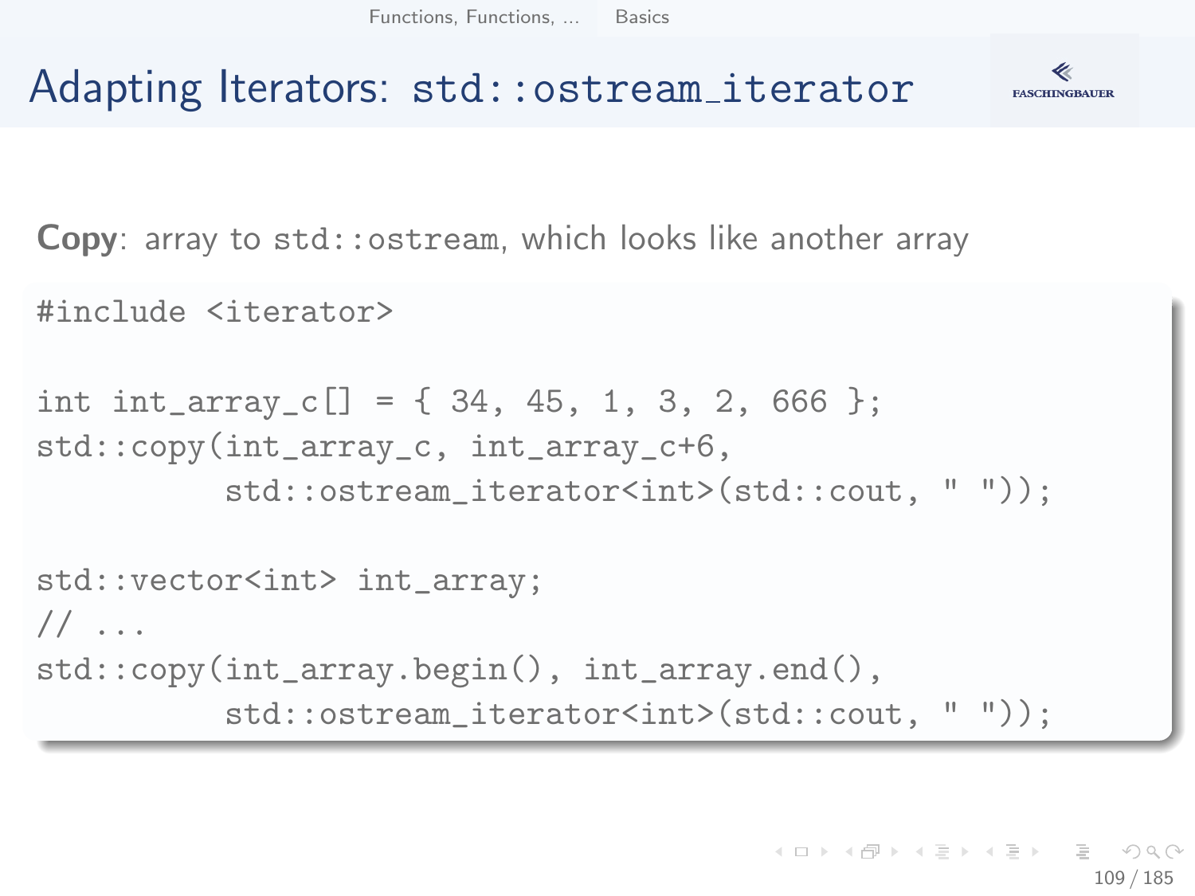# Adapting Iterators: `std::ostream_iterator`

**Copy**: array to `std::ostream`, which looks like another array

```
#include <iterator>

int int_array_c[] = { 34, 45, 1, 3, 2, 666 };
std::copy(int_array_c, int_array_c+6,
          std::ostream_iterator<int>(std::cout, " "));

std::vector<int> int_array;
// ...
std::copy(int_array.begin(), int_array.end(),
          std::ostream_iterator<int>(std::cout, " "));
```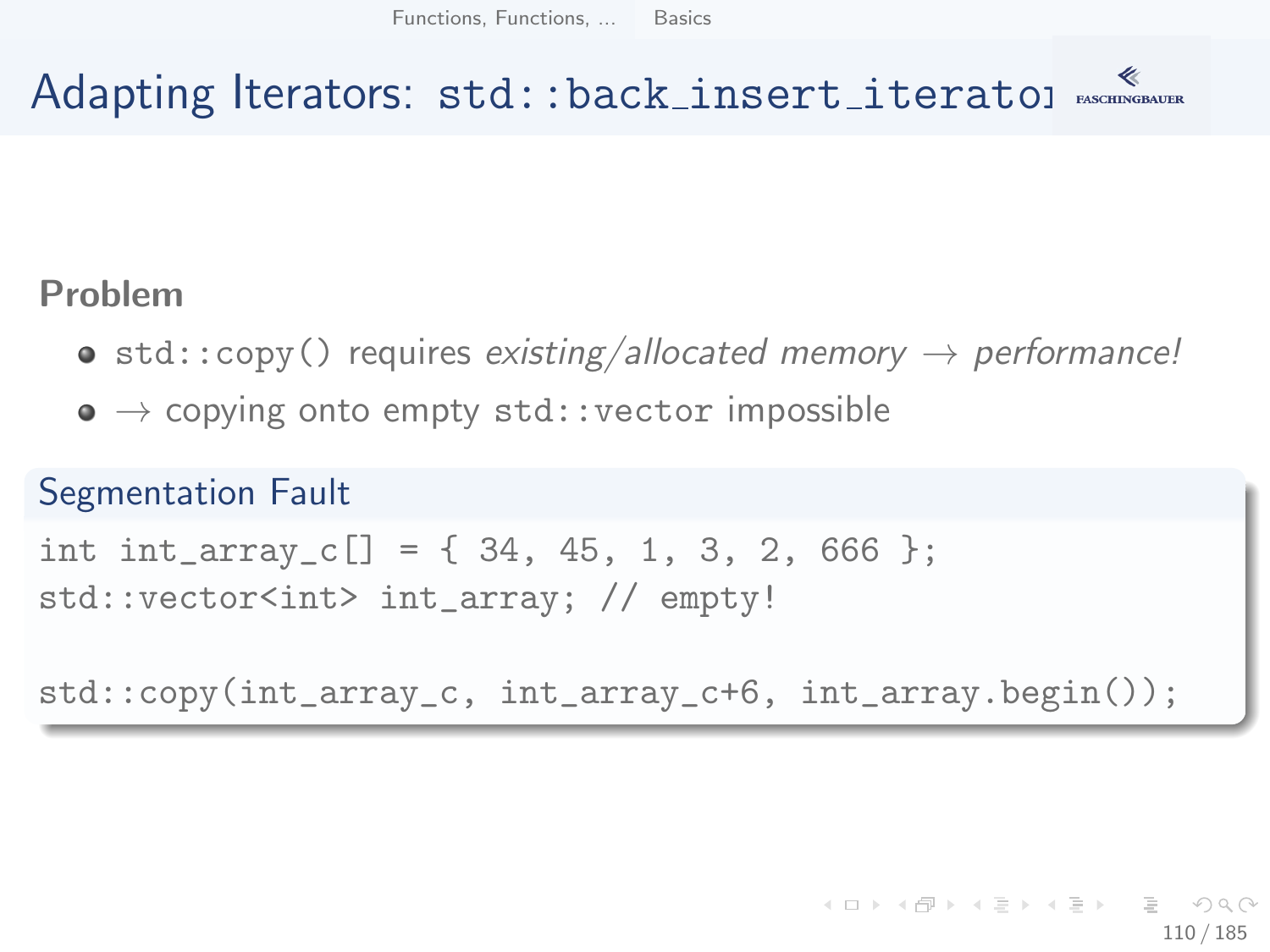# Adapting Iterators: `std::back_insert_iterator`

**Problem**

- `std::copy()` requires *existing/allocated memory* → *performance!*
- → copying onto empty `std::vector` impossible

### Segmentation Fault

```
int int_array_c[] = { 34, 45, 1, 3, 2, 666 };
std::vector<int> int_array; // empty!

std::copy(int_array_c, int_array_c+6, int_array.begin());
```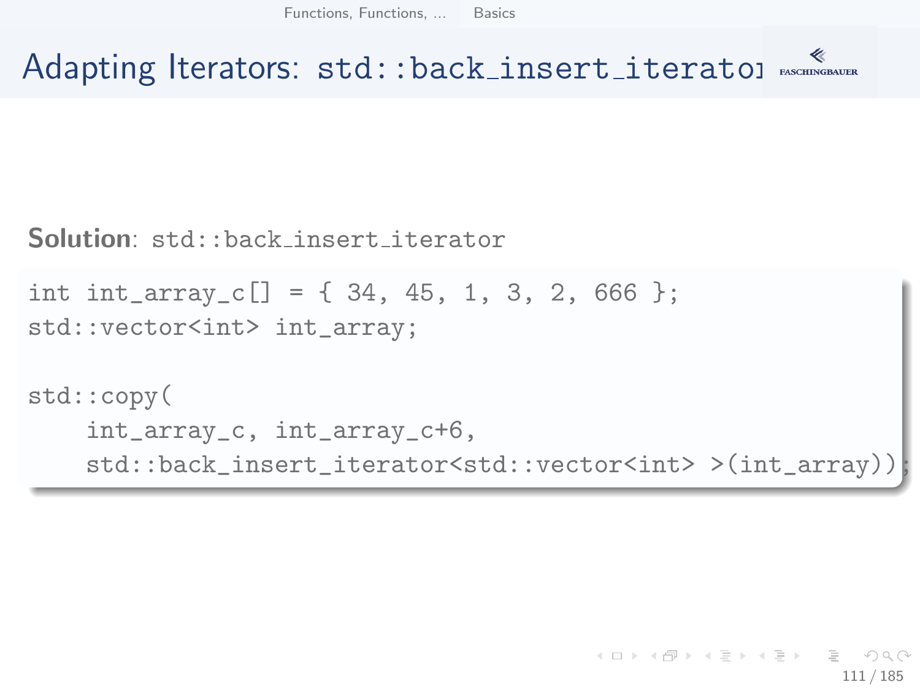# Adapting Iterators: std::back_insert_iterator

**Solution**: std::back_insert_iterator

```
int int_array_c[] = { 34, 45, 1, 3, 2, 666 };
std::vector<int> int_array;

std::copy(
    int_array_c, int_array_c+6,
    std::back_insert_iterator<std::vector<int> >(int_array));
```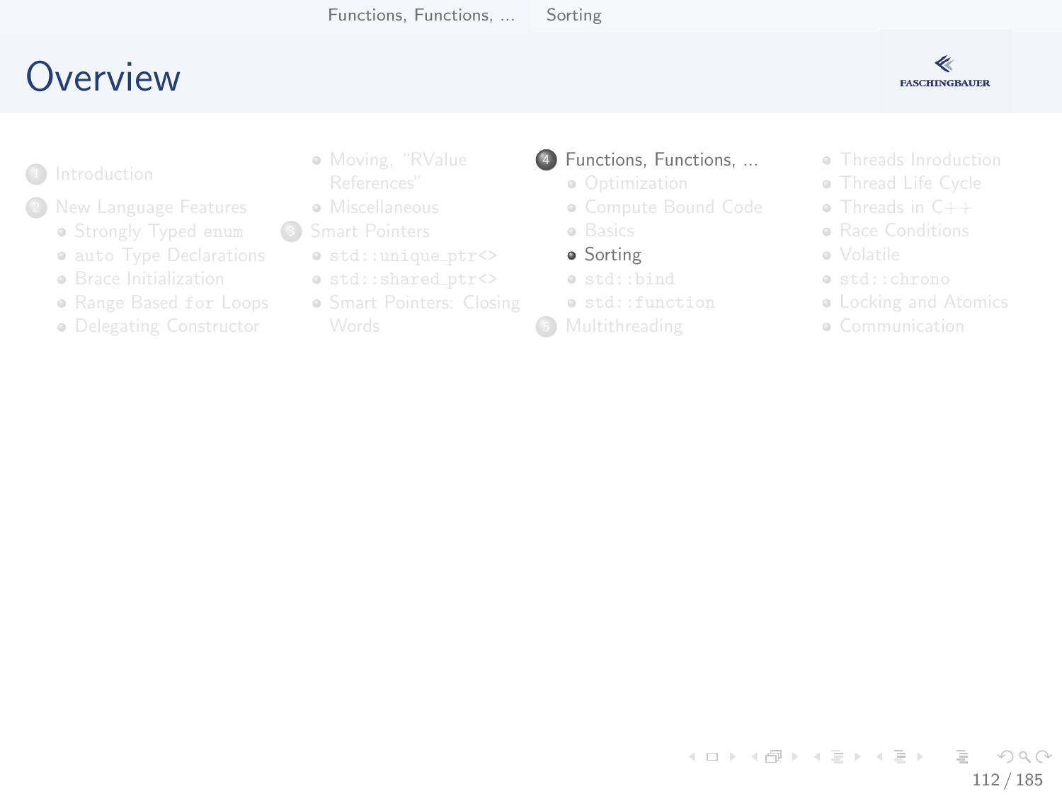# Overview

1. Introduction
2. New Language Features
   - Strongly Typed `enum`
   - `auto` Type Declarations
   - Brace Initialization
   - Range Based `for` Loops
   - Delegating Constructor
   - Moving, "RValue References"
   - Miscellaneous
3. Smart Pointers
   - `std::unique_ptr<>`
   - `std::shared_ptr<>`
   - Smart Pointers: Closing Words
4. Functions, Functions, ...
   - Optimization
   - Compute Bound Code
   - Basics
   - Sorting
   - `std::bind`
   - `std::function`
5. Multithreading
   - Threads Inroduction
   - Thread Life Cycle
   - Threads in C++
   - Race Conditions
   - Volatile
   - `std::chrono`
   - Locking and Atomics
   - Communication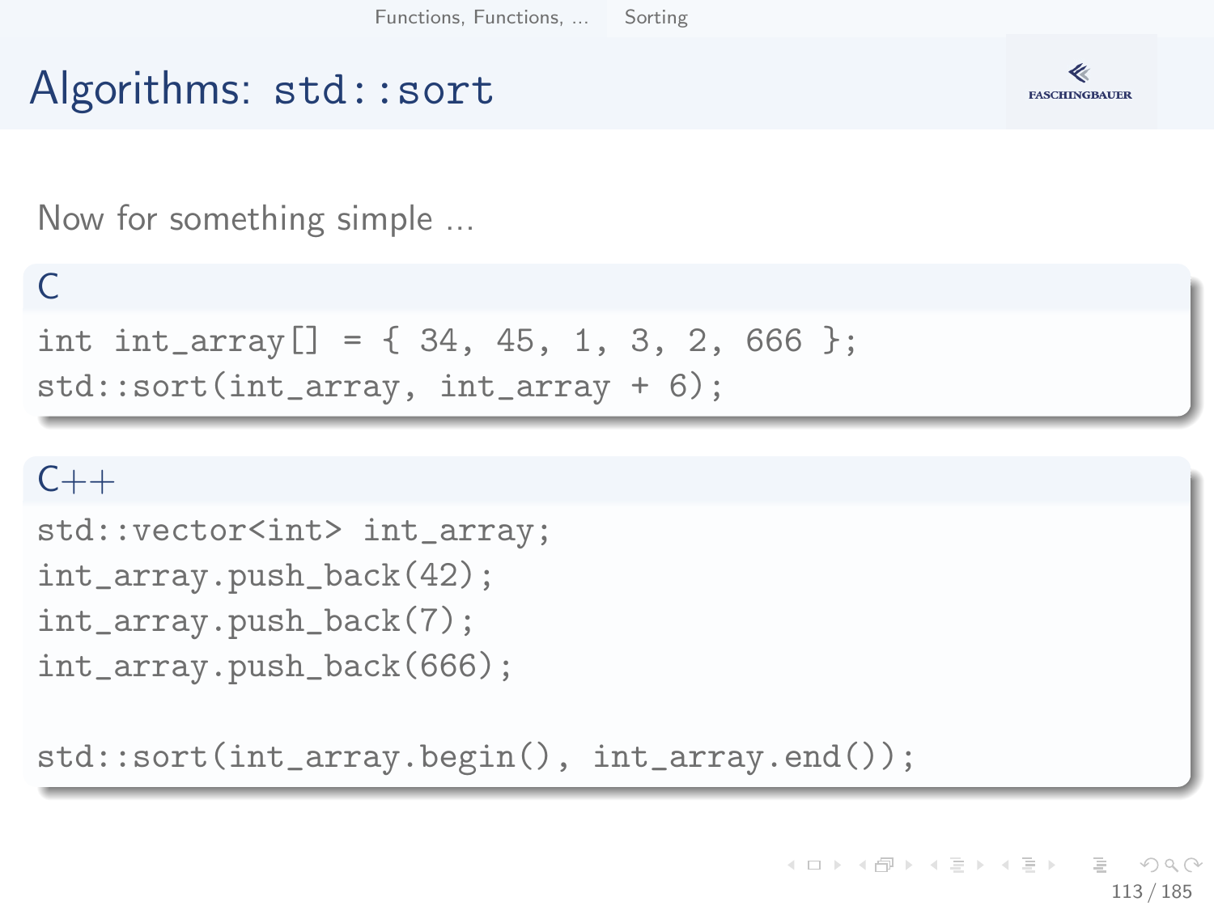# Algorithms: `std::sort`

Now for something simple ...

**C**

```
int int_array[] = { 34, 45, 1, 3, 2, 666 };
std::sort(int_array, int_array + 6);
```

**C++**

```
std::vector<int> int_array;
int_array.push_back(42);
int_array.push_back(7);
int_array.push_back(666);

std::sort(int_array.begin(), int_array.end());
```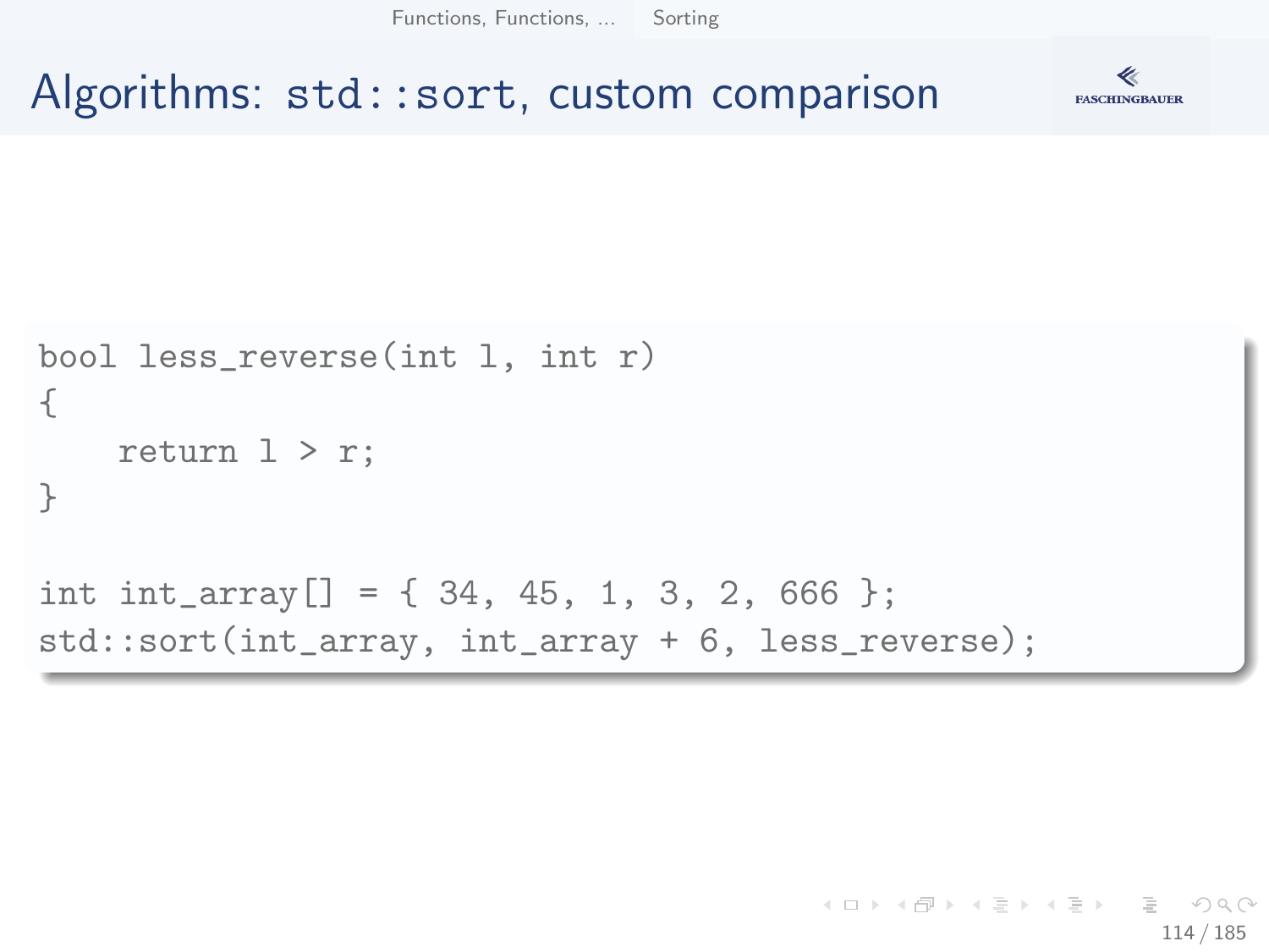# Algorithms: std::sort, custom comparison

```
bool less_reverse(int l, int r)
{
    return l > r;
}

int int_array[] = { 34, 45, 1, 3, 2, 666 };
std::sort(int_array, int_array + 6, less_reverse);
```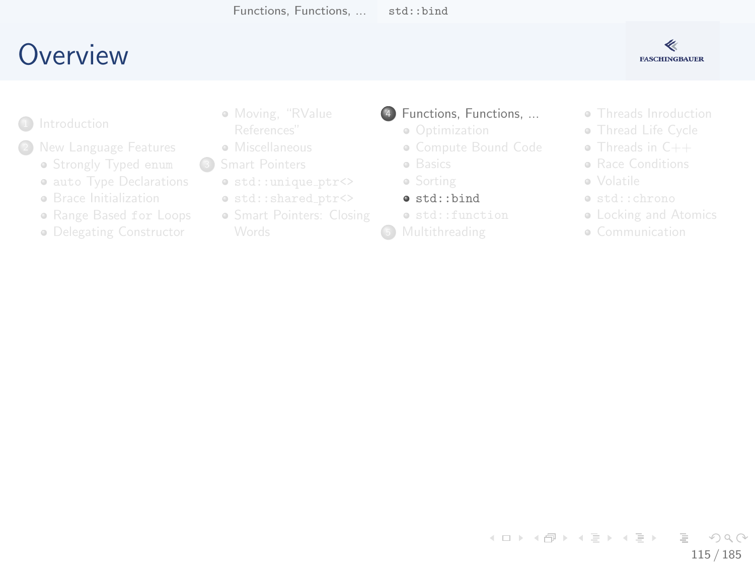# Overview

1. Introduction
2. New Language Features
   - Strongly Typed enum
   - auto Type Declarations
   - Brace Initialization
   - Range Based for Loops
   - Delegating Constructor
   - Moving, "RValue References"
   - Miscellaneous
3. Smart Pointers
   - std::unique_ptr<>
   - std::shared_ptr<>
   - Smart Pointers: Closing Words
4. Functions, Functions, ...
   - Optimization
   - Compute Bound Code
   - Basics
   - Sorting
   - std::bind
   - std::function
5. Multithreading
   - Threads Inroduction
   - Thread Life Cycle
   - Threads in C++
   - Race Conditions
   - Volatile
   - std::chrono
   - Locking and Atomics
   - Communication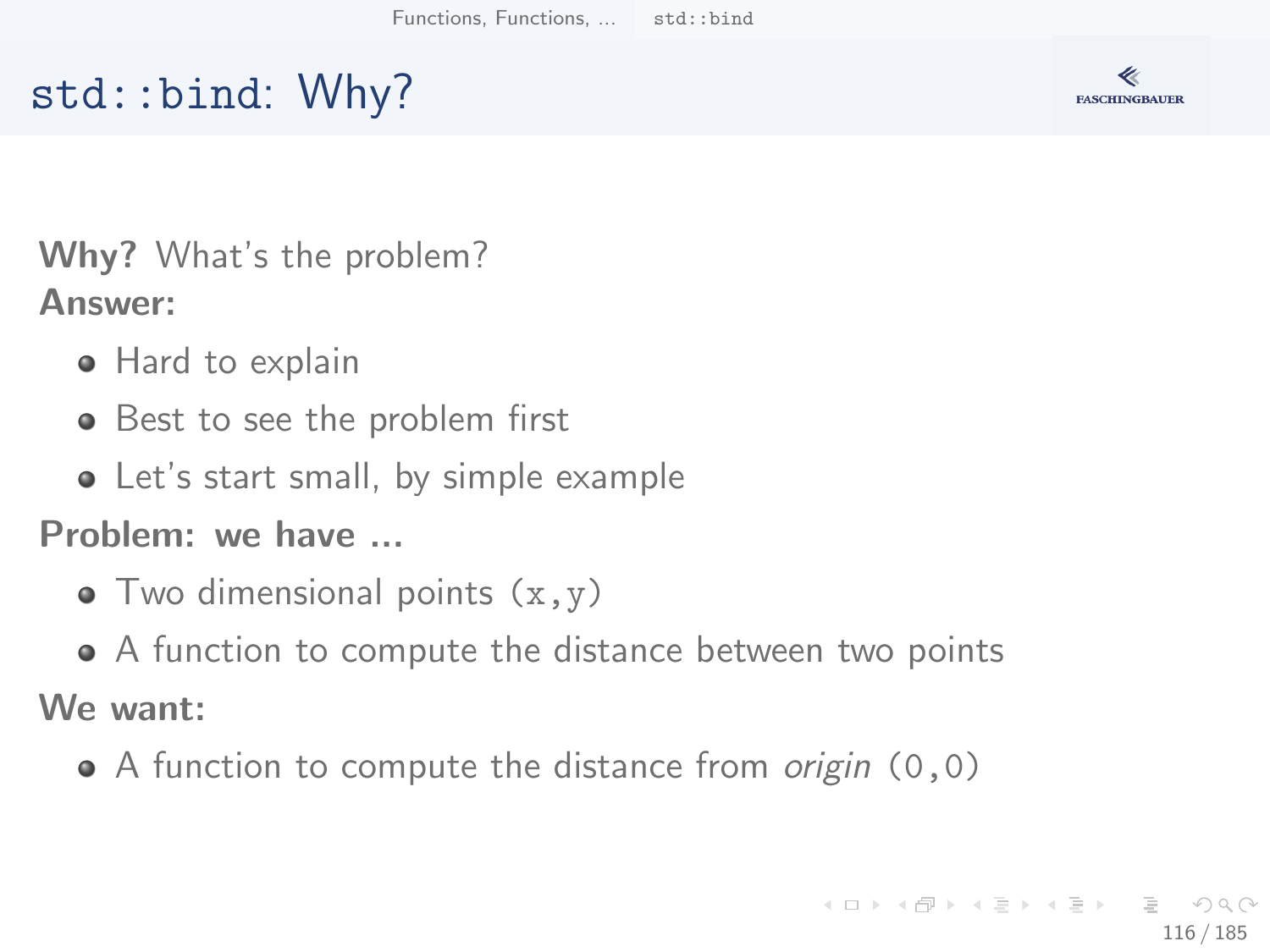# `std::bind`: Why?

**Why?** What's the problem?

**Answer:**

- Hard to explain
- Best to see the problem first
- Let's start small, by simple example

**Problem: we have ...**

- Two dimensional points `(x,y)`
- A function to compute the distance between two points

**We want:**

- A function to compute the distance from *origin* `(0,0)`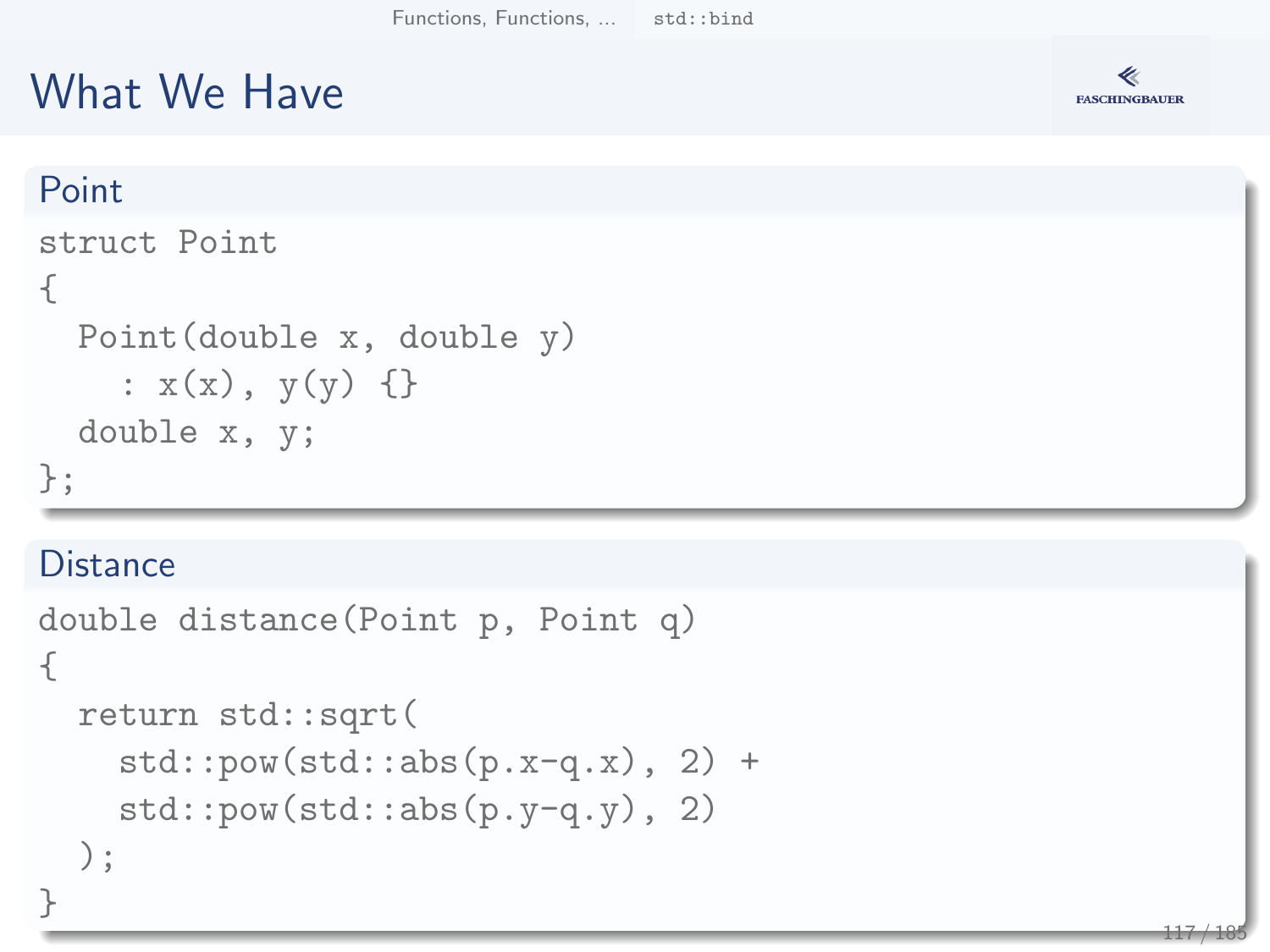# What We Have

## Point

```
struct Point
{
  Point(double x, double y)
    : x(x), y(y) {}
  double x, y;
};
```

## Distance

```
double distance(Point p, Point q)
{
  return std::sqrt(
    std::pow(std::abs(p.x-q.x), 2) +
    std::pow(std::abs(p.y-q.y), 2)
  );
}
```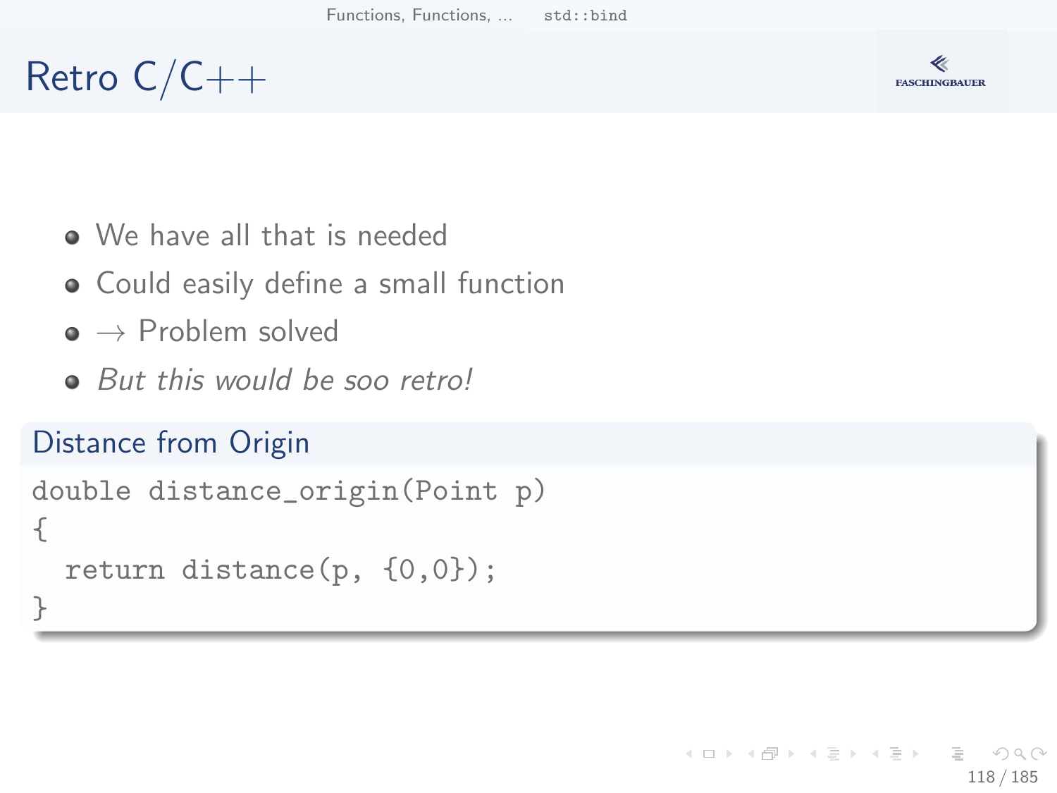# Retro C/C++

- We have all that is needed
- Could easily define a small function
- → Problem solved
- *But this would be soo retro!*

## Distance from Origin

```
double distance_origin(Point p)
{
  return distance(p, {0,0});
}
```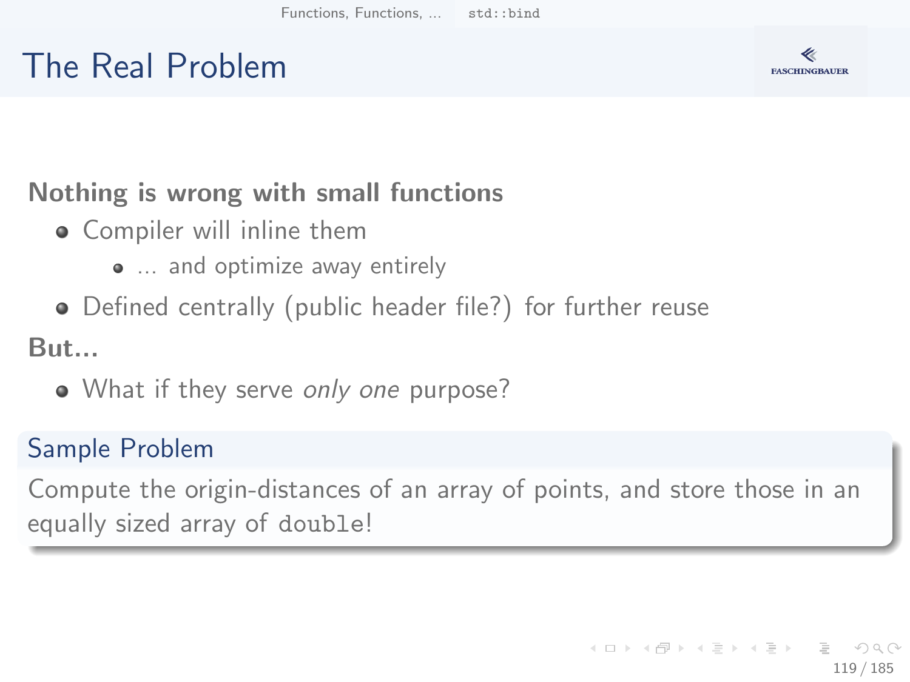# The Real Problem

**Nothing is wrong with small functions**

- Compiler will inline them
  - … and optimize away entirely
- Defined centrally (public header file?) for further reuse

**But…**

- What if they serve *only one* purpose?

## Sample Problem

Compute the origin-distances of an array of points, and store those in an equally sized array of `double`!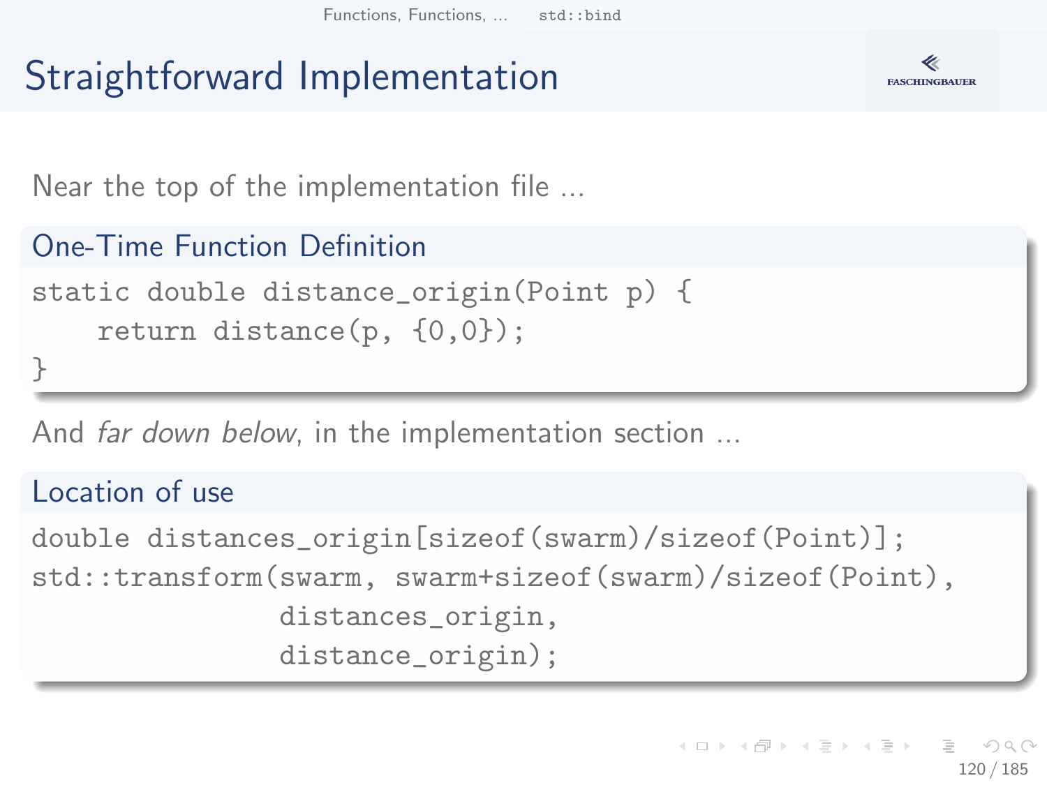# Straightforward Implementation

Near the top of the implementation file ...

### One-Time Function Definition

```
static double distance_origin(Point p) {
    return distance(p, {0,0});
}
```

And *far down below*, in the implementation section ...

### Location of use

```
double distances_origin[sizeof(swarm)/sizeof(Point)];
std::transform(swarm, swarm+sizeof(swarm)/sizeof(Point),
               distances_origin,
               distance_origin);
```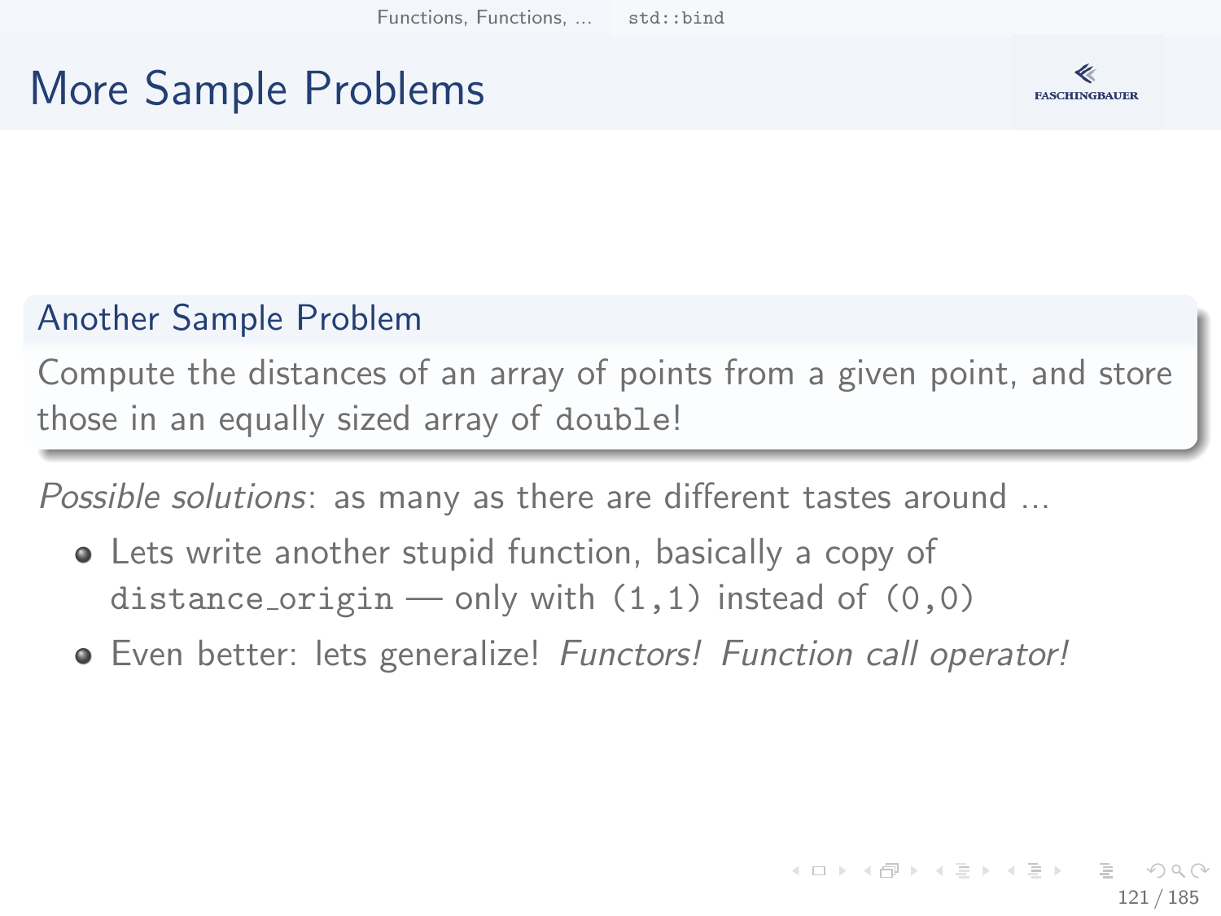# More Sample Problems

## Another Sample Problem

Compute the distances of an array of points from a given point, and store those in an equally sized array of `double`!

*Possible solutions*: as many as there are different tastes around ...

- Lets write another stupid function, basically a copy of `distance_origin` — only with `(1,1)` instead of `(0,0)`
- Even better: lets generalize! *Functors! Function call operator!*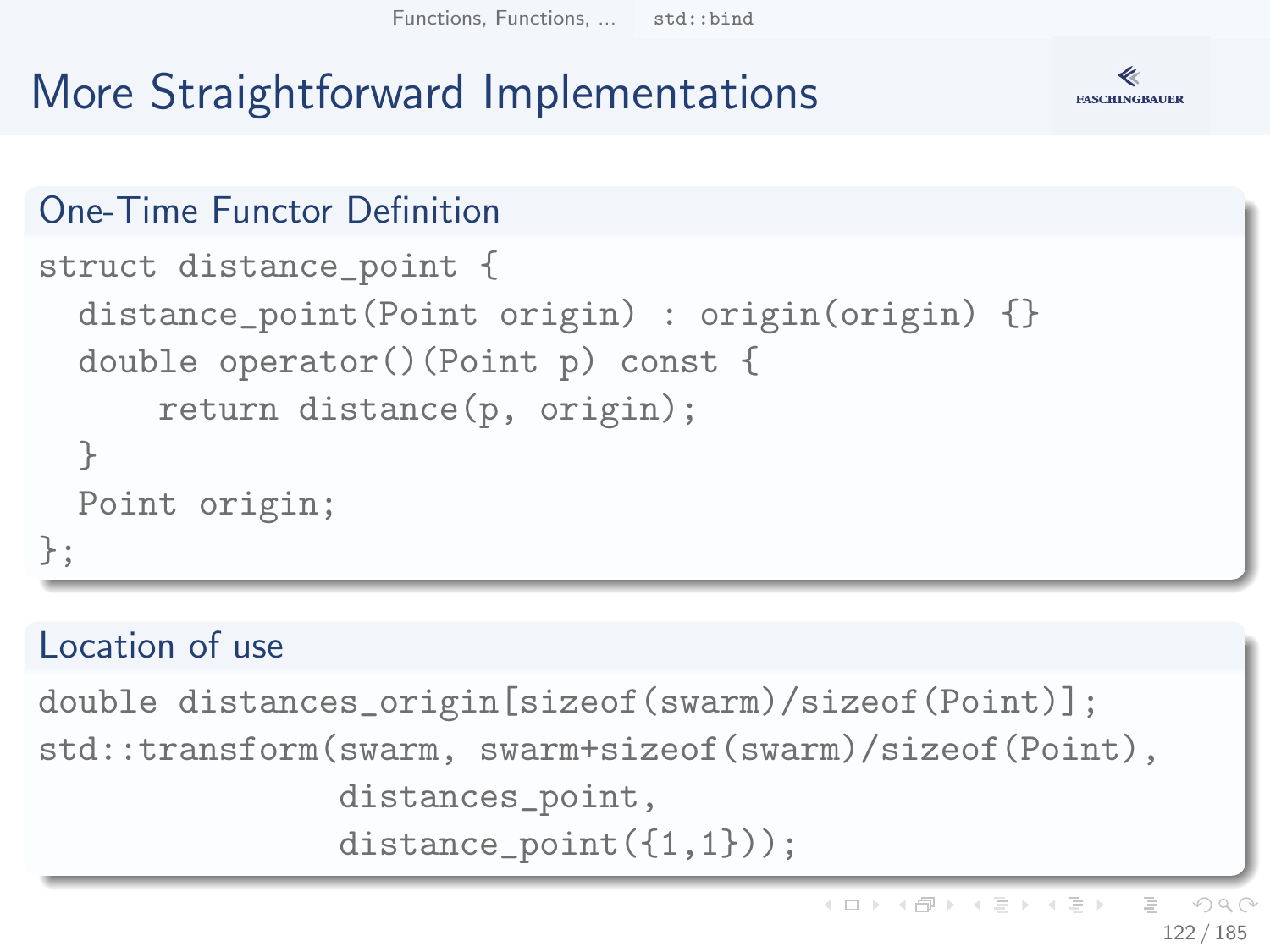# More Straightforward Implementations

## One-Time Functor Definition

```
struct distance_point {
  distance_point(Point origin) : origin(origin) {}
  double operator()(Point p) const {
      return distance(p, origin);
  }
  Point origin;
};
```

## Location of use

```
double distances_origin[sizeof(swarm)/sizeof(Point)];
std::transform(swarm, swarm+sizeof(swarm)/sizeof(Point),
               distances_point,
               distance_point({1,1}));
```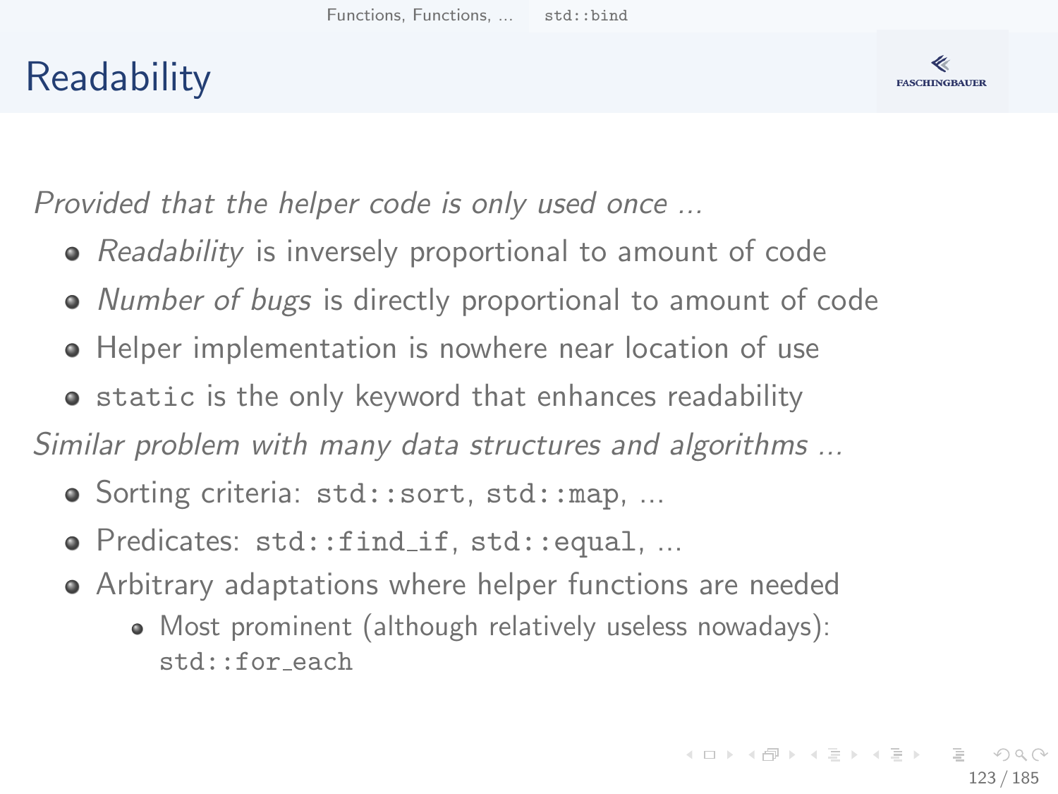# Readability

*Provided that the helper code is only used once ...*

- *Readability* is inversely proportional to amount of code
- *Number of bugs* is directly proportional to amount of code
- Helper implementation is nowhere near location of use
- `static` is the only keyword that enhances readability

*Similar problem with many data structures and algorithms ...*

- Sorting criteria: `std::sort`, `std::map`, ...
- Predicates: `std::find_if`, `std::equal`, ...
- Arbitrary adaptations where helper functions are needed
  - Most prominent (although relatively useless nowadays): `std::for_each`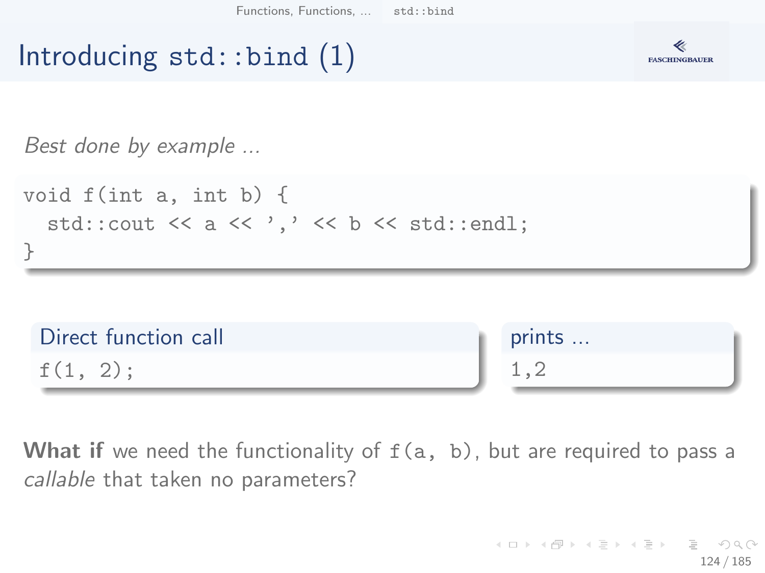# Introducing std::bind (1)

*Best done by example ...*

```
void f(int a, int b) {
  std::cout << a << ',' << b << std::endl;
}
```

**Direct function call**

```
f(1, 2);
```

**prints ...**

```
1,2
```

**What if** we need the functionality of `f(a, b)`, but are required to pass a *callable* that taken no parameters?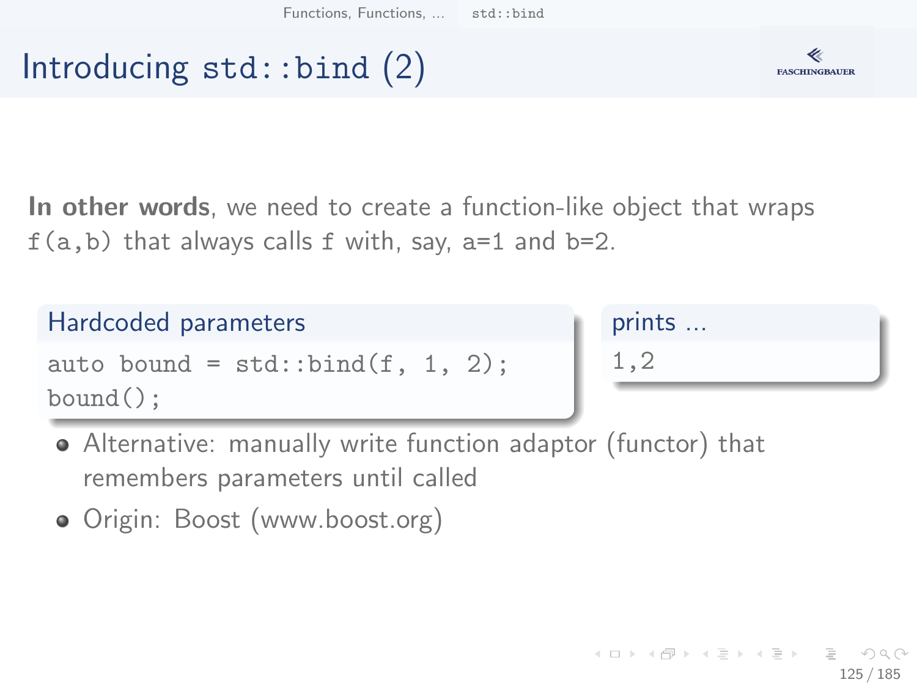# Introducing `std::bind` (2)

**In other words**, we need to create a function-like object that wraps `f(a,b)` that always calls `f` with, say, `a=1` and `b=2`.

**Hardcoded parameters**

```
auto bound = std::bind(f, 1, 2);
bound();
```

**prints ...**

```
1,2
```

- Alternative: manually write function adaptor (functor) that remembers parameters until called
- Origin: Boost (www.boost.org)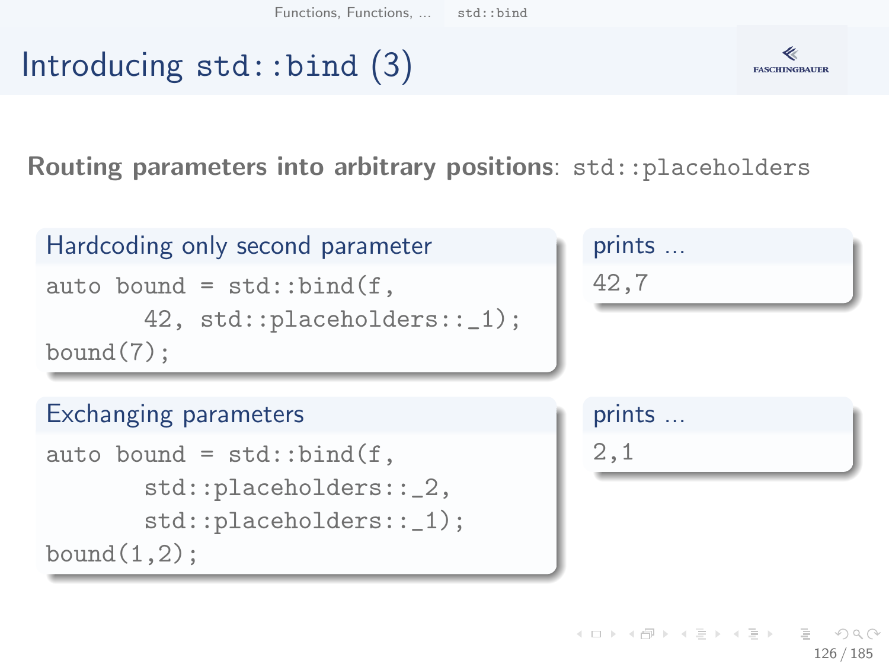# Introducing std::bind (3)

**Routing parameters into arbitrary positions**: `std::placeholders`

**Hardcoding only second parameter**

```
auto bound = std::bind(f,
       42, std::placeholders::_1);
bound(7);
```

**prints ...**

```
42,7
```

**Exchanging parameters**

```
auto bound = std::bind(f,
       std::placeholders::_2,
       std::placeholders::_1);
bound(1,2);
```

**prints ...**

```
2,1
```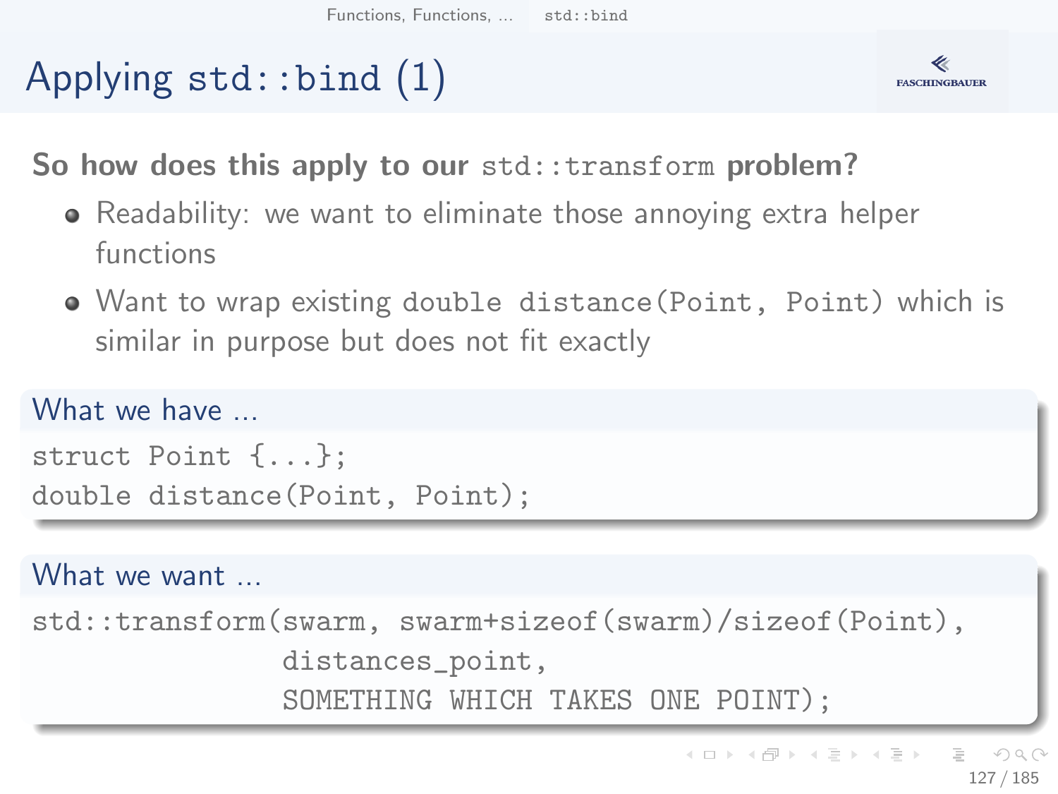# Applying `std::bind` (1)

**So how does this apply to our `std::transform` problem?**

- Readability: we want to eliminate those annoying extra helper functions
- Want to wrap existing `double distance(Point, Point)` which is similar in purpose but does not fit exactly

### What we have ...

```
struct Point {...};
double distance(Point, Point);
```

### What we want ...

```
std::transform(swarm, swarm+sizeof(swarm)/sizeof(Point),
               distances_point,
               SOMETHING WHICH TAKES ONE POINT);
```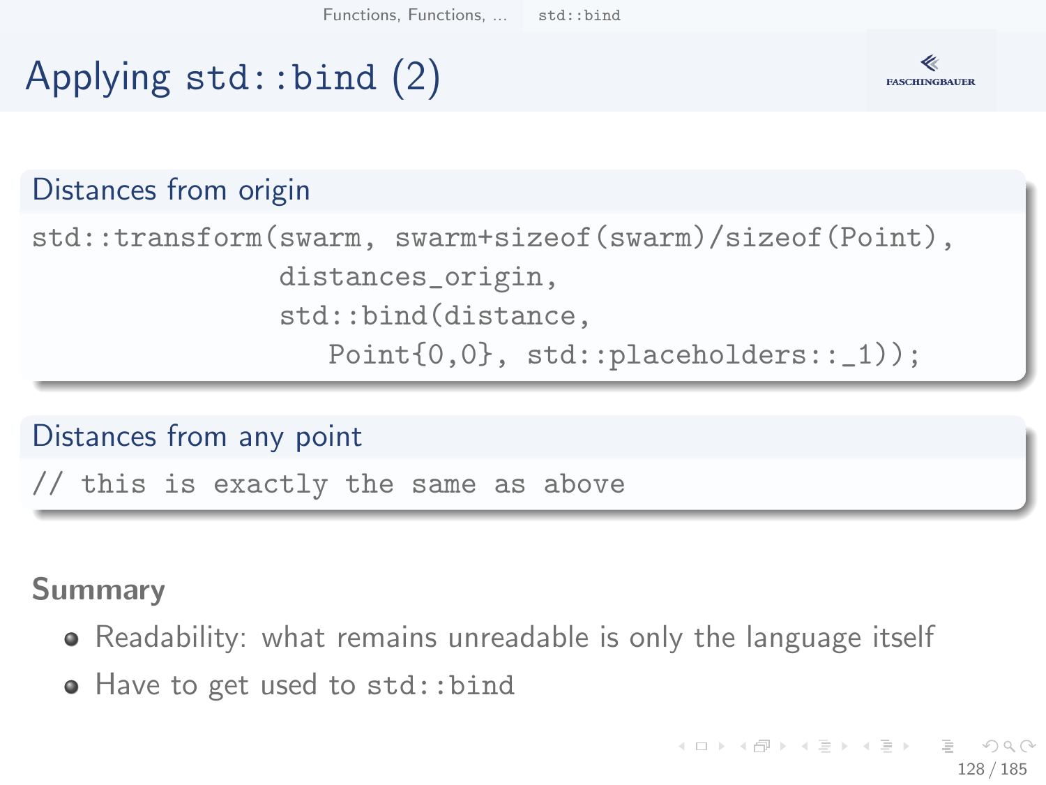# Applying std::bind (2)

### Distances from origin

```
std::transform(swarm, swarm+sizeof(swarm)/sizeof(Point),
               distances_origin,
               std::bind(distance,
                  Point{0,0}, std::placeholders::_1));
```

### Distances from any point

```
// this is exactly the same as above
```

**Summary**

- Readability: what remains unreadable is only the language itself
- Have to get used to `std::bind`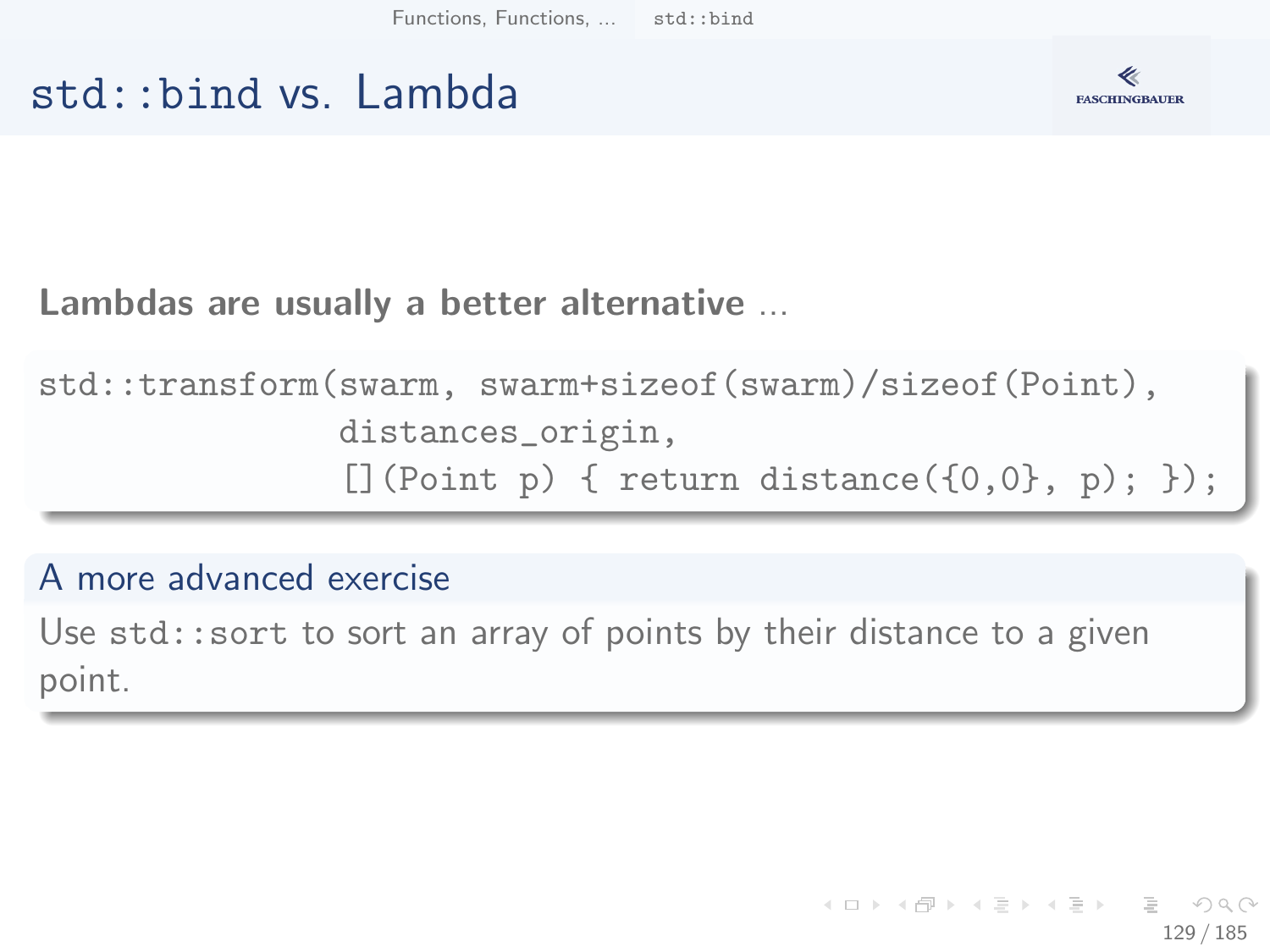# std::bind vs. Lambda

**Lambdas are usually a better alternative** ...

```
std::transform(swarm, swarm+sizeof(swarm)/sizeof(Point),
               distances_origin,
               [](Point p) { return distance({0,0}, p); });
```

### A more advanced exercise

Use `std::sort` to sort an array of points by their distance to a given point.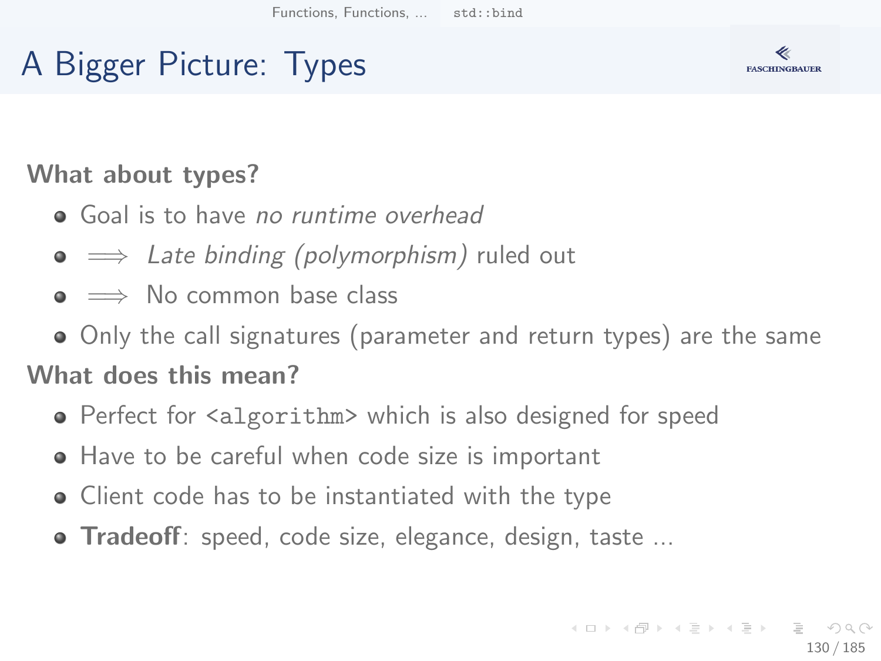# A Bigger Picture: Types

**What about types?**

- Goal is to have *no runtime overhead*
- $\Longrightarrow$ *Late binding (polymorphism)* ruled out
- $\Longrightarrow$ No common base class
- Only the call signatures (parameter and return types) are the same

**What does this mean?**

- Perfect for `<algorithm>` which is also designed for speed
- Have to be careful when code size is important
- Client code has to be instantiated with the type
- **Tradeoff**: speed, code size, elegance, design, taste ...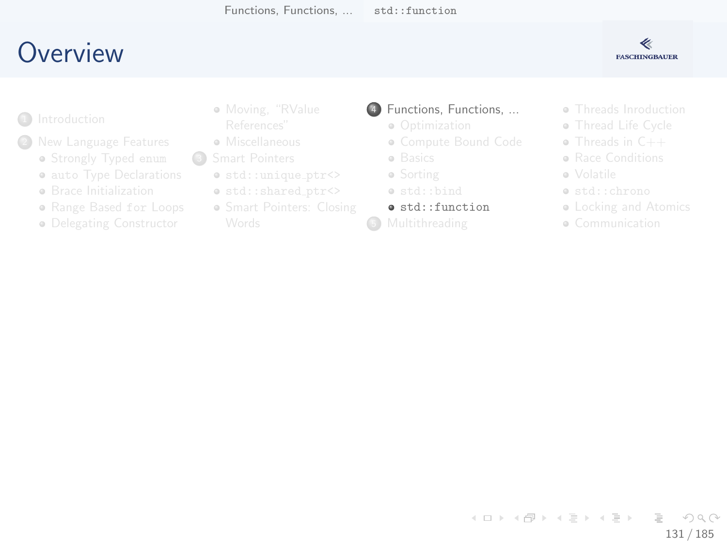# Overview

1. Introduction
2. New Language Features
   - Strongly Typed `enum`
   - `auto` Type Declarations
   - Brace Initialization
   - Range Based `for` Loops
   - Delegating Constructor
   - Moving, "RValue References"
   - Miscellaneous
3. Smart Pointers
   - `std::unique_ptr<>`
   - `std::shared_ptr<>`
   - Smart Pointers: Closing Words
4. Functions, Functions, ...
   - Optimization
   - Compute Bound Code
   - Basics
   - Sorting
   - `std::bind`
   - `std::function`
5. Multithreading
   - Threads Inroduction
   - Thread Life Cycle
   - Threads in C++
   - Race Conditions
   - Volatile
   - `std::chrono`
   - Locking and Atomics
   - Communication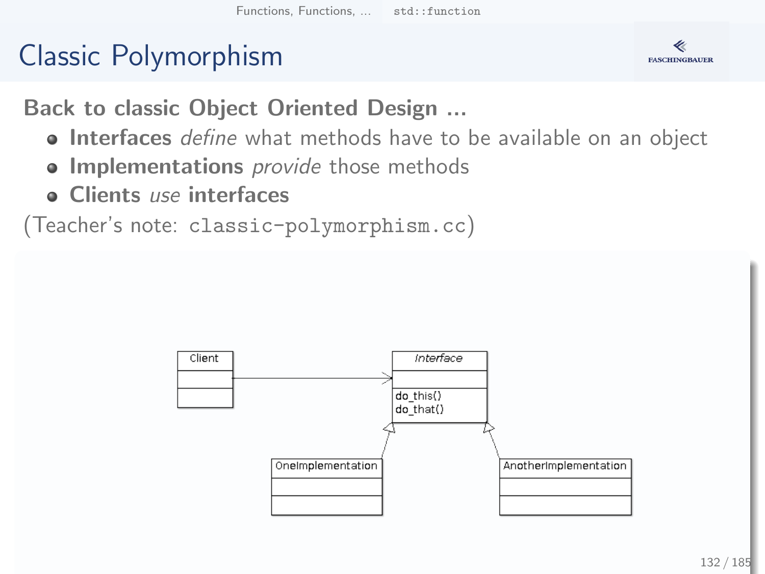# Classic Polymorphism

**Back to classic Object Oriented Design ...**

- **Interfaces** *define* what methods have to be available on an object
- **Implementations** *provide* those methods
- **Clients** *use* **interfaces**

(Teacher's note: `classic-polymorphism.cc`)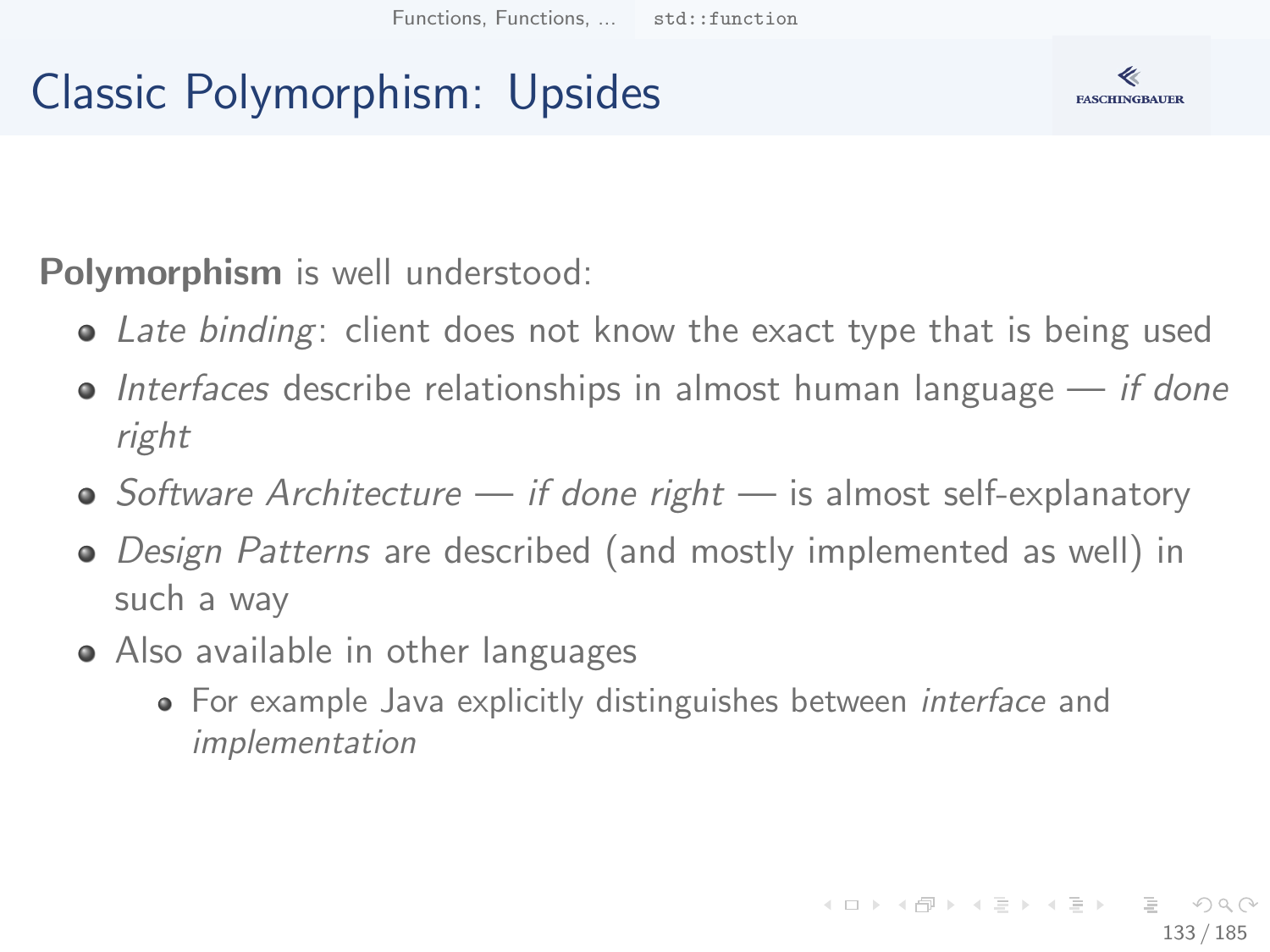# Classic Polymorphism: Upsides

**Polymorphism** is well understood:

- *Late binding*: client does not know the exact type that is being used
- *Interfaces* describe relationships in almost human language — *if done right*
- *Software Architecture* — *if done right* — is almost self-explanatory
- *Design Patterns* are described (and mostly implemented as well) in such a way
- Also available in other languages
  - For example Java explicitly distinguishes between *interface* and *implementation*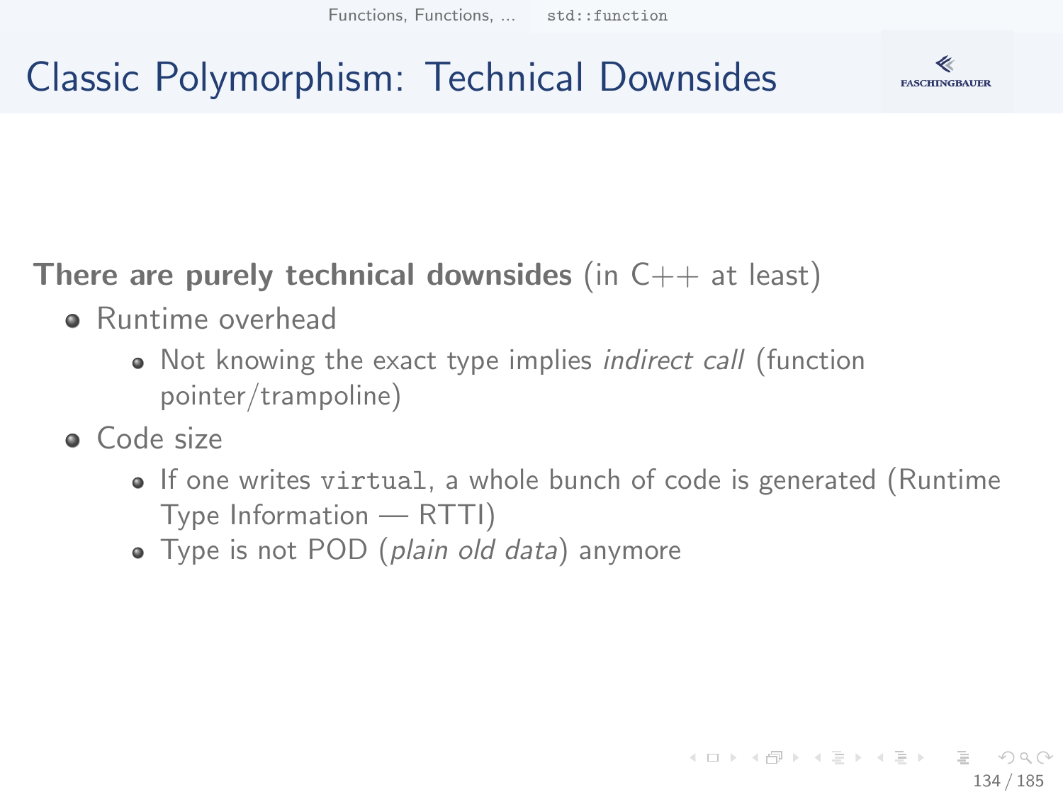# Classic Polymorphism: Technical Downsides

**There are purely technical downsides** (in C++ at least)

- Runtime overhead
  - Not knowing the exact type implies *indirect call* (function pointer/trampoline)
- Code size
  - If one writes `virtual`, a whole bunch of code is generated (Runtime Type Information — RTTI)
  - Type is not POD (*plain old data*) anymore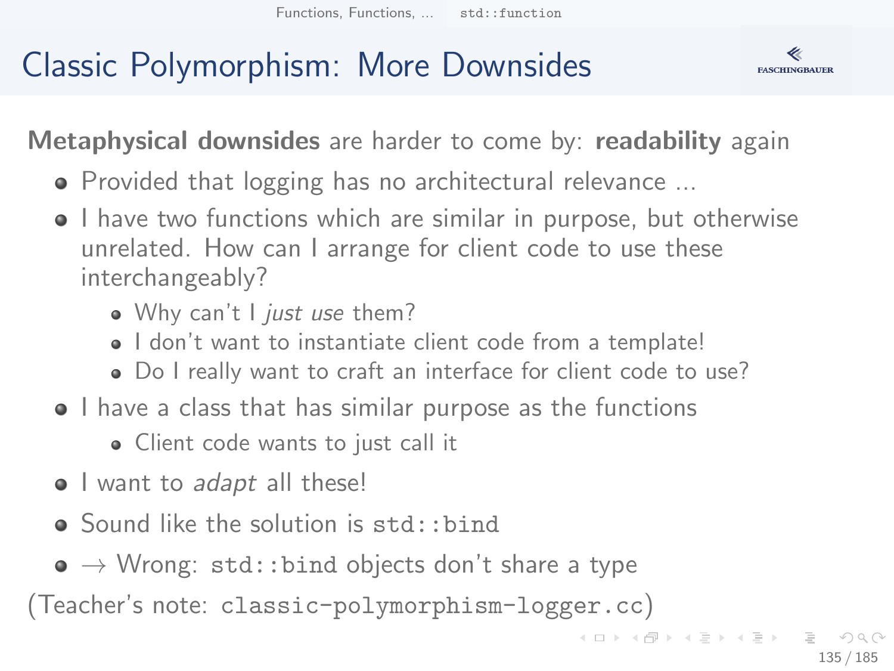# Classic Polymorphism: More Downsides

**Metaphysical downsides** are harder to come by: **readability** again

- Provided that logging has no architectural relevance ...
- I have two functions which are similar in purpose, but otherwise unrelated. How can I arrange for client code to use these interchangeably?
  - Why can't I *just use* them?
  - I don't want to instantiate client code from a template!
  - Do I really want to craft an interface for client code to use?
- I have a class that has similar purpose as the functions
  - Client code wants to just call it
- I want to *adapt* all these!
- Sound like the solution is `std::bind`
- → Wrong: `std::bind` objects don't share a type

(Teacher's note: `classic-polymorphism-logger.cc`)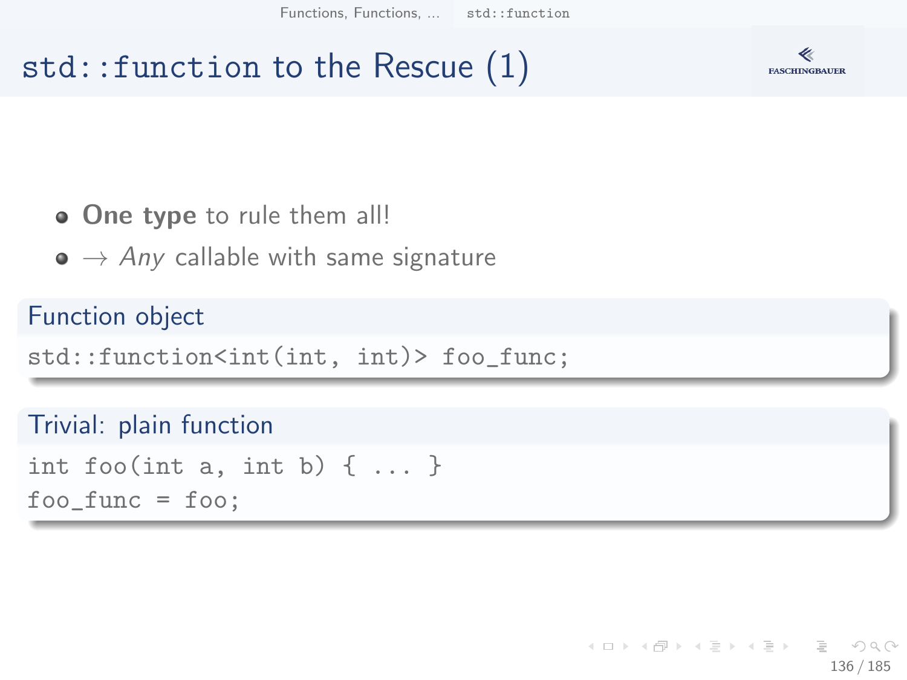# std::function to the Rescue (1)

- **One type** to rule them all!
- $\rightarrow$ *Any* callable with same signature

### Function object

```
std::function<int(int, int)> foo_func;
```

### Trivial: plain function

```
int foo(int a, int b) { ... }
foo_func = foo;
```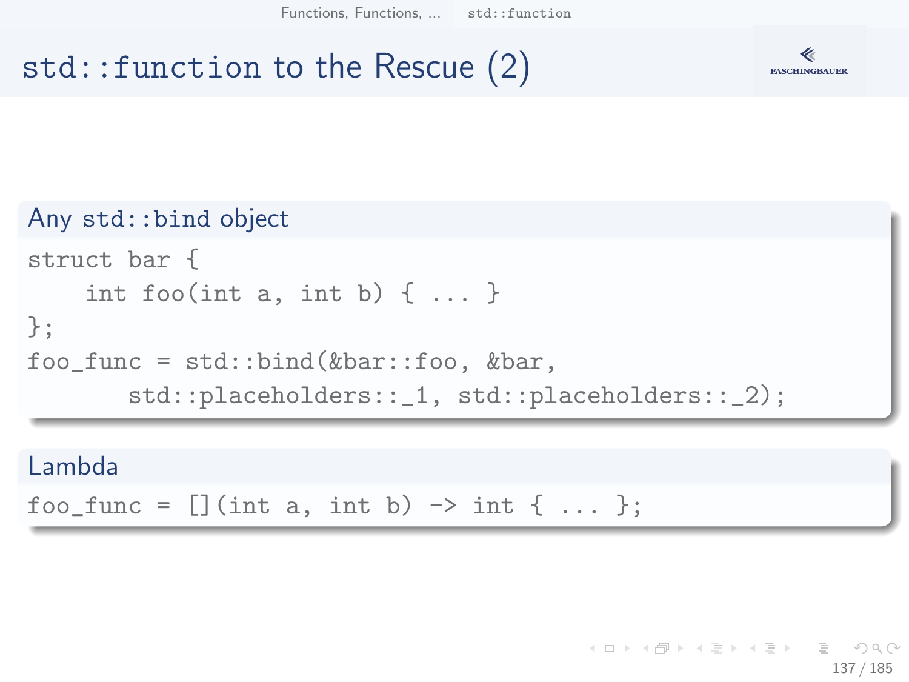# std::function to the Rescue (2)

### Any std::bind object

```
struct bar {
    int foo(int a, int b) { ... }
};
foo_func = std::bind(&bar::foo, &bar,
        std::placeholders::_1, std::placeholders::_2);
```

### Lambda

```
foo_func = [](int a, int b) -> int { ... };
```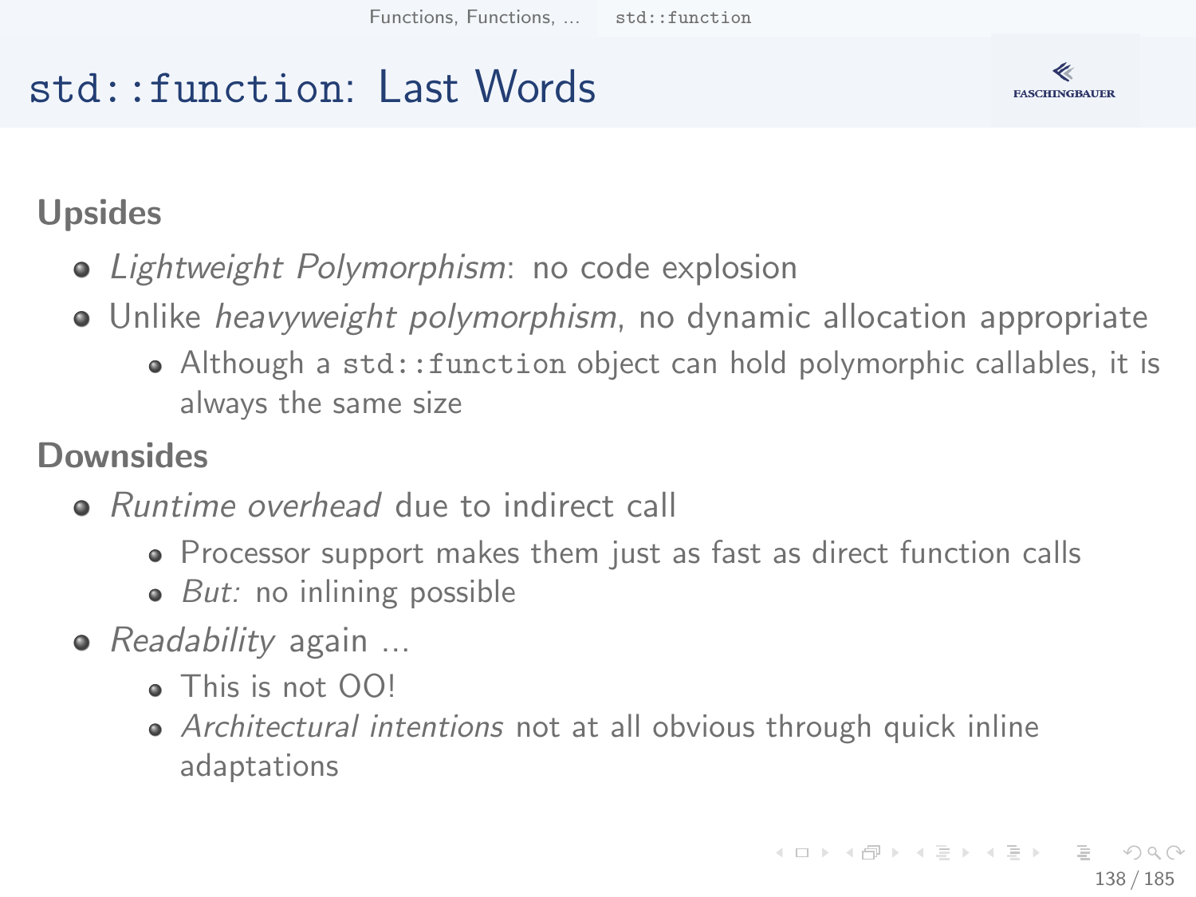# `std::function`: Last Words

### Upsides

- *Lightweight Polymorphism*: no code explosion
- Unlike *heavyweight polymorphism*, no dynamic allocation appropriate
  - Although a `std::function` object can hold polymorphic callables, it is always the same size

### Downsides

- *Runtime overhead* due to indirect call
  - Processor support makes them just as fast as direct function calls
  - *But:* no inlining possible
- *Readability* again ...
  - This is not OO!
  - *Architectural intentions* not at all obvious through quick inline adaptations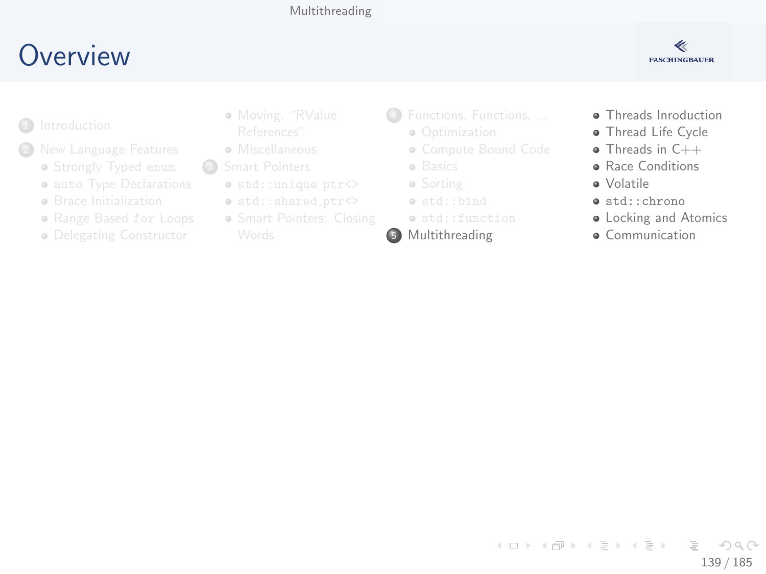# Overview

1. Introduction
2. New Language Features
   - Strongly Typed `enum`
   - `auto` Type Declarations
   - Brace Initialization
   - Range Based `for` Loops
   - Delegating Constructor
   - Moving, "RValue References"
   - Miscellaneous
3. Smart Pointers
   - `std::unique_ptr<>`
   - `std::shared_ptr<>`
   - Smart Pointers: Closing Words
4. Functions, Functions, ...
   - Optimization
   - Compute Bound Code
   - Basics
   - Sorting
   - `std::bind`
   - `std::function`
5. Multithreading
   - Threads Inroduction
   - Thread Life Cycle
   - Threads in C++
   - Race Conditions
   - Volatile
   - `std::chrono`
   - Locking and Atomics
   - Communication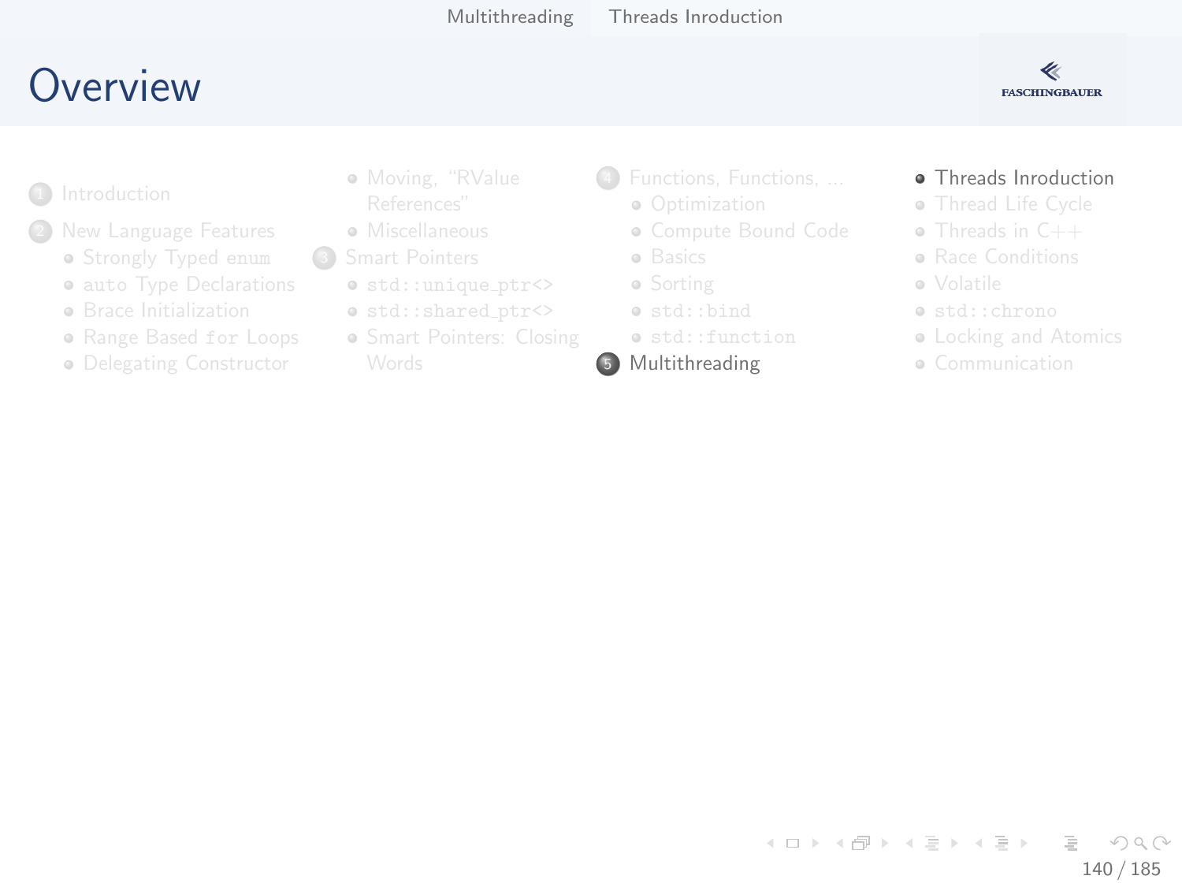# Overview

1. Introduction
2. New Language Features
   - Strongly Typed `enum`
   - `auto` Type Declarations
   - Brace Initialization
   - Range Based `for` Loops
   - Delegating Constructor
   - Moving, "RValue References"
   - Miscellaneous
3. Smart Pointers
   - `std::unique_ptr<>`
   - `std::shared_ptr<>`
   - Smart Pointers: Closing Words
4. Functions, Functions, ...
   - Optimization
   - Compute Bound Code
   - Basics
   - Sorting
   - `std::bind`
   - `std::function`
5. Multithreading
   - Threads Inroduction
   - Thread Life Cycle
   - Threads in C++
   - Race Conditions
   - Volatile
   - `std::chrono`
   - Locking and Atomics
   - Communication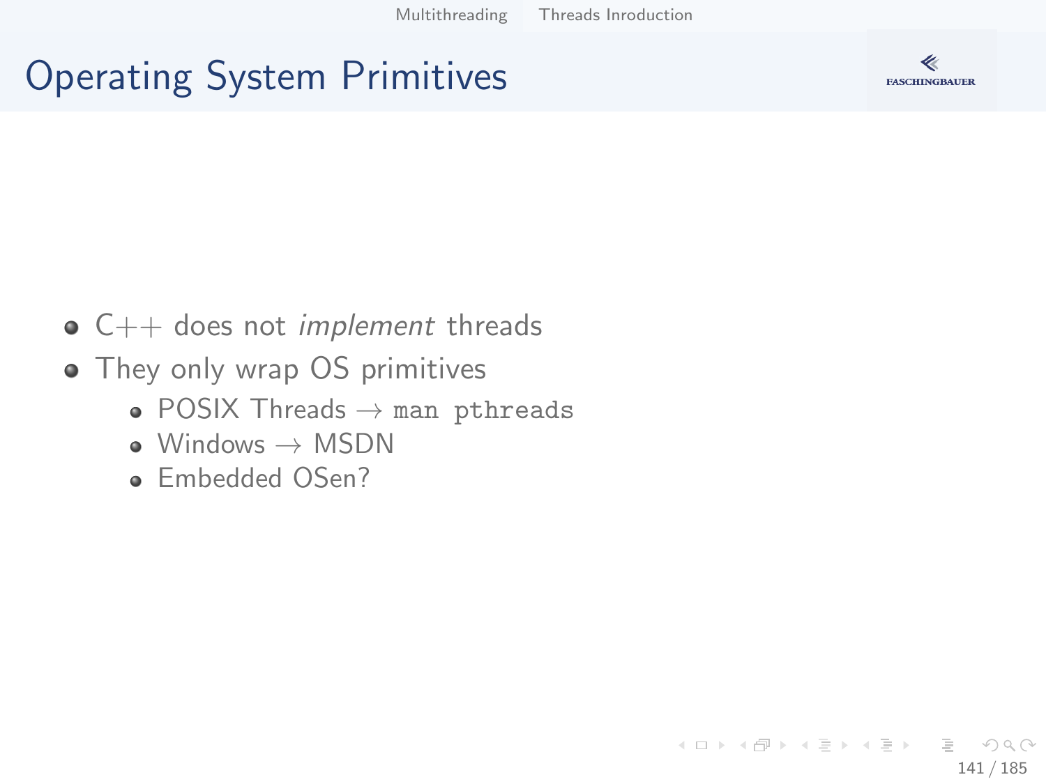# Operating System Primitives

- C++ does not *implement* threads
- They only wrap OS primitives
  - POSIX Threads → `man pthreads`
  - Windows → MSDN
  - Embedded OSen?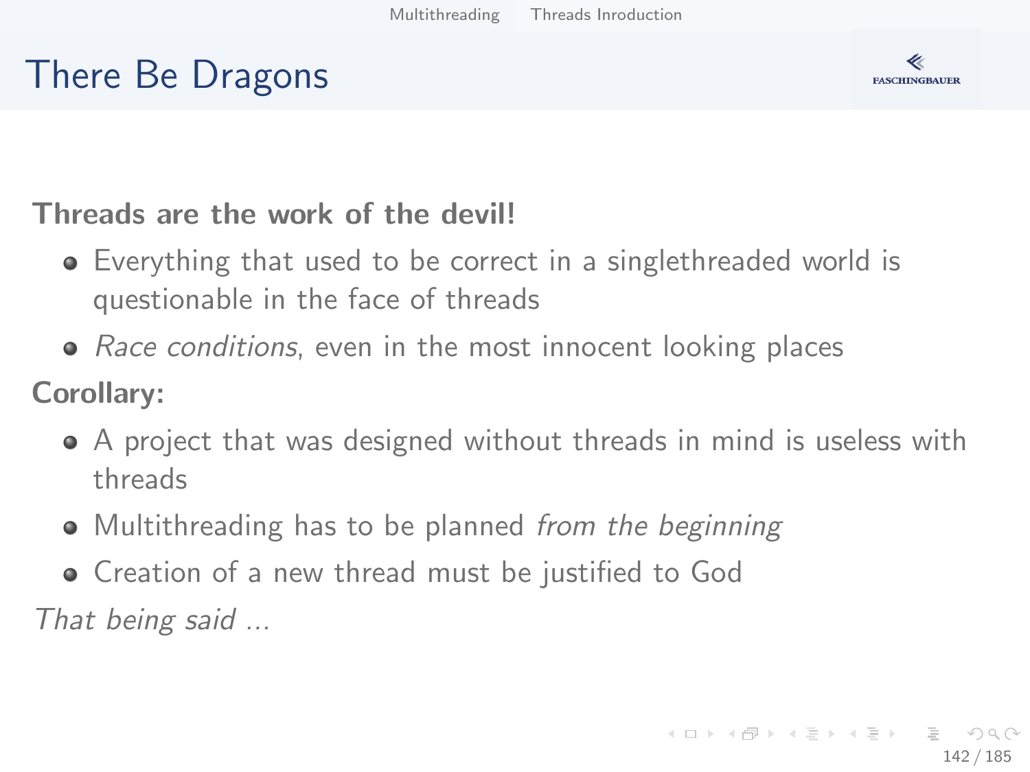# There Be Dragons

**Threads are the work of the devil!**

- Everything that used to be correct in a singlethreaded world is questionable in the face of threads
- *Race conditions*, even in the most innocent looking places

**Corollary:**

- A project that was designed without threads in mind is useless with threads
- Multithreading has to be planned *from the beginning*
- Creation of a new thread must be justified to God

*That being said ...*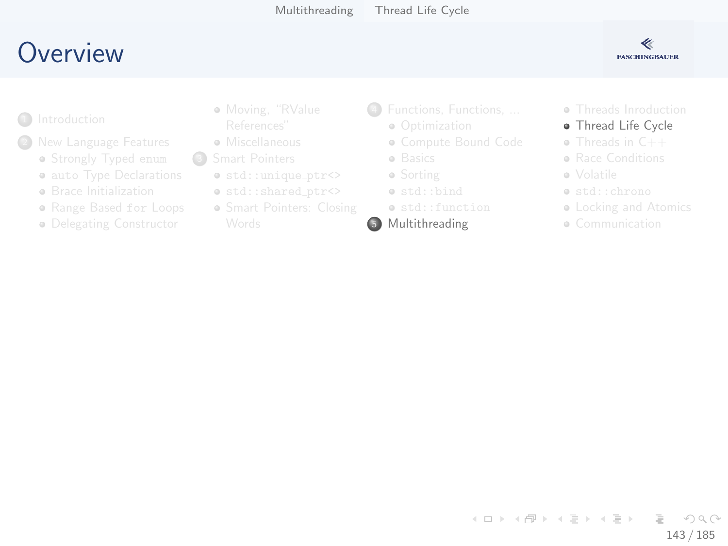# Overview

1. Introduction
2. New Language Features
   - Strongly Typed `enum`
   - `auto` Type Declarations
   - Brace Initialization
   - Range Based `for` Loops
   - Delegating Constructor
   - Moving, "RValue References"
   - Miscellaneous
3. Smart Pointers
   - `std::unique_ptr<>`
   - `std::shared_ptr<>`
   - Smart Pointers: Closing Words
4. Functions, Functions, ...
   - Optimization
   - Compute Bound Code
   - Basics
   - Sorting
   - `std::bind`
   - `std::function`
5. Multithreading
   - Threads Inroduction
   - Thread Life Cycle
   - Threads in C++
   - Race Conditions
   - Volatile
   - `std::chrono`
   - Locking and Atomics
   - Communication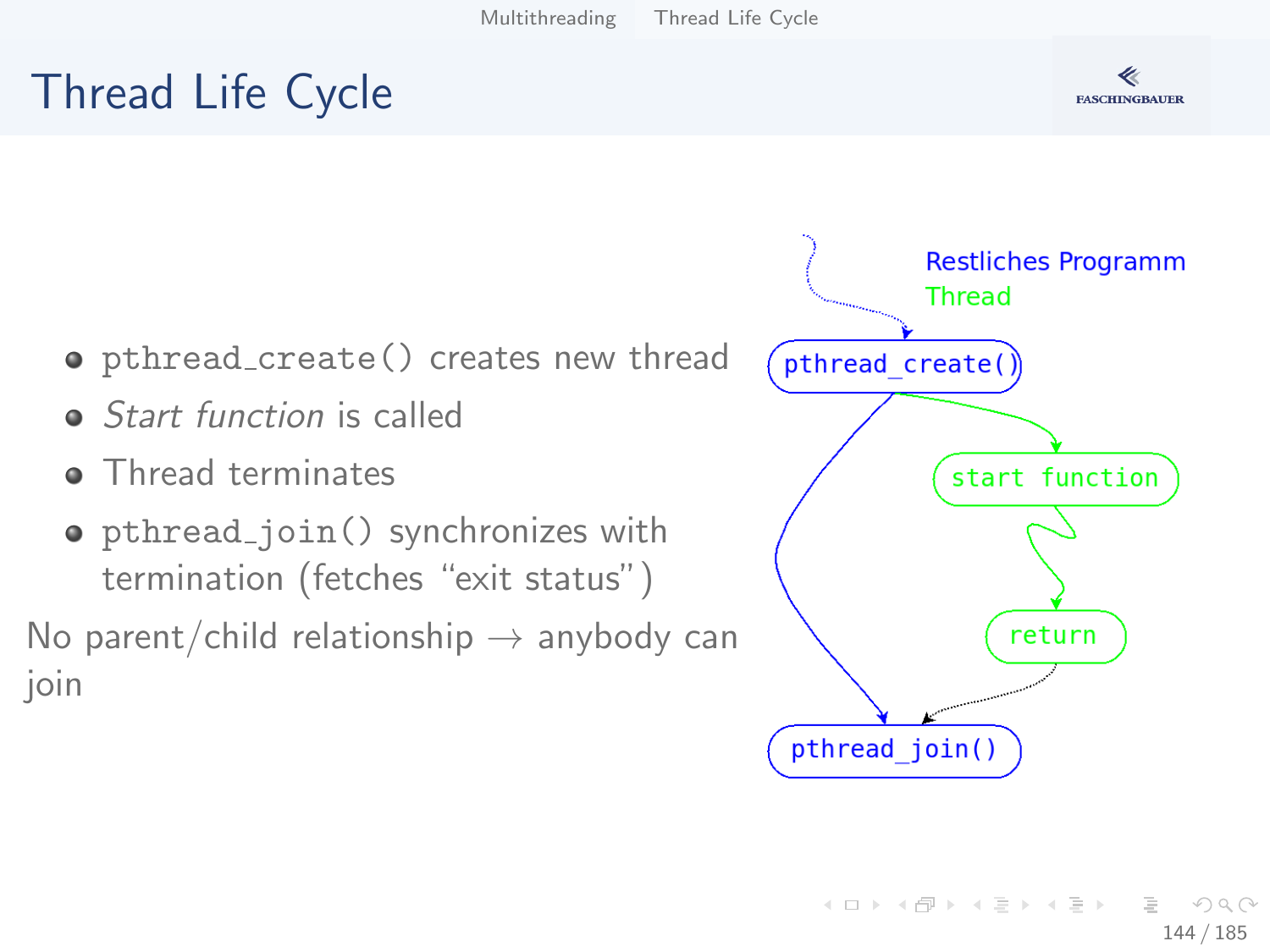# Thread Life Cycle

- `pthread_create()` creates new thread
- *Start function* is called
- Thread terminates
- `pthread_join()` synchronizes with termination (fetches “exit status”)

No parent/child relationship → anybody can join

Restliches Programm
Thread

`pthread_create()`

`start function`

`return`

`pthread_join()`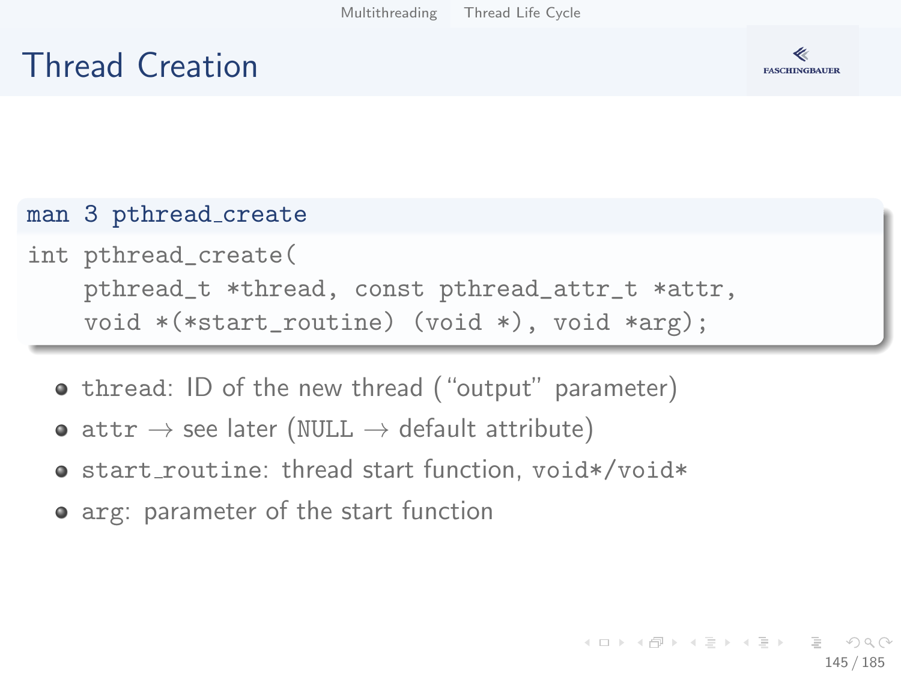# Thread Creation

**man 3 pthread_create**

```
int pthread_create(
    pthread_t *thread, const pthread_attr_t *attr,
    void *(*start_routine) (void *), void *arg);
```

- `thread`: ID of the new thread ("output" parameter)
- `attr` → see later (`NULL` → default attribute)
- `start_routine`: thread start function, `void*/void*`
- `arg`: parameter of the start function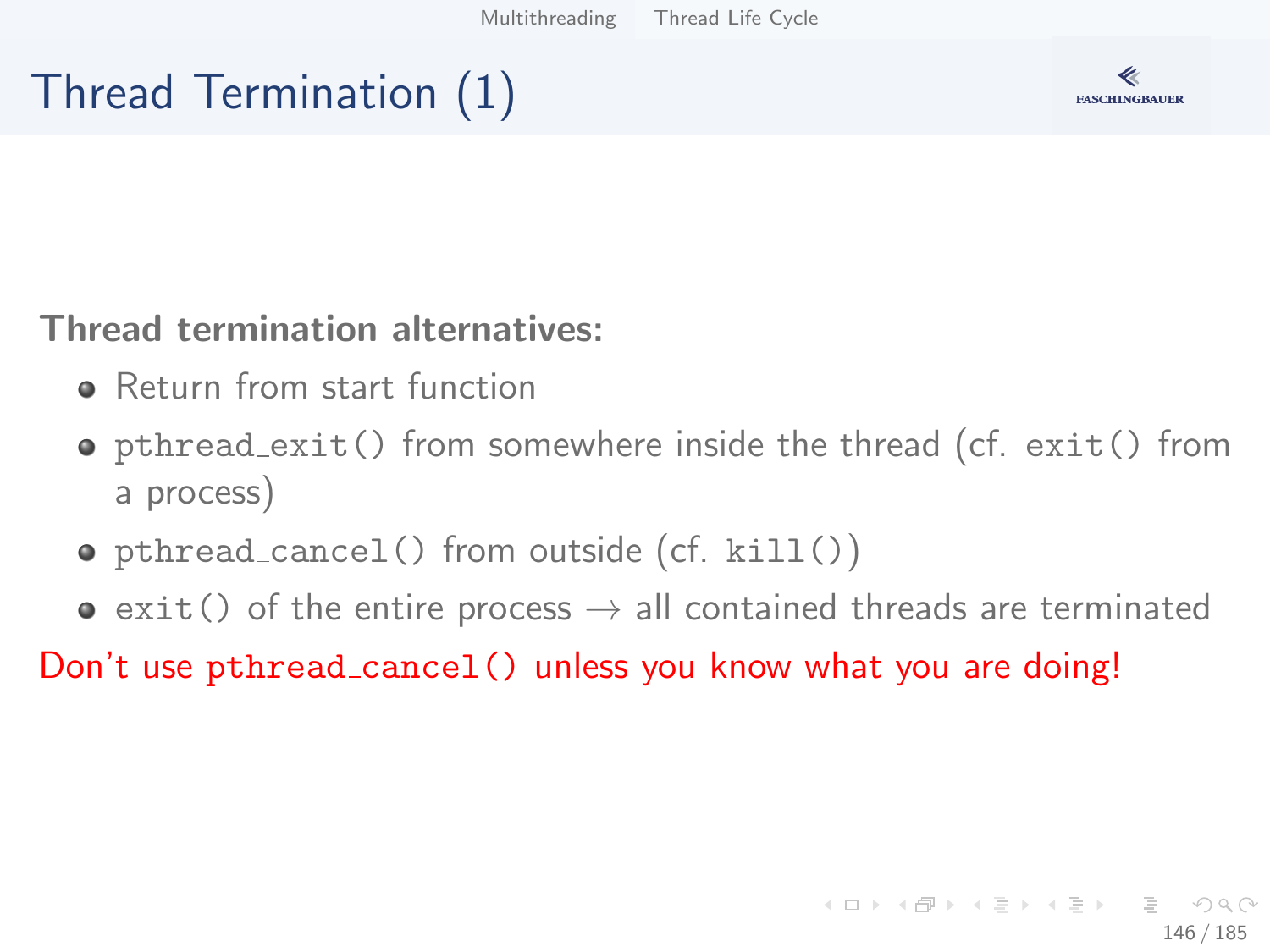# Thread Termination (1)

**Thread termination alternatives:**

- Return from start function
- `pthread_exit()` from somewhere inside the thread (cf. `exit()` from a process)
- `pthread_cancel()` from outside (cf. `kill()`)
- `exit()` of the entire process → all contained threads are terminated

Don't use `pthread_cancel()` unless you know what you are doing!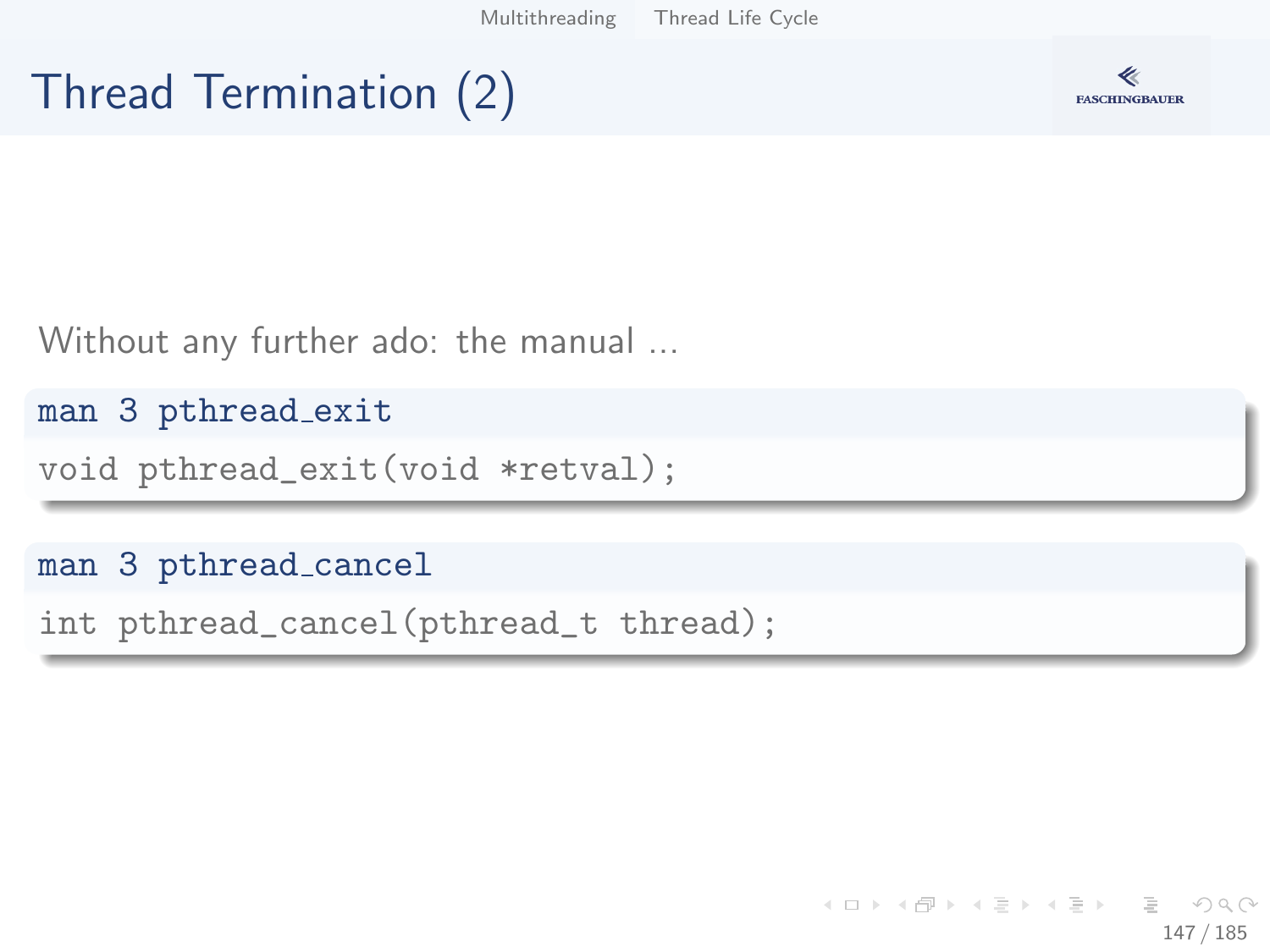# Thread Termination (2)

Without any further ado: the manual ...

**man 3 pthread_exit**

```
void pthread_exit(void *retval);
```

**man 3 pthread_cancel**

```
int pthread_cancel(pthread_t thread);
```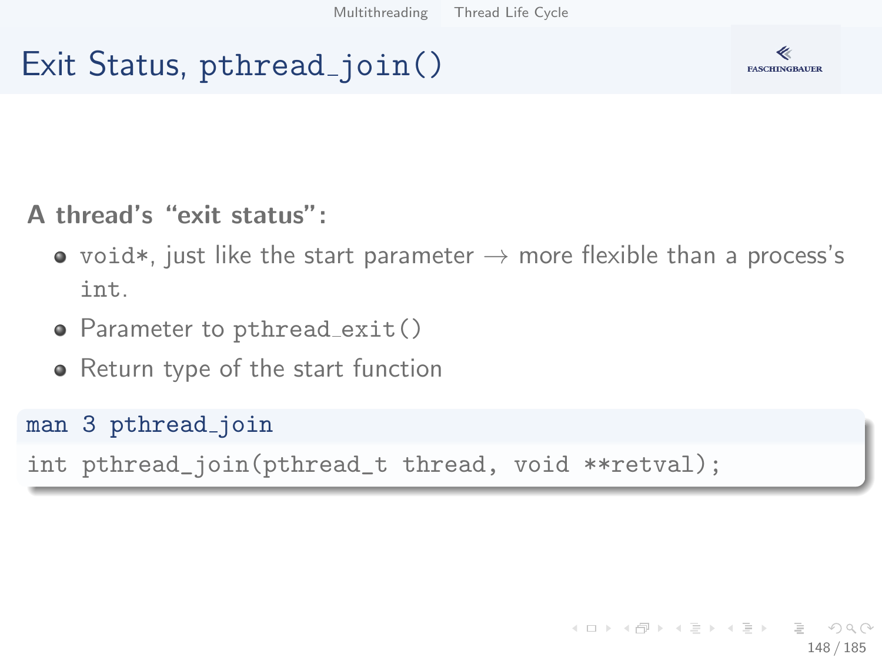# Exit Status, pthread_join()

**A thread's "exit status":**

- `void*`, just like the start parameter → more flexible than a process's `int`.
- Parameter to `pthread_exit()`
- Return type of the start function

**man 3 pthread_join**

```
int pthread_join(pthread_t thread, void **retval);
```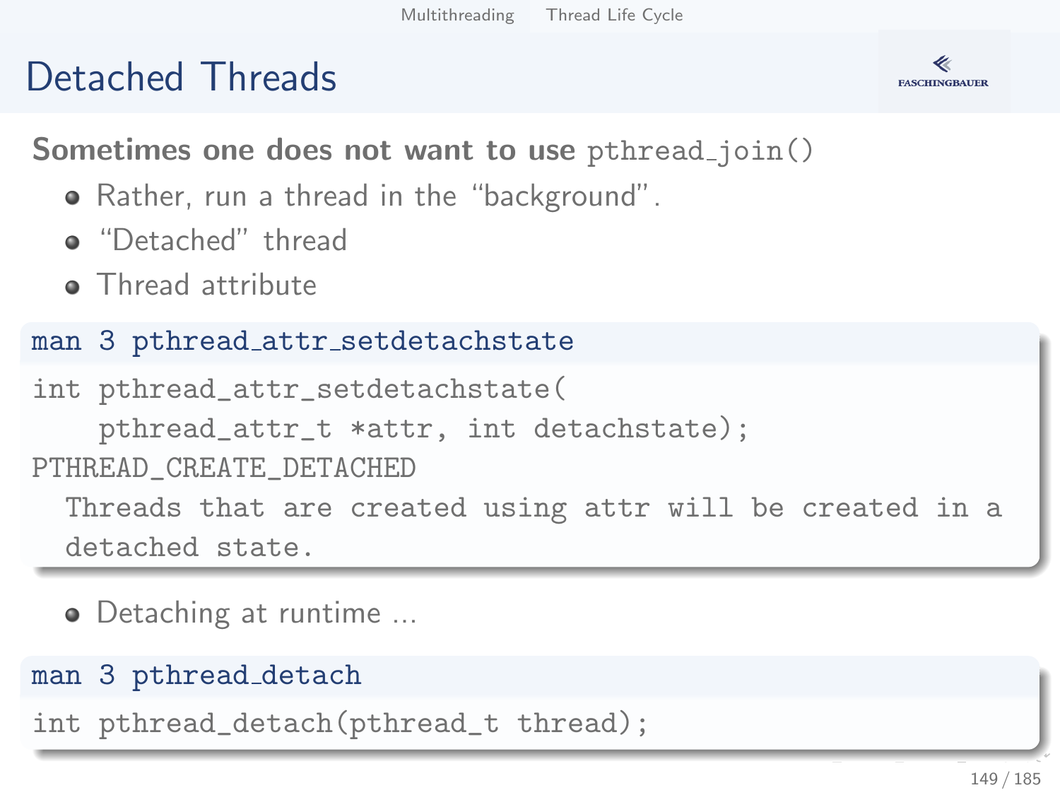# Detached Threads

**Sometimes one does not want to use** `pthread_join()`

- Rather, run a thread in the "background".
- "Detached" thread
- Thread attribute

**man 3 pthread_attr_setdetachstate**

```
int pthread_attr_setdetachstate(
    pthread_attr_t *attr, int detachstate);
PTHREAD_CREATE_DETACHED
  Threads that are created using attr will be created in a
  detached state.
```

- Detaching at runtime ...

**man 3 pthread_detach**

```
int pthread_detach(pthread_t thread);
```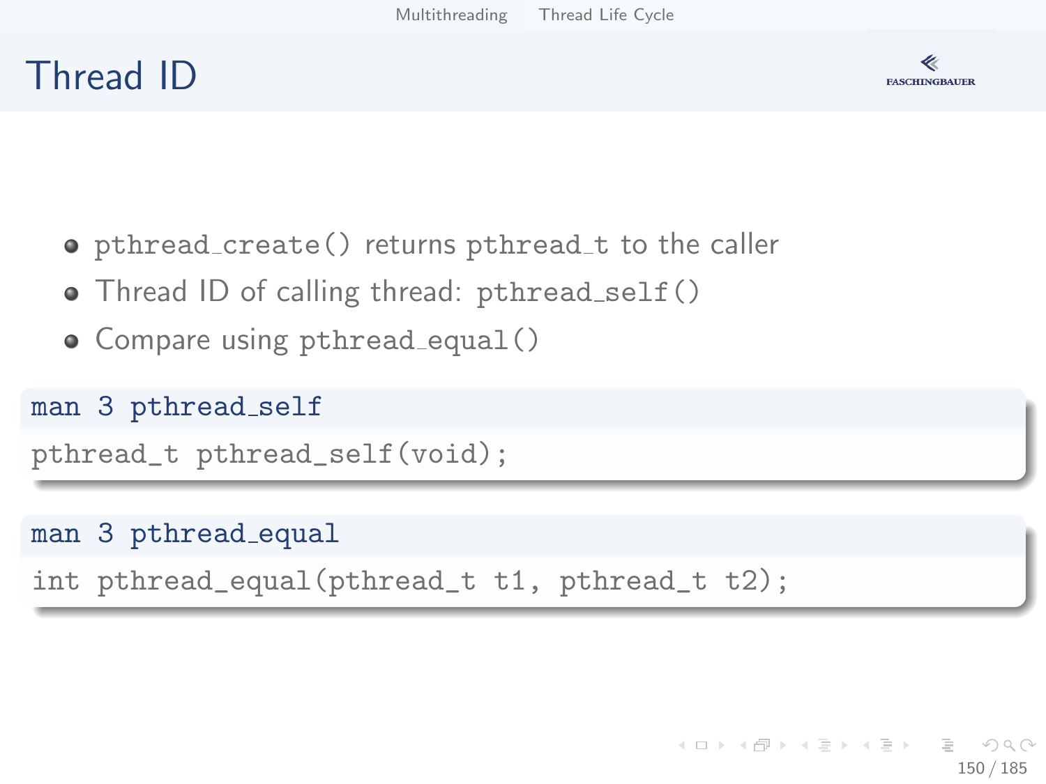# Thread ID

- `pthread_create()` returns `pthread_t` to the caller
- Thread ID of calling thread: `pthread_self()`
- Compare using `pthread_equal()`

**man 3 pthread_self**

```
pthread_t pthread_self(void);
```

**man 3 pthread_equal**

```
int pthread_equal(pthread_t t1, pthread_t t2);
```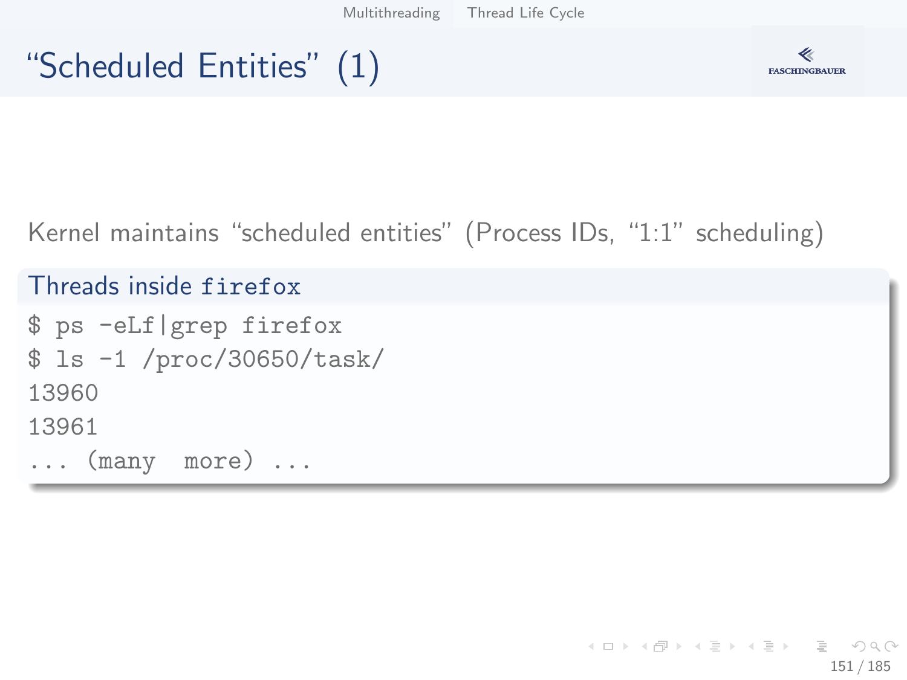# “Scheduled Entities” (1)

Kernel maintains “scheduled entities” (Process IDs, “1:1” scheduling)

**Threads inside `firefox`**

```
$ ps -eLf|grep firefox
$ ls -1 /proc/30650/task/
13960
13961
... (many  more) ...
```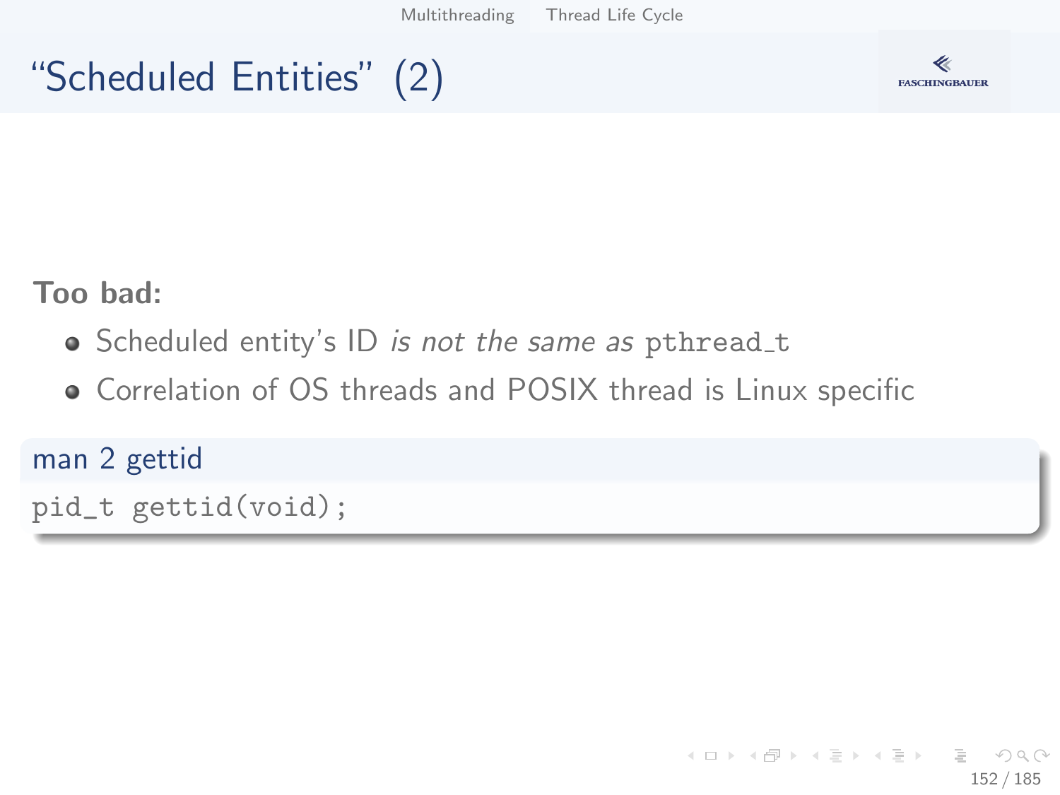# “Scheduled Entities” (2)

**Too bad:**

- Scheduled entity's ID *is not the same as* `pthread_t`
- Correlation of OS threads and POSIX thread is Linux specific

**man 2 gettid**

```
pid_t gettid(void);
```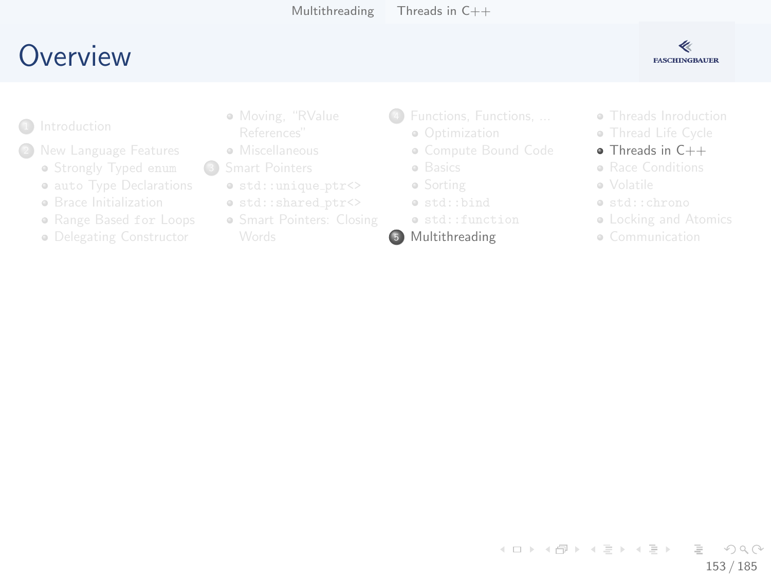# Overview

1. Introduction
2. New Language Features
   - Strongly Typed `enum`
   - `auto` Type Declarations
   - Brace Initialization
   - Range Based `for` Loops
   - Delegating Constructor
   - Moving, "RValue References"
   - Miscellaneous
3. Smart Pointers
   - `std::unique_ptr<>`
   - `std::shared_ptr<>`
   - Smart Pointers: Closing Words
4. Functions, Functions, ...
   - Optimization
   - Compute Bound Code
   - Basics
   - Sorting
   - `std::bind`
   - `std::function`
5. Multithreading
   - Threads Inroduction
   - Thread Life Cycle
   - Threads in C++
   - Race Conditions
   - Volatile
   - `std::chrono`
   - Locking and Atomics
   - Communication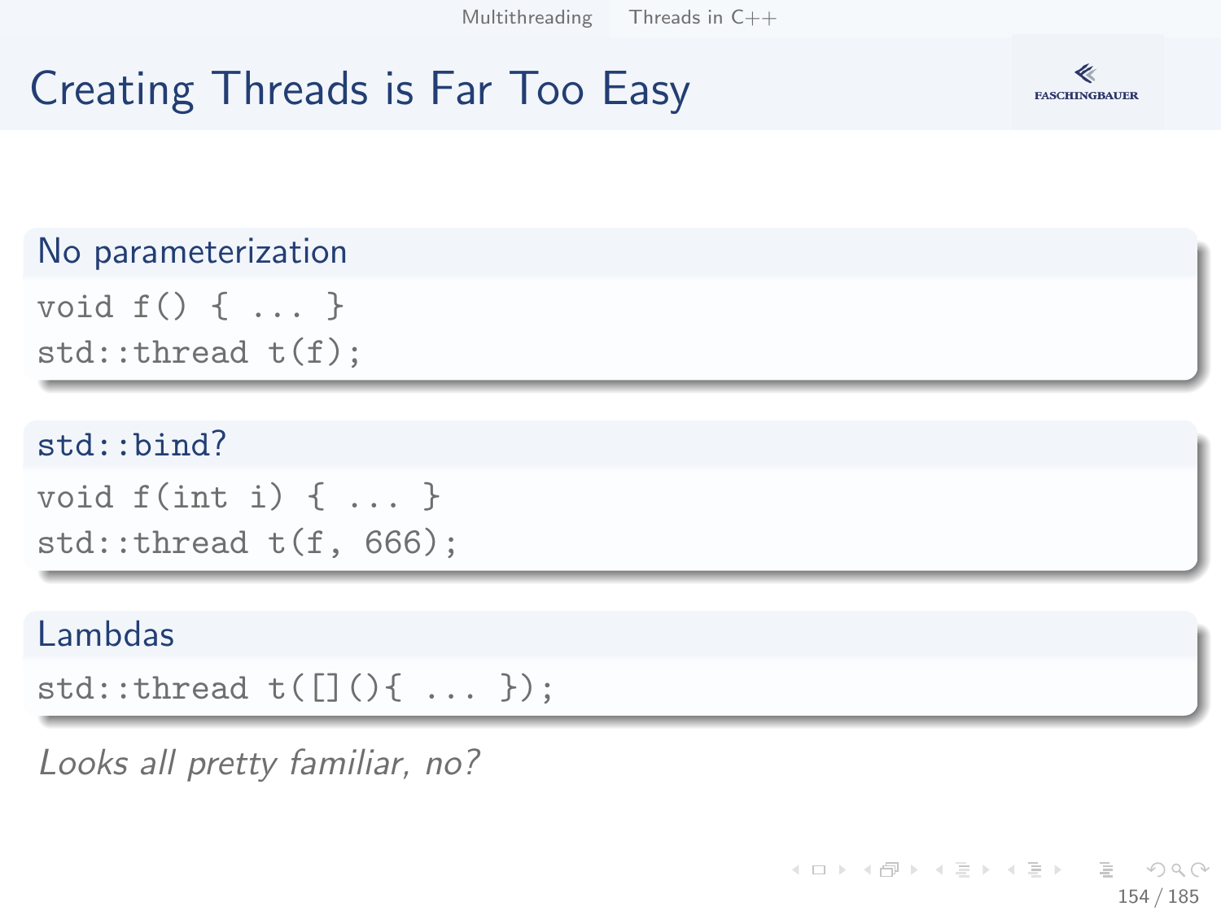# Creating Threads is Far Too Easy

### No parameterization

```
void f() { ... }
std::thread t(f);
```

### std::bind?

```
void f(int i) { ... }
std::thread t(f, 666);
```

### Lambdas

```
std::thread t([](){ ... });
```

*Looks all pretty familiar, no?*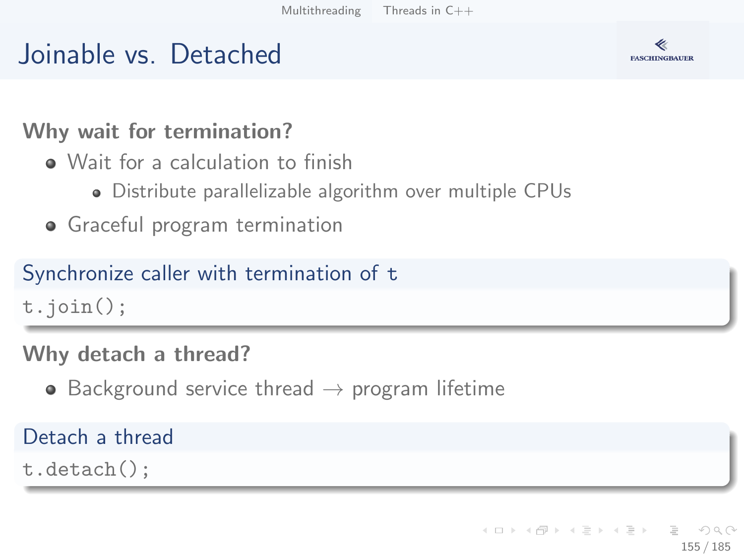# Joinable vs. Detached

**Why wait for termination?**

- Wait for a calculation to finish
  - Distribute parallelizable algorithm over multiple CPUs
- Graceful program termination

**Synchronize caller with termination of `t`**

```
t.join();
```

**Why detach a thread?**

- Background service thread → program lifetime

**Detach a thread**

```
t.detach();
```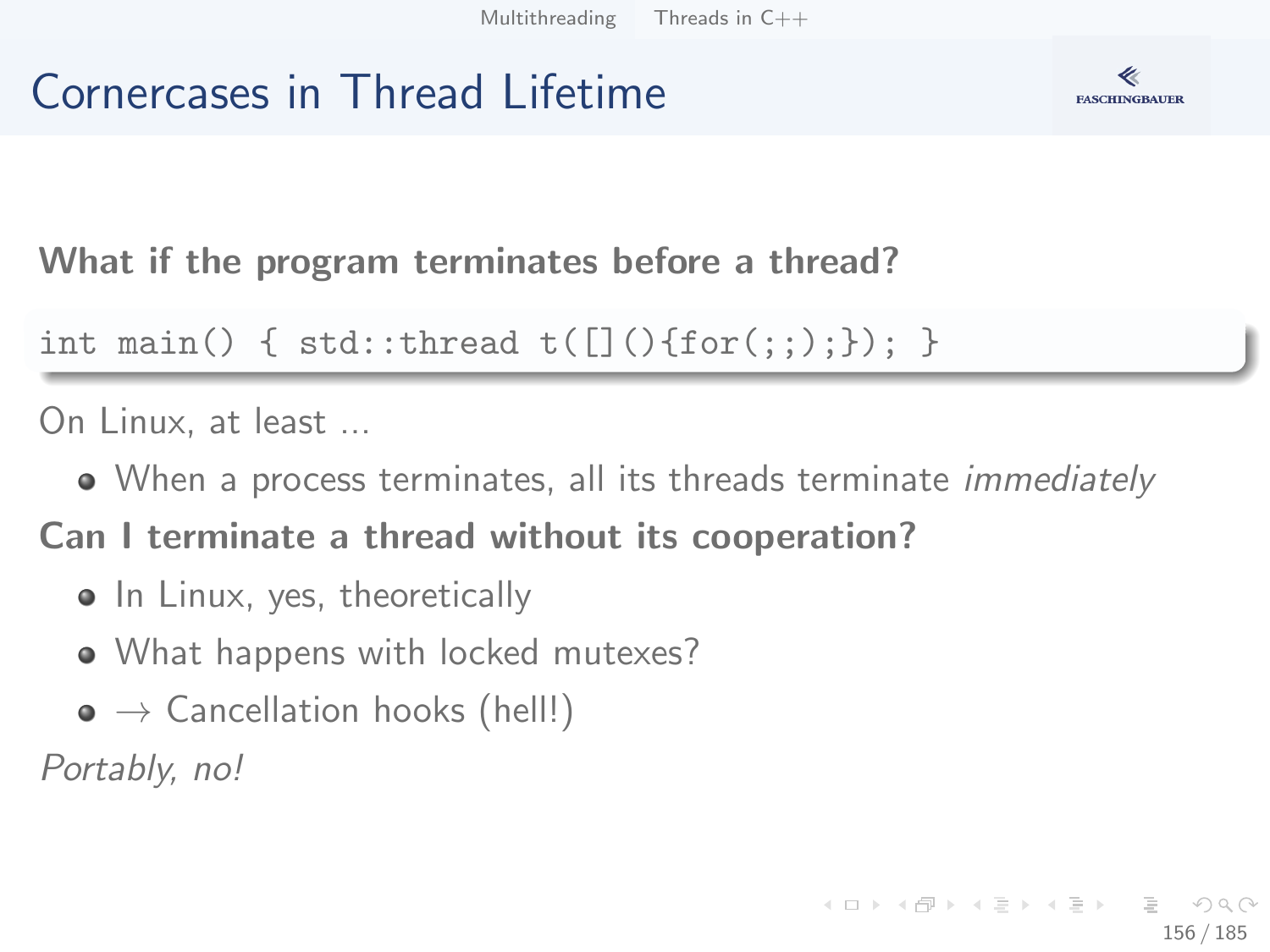# Cornercases in Thread Lifetime

**What if the program terminates before a thread?**

```
int main() { std::thread t([](){for(;;);}); }
```

On Linux, at least ...

- When a process terminates, all its threads terminate *immediately*

**Can I terminate a thread without its cooperation?**

- In Linux, yes, theoretically
- What happens with locked mutexes?
- → Cancellation hooks (hell!)

*Portably, no!*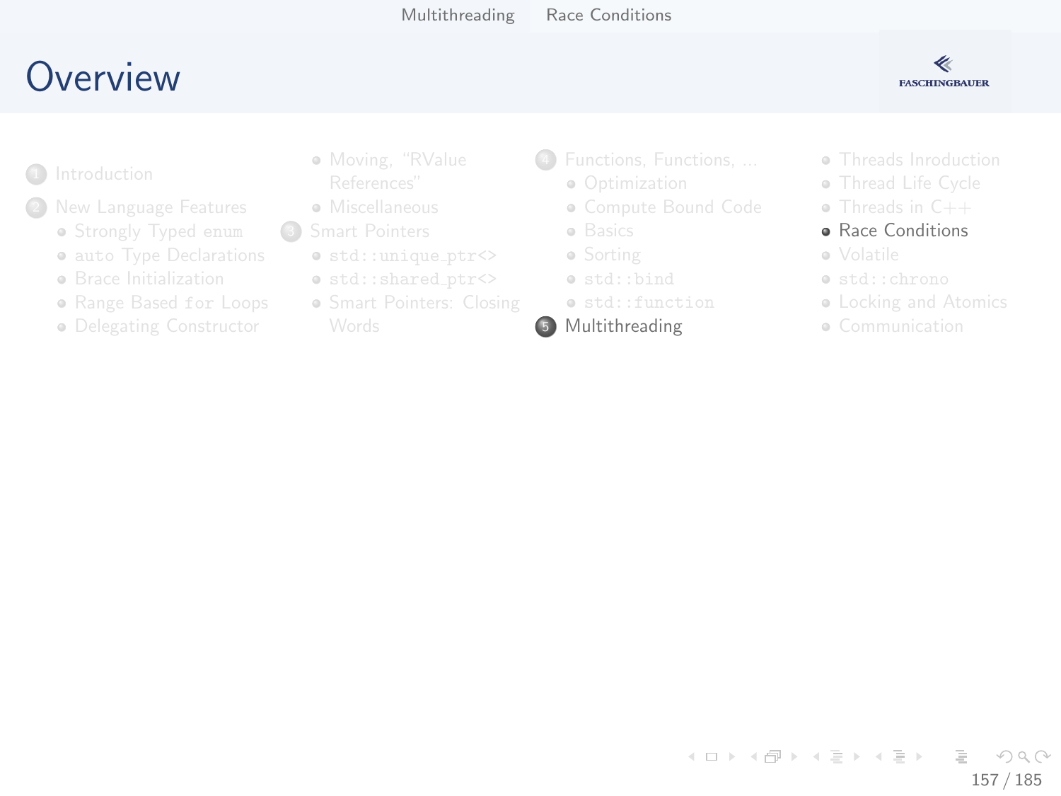# Overview

1. Introduction
2. New Language Features
   - Strongly Typed `enum`
   - `auto` Type Declarations
   - Brace Initialization
   - Range Based `for` Loops
   - Delegating Constructor
   - Moving, "RValue References"
   - Miscellaneous
3. Smart Pointers
   - `std::unique_ptr<>`
   - `std::shared_ptr<>`
   - Smart Pointers: Closing Words
4. Functions, Functions, ...
   - Optimization
   - Compute Bound Code
   - Basics
   - Sorting
   - `std::bind`
   - `std::function`
5. Multithreading
   - Threads Inroduction
   - Thread Life Cycle
   - Threads in C++
   - **Race Conditions**
   - Volatile
   - `std::chrono`
   - Locking and Atomics
   - Communication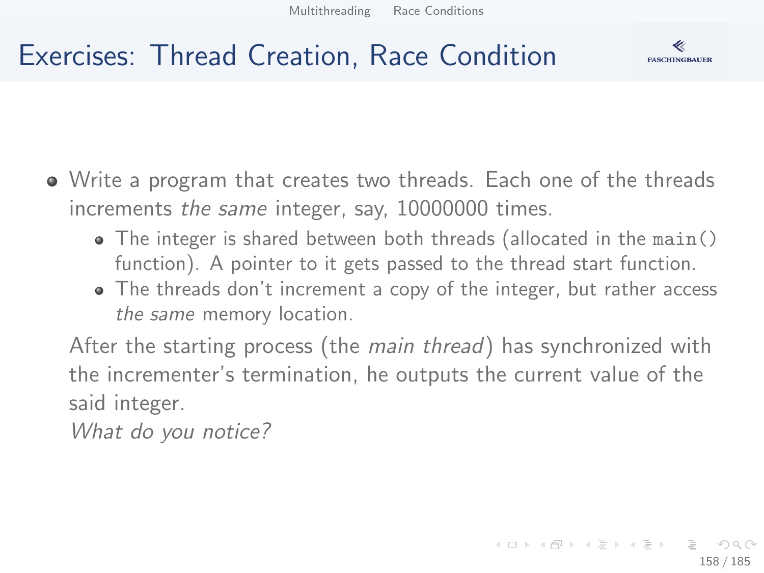# Exercises: Thread Creation, Race Condition

- Write a program that creates two threads. Each one of the threads increments *the same* integer, say, 10000000 times.
  - The integer is shared between both threads (allocated in the `main()` function). A pointer to it gets passed to the thread start function.
  - The threads don't increment a copy of the integer, but rather access *the same* memory location.

  After the starting process (the *main thread*) has synchronized with the incrementer's termination, he outputs the current value of the said integer.
  *What do you notice?*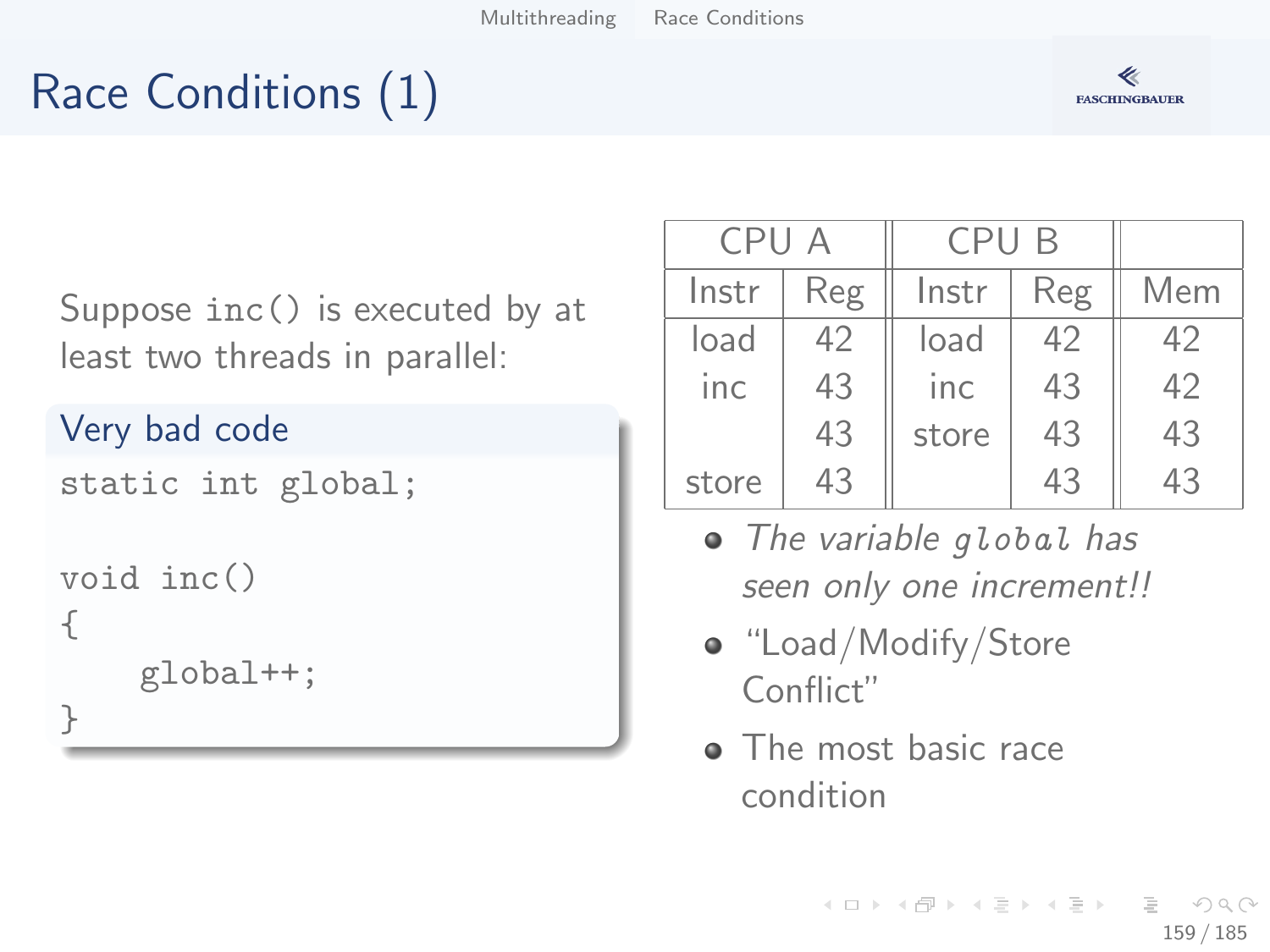# Race Conditions (1)

Suppose `inc()` is executed by at least two threads in parallel:

**Very bad code**

```
static int global;

void inc()
{
    global++;
}
```

| CPU A | | CPU B | | |
|---|---|---|---|---|
| Instr | Reg | Instr | Reg | Mem |
| load | 42 | load | 42 | 42 |
| inc | 43 | inc | 43 | 42 |
| | 43 | store | 43 | 43 |
| store | 43 | | 43 | 43 |

- *The variable `global` has seen only one increment!!*
- "Load/Modify/Store Conflict"
- The most basic race condition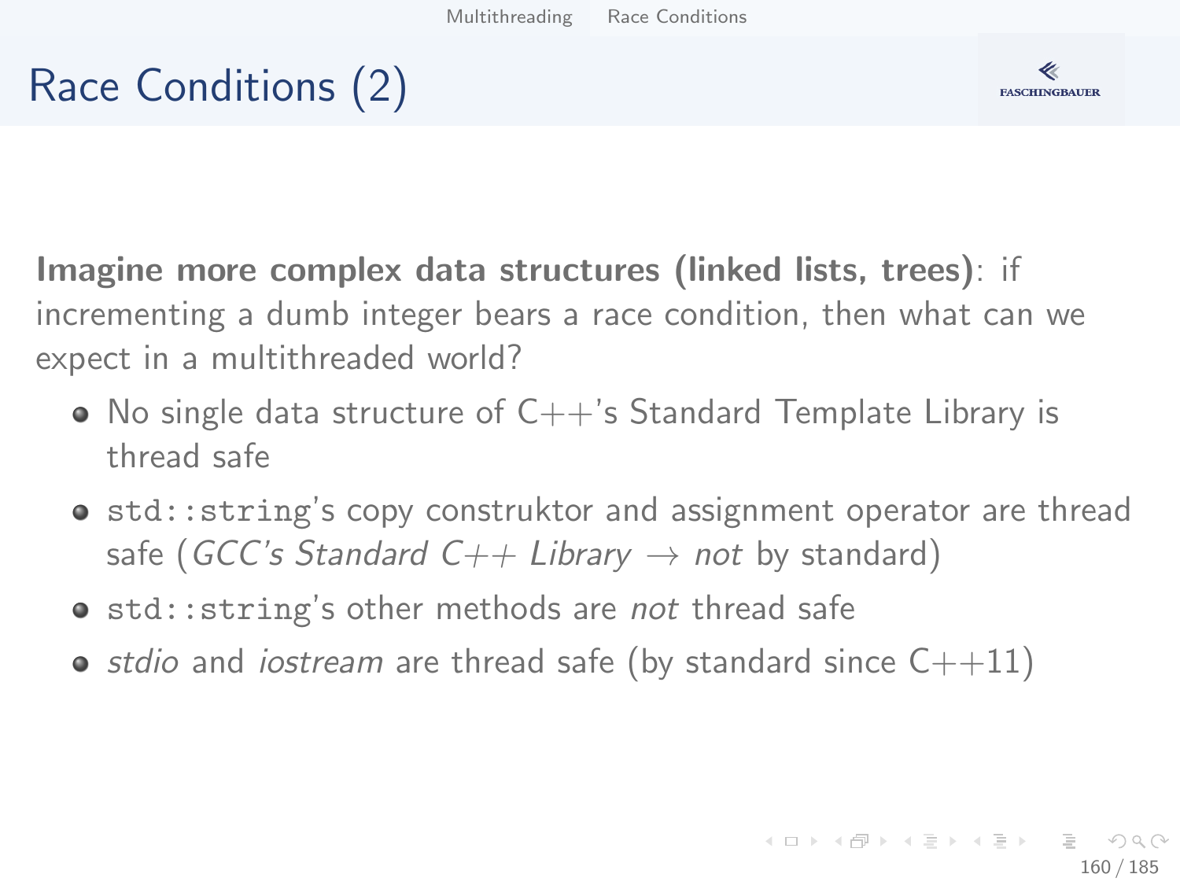# Race Conditions (2)

**Imagine more complex data structures (linked lists, trees)**: if incrementing a dumb integer bears a race condition, then what can we expect in a multithreaded world?

- No single data structure of C++'s Standard Template Library is thread safe
- `std::string`'s copy construktor and assignment operator are thread safe (*GCC's Standard C++ Library* → *not* by standard)
- `std::string`'s other methods are *not* thread safe
- *stdio* and *iostream* are thread safe (by standard since C++11)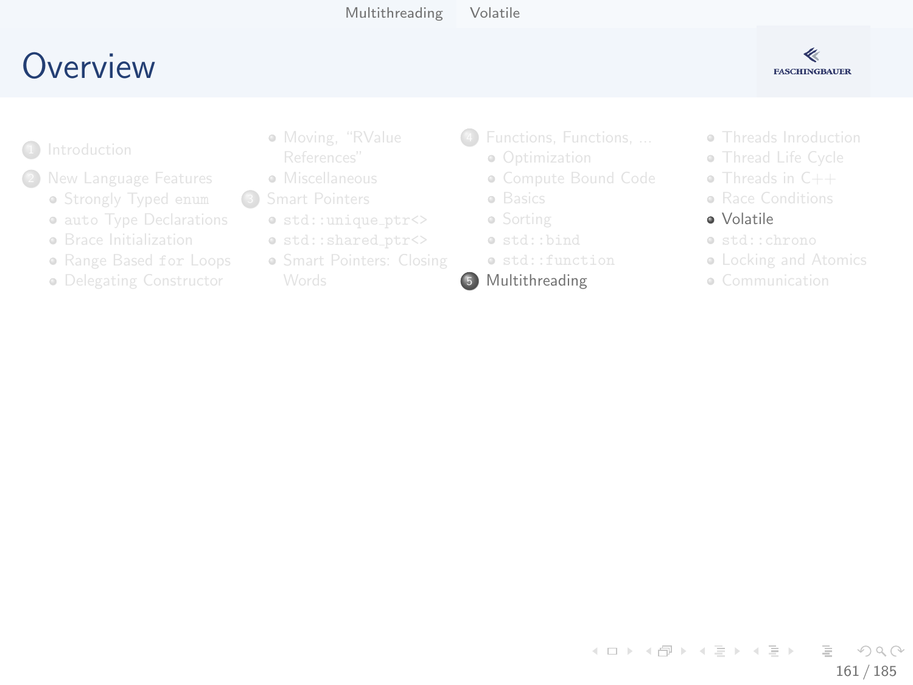# Overview

1. Introduction
2. New Language Features
   - Strongly Typed enum
   - auto Type Declarations
   - Brace Initialization
   - Range Based for Loops
   - Delegating Constructor
   - Moving, "RValue References"
   - Miscellaneous
3. Smart Pointers
   - std::unique_ptr<>
   - std::shared_ptr<>
   - Smart Pointers: Closing Words
4. Functions, Functions, ...
   - Optimization
   - Compute Bound Code
   - Basics
   - Sorting
   - std::bind
   - std::function
5. Multithreading
   - Threads Inroduction
   - Thread Life Cycle
   - Threads in C++
   - Race Conditions
   - Volatile
   - std::chrono
   - Locking and Atomics
   - Communication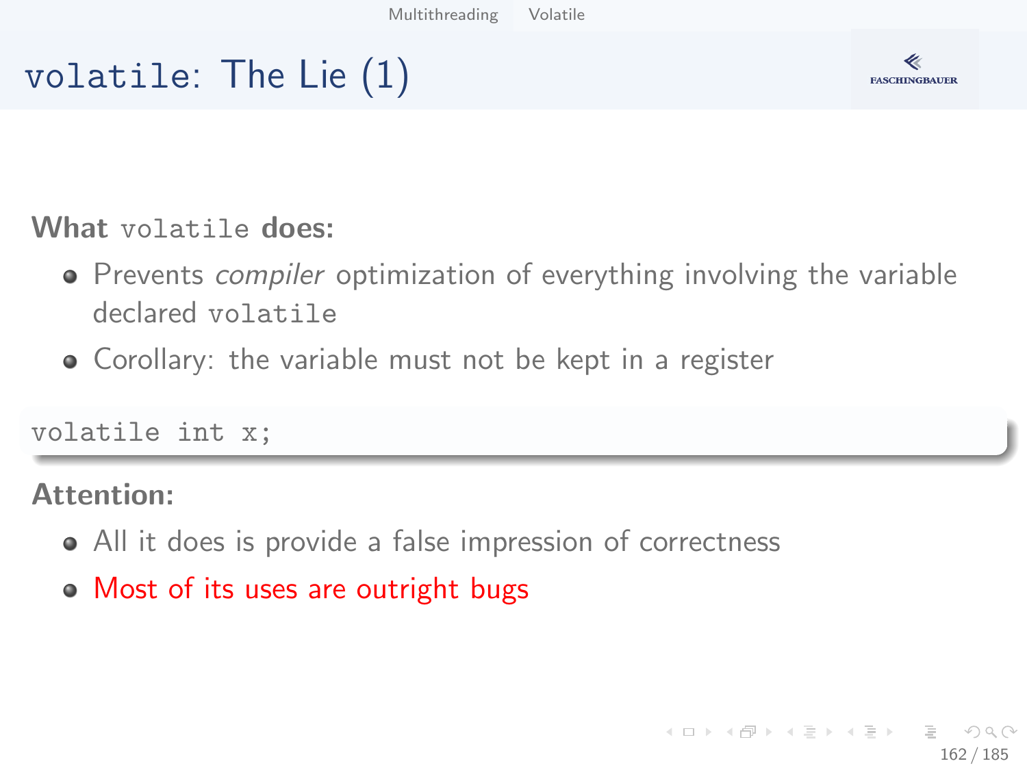# `volatile`: The Lie (1)

**What `volatile` does:**

- Prevents *compiler* optimization of everything involving the variable declared `volatile`
- Corollary: the variable must not be kept in a register

```
volatile int x;
```

**Attention:**

- All it does is provide a false impression of correctness
- Most of its uses are outright bugs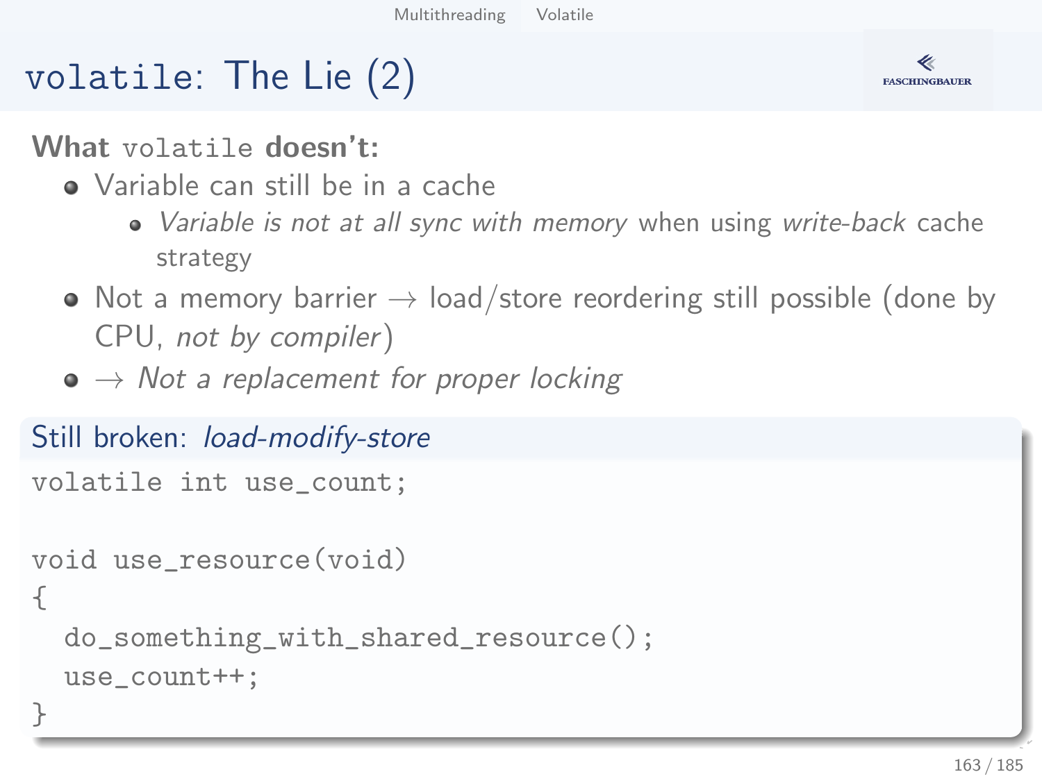# `volatile`: The Lie (2)

**What** `volatile` **doesn't:**

- Variable can still be in a cache
  - *Variable is not at all sync with memory* when using *write-back* cache strategy
- Not a memory barrier → load/store reordering still possible (done by CPU, *not by compiler*)
- → *Not a replacement for proper locking*

**Still broken:** *load-modify-store*

```
volatile int use_count;

void use_resource(void)
{
  do_something_with_shared_resource();
  use_count++;
}
```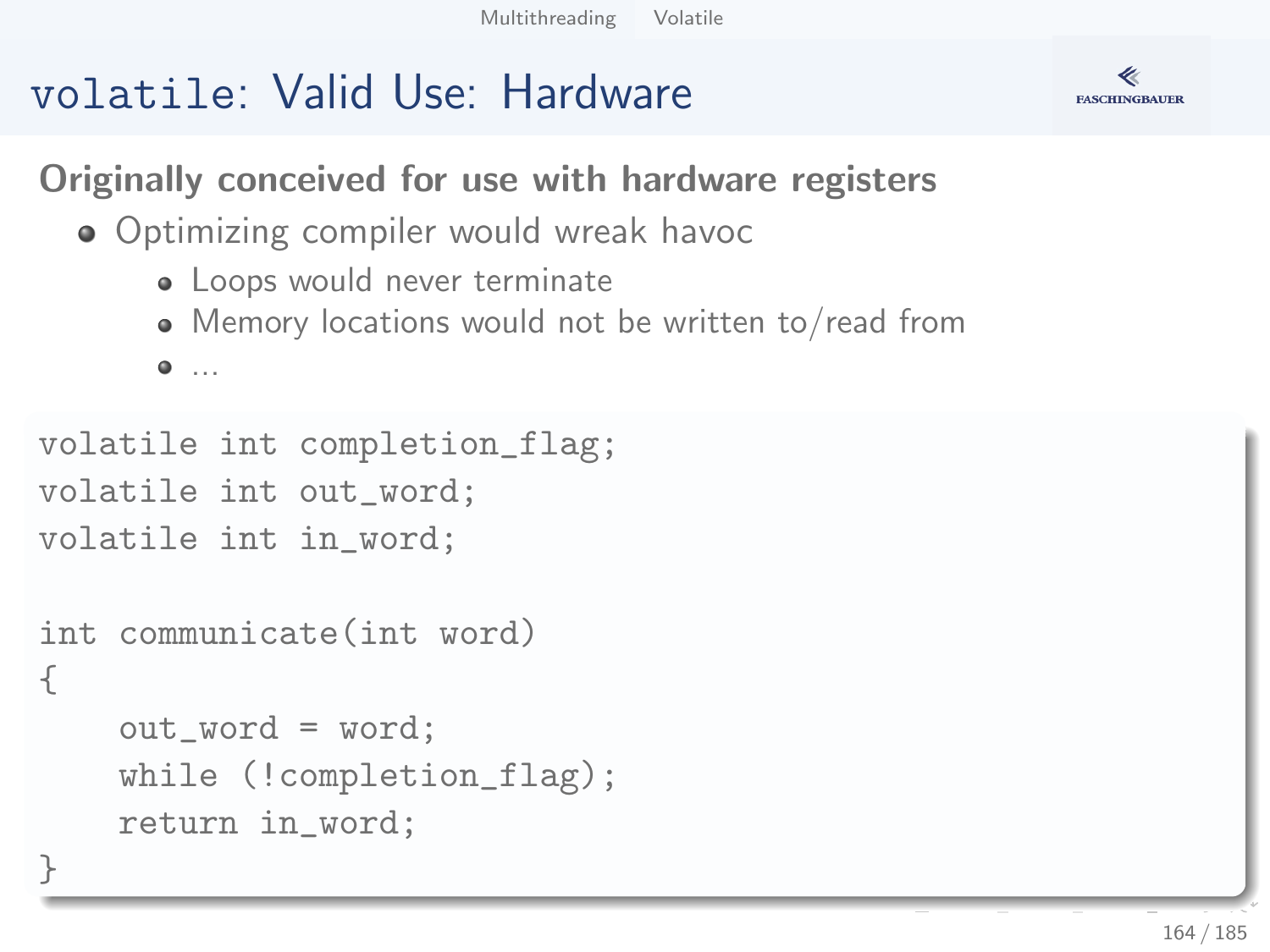# volatile: Valid Use: Hardware

**Originally conceived for use with hardware registers**

- Optimizing compiler would wreak havoc
  - Loops would never terminate
  - Memory locations would not be written to/read from
  - ...

```
volatile int completion_flag;
volatile int out_word;
volatile int in_word;

int communicate(int word)
{
    out_word = word;
    while (!completion_flag);
    return in_word;
}
```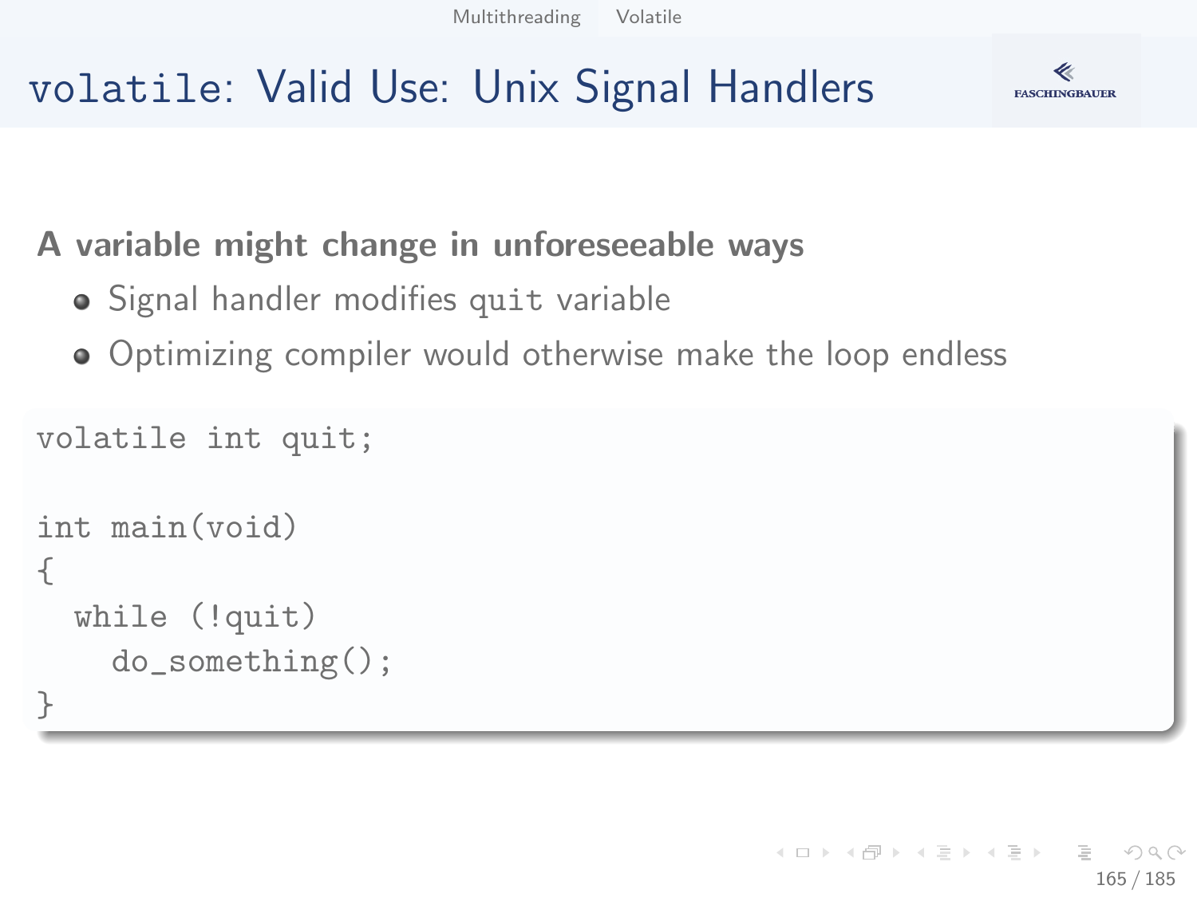# volatile: Valid Use: Unix Signal Handlers

**A variable might change in unforeseeable ways**

- Signal handler modifies quit variable
- Optimizing compiler would otherwise make the loop endless

```
volatile int quit;

int main(void)
{
  while (!quit)
    do_something();
}
```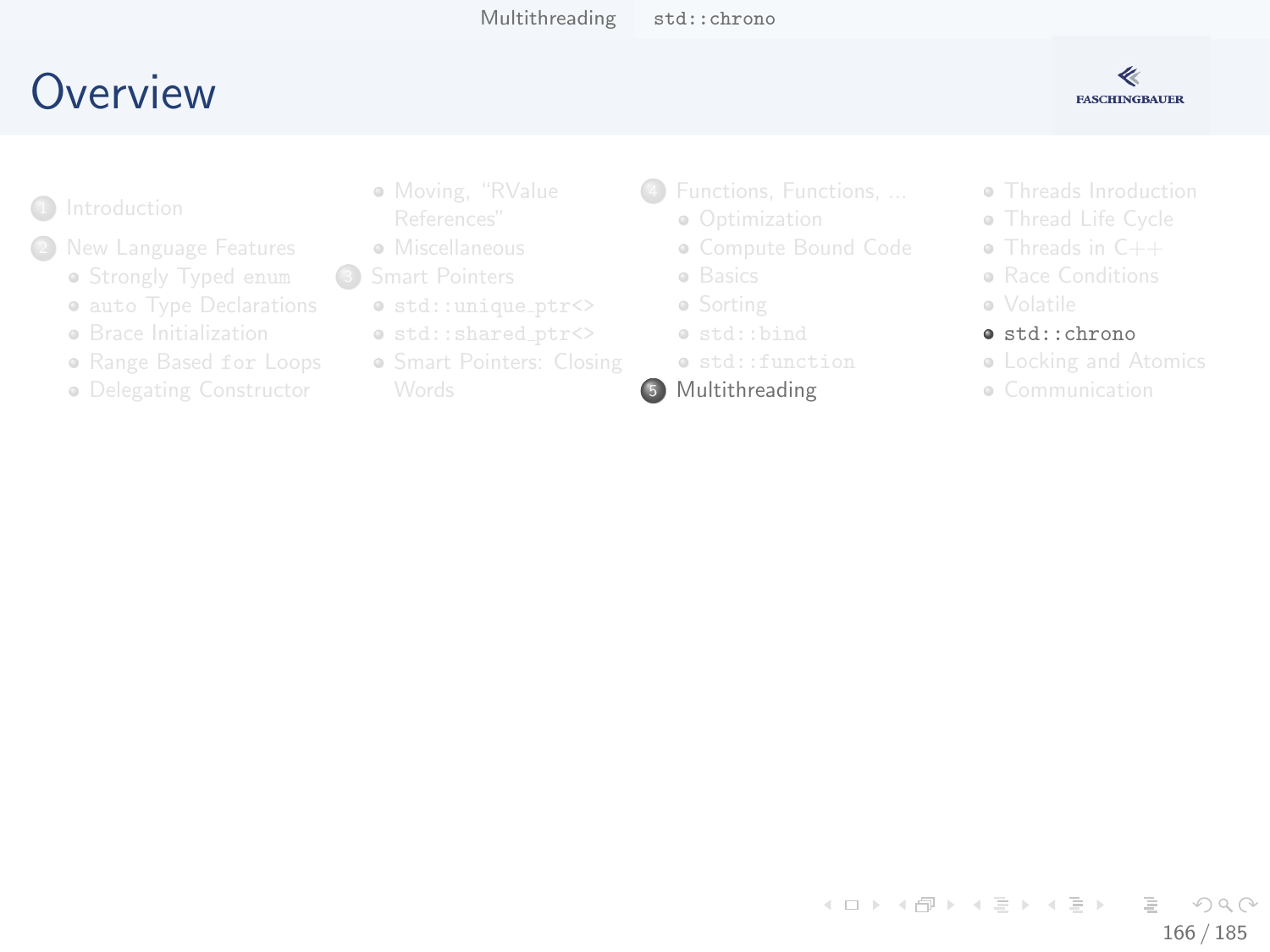# Overview

1. Introduction
2. New Language Features
   - Strongly Typed `enum`
   - `auto` Type Declarations
   - Brace Initialization
   - Range Based `for` Loops
   - Delegating Constructor
   - Moving, "RValue References"
   - Miscellaneous
3. Smart Pointers
   - `std::unique_ptr<>`
   - `std::shared_ptr<>`
   - Smart Pointers: Closing Words
4. Functions, Functions, ...
   - Optimization
   - Compute Bound Code
   - Basics
   - Sorting
   - `std::bind`
   - `std::function`
5. **Multithreading**
   - Threads Inroduction
   - Thread Life Cycle
   - Threads in C++
   - Race Conditions
   - Volatile
   - **`std::chrono`**
   - Locking and Atomics
   - Communication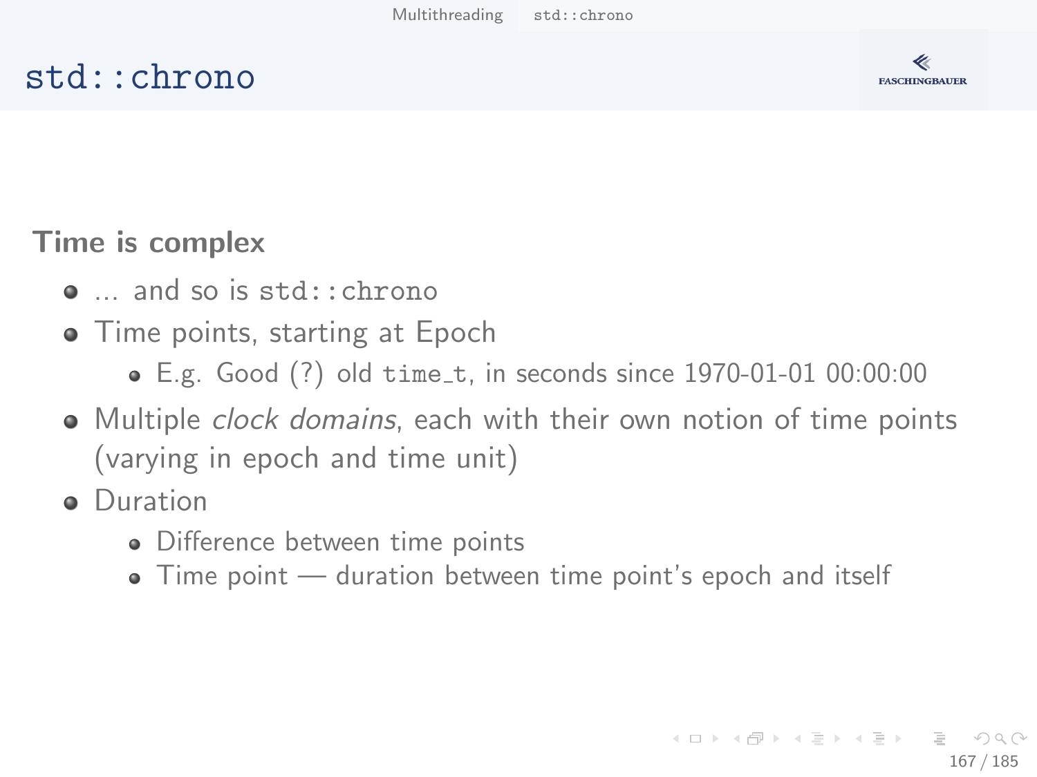# `std::chrono`

**Time is complex**

- … and so is `std::chrono`
- Time points, starting at Epoch
  - E.g. Good (?) old `time_t`, in seconds since 1970-01-01 00:00:00
- Multiple *clock domains*, each with their own notion of time points (varying in epoch and time unit)
- Duration
  - Difference between time points
  - Time point — duration between time point's epoch and itself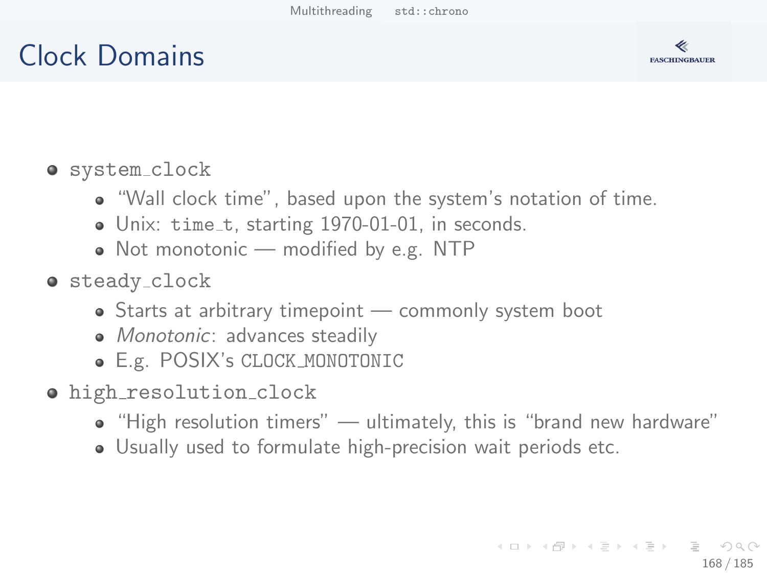# Clock Domains

- `system_clock`
  - "Wall clock time", based upon the system's notation of time.
  - Unix: `time_t`, starting 1970-01-01, in seconds.
  - Not monotonic — modified by e.g. NTP
- `steady_clock`
  - Starts at arbitrary timepoint — commonly system boot
  - *Monotonic*: advances steadily
  - E.g. POSIX's `CLOCK_MONOTONIC`
- `high_resolution_clock`
  - "High resolution timers" — ultimately, this is "brand new hardware"
  - Usually used to formulate high-precision wait periods etc.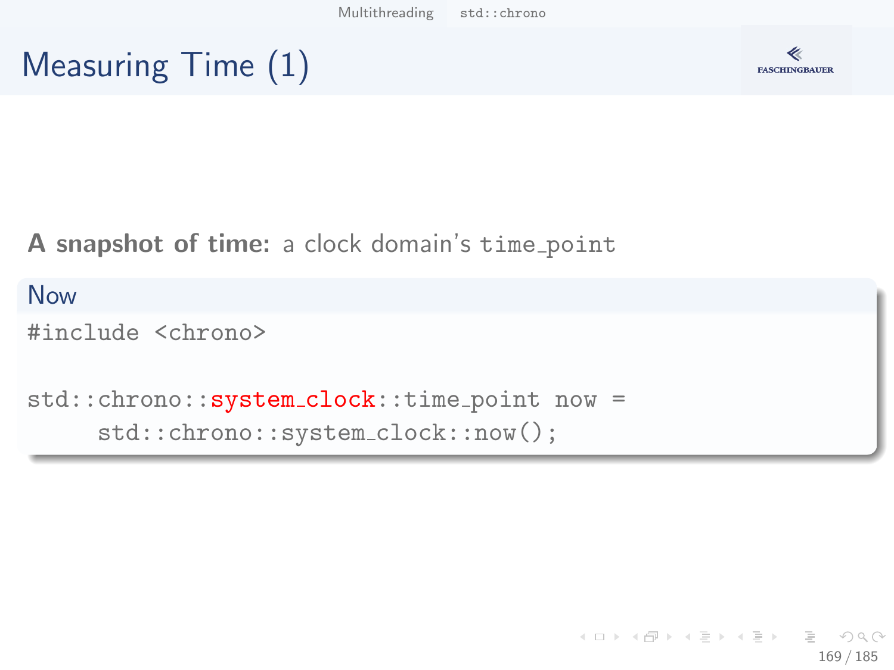# Measuring Time (1)

**A snapshot of time:** a clock domain's `time_point`

**Now**

```
#include <chrono>

std::chrono::system_clock::time_point now =
      std::chrono::system_clock::now();
```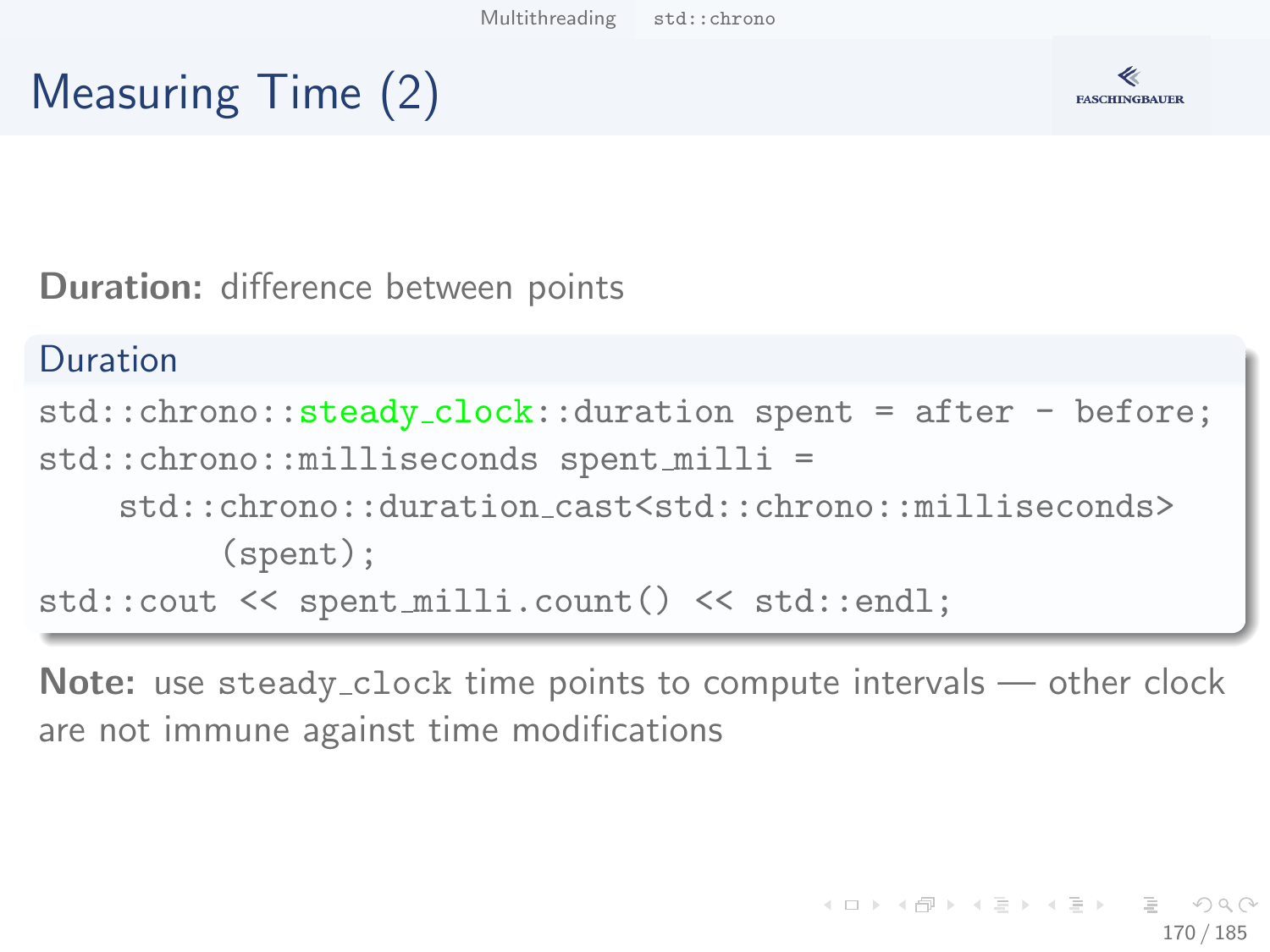# Measuring Time (2)

**Duration:** difference between points

**Duration**

```
std::chrono::steady_clock::duration spent = after - before;
std::chrono::milliseconds spent_milli =
    std::chrono::duration_cast<std::chrono::milliseconds>
        (spent);
std::cout << spent_milli.count() << std::endl;
```

**Note:** use `steady_clock` time points to compute intervals — other clock are not immune against time modifications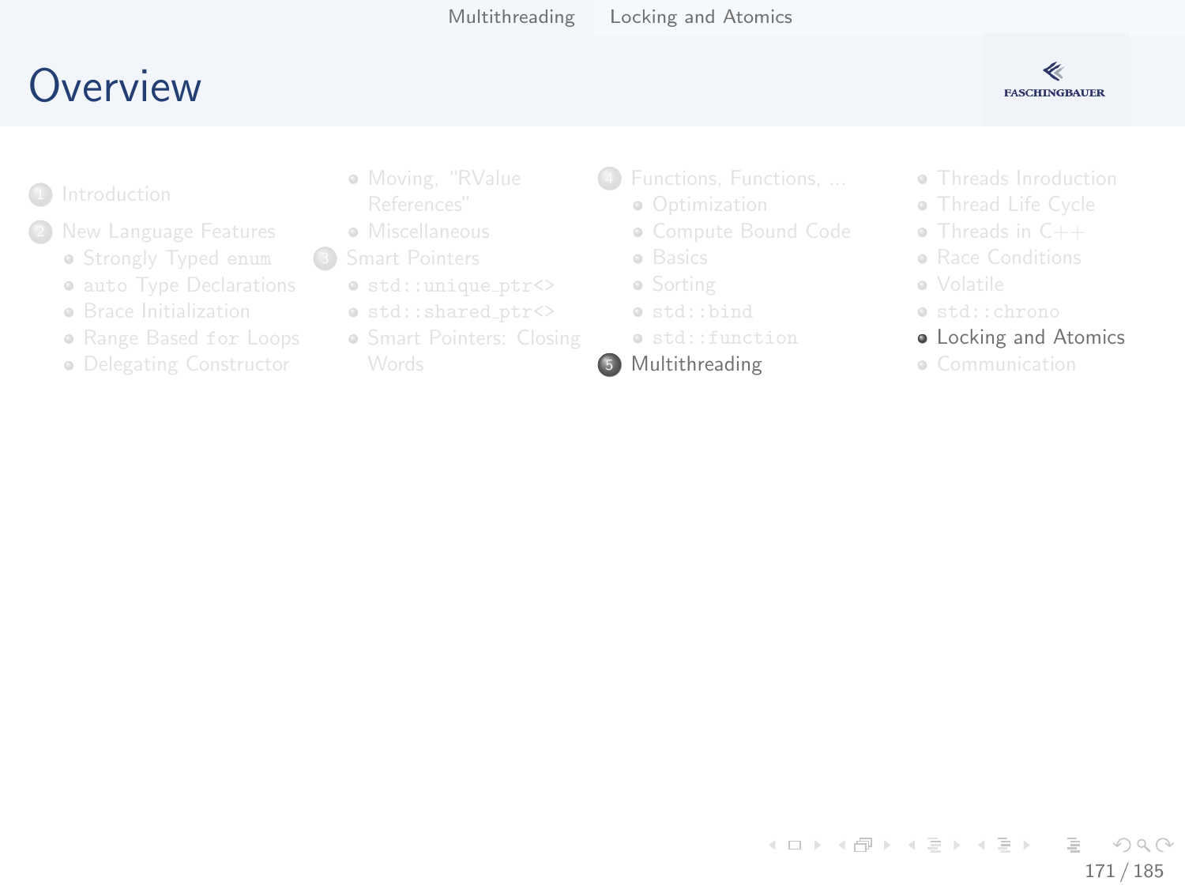# Overview

1. Introduction
2. New Language Features
   - Strongly Typed `enum`
   - `auto` Type Declarations
   - Brace Initialization
   - Range Based `for` Loops
   - Delegating Constructor
   - Moving, "RValue References"
   - Miscellaneous
3. Smart Pointers
   - `std::unique_ptr<>`
   - `std::shared_ptr<>`
   - Smart Pointers: Closing Words
4. Functions, Functions, ...
   - Optimization
   - Compute Bound Code
   - Basics
   - Sorting
   - `std::bind`
   - `std::function`
5. Multithreading
   - Threads Inroduction
   - Thread Life Cycle
   - Threads in C++
   - Race Conditions
   - Volatile
   - `std::chrono`
   - Locking and Atomics
   - Communication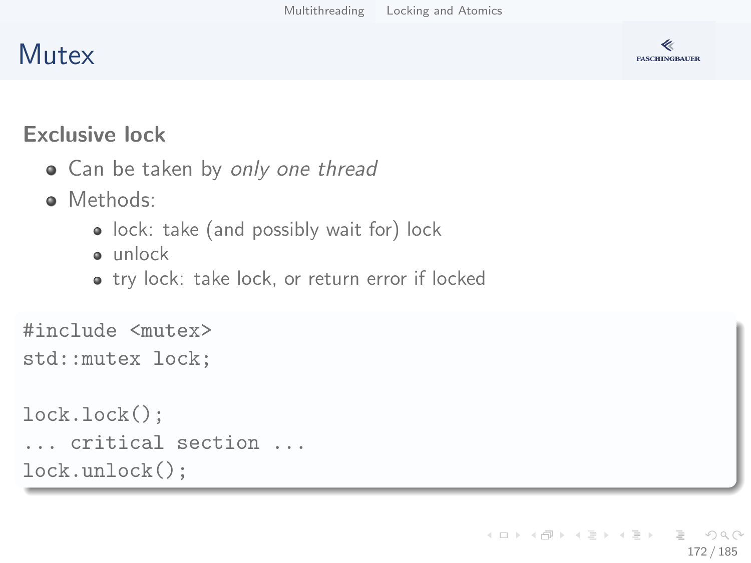# Mutex

### Exclusive lock

- Can be taken by *only one thread*
- Methods:
  - lock: take (and possibly wait for) lock
  - unlock
  - try lock: take lock, or return error if locked

```
#include <mutex>
std::mutex lock;

lock.lock();
... critical section ...
lock.unlock();
```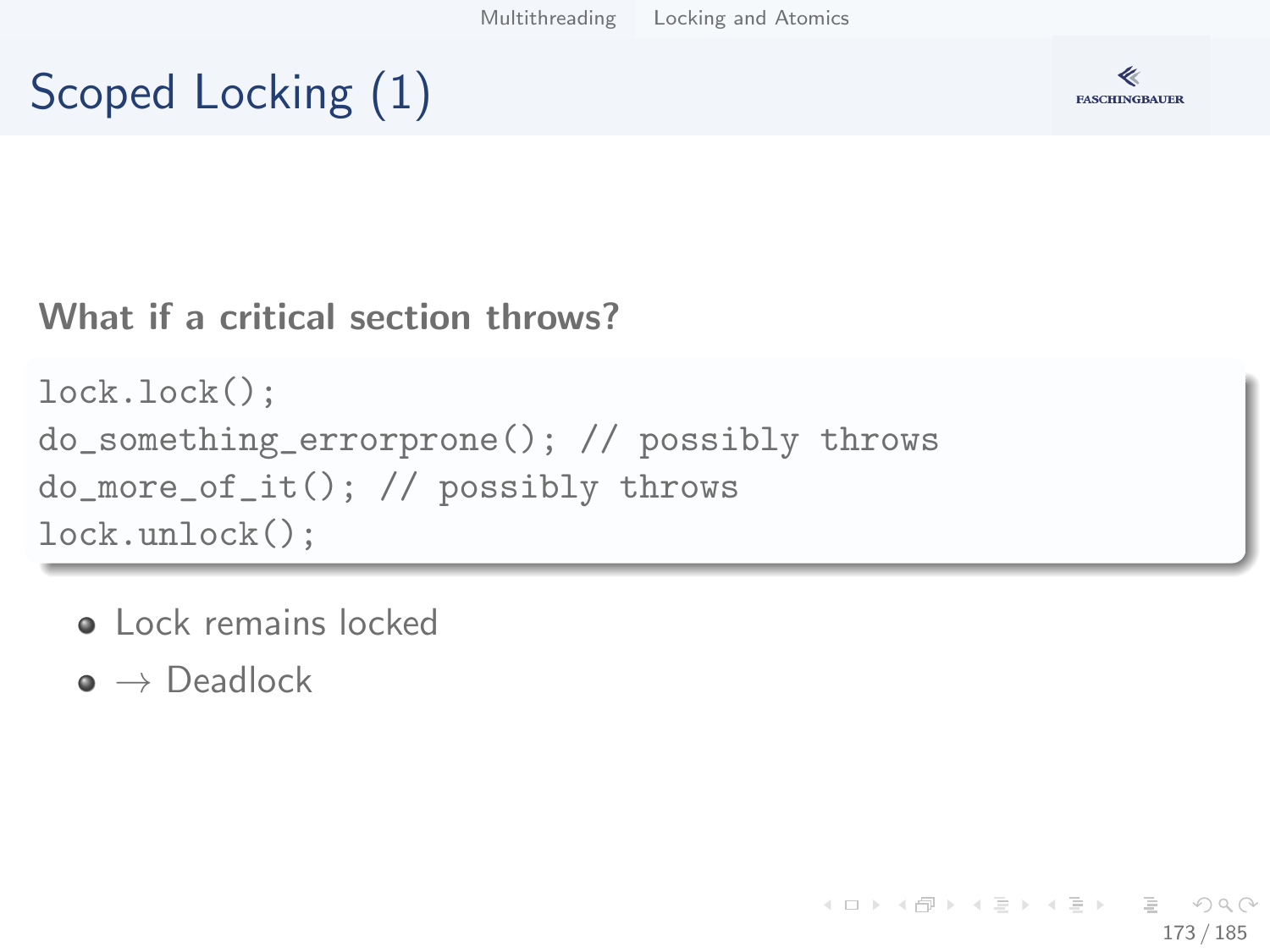# Scoped Locking (1)

**What if a critical section throws?**

```
lock.lock();
do_something_errorprone(); // possibly throws
do_more_of_it(); // possibly throws
lock.unlock();
```

- Lock remains locked
- $\rightarrow$ Deadlock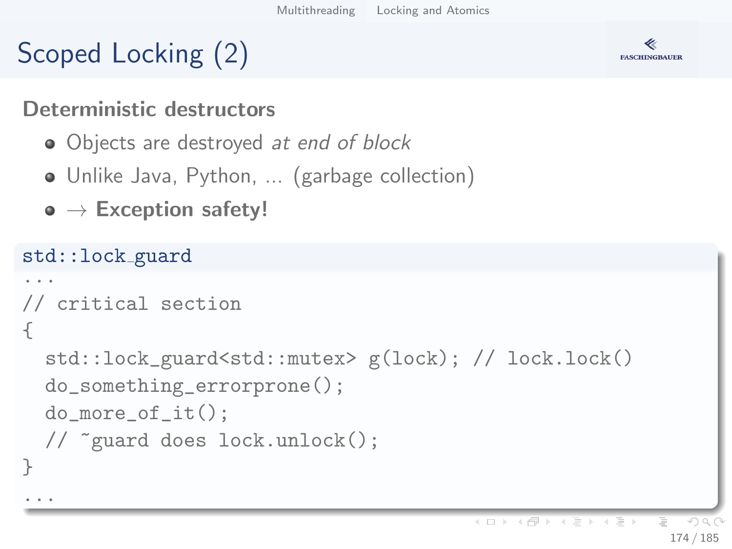# Scoped Locking (2)

## Deterministic destructors

- Objects are destroyed *at end of block*
- Unlike Java, Python, ... (garbage collection)
- $\rightarrow$ **Exception safety!**

**std::lock_guard**

```
...
// critical section
{
  std::lock_guard<std::mutex> g(lock); // lock.lock()
  do_something_errorprone();
  do_more_of_it();
  // ~guard does lock.unlock();
}
...
```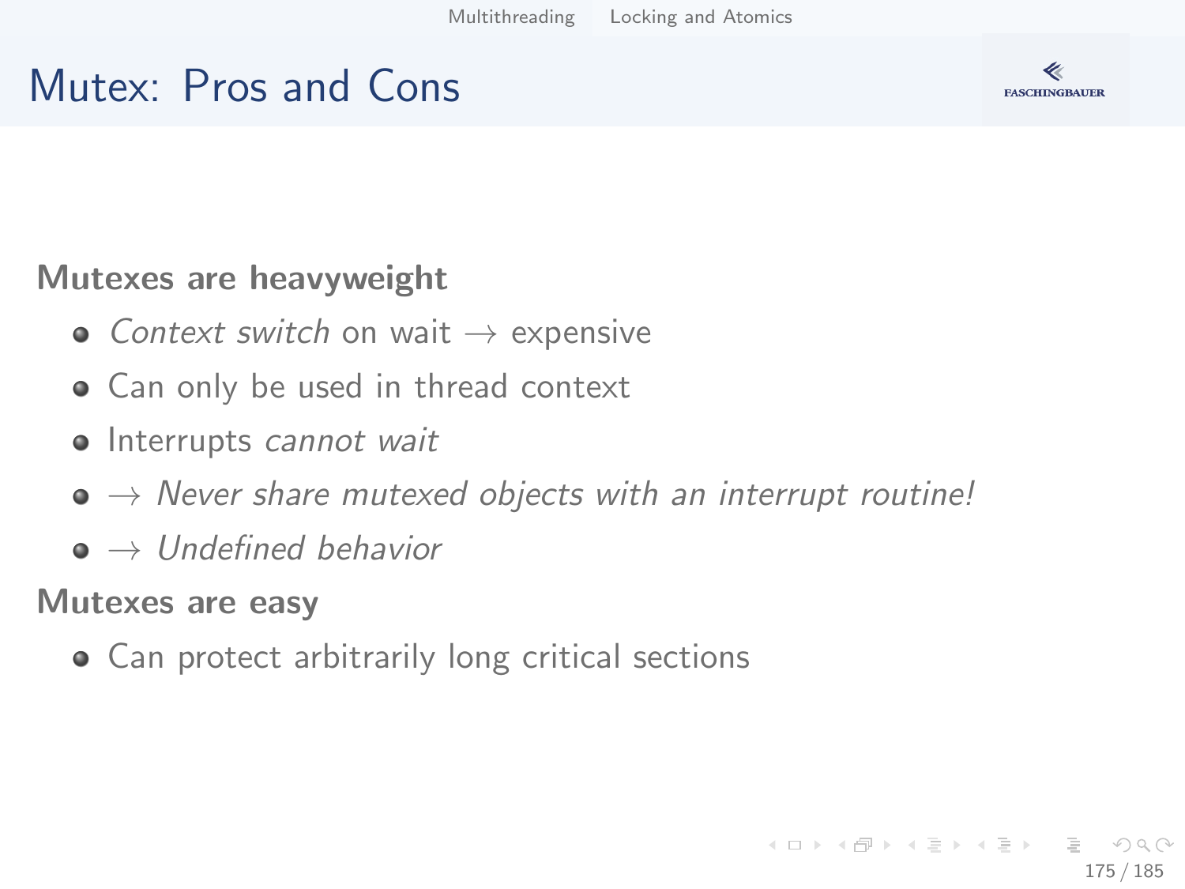# Mutex: Pros and Cons

**Mutexes are heavyweight**

- *Context switch* on wait → expensive
- Can only be used in thread context
- Interrupts *cannot wait*
- → *Never share mutexed objects with an interrupt routine!*
- → *Undefined behavior*

**Mutexes are easy**

- Can protect arbitrarily long critical sections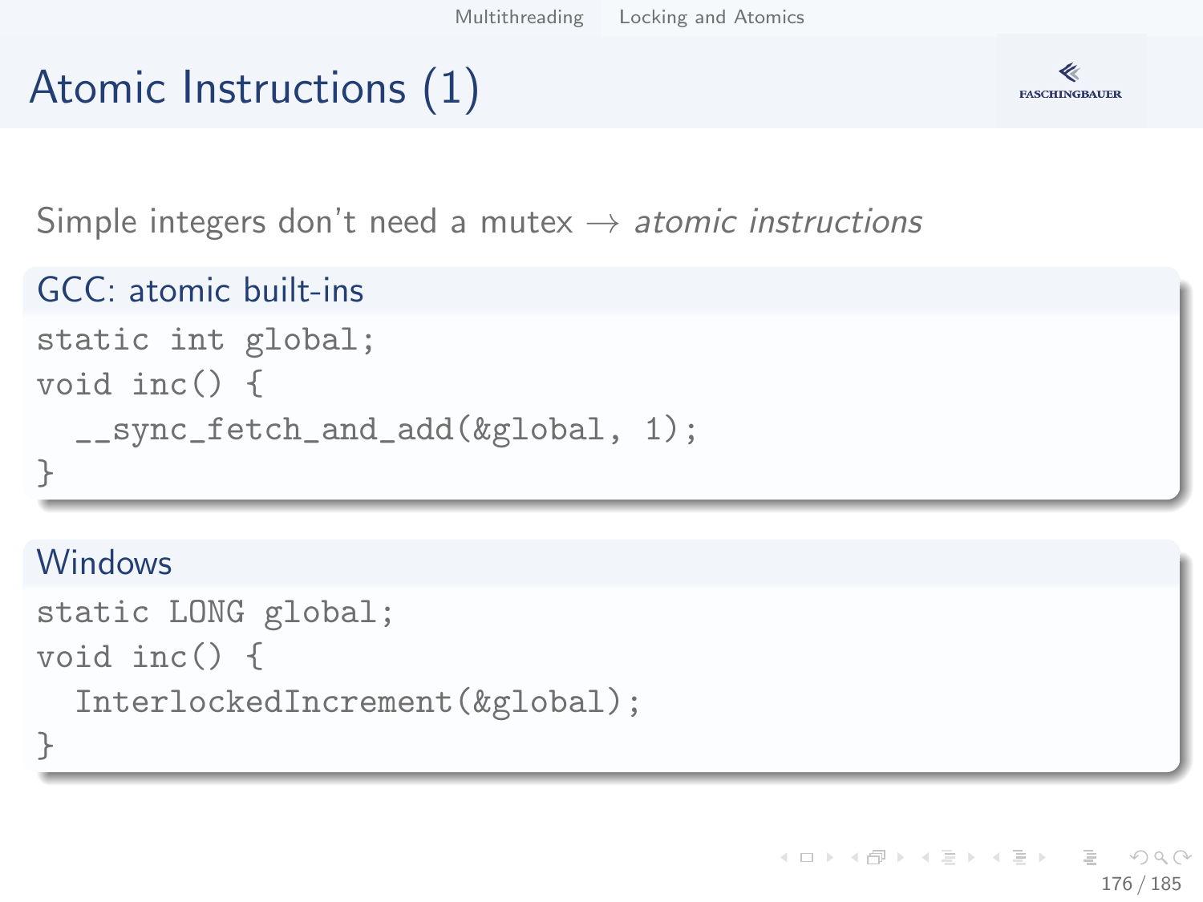# Atomic Instructions (1)

Simple integers don't need a mutex → *atomic instructions*

### GCC: atomic built-ins

```
static int global;
void inc() {
  __sync_fetch_and_add(&global, 1);
}
```

### Windows

```
static LONG global;
void inc() {
  InterlockedIncrement(&global);
}
```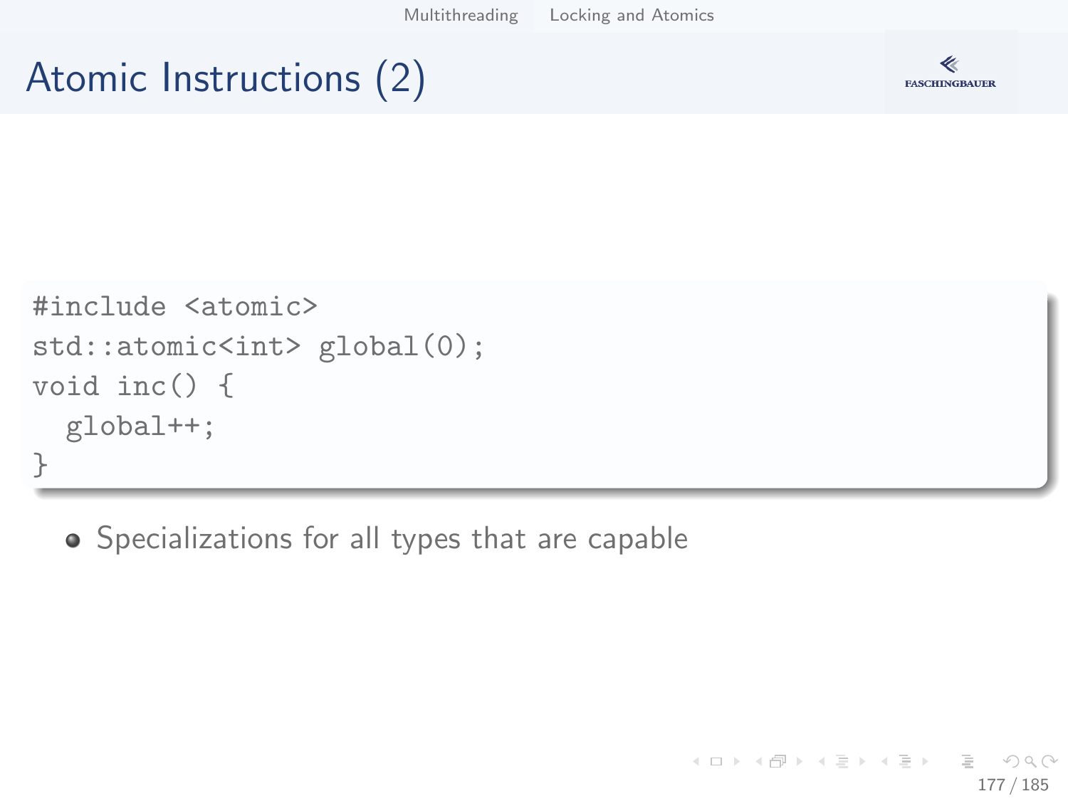# Atomic Instructions (2)

```
#include <atomic>
std::atomic<int> global(0);
void inc() {
  global++;
}
```

- Specializations for all types that are capable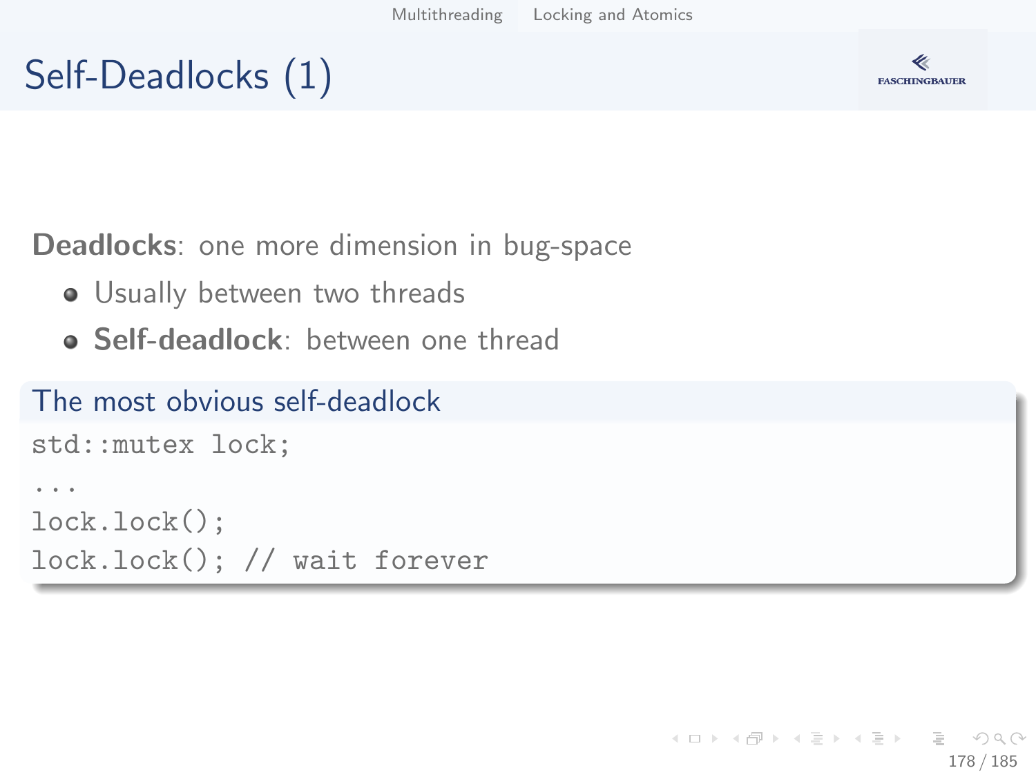# Self-Deadlocks (1)

**Deadlocks**: one more dimension in bug-space

- Usually between two threads
- **Self-deadlock**: between one thread

**The most obvious self-deadlock**

```
std::mutex lock;
...
lock.lock();
lock.lock(); // wait forever
```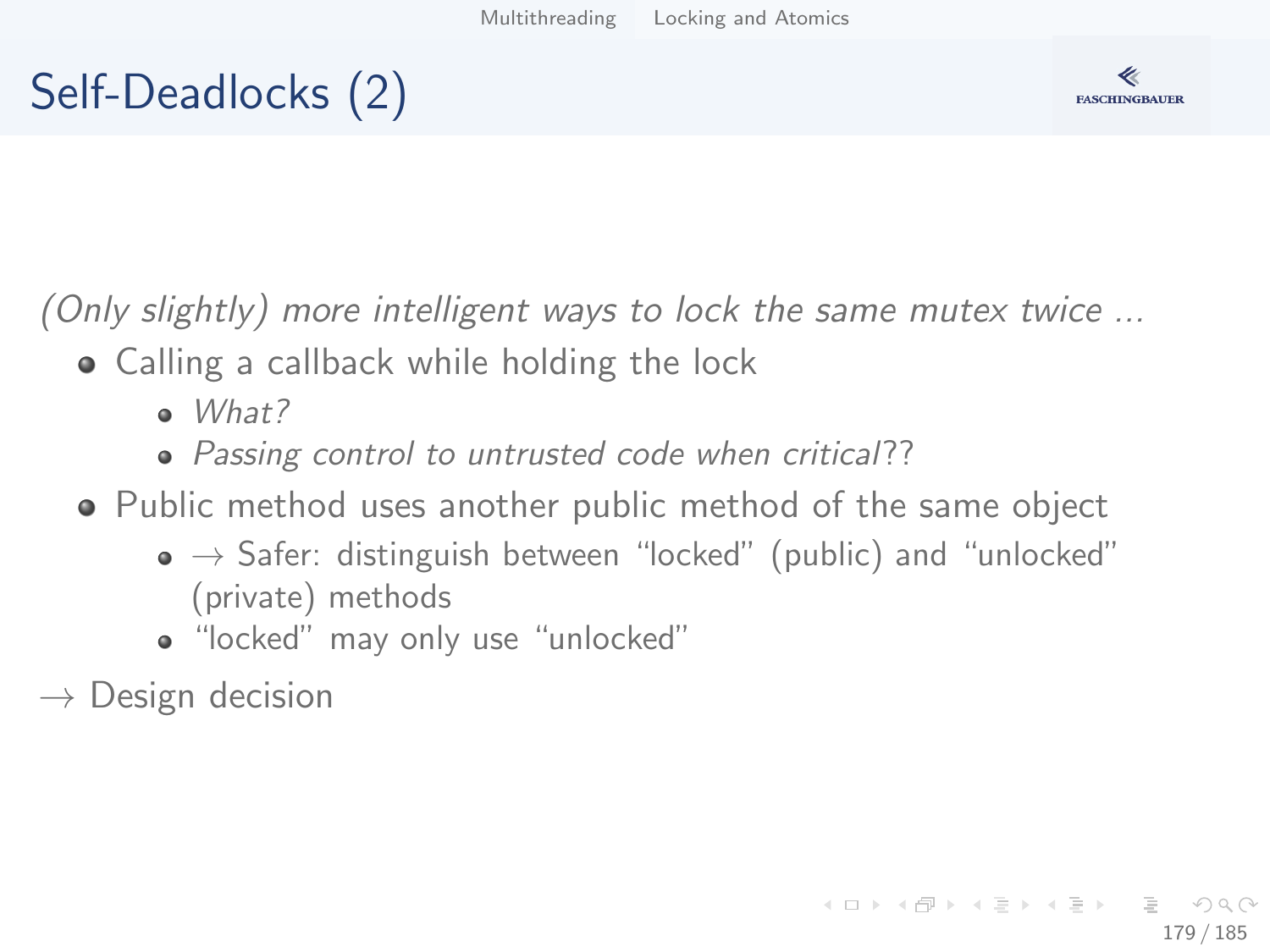# Self-Deadlocks (2)

*(Only slightly) more intelligent ways to lock the same mutex twice ...*

- Calling a callback while holding the lock
  - *What?*
  - *Passing control to untrusted code when critical*??
- Public method uses another public method of the same object
  - → Safer: distinguish between "locked" (public) and "unlocked" (private) methods
  - "locked" may only use "unlocked"

→ Design decision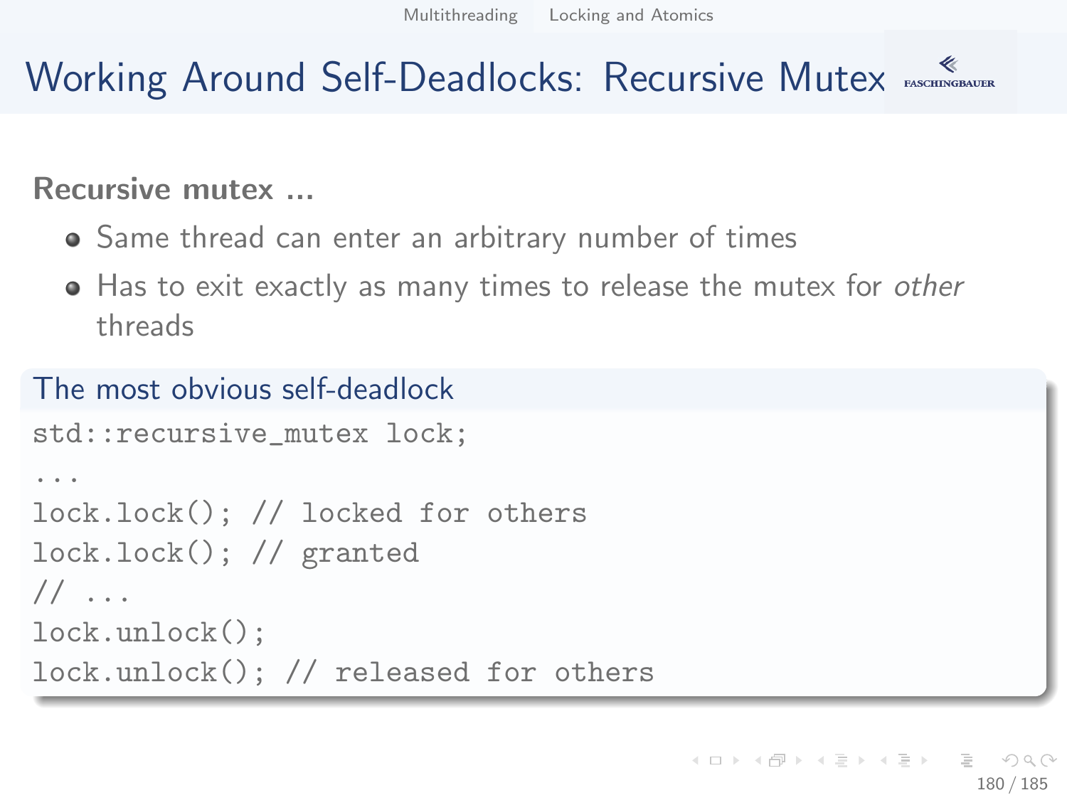# Working Around Self-Deadlocks: Recursive Mutex

**Recursive mutex ...**

- Same thread can enter an arbitrary number of times
- Has to exit exactly as many times to release the mutex for *other* threads

**The most obvious self-deadlock**

```
std::recursive_mutex lock;
...
lock.lock(); // locked for others
lock.lock(); // granted
// ...
lock.unlock();
lock.unlock(); // released for others
```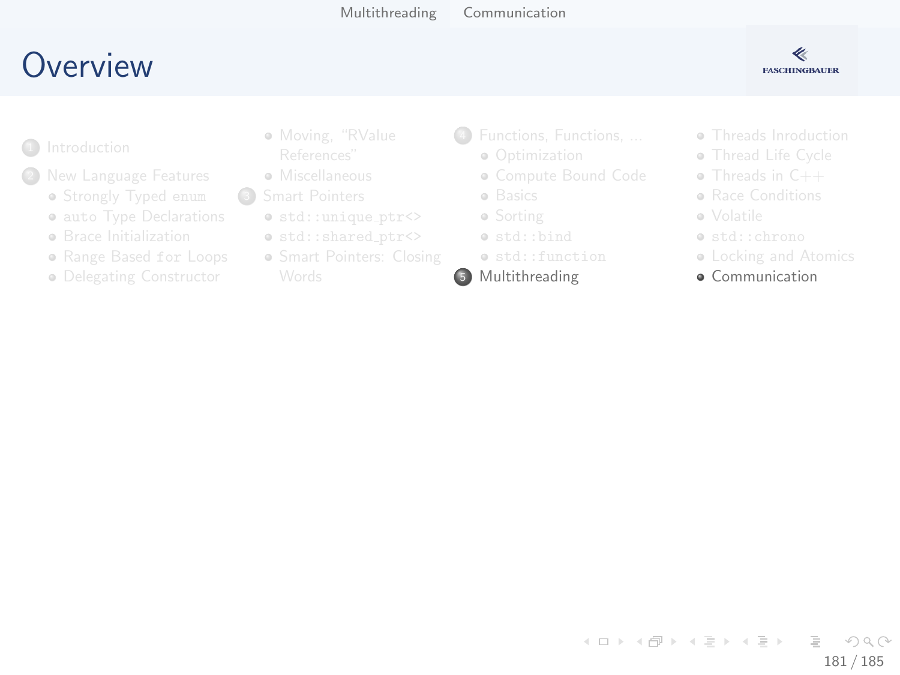# Overview

1. Introduction
2. New Language Features
   - Strongly Typed `enum`
   - `auto` Type Declarations
   - Brace Initialization
   - Range Based `for` Loops
   - Delegating Constructor
   - Moving, "RValue References"
   - Miscellaneous
3. Smart Pointers
   - `std::unique_ptr<>`
   - `std::shared_ptr<>`
   - Smart Pointers: Closing Words
4. Functions, Functions, ...
   - Optimization
   - Compute Bound Code
   - Basics
   - Sorting
   - `std::bind`
   - `std::function`
5. Multithreading
   - Threads Inroduction
   - Thread Life Cycle
   - Threads in C++
   - Race Conditions
   - Volatile
   - `std::chrono`
   - Locking and Atomics
   - Communication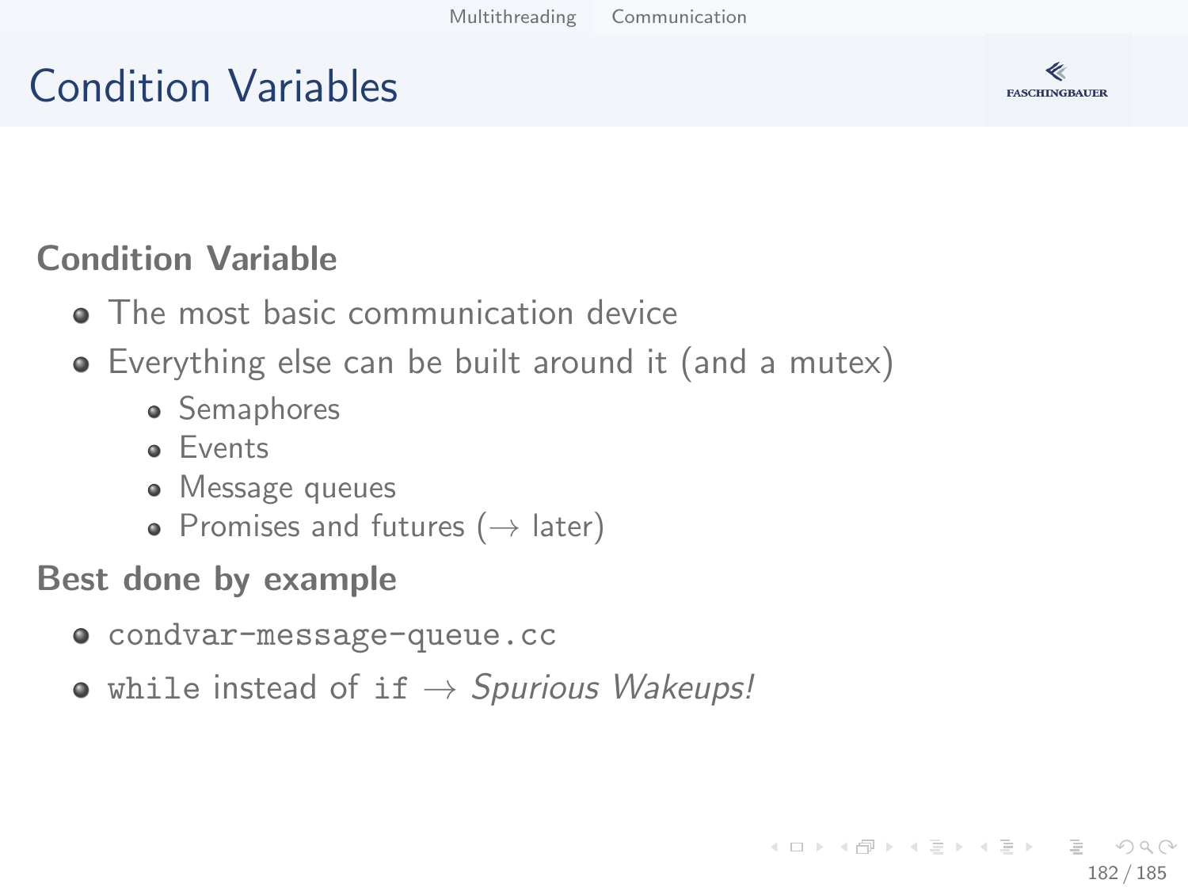# Condition Variables

**Condition Variable**

- The most basic communication device
- Everything else can be built around it (and a mutex)
  - Semaphores
  - Events
  - Message queues
  - Promises and futures ($\rightarrow$ later)

**Best done by example**

- `condvar-message-queue.cc`
- `while` instead of `if` $\rightarrow$ *Spurious Wakeups!*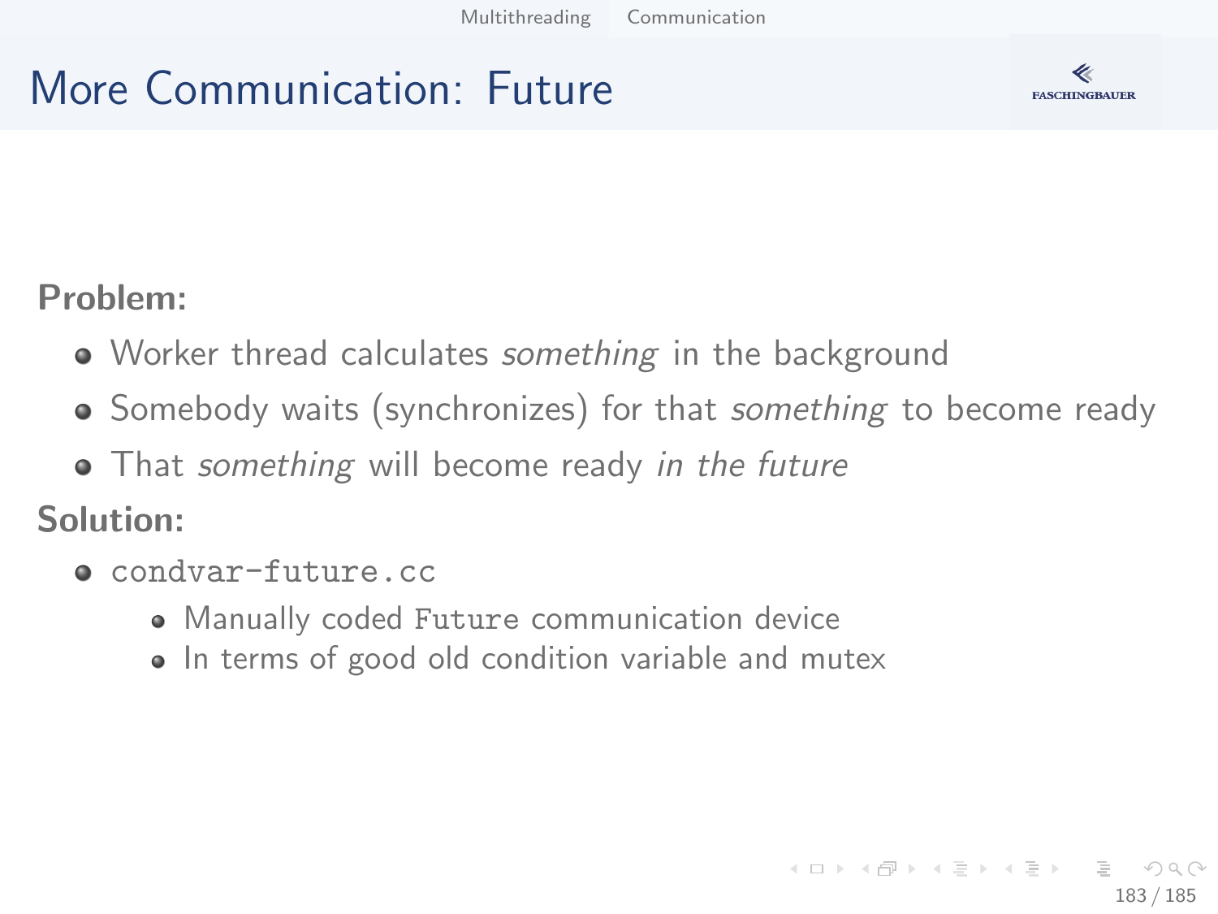# More Communication: Future

**Problem:**

- Worker thread calculates *something* in the background
- Somebody waits (synchronizes) for that *something* to become ready
- That *something* will become ready *in the future*

**Solution:**

- `condvar-future.cc`
  - Manually coded `Future` communication device
  - In terms of good old condition variable and mutex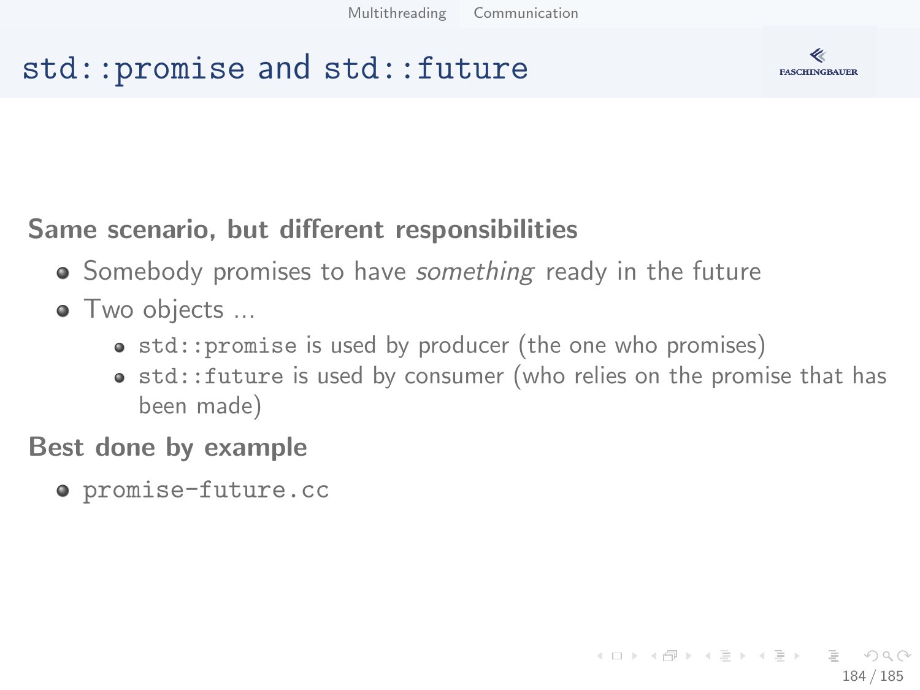# `std::promise` and `std::future`

**Same scenario, but different responsibilities**

- Somebody promises to have *something* ready in the future
- Two objects ...
  - `std::promise` is used by producer (the one who promises)
  - `std::future` is used by consumer (who relies on the promise that has been made)

**Best done by example**

- `promise-future.cc`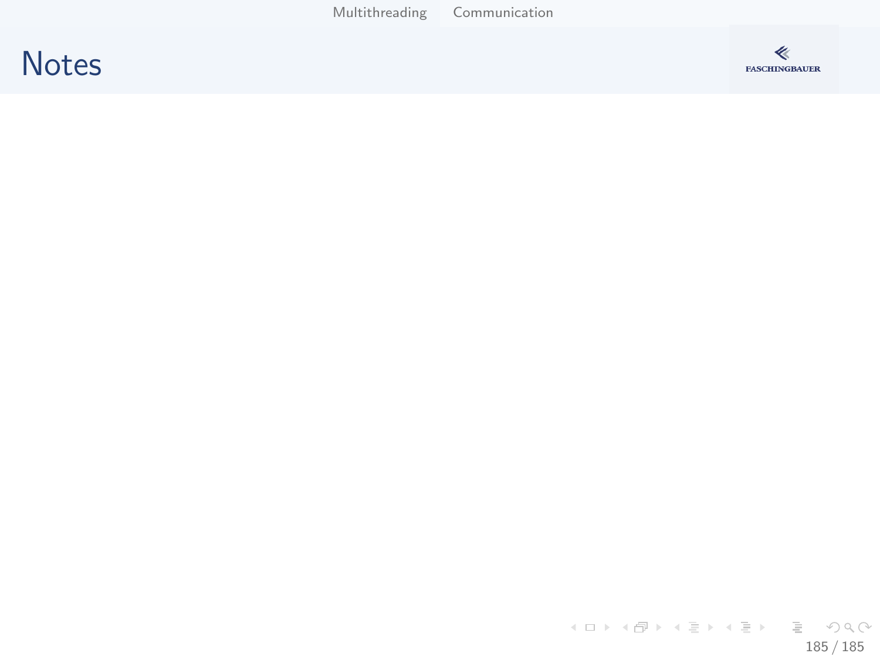# Notes